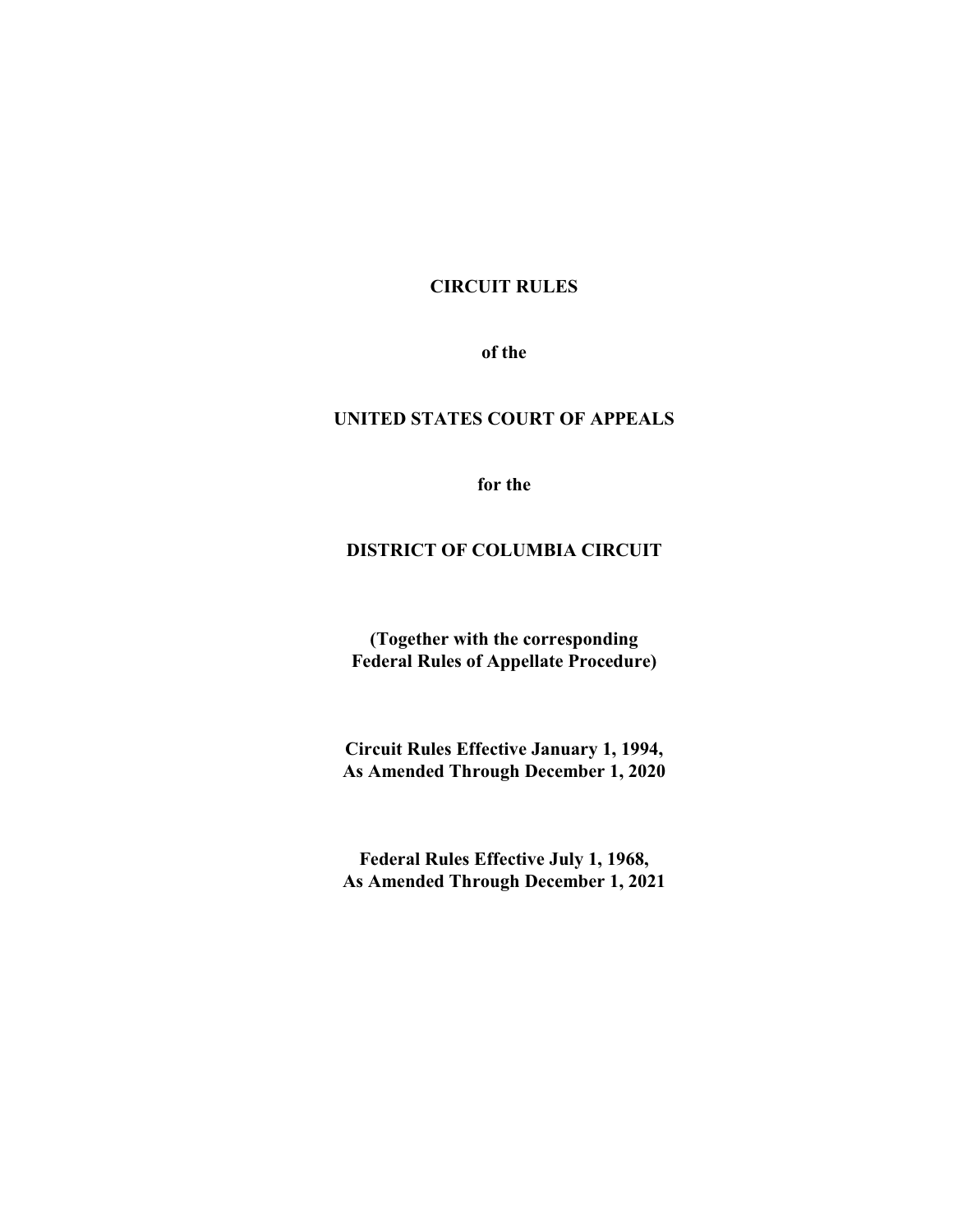# CIRCUIT RULES

**of the**

# UNITED STATES COURT OF APPEALS

**for the**

# DISTRICT OF COLUMBIA CIRCUIT

**(Together with the corresponding Federal Rules of Appellate Procedure)**

**Circuit Rules Effective January 1, 1994, As Amended Through December 1, 2020**

**Federal Rules Effective July 1, 1968, As Amended Through December 1, 2021**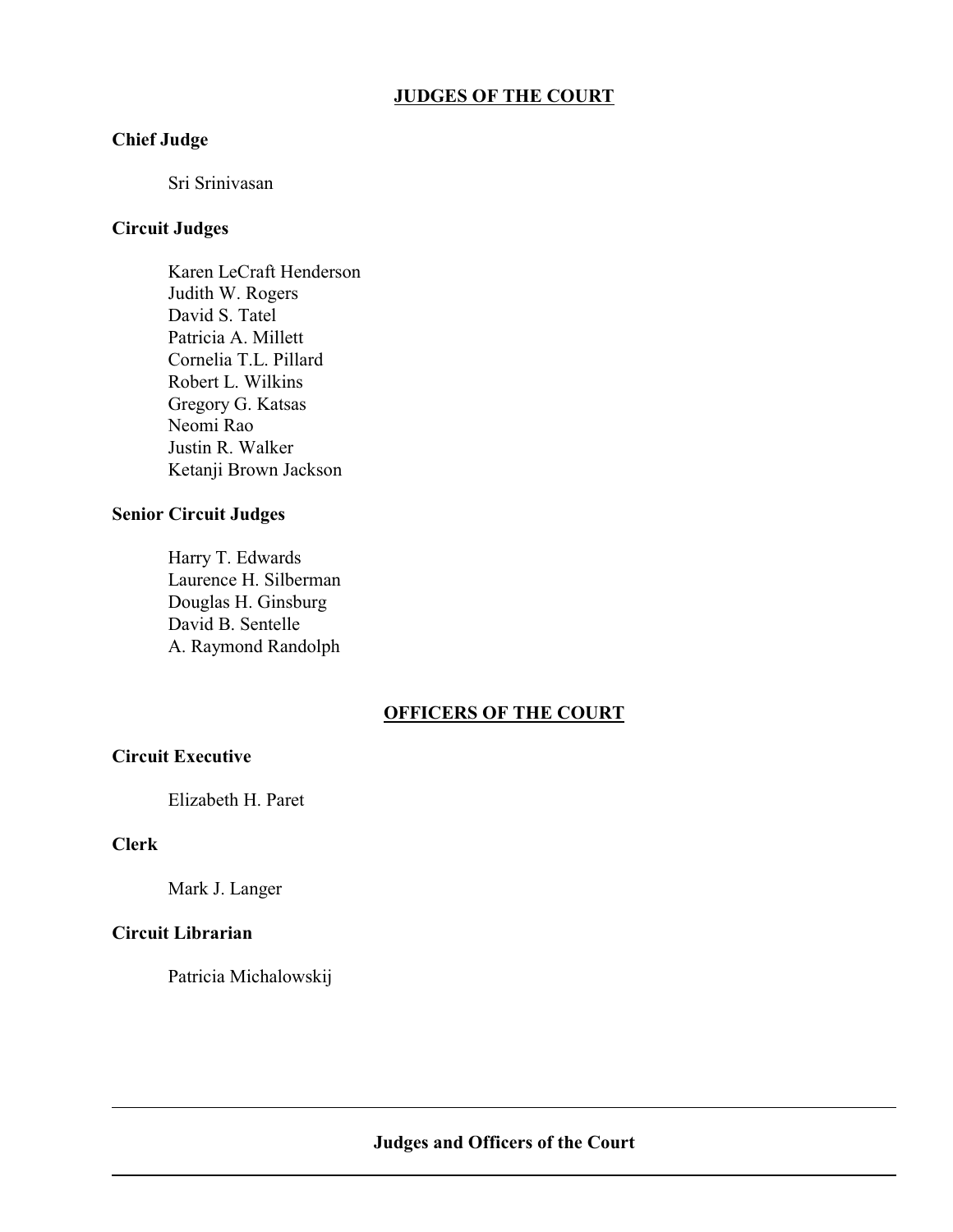## JUDGES OF THE COURT

**Chief Judge**

Sri Srinivasan

**Circuit Judges**

Karen LeCraft Henderson
Judith W. Rogers
David S. Tatel
Patricia A. Millett
Cornelia T.L. Pillard
Robert L. Wilkins
Gregory G. Katsas
Neomi Rao
Justin R. Walker
Ketanji Brown Jackson

**Senior Circuit Judges**

Harry T. Edwards
Laurence H. Silberman
Douglas H. Ginsburg
David B. Sentelle
A. Raymond Randolph

## OFFICERS OF THE COURT

**Circuit Executive**

Elizabeth H. Paret

**Clerk**

Mark J. Langer

**Circuit Librarian**

Patricia Michalowskij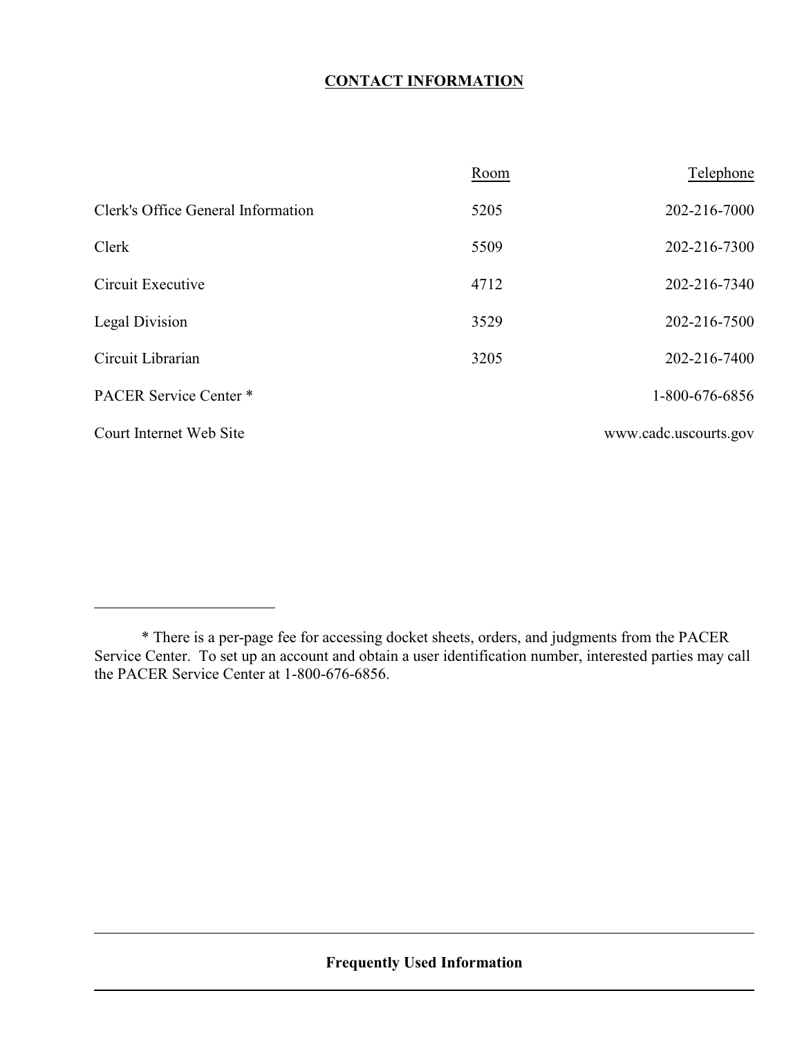# CONTACT INFORMATION

| | Room | Telephone |
|---|---|---|
| Clerk's Office General Information | 5205 | 202-216-7000 |
| Clerk | 5509 | 202-216-7300 |
| Circuit Executive | 4712 | 202-216-7340 |
| Legal Division | 3529 | 202-216-7500 |
| Circuit Librarian | 3205 | 202-216-7400 |
| PACER Service Center * | | 1-800-676-6856 |
| Court Internet Web Site | | www.cadc.uscourts.gov |

---

* There is a per-page fee for accessing docket sheets, orders, and judgments from the PACER Service Center. To set up an account and obtain a user identification number, interested parties may call the PACER Service Center at 1-800-676-6856.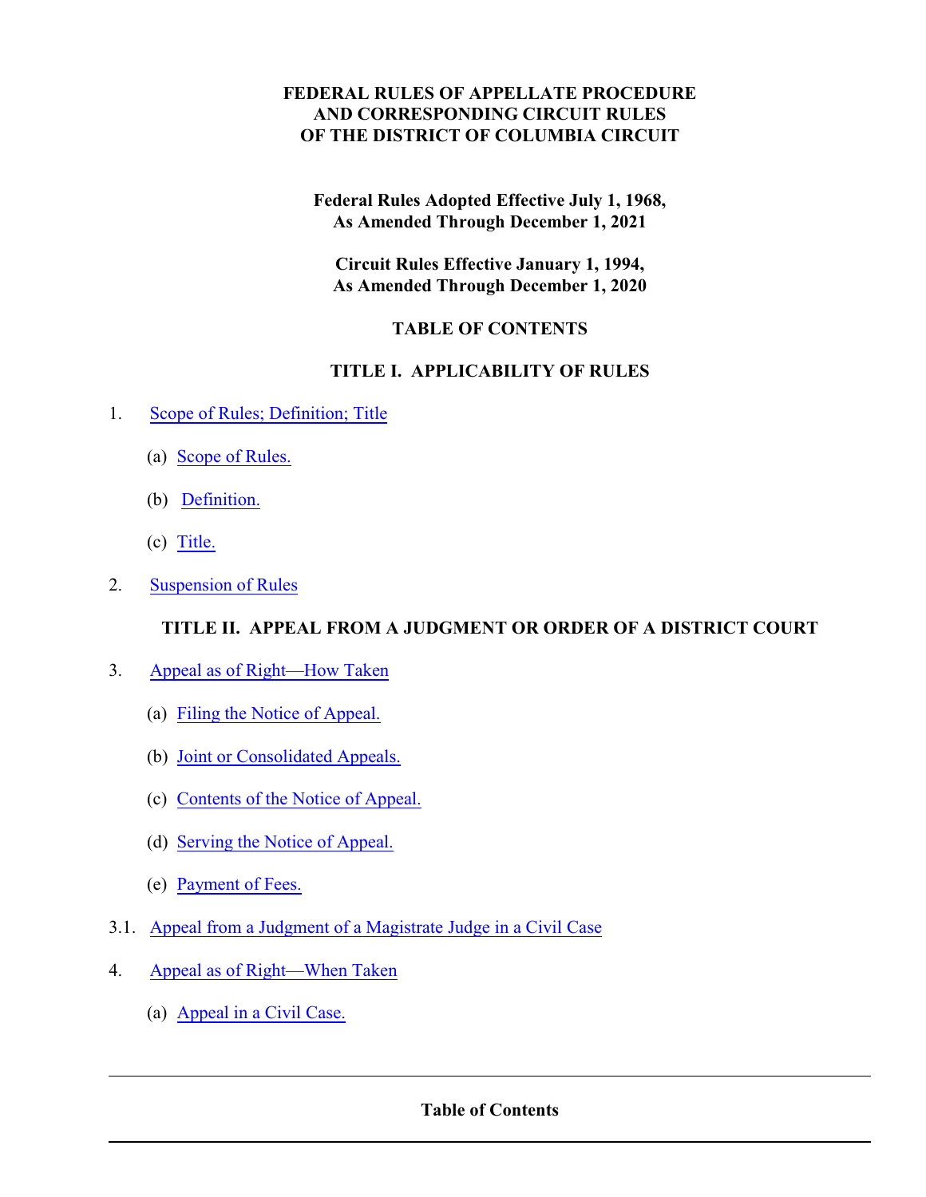**FEDERAL RULES OF APPELLATE PROCEDURE**
**AND CORRESPONDING CIRCUIT RULES**
**OF THE DISTRICT OF COLUMBIA CIRCUIT**

**Federal Rules Adopted Effective July 1, 1968,**
**As Amended Through December 1, 2021**

**Circuit Rules Effective January 1, 1994,**
**As Amended Through December 1, 2020**

## TABLE OF CONTENTS

### TITLE I. APPLICABILITY OF RULES

1. Scope of Rules; Definition; Title
   - (a) Scope of Rules.
   - (b) Definition.
   - (c) Title.
2. Suspension of Rules

### TITLE II. APPEAL FROM A JUDGMENT OR ORDER OF A DISTRICT COURT

3. Appeal as of Right—How Taken
   - (a) Filing the Notice of Appeal.
   - (b) Joint or Consolidated Appeals.
   - (c) Contents of the Notice of Appeal.
   - (d) Serving the Notice of Appeal.
   - (e) Payment of Fees.

3.1. Appeal from a Judgment of a Magistrate Judge in a Civil Case

4. Appeal as of Right—When Taken
   - (a) Appeal in a Civil Case.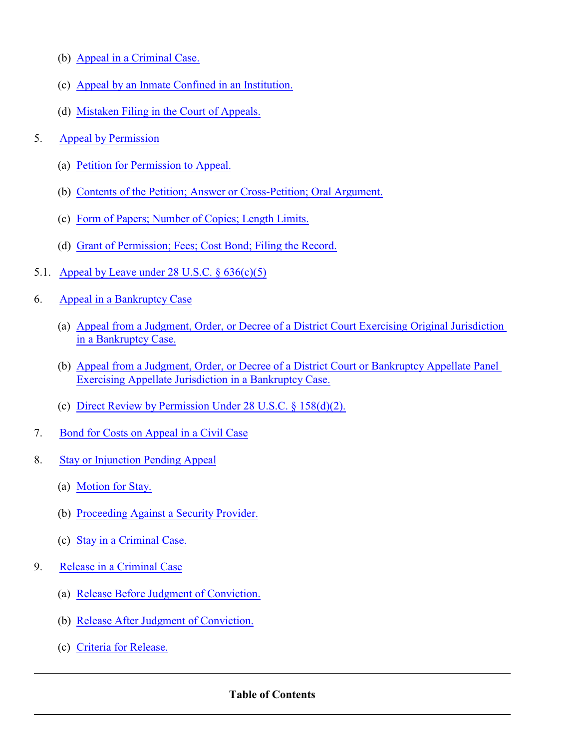- (b) Appeal in a Criminal Case.
- (c) Appeal by an Inmate Confined in an Institution.
- (d) Mistaken Filing in the Court of Appeals.

5. Appeal by Permission
   - (a) Petition for Permission to Appeal.
   - (b) Contents of the Petition; Answer or Cross-Petition; Oral Argument.
   - (c) Form of Papers; Number of Copies; Length Limits.
   - (d) Grant of Permission; Fees; Cost Bond; Filing the Record.

5.1. Appeal by Leave under 28 U.S.C. § 636(c)(5)

6. Appeal in a Bankruptcy Case
   - (a) Appeal from a Judgment, Order, or Decree of a District Court Exercising Original Jurisdiction in a Bankruptcy Case.
   - (b) Appeal from a Judgment, Order, or Decree of a District Court or Bankruptcy Appellate Panel Exercising Appellate Jurisdiction in a Bankruptcy Case.
   - (c) Direct Review by Permission Under 28 U.S.C. § 158(d)(2).

7. Bond for Costs on Appeal in a Civil Case

8. Stay or Injunction Pending Appeal
   - (a) Motion for Stay.
   - (b) Proceeding Against a Security Provider.
   - (c) Stay in a Criminal Case.

9. Release in a Criminal Case
   - (a) Release Before Judgment of Conviction.
   - (b) Release After Judgment of Conviction.
   - (c) Criteria for Release.

**Table of Contents**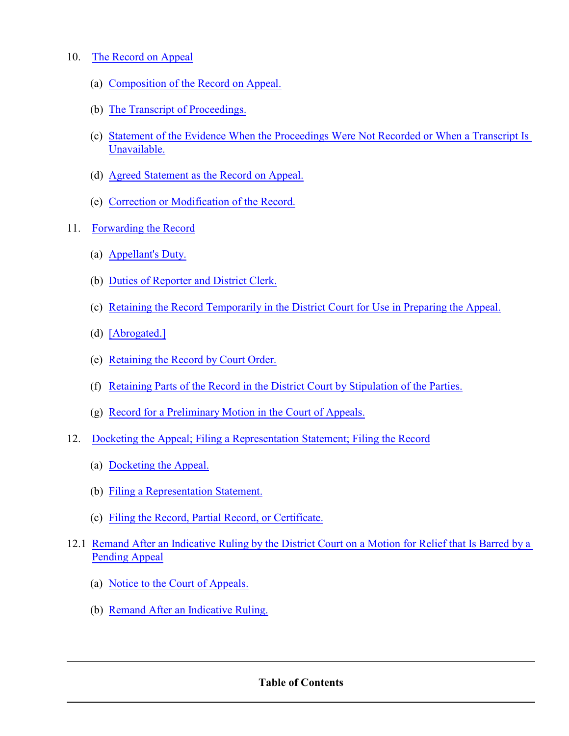10. The Record on Appeal

    (a) Composition of the Record on Appeal.

    (b) The Transcript of Proceedings.

    (c) Statement of the Evidence When the Proceedings Were Not Recorded or When a Transcript Is Unavailable.

    (d) Agreed Statement as the Record on Appeal.

    (e) Correction or Modification of the Record.

11. Forwarding the Record

    (a) Appellant's Duty.

    (b) Duties of Reporter and District Clerk.

    (c) Retaining the Record Temporarily in the District Court for Use in Preparing the Appeal.

    (d) [Abrogated.]

    (e) Retaining the Record by Court Order.

    (f) Retaining Parts of the Record in the District Court by Stipulation of the Parties.

    (g) Record for a Preliminary Motion in the Court of Appeals.

12. Docketing the Appeal; Filing a Representation Statement; Filing the Record

    (a) Docketing the Appeal.

    (b) Filing a Representation Statement.

    (c) Filing the Record, Partial Record, or Certificate.

12.1 Remand After an Indicative Ruling by the District Court on a Motion for Relief that Is Barred by a Pending Appeal

    (a) Notice to the Court of Appeals.

    (b) Remand After an Indicative Ruling.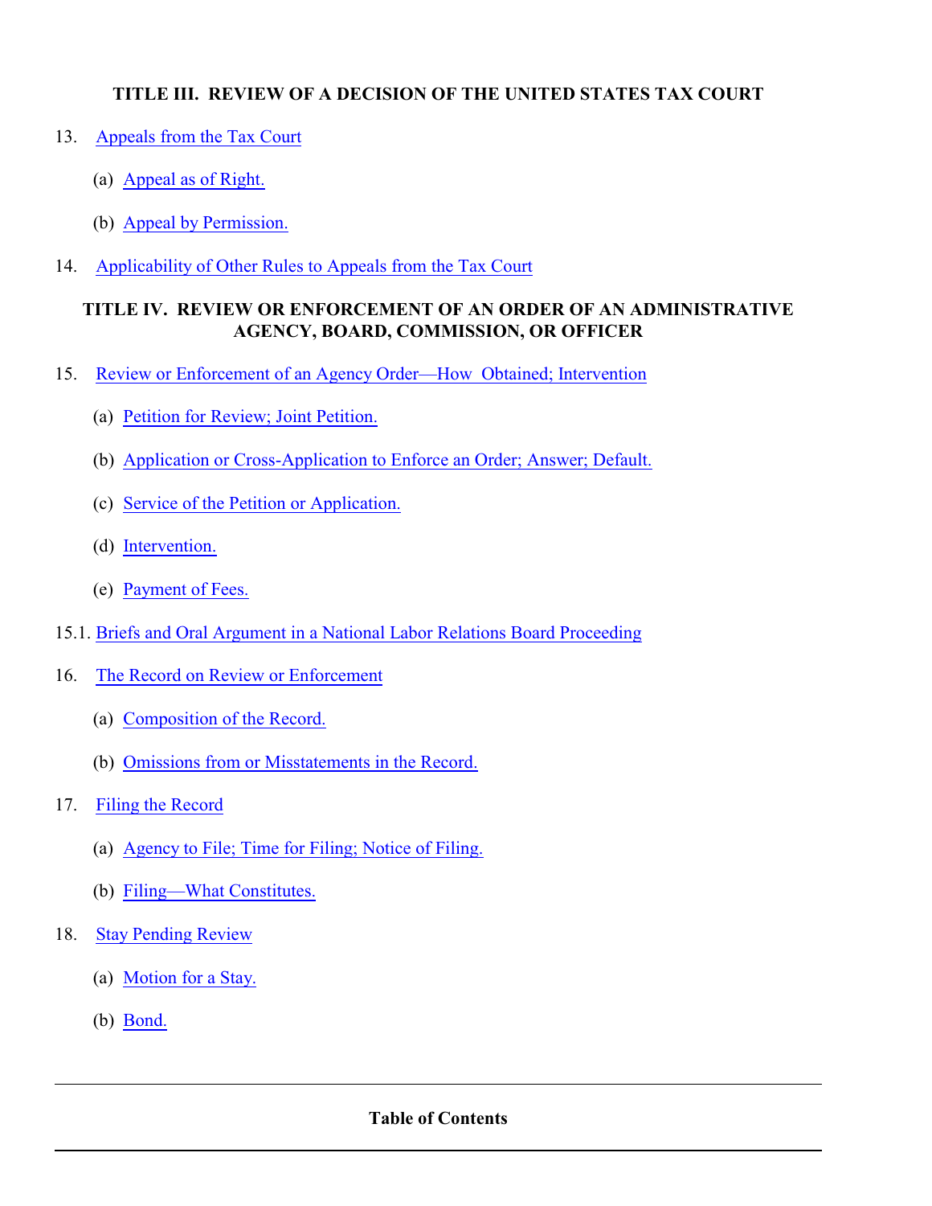### TITLE III. REVIEW OF A DECISION OF THE UNITED STATES TAX COURT

13. Appeals from the Tax Court
    - (a) Appeal as of Right.
    - (b) Appeal by Permission.
14. Applicability of Other Rules to Appeals from the Tax Court

### TITLE IV. REVIEW OR ENFORCEMENT OF AN ORDER OF AN ADMINISTRATIVE AGENCY, BOARD, COMMISSION, OR OFFICER

15. Review or Enforcement of an Agency Order—How Obtained; Intervention
    - (a) Petition for Review; Joint Petition.
    - (b) Application or Cross-Application to Enforce an Order; Answer; Default.
    - (c) Service of the Petition or Application.
    - (d) Intervention.
    - (e) Payment of Fees.

15.1. Briefs and Oral Argument in a National Labor Relations Board Proceeding

16. The Record on Review or Enforcement
    - (a) Composition of the Record.
    - (b) Omissions from or Misstatements in the Record.
17. Filing the Record
    - (a) Agency to File; Time for Filing; Notice of Filing.
    - (b) Filing—What Constitutes.
18. Stay Pending Review
    - (a) Motion for a Stay.
    - (b) Bond.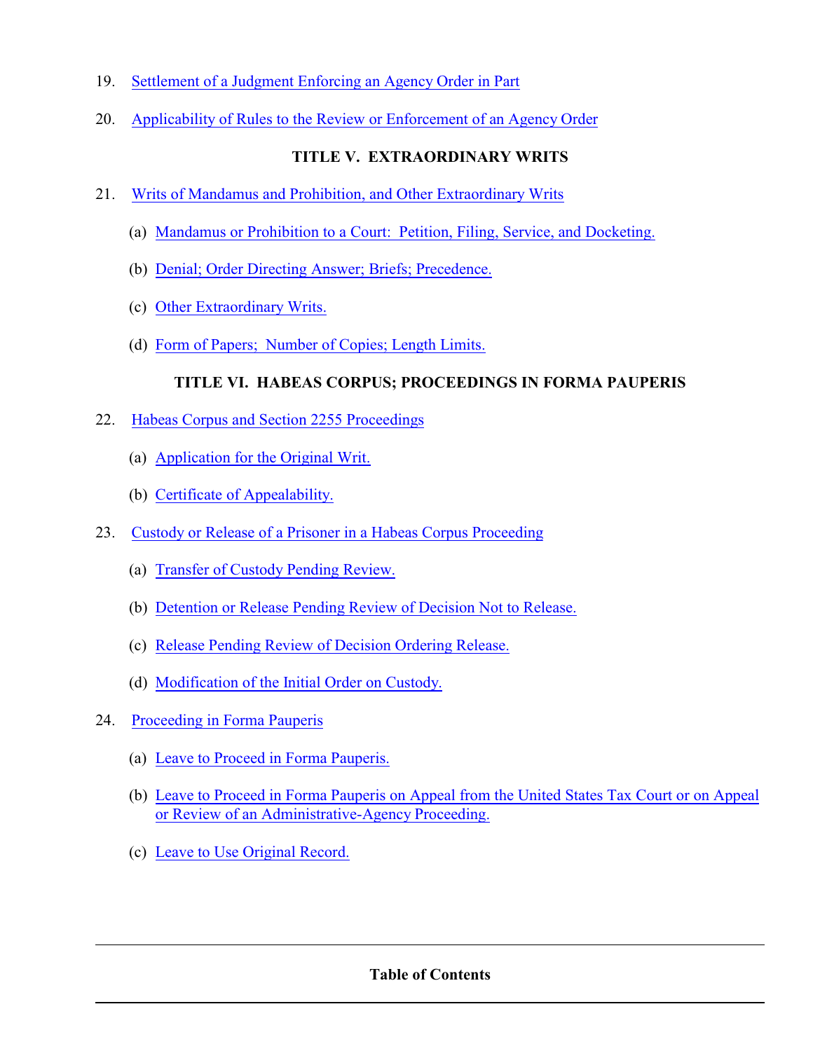19. Settlement of a Judgment Enforcing an Agency Order in Part

20. Applicability of Rules to the Review or Enforcement of an Agency Order

**TITLE V. EXTRAORDINARY WRITS**

21. Writs of Mandamus and Prohibition, and Other Extraordinary Writs

    (a) Mandamus or Prohibition to a Court: Petition, Filing, Service, and Docketing.

    (b) Denial; Order Directing Answer; Briefs; Precedence.

    (c) Other Extraordinary Writs.

    (d) Form of Papers; Number of Copies; Length Limits.

**TITLE VI. HABEAS CORPUS; PROCEEDINGS IN FORMA PAUPERIS**

22. Habeas Corpus and Section 2255 Proceedings

    (a) Application for the Original Writ.

    (b) Certificate of Appealability.

23. Custody or Release of a Prisoner in a Habeas Corpus Proceeding

    (a) Transfer of Custody Pending Review.

    (b) Detention or Release Pending Review of Decision Not to Release.

    (c) Release Pending Review of Decision Ordering Release.

    (d) Modification of the Initial Order on Custody.

24. Proceeding in Forma Pauperis

    (a) Leave to Proceed in Forma Pauperis.

    (b) Leave to Proceed in Forma Pauperis on Appeal from the United States Tax Court or on Appeal or Review of an Administrative-Agency Proceeding.

    (c) Leave to Use Original Record.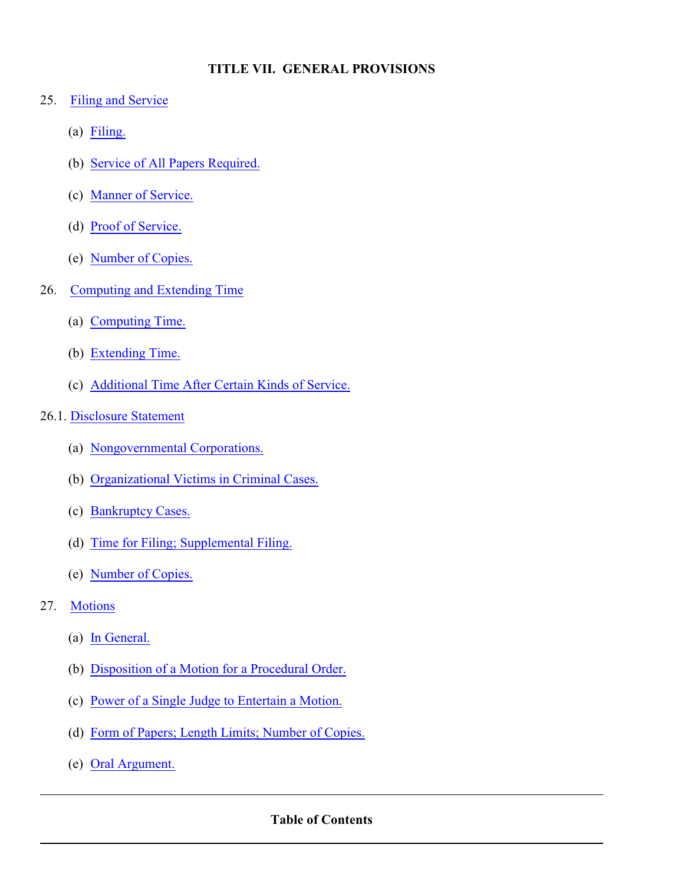## TITLE VII. GENERAL PROVISIONS

25. Filing and Service
    - (a) Filing.
    - (b) Service of All Papers Required.
    - (c) Manner of Service.
    - (d) Proof of Service.
    - (e) Number of Copies.

26. Computing and Extending Time
    - (a) Computing Time.
    - (b) Extending Time.
    - (c) Additional Time After Certain Kinds of Service.

26.1. Disclosure Statement
    - (a) Nongovernmental Corporations.
    - (b) Organizational Victims in Criminal Cases.
    - (c) Bankruptcy Cases.
    - (d) Time for Filing; Supplemental Filing.
    - (e) Number of Copies.

27. Motions
    - (a) In General.
    - (b) Disposition of a Motion for a Procedural Order.
    - (c) Power of a Single Judge to Entertain a Motion.
    - (d) Form of Papers; Length Limits; Number of Copies.
    - (e) Oral Argument.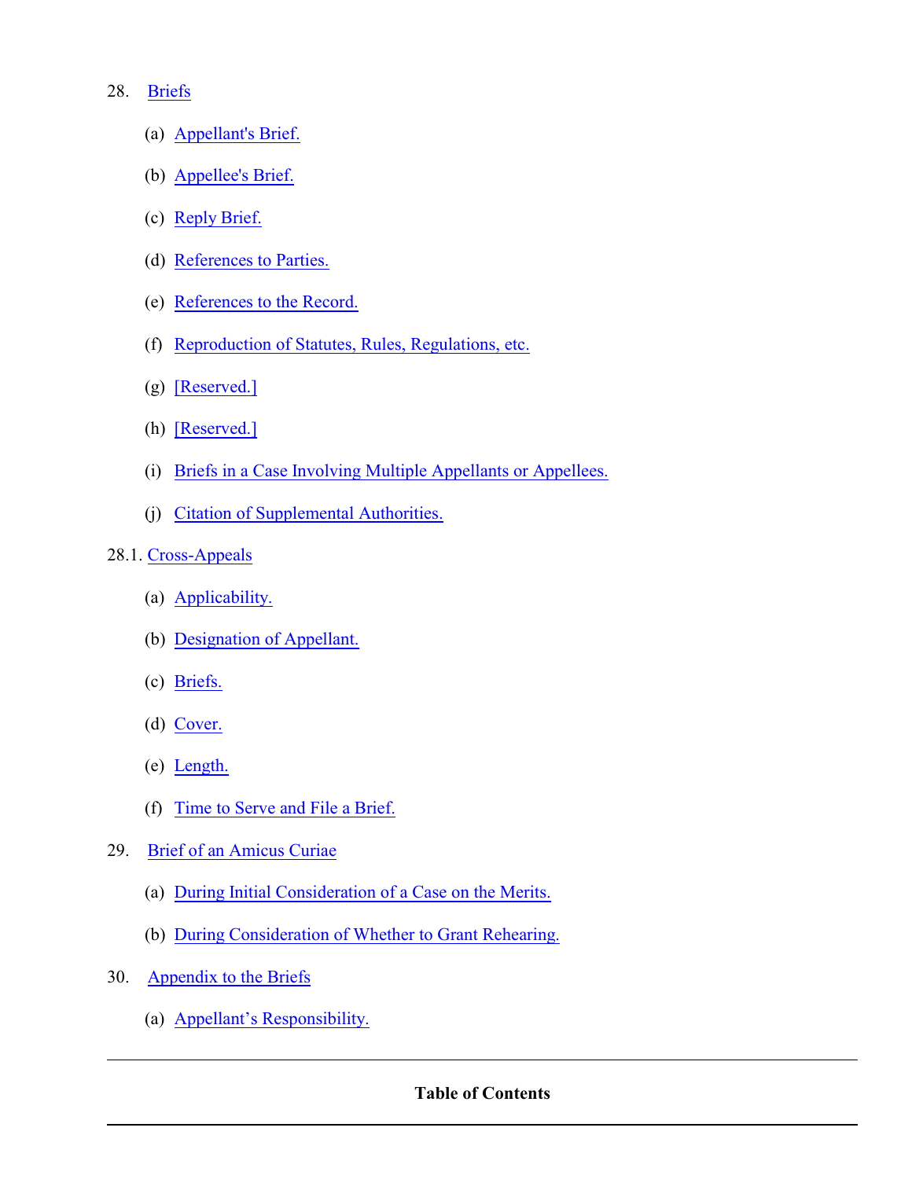28. Briefs

   (a) Appellant's Brief.

   (b) Appellee's Brief.

   (c) Reply Brief.

   (d) References to Parties.

   (e) References to the Record.

   (f) Reproduction of Statutes, Rules, Regulations, etc.

   (g) [Reserved.]

   (h) [Reserved.]

   (i) Briefs in a Case Involving Multiple Appellants or Appellees.

   (j) Citation of Supplemental Authorities.

28.1. Cross-Appeals

   (a) Applicability.

   (b) Designation of Appellant.

   (c) Briefs.

   (d) Cover.

   (e) Length.

   (f) Time to Serve and File a Brief.

29. Brief of an Amicus Curiae

   (a) During Initial Consideration of a Case on the Merits.

   (b) During Consideration of Whether to Grant Rehearing.

30. Appendix to the Briefs

   (a) Appellant's Responsibility.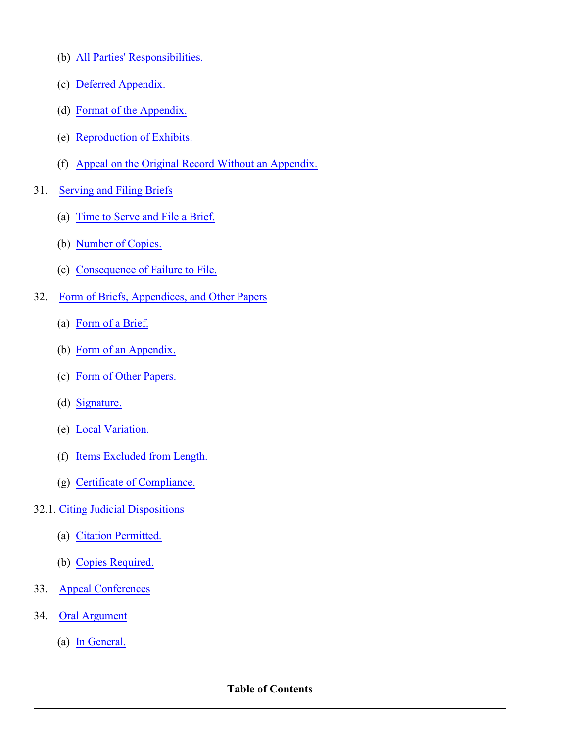(b) All Parties' Responsibilities.

(c) Deferred Appendix.

(d) Format of the Appendix.

(e) Reproduction of Exhibits.

(f) Appeal on the Original Record Without an Appendix.

31. Serving and Filing Briefs

    (a) Time to Serve and File a Brief.

    (b) Number of Copies.

    (c) Consequence of Failure to File.

32. Form of Briefs, Appendices, and Other Papers

    (a) Form of a Brief.

    (b) Form of an Appendix.

    (c) Form of Other Papers.

    (d) Signature.

    (e) Local Variation.

    (f) Items Excluded from Length.

    (g) Certificate of Compliance.

32.1. Citing Judicial Dispositions

    (a) Citation Permitted.

    (b) Copies Required.

33. Appeal Conferences

34. Oral Argument

    (a) In General.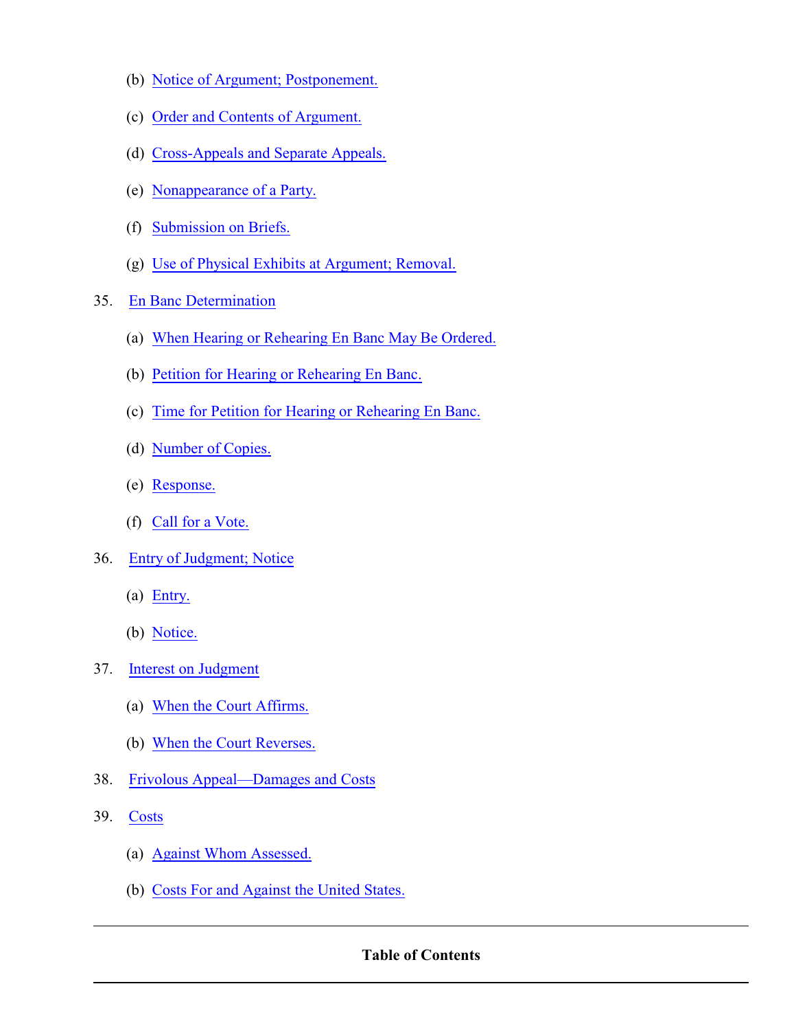- (b) Notice of Argument; Postponement.
- (c) Order and Contents of Argument.
- (d) Cross-Appeals and Separate Appeals.
- (e) Nonappearance of a Party.
- (f) Submission on Briefs.
- (g) Use of Physical Exhibits at Argument; Removal.

35. En Banc Determination
    - (a) When Hearing or Rehearing En Banc May Be Ordered.
    - (b) Petition for Hearing or Rehearing En Banc.
    - (c) Time for Petition for Hearing or Rehearing En Banc.
    - (d) Number of Copies.
    - (e) Response.
    - (f) Call for a Vote.
36. Entry of Judgment; Notice
    - (a) Entry.
    - (b) Notice.
37. Interest on Judgment
    - (a) When the Court Affirms.
    - (b) When the Court Reverses.
38. Frivolous Appeal—Damages and Costs
39. Costs
    - (a) Against Whom Assessed.
    - (b) Costs For and Against the United States.

**Table of Contents**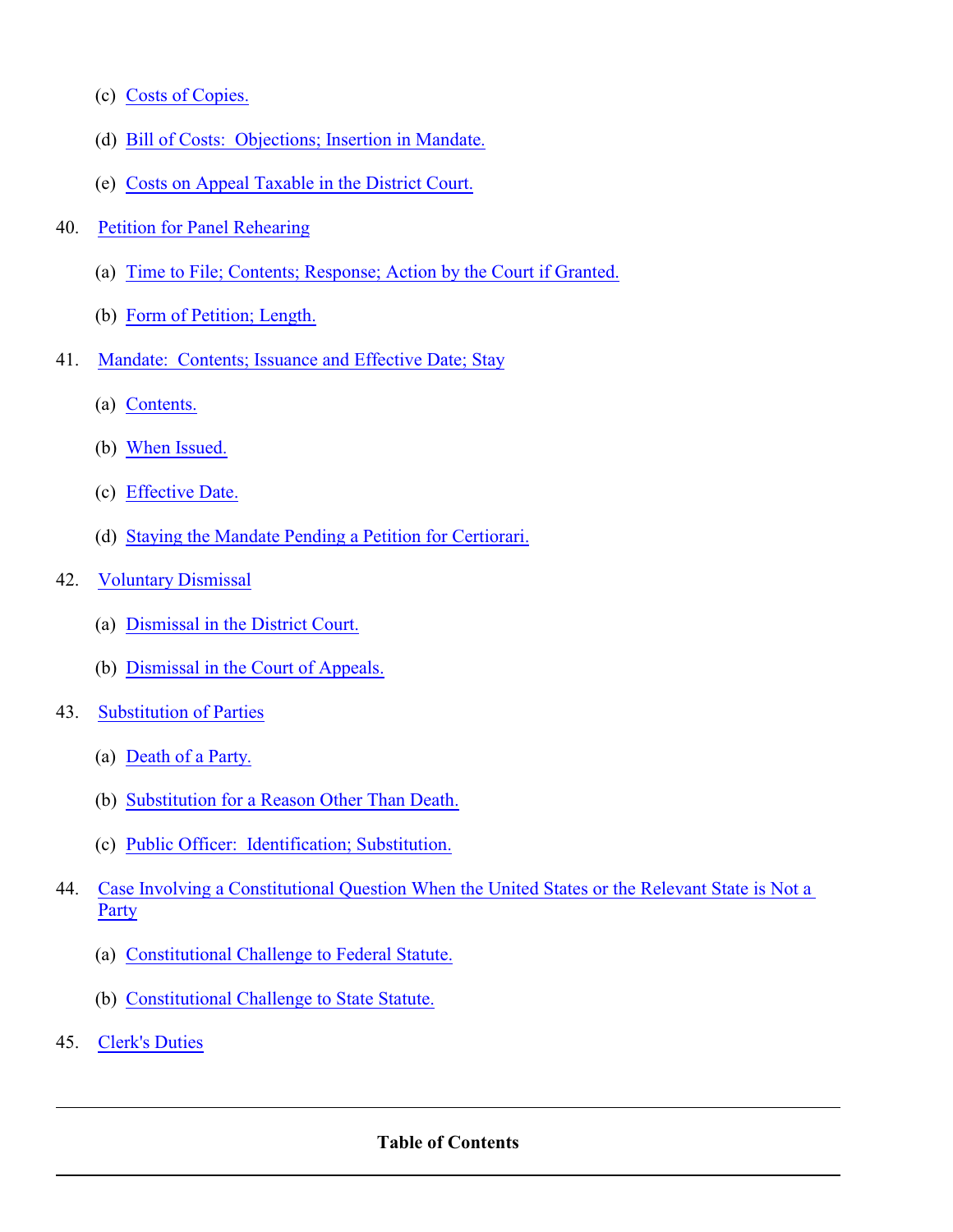(c) Costs of Copies.

(d) Bill of Costs: Objections; Insertion in Mandate.

(e) Costs on Appeal Taxable in the District Court.

40. Petition for Panel Rehearing

(a) Time to File; Contents; Response; Action by the Court if Granted.

(b) Form of Petition; Length.

41. Mandate: Contents; Issuance and Effective Date; Stay

(a) Contents.

(b) When Issued.

(c) Effective Date.

(d) Staying the Mandate Pending a Petition for Certiorari.

42. Voluntary Dismissal

(a) Dismissal in the District Court.

(b) Dismissal in the Court of Appeals.

43. Substitution of Parties

(a) Death of a Party.

(b) Substitution for a Reason Other Than Death.

(c) Public Officer: Identification; Substitution.

44. Case Involving a Constitutional Question When the United States or the Relevant State is Not a Party

(a) Constitutional Challenge to Federal Statute.

(b) Constitutional Challenge to State Statute.

45. Clerk's Duties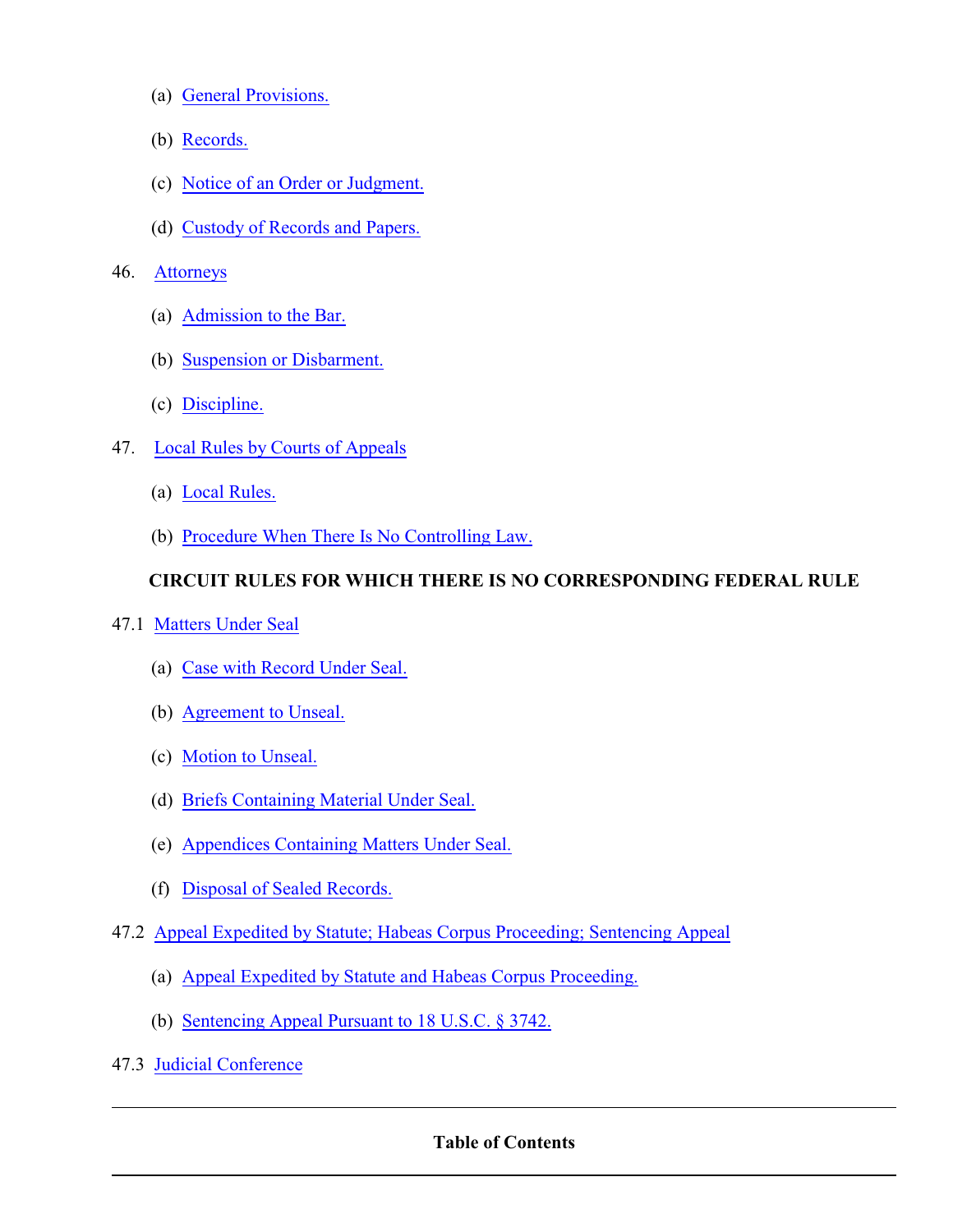(a) General Provisions.

(b) Records.

(c) Notice of an Order or Judgment.

(d) Custody of Records and Papers.

46. Attorneys

(a) Admission to the Bar.

(b) Suspension or Disbarment.

(c) Discipline.

47. Local Rules by Courts of Appeals

(a) Local Rules.

(b) Procedure When There Is No Controlling Law.

**CIRCUIT RULES FOR WHICH THERE IS NO CORRESPONDING FEDERAL RULE**

47.1 Matters Under Seal

(a) Case with Record Under Seal.

(b) Agreement to Unseal.

(c) Motion to Unseal.

(d) Briefs Containing Material Under Seal.

(e) Appendices Containing Matters Under Seal.

(f) Disposal of Sealed Records.

47.2 Appeal Expedited by Statute; Habeas Corpus Proceeding; Sentencing Appeal

(a) Appeal Expedited by Statute and Habeas Corpus Proceeding.

(b) Sentencing Appeal Pursuant to 18 U.S.C. § 3742.

47.3 Judicial Conference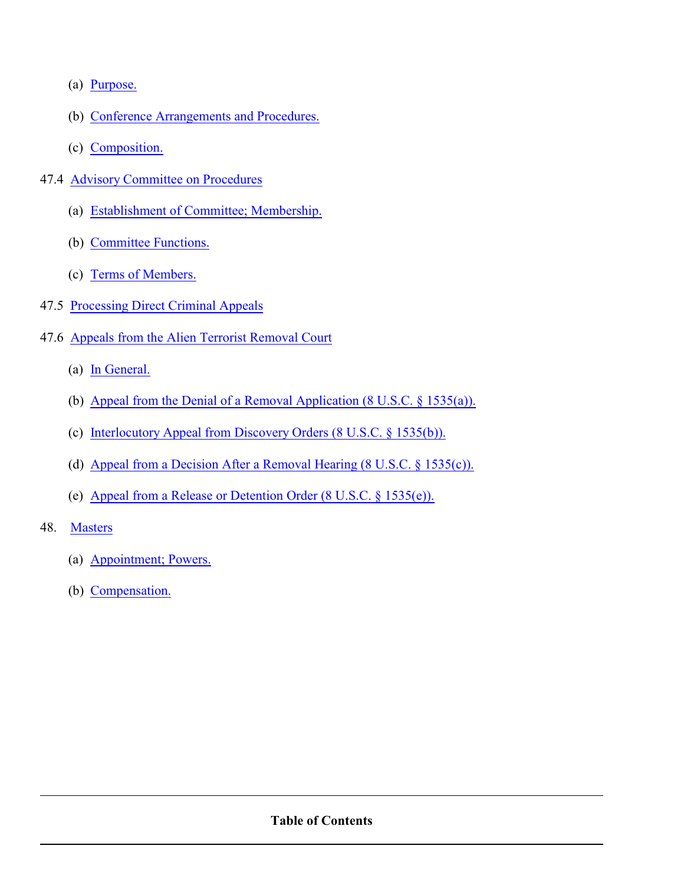- (a) Purpose.
- (b) Conference Arrangements and Procedures.
- (c) Composition.

47.4 Advisory Committee on Procedures

- (a) Establishment of Committee; Membership.
- (b) Committee Functions.
- (c) Terms of Members.

47.5 Processing Direct Criminal Appeals

47.6 Appeals from the Alien Terrorist Removal Court

- (a) In General.
- (b) Appeal from the Denial of a Removal Application (8 U.S.C. § 1535(a)).
- (c) Interlocutory Appeal from Discovery Orders (8 U.S.C. § 1535(b)).
- (d) Appeal from a Decision After a Removal Hearing (8 U.S.C. § 1535(c)).
- (e) Appeal from a Release or Detention Order (8 U.S.C. § 1535(e)).

48. Masters

- (a) Appointment; Powers.
- (b) Compensation.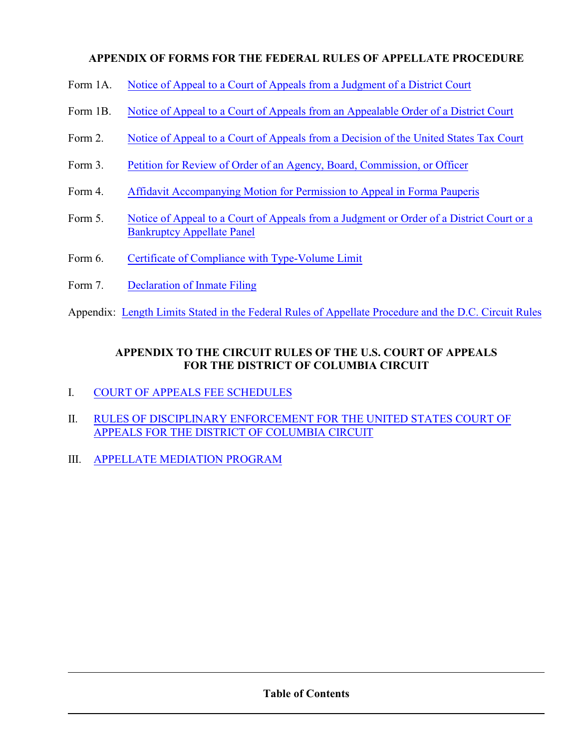## APPENDIX OF FORMS FOR THE FEDERAL RULES OF APPELLATE PROCEDURE

Form 1A. Notice of Appeal to a Court of Appeals from a Judgment of a District Court

Form 1B. Notice of Appeal to a Court of Appeals from an Appealable Order of a District Court

Form 2. Notice of Appeal to a Court of Appeals from a Decision of the United States Tax Court

Form 3. Petition for Review of Order of an Agency, Board, Commission, or Officer

Form 4. Affidavit Accompanying Motion for Permission to Appeal in Forma Pauperis

Form 5. Notice of Appeal to a Court of Appeals from a Judgment or Order of a District Court or a Bankruptcy Appellate Panel

Form 6. Certificate of Compliance with Type-Volume Limit

Form 7. Declaration of Inmate Filing

Appendix: Length Limits Stated in the Federal Rules of Appellate Procedure and the D.C. Circuit Rules

## APPENDIX TO THE CIRCUIT RULES OF THE U.S. COURT OF APPEALS FOR THE DISTRICT OF COLUMBIA CIRCUIT

I. COURT OF APPEALS FEE SCHEDULES

II. RULES OF DISCIPLINARY ENFORCEMENT FOR THE UNITED STATES COURT OF APPEALS FOR THE DISTRICT OF COLUMBIA CIRCUIT

III. APPELLATE MEDIATION PROGRAM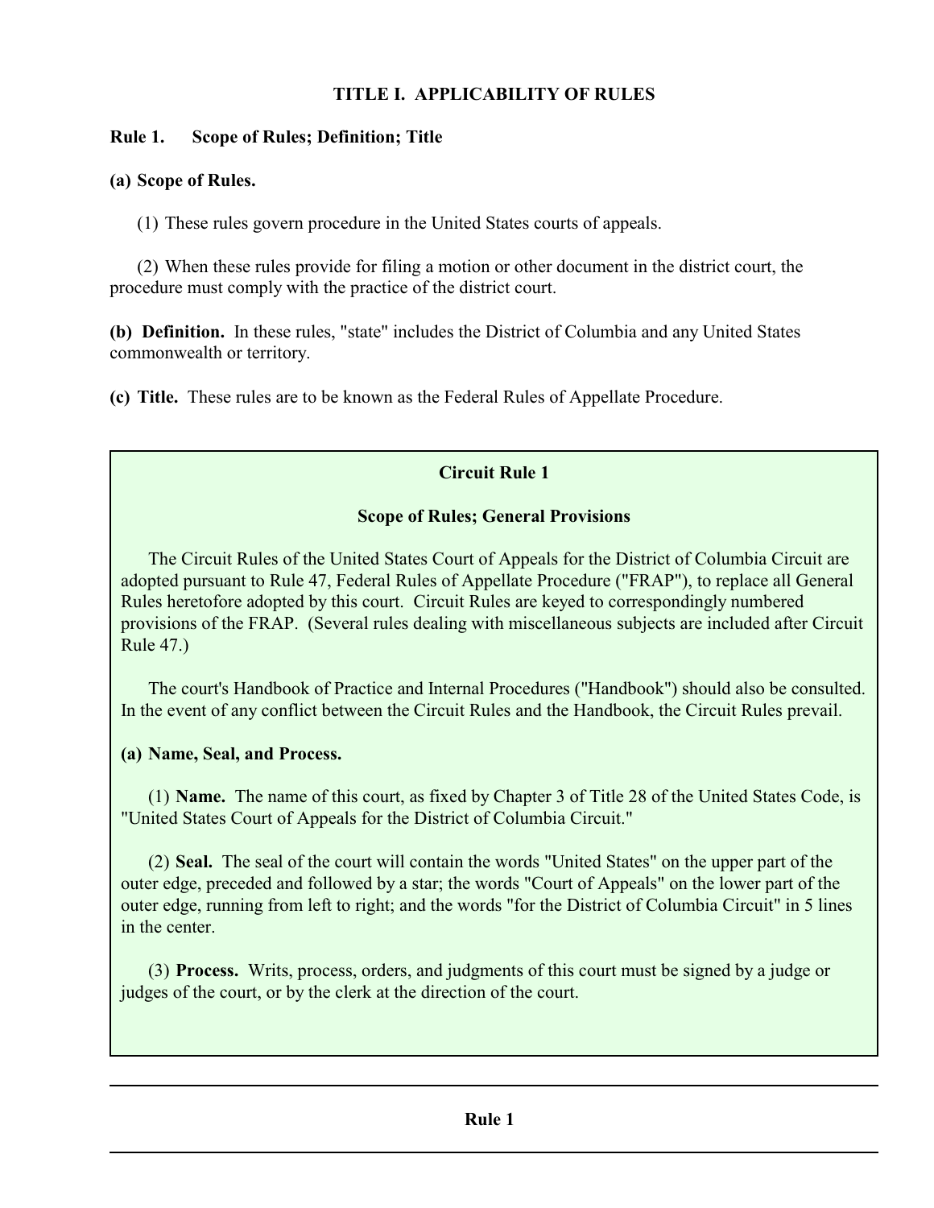# TITLE I. APPLICABILITY OF RULES

## Rule 1. Scope of Rules; Definition; Title

**(a) Scope of Rules.**

(1) These rules govern procedure in the United States courts of appeals.

(2) When these rules provide for filing a motion or other document in the district court, the procedure must comply with the practice of the district court.

**(b) Definition.** In these rules, "state" includes the District of Columbia and any United States commonwealth or territory.

**(c) Title.** These rules are to be known as the Federal Rules of Appellate Procedure.

### Circuit Rule 1

### Scope of Rules; General Provisions

The Circuit Rules of the United States Court of Appeals for the District of Columbia Circuit are adopted pursuant to Rule 47, Federal Rules of Appellate Procedure ("FRAP"), to replace all General Rules heretofore adopted by this court. Circuit Rules are keyed to correspondingly numbered provisions of the FRAP. (Several rules dealing with miscellaneous subjects are included after Circuit Rule 47.)

The court's Handbook of Practice and Internal Procedures ("Handbook") should also be consulted. In the event of any conflict between the Circuit Rules and the Handbook, the Circuit Rules prevail.

**(a) Name, Seal, and Process.**

(1) **Name.** The name of this court, as fixed by Chapter 3 of Title 28 of the United States Code, is "United States Court of Appeals for the District of Columbia Circuit."

(2) **Seal.** The seal of the court will contain the words "United States" on the upper part of the outer edge, preceded and followed by a star; the words "Court of Appeals" on the lower part of the outer edge, running from left to right; and the words "for the District of Columbia Circuit" in 5 lines in the center.

(3) **Process.** Writs, process, orders, and judgments of this court must be signed by a judge or judges of the court, or by the clerk at the direction of the court.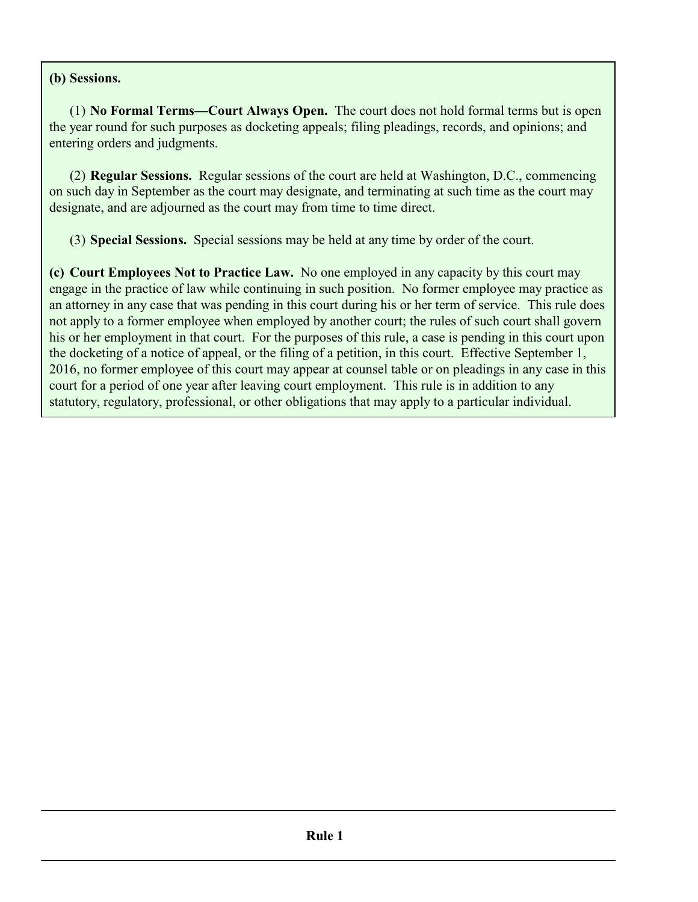**(b) Sessions.**

(1) **No Formal Terms—Court Always Open.** The court does not hold formal terms but is open the year round for such purposes as docketing appeals; filing pleadings, records, and opinions; and entering orders and judgments.

(2) **Regular Sessions.** Regular sessions of the court are held at Washington, D.C., commencing on such day in September as the court may designate, and terminating at such time as the court may designate, and are adjourned as the court may from time to time direct.

(3) **Special Sessions.** Special sessions may be held at any time by order of the court.

**(c) Court Employees Not to Practice Law.** No one employed in any capacity by this court may engage in the practice of law while continuing in such position. No former employee may practice as an attorney in any case that was pending in this court during his or her term of service. This rule does not apply to a former employee when employed by another court; the rules of such court shall govern his or her employment in that court. For the purposes of this rule, a case is pending in this court upon the docketing of a notice of appeal, or the filing of a petition, in this court. Effective September 1, 2016, no former employee of this court may appear at counsel table or on pleadings in any case in this court for a period of one year after leaving court employment. This rule is in addition to any statutory, regulatory, professional, or other obligations that may apply to a particular individual.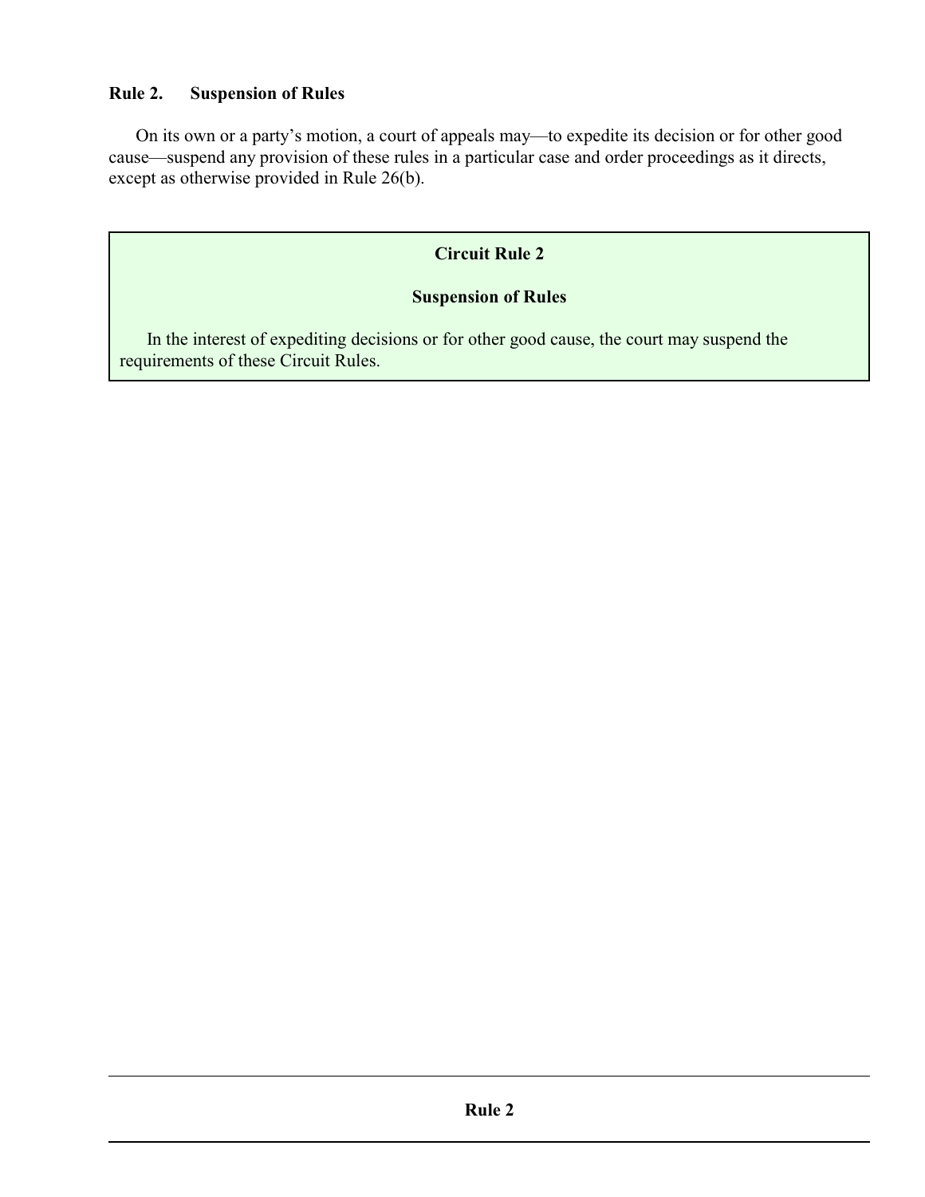## Rule 2. Suspension of Rules

On its own or a party's motion, a court of appeals may—to expedite its decision or for other good cause—suspend any provision of these rules in a particular case and order proceedings as it directs, except as otherwise provided in Rule 26(b).

### Circuit Rule 2

### Suspension of Rules

In the interest of expediting decisions or for other good cause, the court may suspend the requirements of these Circuit Rules.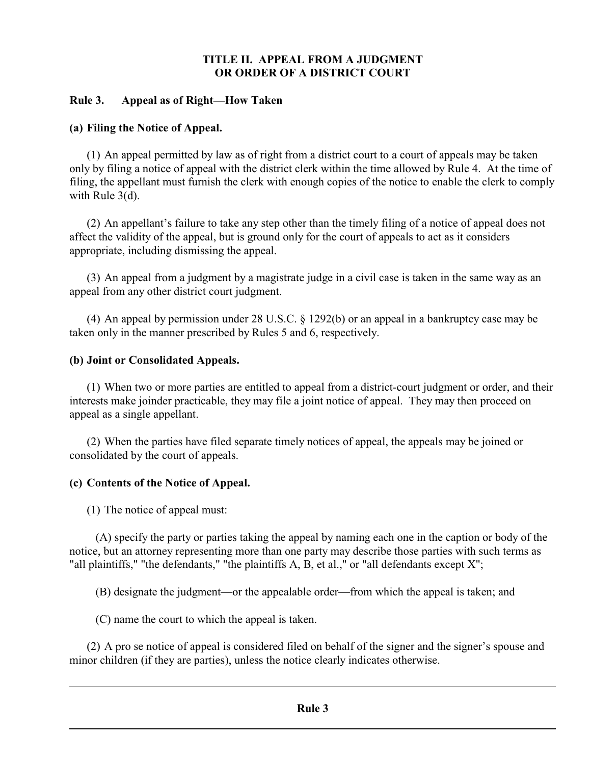## TITLE II. APPEAL FROM A JUDGMENT OR ORDER OF A DISTRICT COURT

### Rule 3. Appeal as of Right—How Taken

**(a) Filing the Notice of Appeal.**

(1) An appeal permitted by law as of right from a district court to a court of appeals may be taken only by filing a notice of appeal with the district clerk within the time allowed by Rule 4. At the time of filing, the appellant must furnish the clerk with enough copies of the notice to enable the clerk to comply with Rule 3(d).

(2) An appellant's failure to take any step other than the timely filing of a notice of appeal does not affect the validity of the appeal, but is ground only for the court of appeals to act as it considers appropriate, including dismissing the appeal.

(3) An appeal from a judgment by a magistrate judge in a civil case is taken in the same way as an appeal from any other district court judgment.

(4) An appeal by permission under 28 U.S.C. § 1292(b) or an appeal in a bankruptcy case may be taken only in the manner prescribed by Rules 5 and 6, respectively.

**(b) Joint or Consolidated Appeals.**

(1) When two or more parties are entitled to appeal from a district-court judgment or order, and their interests make joinder practicable, they may file a joint notice of appeal. They may then proceed on appeal as a single appellant.

(2) When the parties have filed separate timely notices of appeal, the appeals may be joined or consolidated by the court of appeals.

**(c) Contents of the Notice of Appeal.**

(1) The notice of appeal must:

(A) specify the party or parties taking the appeal by naming each one in the caption or body of the notice, but an attorney representing more than one party may describe those parties with such terms as "all plaintiffs," "the defendants," "the plaintiffs A, B, et al.," or "all defendants except X";

(B) designate the judgment—or the appealable order—from which the appeal is taken; and

(C) name the court to which the appeal is taken.

(2) A pro se notice of appeal is considered filed on behalf of the signer and the signer's spouse and minor children (if they are parties), unless the notice clearly indicates otherwise.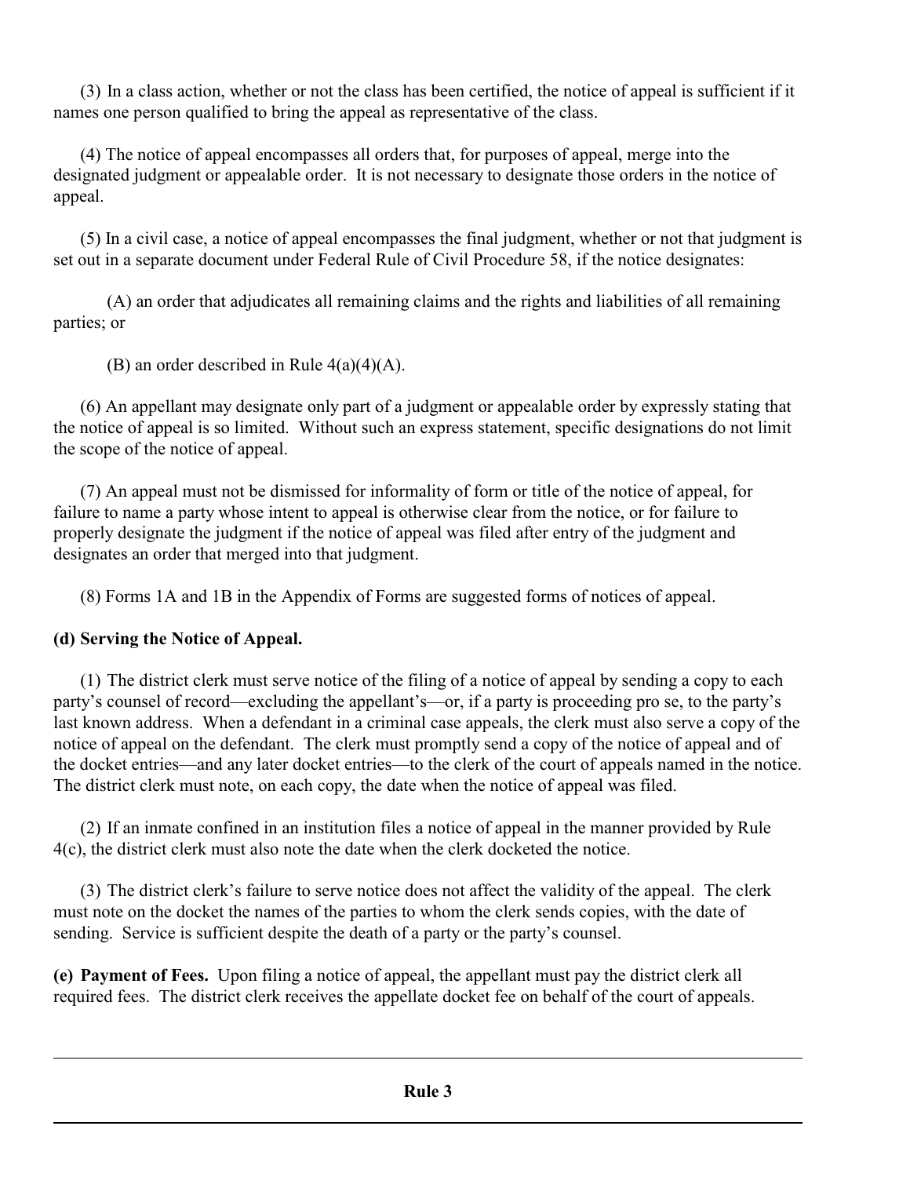(3) In a class action, whether or not the class has been certified, the notice of appeal is sufficient if it names one person qualified to bring the appeal as representative of the class.

(4) The notice of appeal encompasses all orders that, for purposes of appeal, merge into the designated judgment or appealable order. It is not necessary to designate those orders in the notice of appeal.

(5) In a civil case, a notice of appeal encompasses the final judgment, whether or not that judgment is set out in a separate document under Federal Rule of Civil Procedure 58, if the notice designates:

(A) an order that adjudicates all remaining claims and the rights and liabilities of all remaining parties; or

(B) an order described in Rule 4(a)(4)(A).

(6) An appellant may designate only part of a judgment or appealable order by expressly stating that the notice of appeal is so limited. Without such an express statement, specific designations do not limit the scope of the notice of appeal.

(7) An appeal must not be dismissed for informality of form or title of the notice of appeal, for failure to name a party whose intent to appeal is otherwise clear from the notice, or for failure to properly designate the judgment if the notice of appeal was filed after entry of the judgment and designates an order that merged into that judgment.

(8) Forms 1A and 1B in the Appendix of Forms are suggested forms of notices of appeal.

**(d) Serving the Notice of Appeal.**

(1) The district clerk must serve notice of the filing of a notice of appeal by sending a copy to each party's counsel of record—excluding the appellant's—or, if a party is proceeding pro se, to the party's last known address. When a defendant in a criminal case appeals, the clerk must also serve a copy of the notice of appeal on the defendant. The clerk must promptly send a copy of the notice of appeal and of the docket entries—and any later docket entries—to the clerk of the court of appeals named in the notice. The district clerk must note, on each copy, the date when the notice of appeal was filed.

(2) If an inmate confined in an institution files a notice of appeal in the manner provided by Rule 4(c), the district clerk must also note the date when the clerk docketed the notice.

(3) The district clerk's failure to serve notice does not affect the validity of the appeal. The clerk must note on the docket the names of the parties to whom the clerk sends copies, with the date of sending. Service is sufficient despite the death of a party or the party's counsel.

**(e) Payment of Fees.** Upon filing a notice of appeal, the appellant must pay the district clerk all required fees. The district clerk receives the appellate docket fee on behalf of the court of appeals.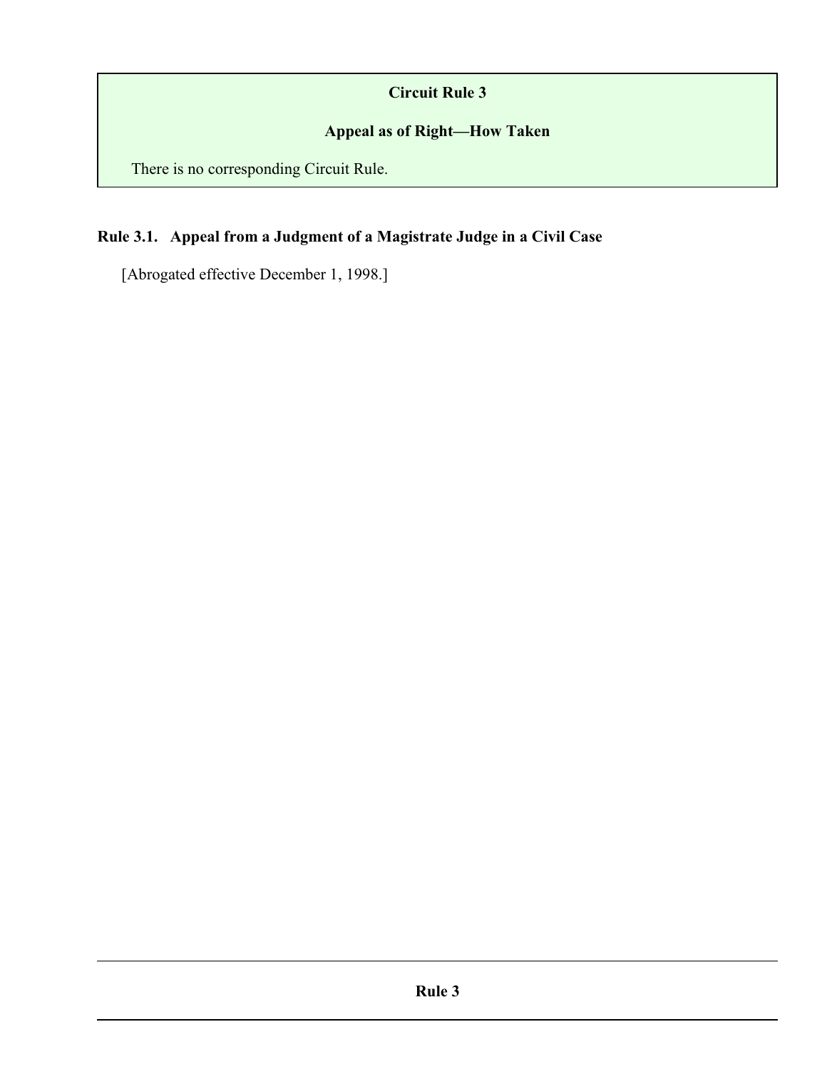## Circuit Rule 3

### Appeal as of Right—How Taken

There is no corresponding Circuit Rule.

**Rule 3.1. Appeal from a Judgment of a Magistrate Judge in a Civil Case**

[Abrogated effective December 1, 1998.]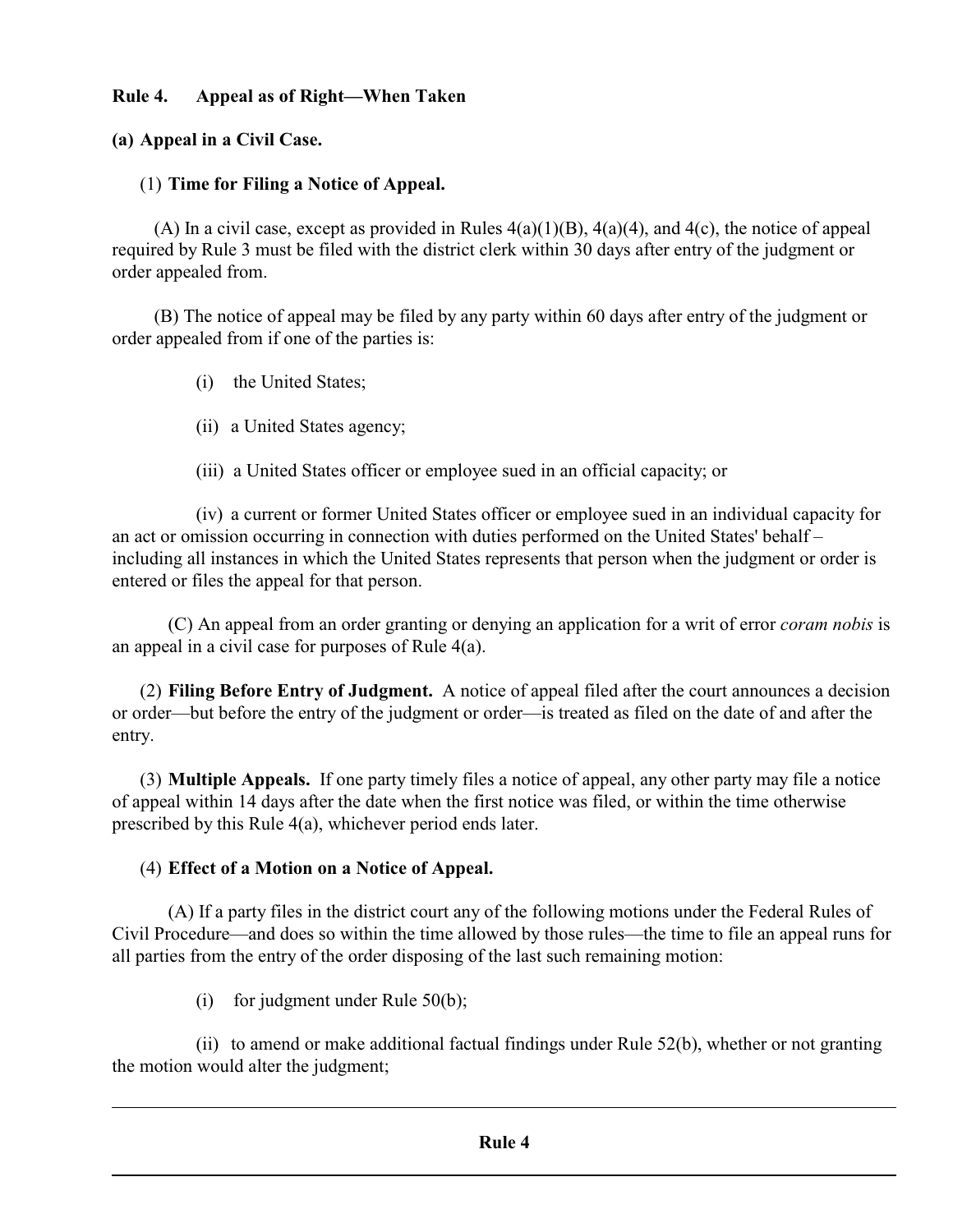**Rule 4. Appeal as of Right—When Taken**

**(a) Appeal in a Civil Case.**

(1) **Time for Filing a Notice of Appeal.**

(A) In a civil case, except as provided in Rules 4(a)(1)(B), 4(a)(4), and 4(c), the notice of appeal required by Rule 3 must be filed with the district clerk within 30 days after entry of the judgment or order appealed from.

(B) The notice of appeal may be filed by any party within 60 days after entry of the judgment or order appealed from if one of the parties is:

(i) the United States;

(ii) a United States agency;

(iii) a United States officer or employee sued in an official capacity; or

(iv) a current or former United States officer or employee sued in an individual capacity for an act or omission occurring in connection with duties performed on the United States' behalf – including all instances in which the United States represents that person when the judgment or order is entered or files the appeal for that person.

(C) An appeal from an order granting or denying an application for a writ of error *coram nobis* is an appeal in a civil case for purposes of Rule 4(a).

(2) **Filing Before Entry of Judgment.** A notice of appeal filed after the court announces a decision or order—but before the entry of the judgment or order—is treated as filed on the date of and after the entry.

(3) **Multiple Appeals.** If one party timely files a notice of appeal, any other party may file a notice of appeal within 14 days after the date when the first notice was filed, or within the time otherwise prescribed by this Rule 4(a), whichever period ends later.

(4) **Effect of a Motion on a Notice of Appeal.**

(A) If a party files in the district court any of the following motions under the Federal Rules of Civil Procedure—and does so within the time allowed by those rules—the time to file an appeal runs for all parties from the entry of the order disposing of the last such remaining motion:

(i) for judgment under Rule 50(b);

(ii) to amend or make additional factual findings under Rule 52(b), whether or not granting the motion would alter the judgment;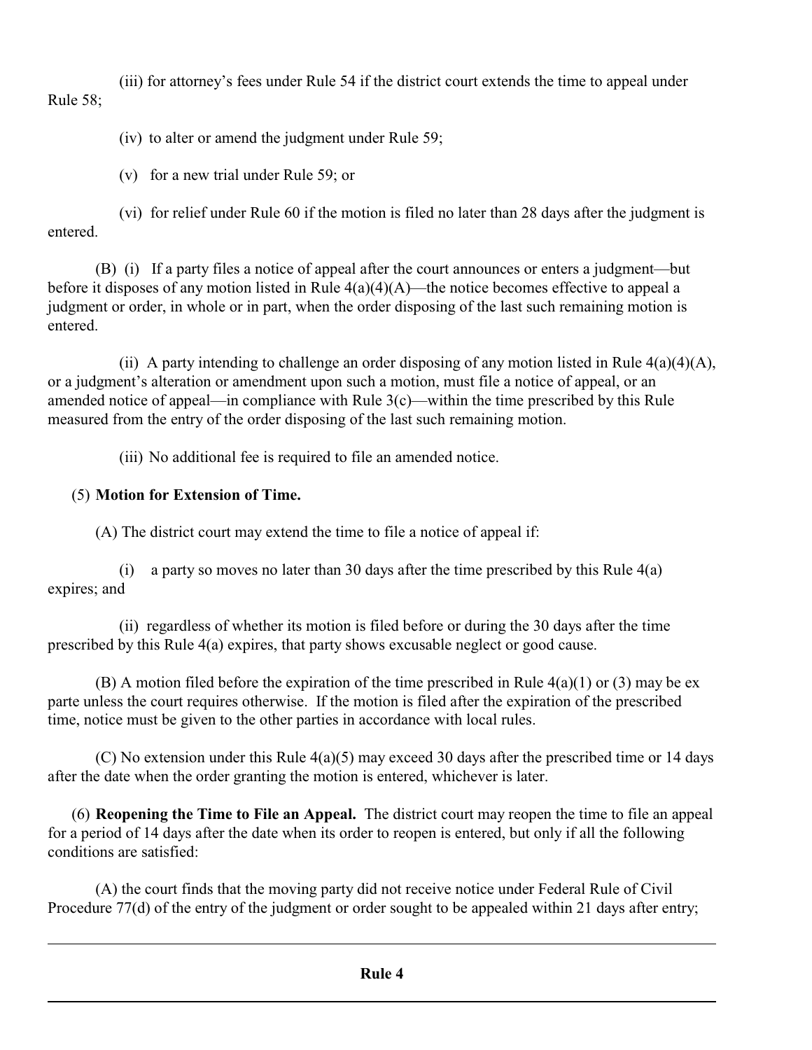(iii) for attorney's fees under Rule 54 if the district court extends the time to appeal under Rule 58;

(iv) to alter or amend the judgment under Rule 59;

(v) for a new trial under Rule 59; or

(vi) for relief under Rule 60 if the motion is filed no later than 28 days after the judgment is entered.

(B) (i) If a party files a notice of appeal after the court announces or enters a judgment—but before it disposes of any motion listed in Rule 4(a)(4)(A)—the notice becomes effective to appeal a judgment or order, in whole or in part, when the order disposing of the last such remaining motion is entered.

(ii) A party intending to challenge an order disposing of any motion listed in Rule 4(a)(4)(A), or a judgment's alteration or amendment upon such a motion, must file a notice of appeal, or an amended notice of appeal—in compliance with Rule 3(c)—within the time prescribed by this Rule measured from the entry of the order disposing of the last such remaining motion.

(iii) No additional fee is required to file an amended notice.

(5) **Motion for Extension of Time.**

(A) The district court may extend the time to file a notice of appeal if:

(i) a party so moves no later than 30 days after the time prescribed by this Rule 4(a) expires; and

(ii) regardless of whether its motion is filed before or during the 30 days after the time prescribed by this Rule 4(a) expires, that party shows excusable neglect or good cause.

(B) A motion filed before the expiration of the time prescribed in Rule 4(a)(1) or (3) may be ex parte unless the court requires otherwise. If the motion is filed after the expiration of the prescribed time, notice must be given to the other parties in accordance with local rules.

(C) No extension under this Rule 4(a)(5) may exceed 30 days after the prescribed time or 14 days after the date when the order granting the motion is entered, whichever is later.

(6) **Reopening the Time to File an Appeal.** The district court may reopen the time to file an appeal for a period of 14 days after the date when its order to reopen is entered, but only if all the following conditions are satisfied:

(A) the court finds that the moving party did not receive notice under Federal Rule of Civil Procedure 77(d) of the entry of the judgment or order sought to be appealed within 21 days after entry;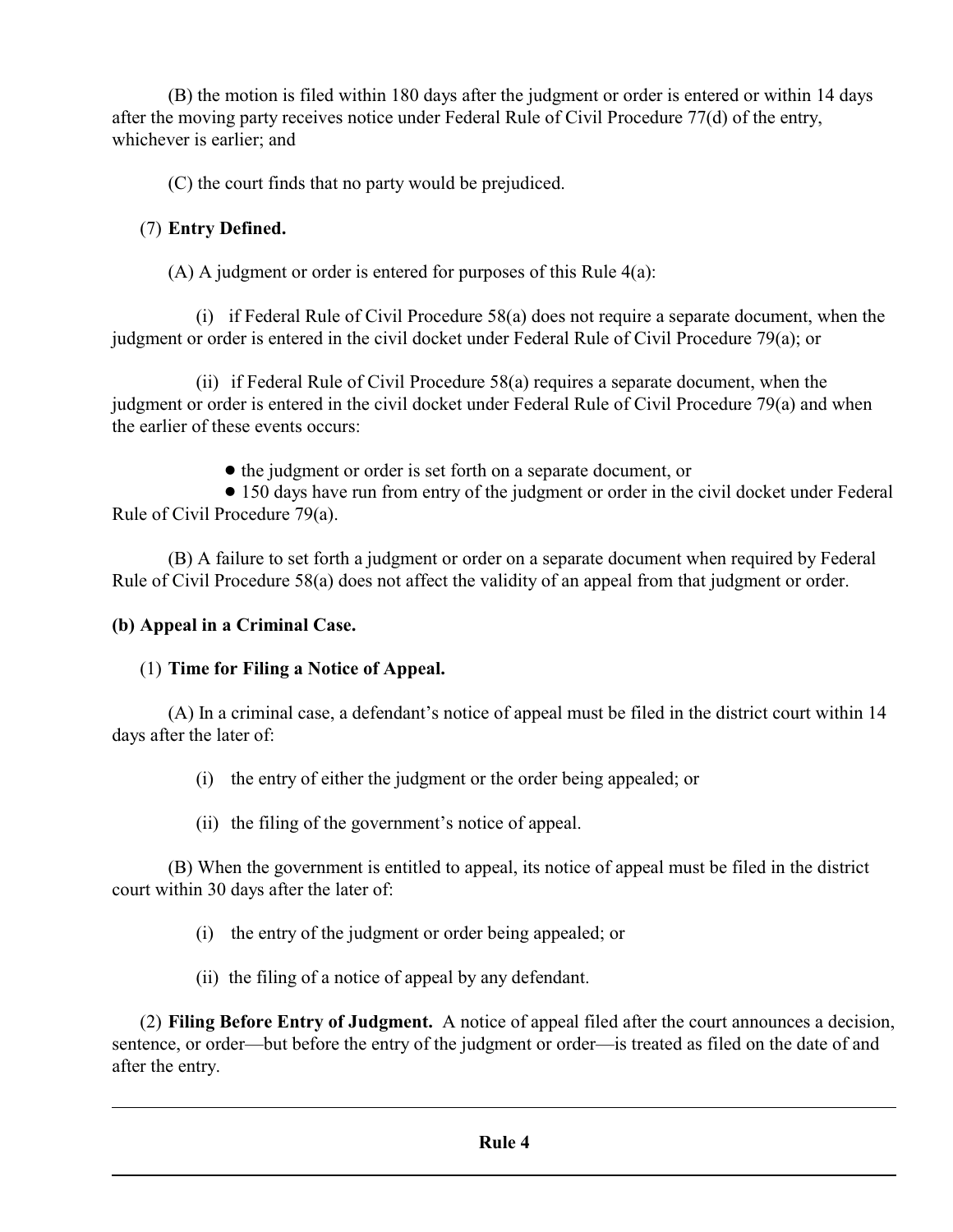(B) the motion is filed within 180 days after the judgment or order is entered or within 14 days after the moving party receives notice under Federal Rule of Civil Procedure 77(d) of the entry, whichever is earlier; and

(C) the court finds that no party would be prejudiced.

(7) **Entry Defined.**

(A) A judgment or order is entered for purposes of this Rule 4(a):

(i) if Federal Rule of Civil Procedure 58(a) does not require a separate document, when the judgment or order is entered in the civil docket under Federal Rule of Civil Procedure 79(a); or

(ii) if Federal Rule of Civil Procedure 58(a) requires a separate document, when the judgment or order is entered in the civil docket under Federal Rule of Civil Procedure 79(a) and when the earlier of these events occurs:

- the judgment or order is set forth on a separate document, or
- 150 days have run from entry of the judgment or order in the civil docket under Federal Rule of Civil Procedure 79(a).

(B) A failure to set forth a judgment or order on a separate document when required by Federal Rule of Civil Procedure 58(a) does not affect the validity of an appeal from that judgment or order.

**(b) Appeal in a Criminal Case.**

(1) **Time for Filing a Notice of Appeal.**

(A) In a criminal case, a defendant's notice of appeal must be filed in the district court within 14 days after the later of:

(i) the entry of either the judgment or the order being appealed; or

(ii) the filing of the government's notice of appeal.

(B) When the government is entitled to appeal, its notice of appeal must be filed in the district court within 30 days after the later of:

(i) the entry of the judgment or order being appealed; or

(ii) the filing of a notice of appeal by any defendant.

(2) **Filing Before Entry of Judgment.** A notice of appeal filed after the court announces a decision, sentence, or order—but before the entry of the judgment or order—is treated as filed on the date of and after the entry.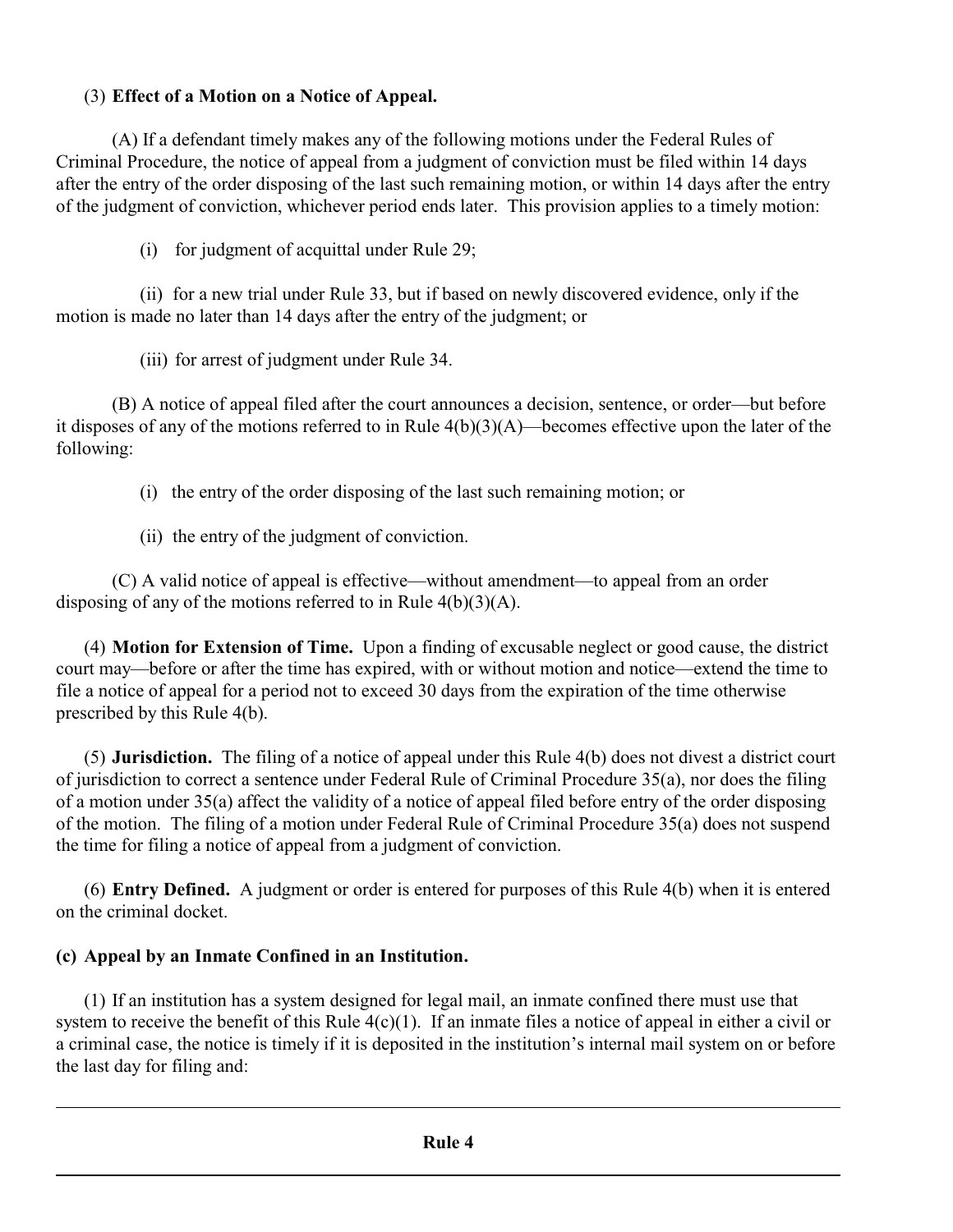(3) **Effect of a Motion on a Notice of Appeal.**

(A) If a defendant timely makes any of the following motions under the Federal Rules of Criminal Procedure, the notice of appeal from a judgment of conviction must be filed within 14 days after the entry of the order disposing of the last such remaining motion, or within 14 days after the entry of the judgment of conviction, whichever period ends later. This provision applies to a timely motion:

(i) for judgment of acquittal under Rule 29;

(ii) for a new trial under Rule 33, but if based on newly discovered evidence, only if the motion is made no later than 14 days after the entry of the judgment; or

(iii) for arrest of judgment under Rule 34.

(B) A notice of appeal filed after the court announces a decision, sentence, or order—but before it disposes of any of the motions referred to in Rule 4(b)(3)(A)—becomes effective upon the later of the following:

(i) the entry of the order disposing of the last such remaining motion; or

(ii) the entry of the judgment of conviction.

(C) A valid notice of appeal is effective—without amendment—to appeal from an order disposing of any of the motions referred to in Rule 4(b)(3)(A).

(4) **Motion for Extension of Time.** Upon a finding of excusable neglect or good cause, the district court may—before or after the time has expired, with or without motion and notice—extend the time to file a notice of appeal for a period not to exceed 30 days from the expiration of the time otherwise prescribed by this Rule 4(b).

(5) **Jurisdiction.** The filing of a notice of appeal under this Rule 4(b) does not divest a district court of jurisdiction to correct a sentence under Federal Rule of Criminal Procedure 35(a), nor does the filing of a motion under 35(a) affect the validity of a notice of appeal filed before entry of the order disposing of the motion. The filing of a motion under Federal Rule of Criminal Procedure 35(a) does not suspend the time for filing a notice of appeal from a judgment of conviction.

(6) **Entry Defined.** A judgment or order is entered for purposes of this Rule 4(b) when it is entered on the criminal docket.

**(c) Appeal by an Inmate Confined in an Institution.**

(1) If an institution has a system designed for legal mail, an inmate confined there must use that system to receive the benefit of this Rule 4(c)(1). If an inmate files a notice of appeal in either a civil or a criminal case, the notice is timely if it is deposited in the institution's internal mail system on or before the last day for filing and: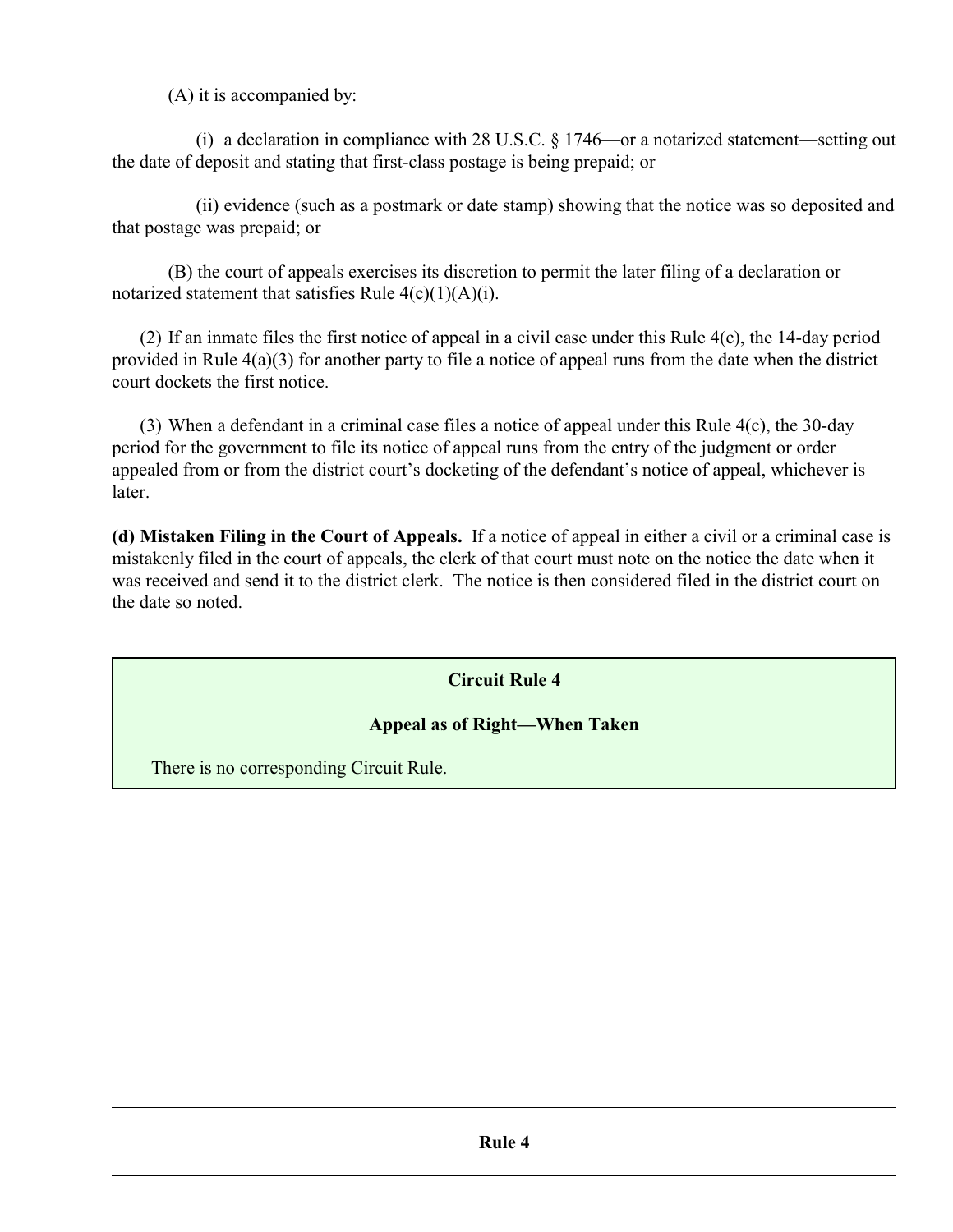(A) it is accompanied by:

(i) a declaration in compliance with 28 U.S.C. § 1746—or a notarized statement—setting out the date of deposit and stating that first-class postage is being prepaid; or

(ii) evidence (such as a postmark or date stamp) showing that the notice was so deposited and that postage was prepaid; or

(B) the court of appeals exercises its discretion to permit the later filing of a declaration or notarized statement that satisfies Rule 4(c)(1)(A)(i).

(2) If an inmate files the first notice of appeal in a civil case under this Rule 4(c), the 14-day period provided in Rule 4(a)(3) for another party to file a notice of appeal runs from the date when the district court dockets the first notice.

(3) When a defendant in a criminal case files a notice of appeal under this Rule 4(c), the 30-day period for the government to file its notice of appeal runs from the entry of the judgment or order appealed from or from the district court's docketing of the defendant's notice of appeal, whichever is later.

**(d) Mistaken Filing in the Court of Appeals.** If a notice of appeal in either a civil or a criminal case is mistakenly filed in the court of appeals, the clerk of that court must note on the notice the date when it was received and send it to the district clerk. The notice is then considered filed in the district court on the date so noted.

**Circuit Rule 4**

**Appeal as of Right—When Taken**

There is no corresponding Circuit Rule.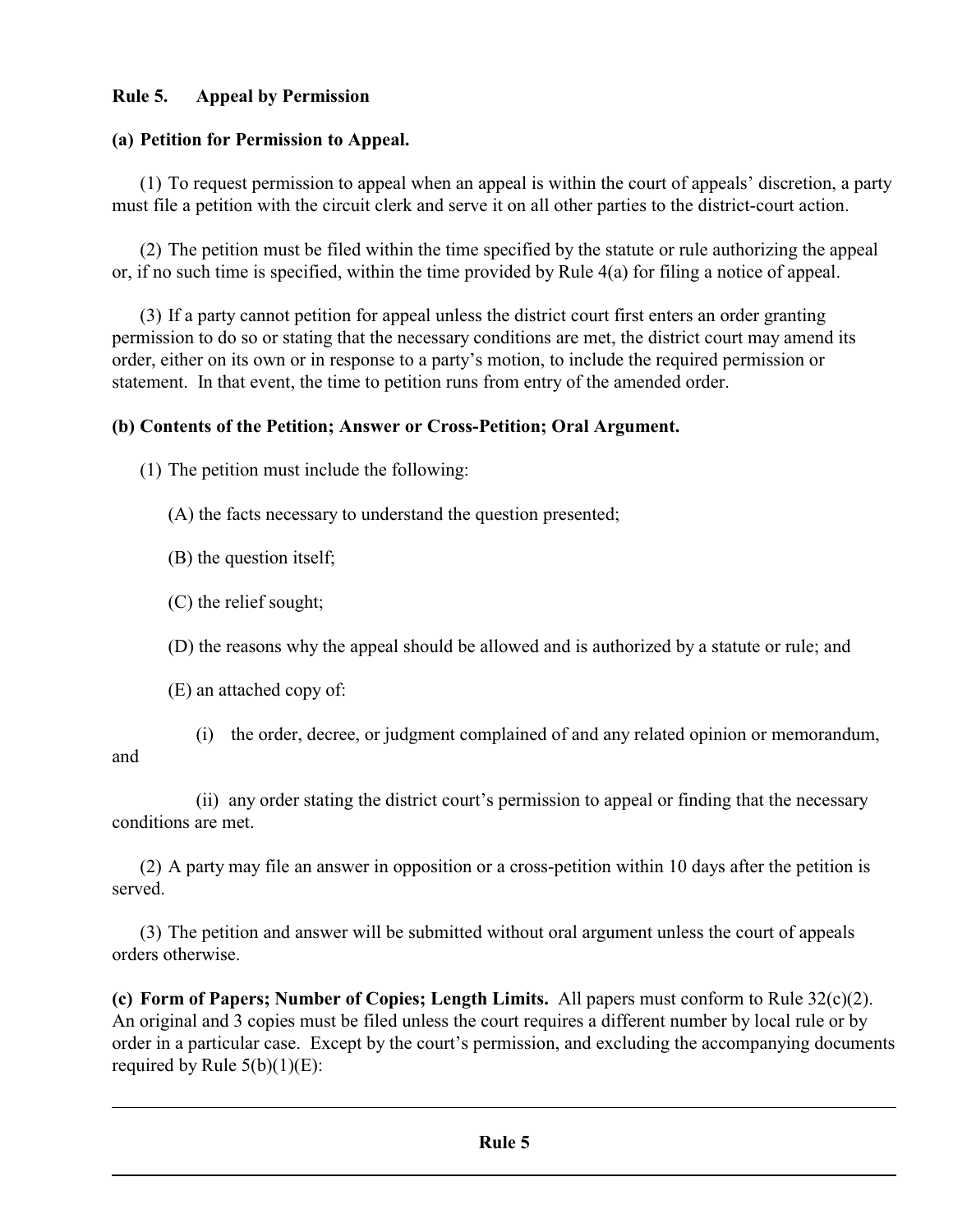**Rule 5. Appeal by Permission**

**(a) Petition for Permission to Appeal.**

(1) To request permission to appeal when an appeal is within the court of appeals' discretion, a party must file a petition with the circuit clerk and serve it on all other parties to the district-court action.

(2) The petition must be filed within the time specified by the statute or rule authorizing the appeal or, if no such time is specified, within the time provided by Rule 4(a) for filing a notice of appeal.

(3) If a party cannot petition for appeal unless the district court first enters an order granting permission to do so or stating that the necessary conditions are met, the district court may amend its order, either on its own or in response to a party's motion, to include the required permission or statement. In that event, the time to petition runs from entry of the amended order.

**(b) Contents of the Petition; Answer or Cross-Petition; Oral Argument.**

(1) The petition must include the following:

(A) the facts necessary to understand the question presented;

(B) the question itself;

(C) the relief sought;

(D) the reasons why the appeal should be allowed and is authorized by a statute or rule; and

(E) an attached copy of:

(i) the order, decree, or judgment complained of and any related opinion or memorandum, and

(ii) any order stating the district court's permission to appeal or finding that the necessary conditions are met.

(2) A party may file an answer in opposition or a cross-petition within 10 days after the petition is served.

(3) The petition and answer will be submitted without oral argument unless the court of appeals orders otherwise.

**(c) Form of Papers; Number of Copies; Length Limits.** All papers must conform to Rule 32(c)(2). An original and 3 copies must be filed unless the court requires a different number by local rule or by order in a particular case. Except by the court's permission, and excluding the accompanying documents required by Rule 5(b)(1)(E):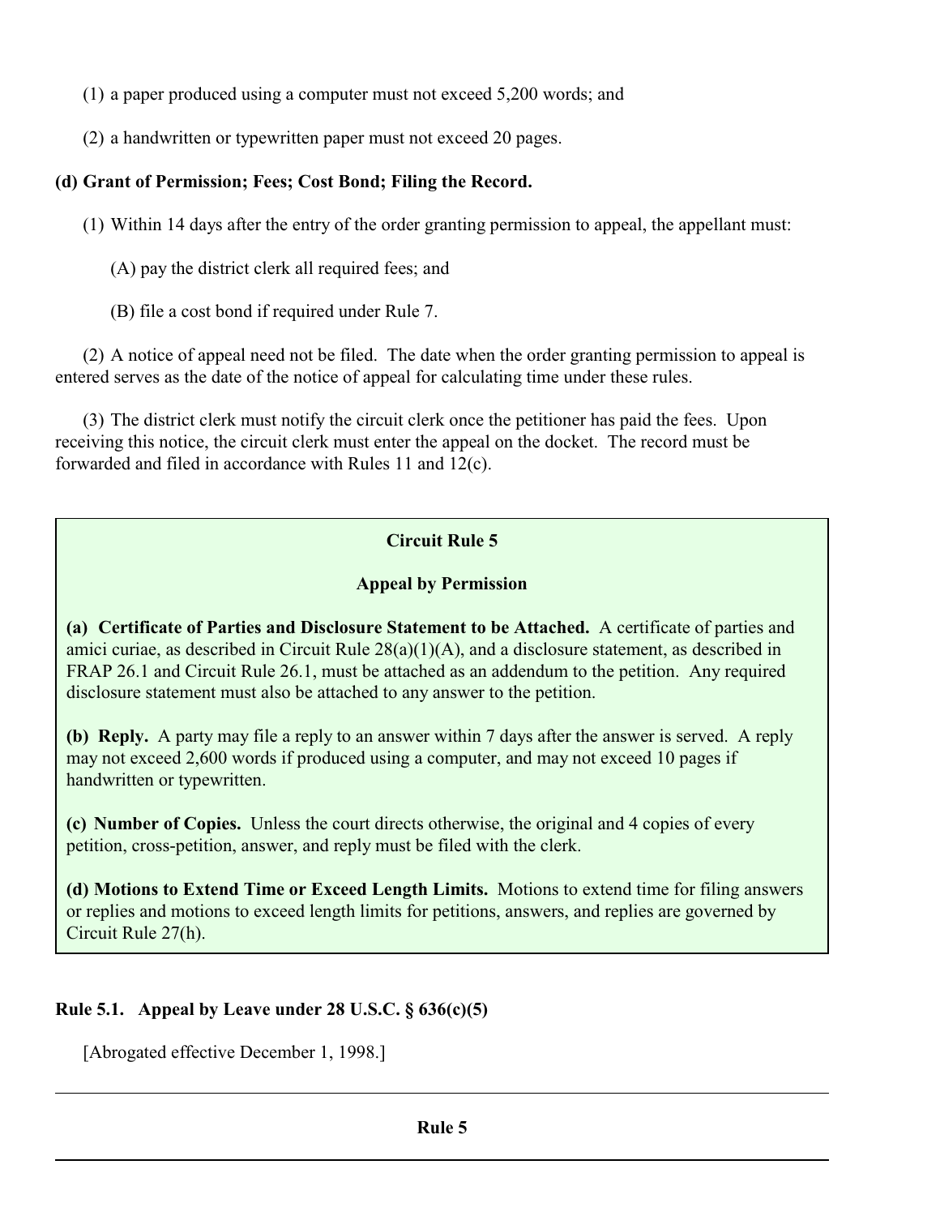(1) a paper produced using a computer must not exceed 5,200 words; and

(2) a handwritten or typewritten paper must not exceed 20 pages.

**(d) Grant of Permission; Fees; Cost Bond; Filing the Record.**

(1) Within 14 days after the entry of the order granting permission to appeal, the appellant must:

(A) pay the district clerk all required fees; and

(B) file a cost bond if required under Rule 7.

(2) A notice of appeal need not be filed. The date when the order granting permission to appeal is entered serves as the date of the notice of appeal for calculating time under these rules.

(3) The district clerk must notify the circuit clerk once the petitioner has paid the fees. Upon receiving this notice, the circuit clerk must enter the appeal on the docket. The record must be forwarded and filed in accordance with Rules 11 and 12(c).

**Circuit Rule 5**

**Appeal by Permission**

**(a) Certificate of Parties and Disclosure Statement to be Attached.** A certificate of parties and amici curiae, as described in Circuit Rule 28(a)(1)(A), and a disclosure statement, as described in FRAP 26.1 and Circuit Rule 26.1, must be attached as an addendum to the petition. Any required disclosure statement must also be attached to any answer to the petition.

**(b) Reply.** A party may file a reply to an answer within 7 days after the answer is served. A reply may not exceed 2,600 words if produced using a computer, and may not exceed 10 pages if handwritten or typewritten.

**(c) Number of Copies.** Unless the court directs otherwise, the original and 4 copies of every petition, cross-petition, answer, and reply must be filed with the clerk.

**(d) Motions to Extend Time or Exceed Length Limits.** Motions to extend time for filing answers or replies and motions to exceed length limits for petitions, answers, and replies are governed by Circuit Rule 27(h).

**Rule 5.1. Appeal by Leave under 28 U.S.C. § 636(c)(5)**

[Abrogated effective December 1, 1998.]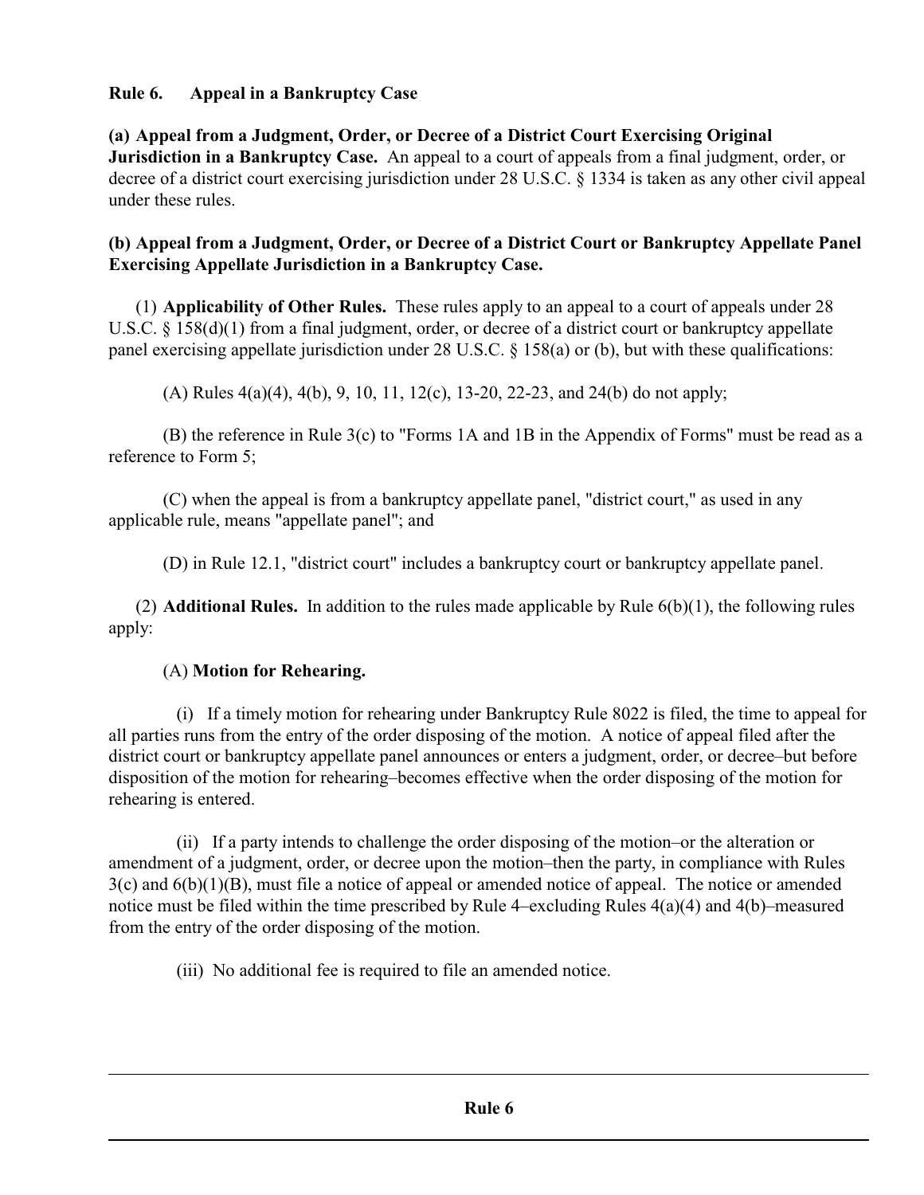**Rule 6. Appeal in a Bankruptcy Case**

**(a) Appeal from a Judgment, Order, or Decree of a District Court Exercising Original Jurisdiction in a Bankruptcy Case.** An appeal to a court of appeals from a final judgment, order, or decree of a district court exercising jurisdiction under 28 U.S.C. § 1334 is taken as any other civil appeal under these rules.

**(b) Appeal from a Judgment, Order, or Decree of a District Court or Bankruptcy Appellate Panel Exercising Appellate Jurisdiction in a Bankruptcy Case.**

(1) **Applicability of Other Rules.** These rules apply to an appeal to a court of appeals under 28 U.S.C. § 158(d)(1) from a final judgment, order, or decree of a district court or bankruptcy appellate panel exercising appellate jurisdiction under 28 U.S.C. § 158(a) or (b), but with these qualifications:

(A) Rules 4(a)(4), 4(b), 9, 10, 11, 12(c), 13-20, 22-23, and 24(b) do not apply;

(B) the reference in Rule 3(c) to "Forms 1A and 1B in the Appendix of Forms" must be read as a reference to Form 5;

(C) when the appeal is from a bankruptcy appellate panel, "district court," as used in any applicable rule, means "appellate panel"; and

(D) in Rule 12.1, "district court" includes a bankruptcy court or bankruptcy appellate panel.

(2) **Additional Rules.** In addition to the rules made applicable by Rule 6(b)(1), the following rules apply:

(A) **Motion for Rehearing.**

(i) If a timely motion for rehearing under Bankruptcy Rule 8022 is filed, the time to appeal for all parties runs from the entry of the order disposing of the motion. A notice of appeal filed after the district court or bankruptcy appellate panel announces or enters a judgment, order, or decree–but before disposition of the motion for rehearing–becomes effective when the order disposing of the motion for rehearing is entered.

(ii) If a party intends to challenge the order disposing of the motion–or the alteration or amendment of a judgment, order, or decree upon the motion–then the party, in compliance with Rules 3(c) and 6(b)(1)(B), must file a notice of appeal or amended notice of appeal. The notice or amended notice must be filed within the time prescribed by Rule 4–excluding Rules 4(a)(4) and 4(b)–measured from the entry of the order disposing of the motion.

(iii) No additional fee is required to file an amended notice.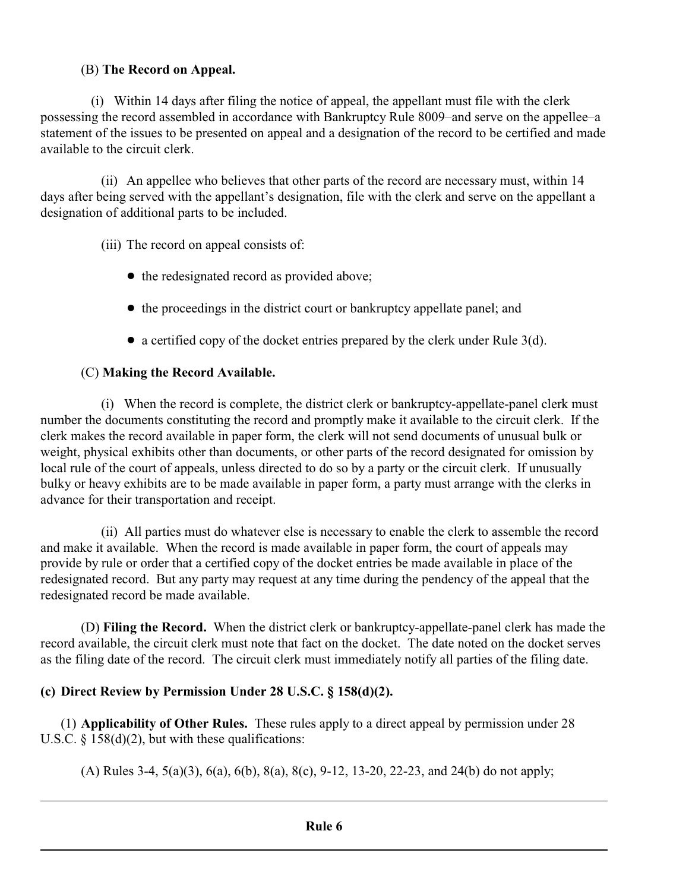(B) **The Record on Appeal.**

(i) Within 14 days after filing the notice of appeal, the appellant must file with the clerk possessing the record assembled in accordance with Bankruptcy Rule 8009–and serve on the appellee–a statement of the issues to be presented on appeal and a designation of the record to be certified and made available to the circuit clerk.

(ii) An appellee who believes that other parts of the record are necessary must, within 14 days after being served with the appellant's designation, file with the clerk and serve on the appellant a designation of additional parts to be included.

(iii) The record on appeal consists of:

- the redesignated record as provided above;
- the proceedings in the district court or bankruptcy appellate panel; and
- a certified copy of the docket entries prepared by the clerk under Rule 3(d).

(C) **Making the Record Available.**

(i) When the record is complete, the district clerk or bankruptcy-appellate-panel clerk must number the documents constituting the record and promptly make it available to the circuit clerk. If the clerk makes the record available in paper form, the clerk will not send documents of unusual bulk or weight, physical exhibits other than documents, or other parts of the record designated for omission by local rule of the court of appeals, unless directed to do so by a party or the circuit clerk. If unusually bulky or heavy exhibits are to be made available in paper form, a party must arrange with the clerks in advance for their transportation and receipt.

(ii) All parties must do whatever else is necessary to enable the clerk to assemble the record and make it available. When the record is made available in paper form, the court of appeals may provide by rule or order that a certified copy of the docket entries be made available in place of the redesignated record. But any party may request at any time during the pendency of the appeal that the redesignated record be made available.

(D) **Filing the Record.** When the district clerk or bankruptcy-appellate-panel clerk has made the record available, the circuit clerk must note that fact on the docket. The date noted on the docket serves as the filing date of the record. The circuit clerk must immediately notify all parties of the filing date.

**(c) Direct Review by Permission Under 28 U.S.C. § 158(d)(2).**

(1) **Applicability of Other Rules.** These rules apply to a direct appeal by permission under 28 U.S.C. § 158(d)(2), but with these qualifications:

(A) Rules 3-4, 5(a)(3), 6(a), 6(b), 8(a), 8(c), 9-12, 13-20, 22-23, and 24(b) do not apply;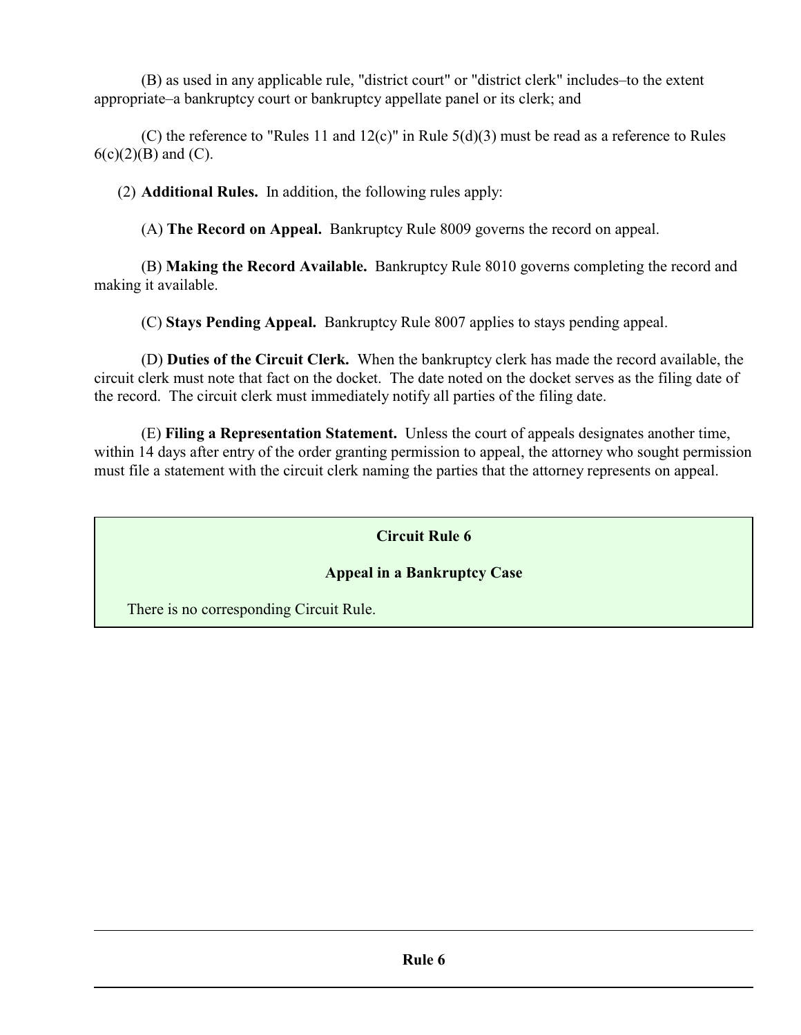(B) as used in any applicable rule, "district court" or "district clerk" includes–to the extent appropriate–a bankruptcy court or bankruptcy appellate panel or its clerk; and

(C) the reference to "Rules 11 and 12(c)" in Rule 5(d)(3) must be read as a reference to Rules 6(c)(2)(B) and (C).

(2) **Additional Rules.** In addition, the following rules apply:

(A) **The Record on Appeal.** Bankruptcy Rule 8009 governs the record on appeal.

(B) **Making the Record Available.** Bankruptcy Rule 8010 governs completing the record and making it available.

(C) **Stays Pending Appeal.** Bankruptcy Rule 8007 applies to stays pending appeal.

(D) **Duties of the Circuit Clerk.** When the bankruptcy clerk has made the record available, the circuit clerk must note that fact on the docket. The date noted on the docket serves as the filing date of the record. The circuit clerk must immediately notify all parties of the filing date.

(E) **Filing a Representation Statement.** Unless the court of appeals designates another time, within 14 days after entry of the order granting permission to appeal, the attorney who sought permission must file a statement with the circuit clerk naming the parties that the attorney represents on appeal.

**Circuit Rule 6**

**Appeal in a Bankruptcy Case**

There is no corresponding Circuit Rule.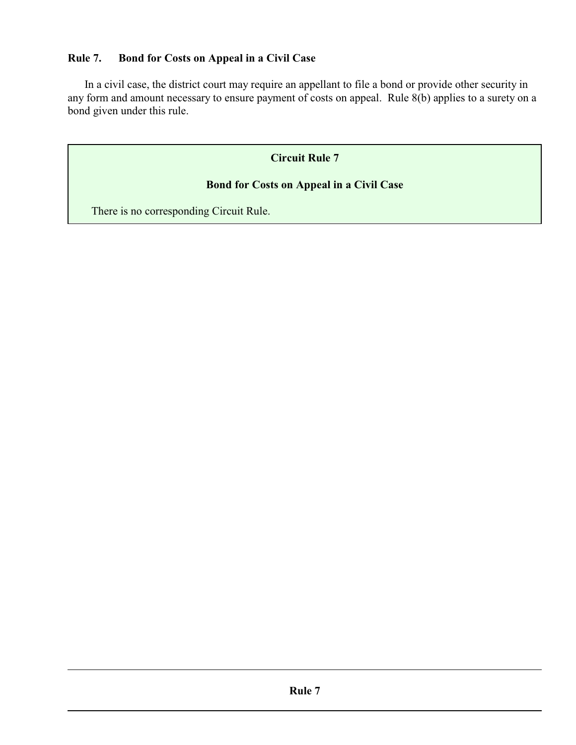## Rule 7. Bond for Costs on Appeal in a Civil Case

In a civil case, the district court may require an appellant to file a bond or provide other security in any form and amount necessary to ensure payment of costs on appeal. Rule 8(b) applies to a surety on a bond given under this rule.

### Circuit Rule 7

### Bond for Costs on Appeal in a Civil Case

There is no corresponding Circuit Rule.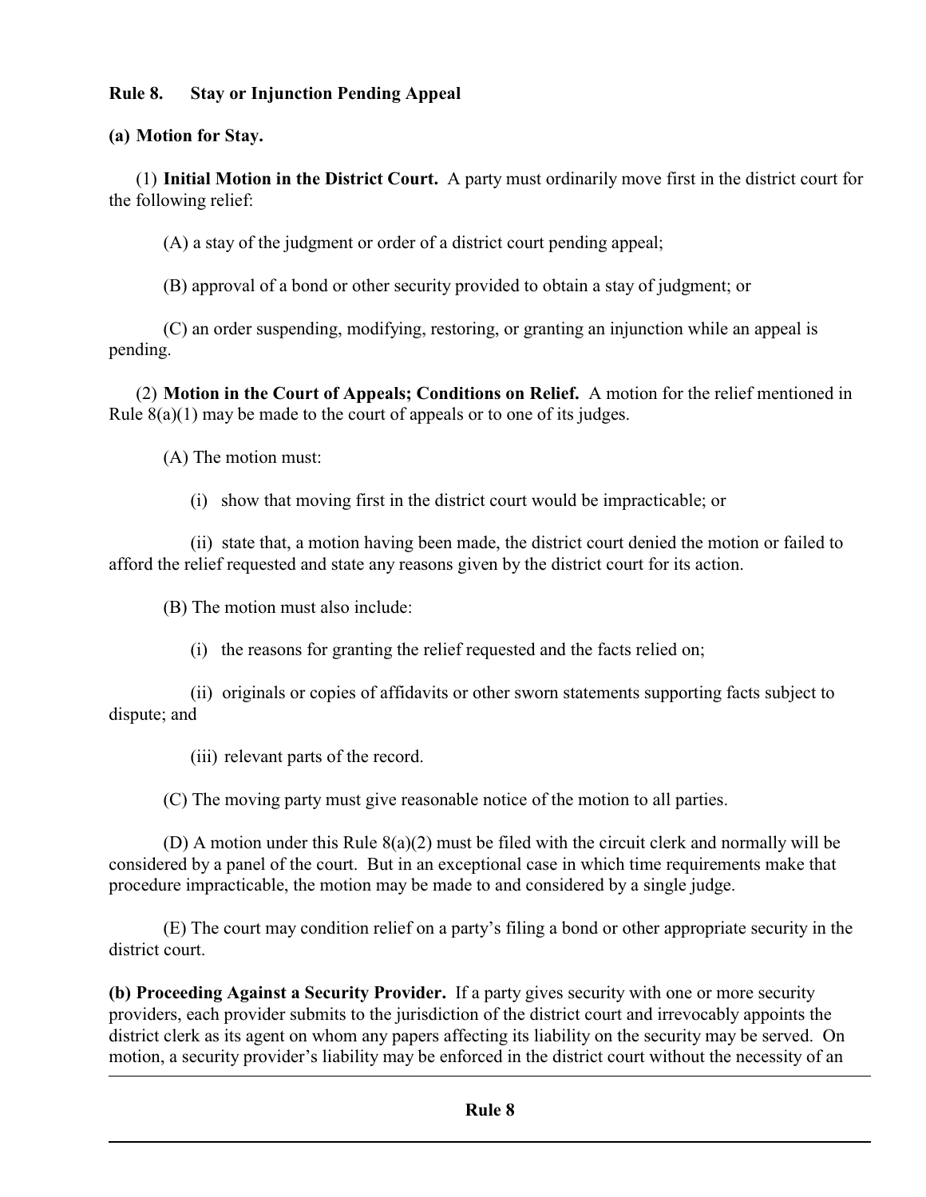**Rule 8. Stay or Injunction Pending Appeal**

**(a) Motion for Stay.**

(1) **Initial Motion in the District Court.** A party must ordinarily move first in the district court for the following relief:

(A) a stay of the judgment or order of a district court pending appeal;

(B) approval of a bond or other security provided to obtain a stay of judgment; or

(C) an order suspending, modifying, restoring, or granting an injunction while an appeal is pending.

(2) **Motion in the Court of Appeals; Conditions on Relief.** A motion for the relief mentioned in Rule 8(a)(1) may be made to the court of appeals or to one of its judges.

(A) The motion must:

(i) show that moving first in the district court would be impracticable; or

(ii) state that, a motion having been made, the district court denied the motion or failed to afford the relief requested and state any reasons given by the district court for its action.

(B) The motion must also include:

(i) the reasons for granting the relief requested and the facts relied on;

(ii) originals or copies of affidavits or other sworn statements supporting facts subject to dispute; and

(iii) relevant parts of the record.

(C) The moving party must give reasonable notice of the motion to all parties.

(D) A motion under this Rule 8(a)(2) must be filed with the circuit clerk and normally will be considered by a panel of the court. But in an exceptional case in which time requirements make that procedure impracticable, the motion may be made to and considered by a single judge.

(E) The court may condition relief on a party's filing a bond or other appropriate security in the district court.

**(b) Proceeding Against a Security Provider.** If a party gives security with one or more security providers, each provider submits to the jurisdiction of the district court and irrevocably appoints the district clerk as its agent on whom any papers affecting its liability on the security may be served. On motion, a security provider's liability may be enforced in the district court without the necessity of an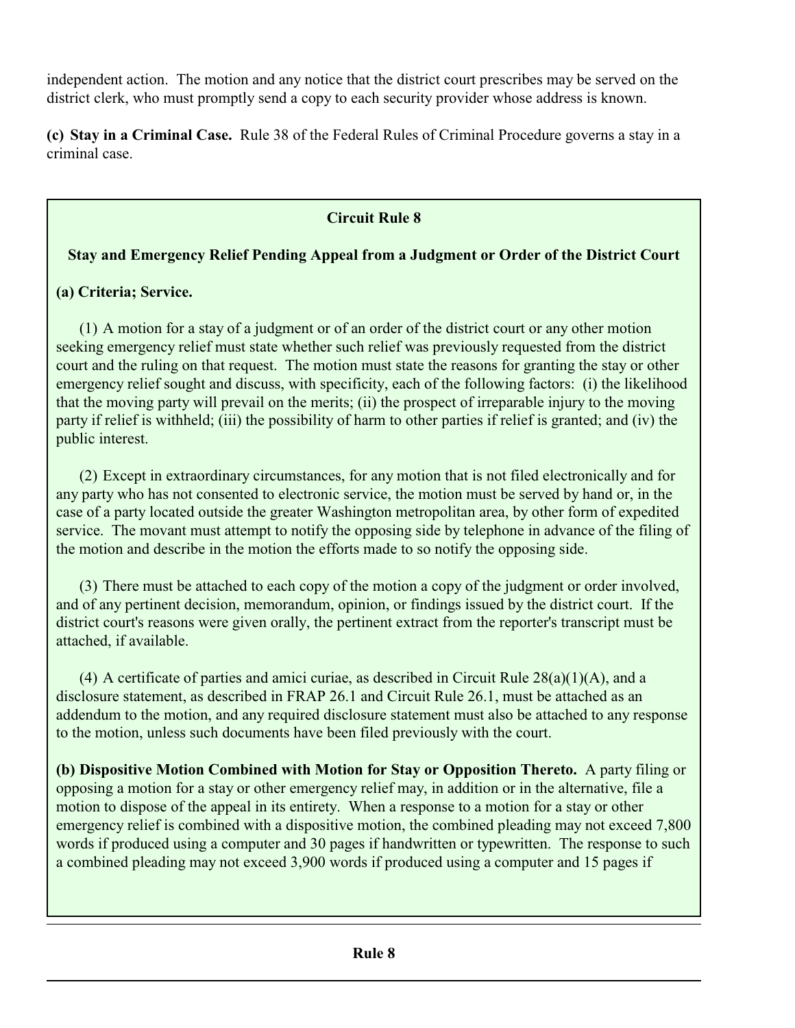independent action. The motion and any notice that the district court prescribes may be served on the district clerk, who must promptly send a copy to each security provider whose address is known.

**(c) Stay in a Criminal Case.** Rule 38 of the Federal Rules of Criminal Procedure governs a stay in a criminal case.

**Circuit Rule 8**

**Stay and Emergency Relief Pending Appeal from a Judgment or Order of the District Court**

**(a) Criteria; Service.**

(1) A motion for a stay of a judgment or of an order of the district court or any other motion seeking emergency relief must state whether such relief was previously requested from the district court and the ruling on that request. The motion must state the reasons for granting the stay or other emergency relief sought and discuss, with specificity, each of the following factors: (i) the likelihood that the moving party will prevail on the merits; (ii) the prospect of irreparable injury to the moving party if relief is withheld; (iii) the possibility of harm to other parties if relief is granted; and (iv) the public interest.

(2) Except in extraordinary circumstances, for any motion that is not filed electronically and for any party who has not consented to electronic service, the motion must be served by hand or, in the case of a party located outside the greater Washington metropolitan area, by other form of expedited service. The movant must attempt to notify the opposing side by telephone in advance of the filing of the motion and describe in the motion the efforts made to so notify the opposing side.

(3) There must be attached to each copy of the motion a copy of the judgment or order involved, and of any pertinent decision, memorandum, opinion, or findings issued by the district court. If the district court's reasons were given orally, the pertinent extract from the reporter's transcript must be attached, if available.

(4) A certificate of parties and amici curiae, as described in Circuit Rule 28(a)(1)(A), and a disclosure statement, as described in FRAP 26.1 and Circuit Rule 26.1, must be attached as an addendum to the motion, and any required disclosure statement must also be attached to any response to the motion, unless such documents have been filed previously with the court.

**(b) Dispositive Motion Combined with Motion for Stay or Opposition Thereto.** A party filing or opposing a motion for a stay or other emergency relief may, in addition or in the alternative, file a motion to dispose of the appeal in its entirety. When a response to a motion for a stay or other emergency relief is combined with a dispositive motion, the combined pleading may not exceed 7,800 words if produced using a computer and 30 pages if handwritten or typewritten. The response to such a combined pleading may not exceed 3,900 words if produced using a computer and 15 pages if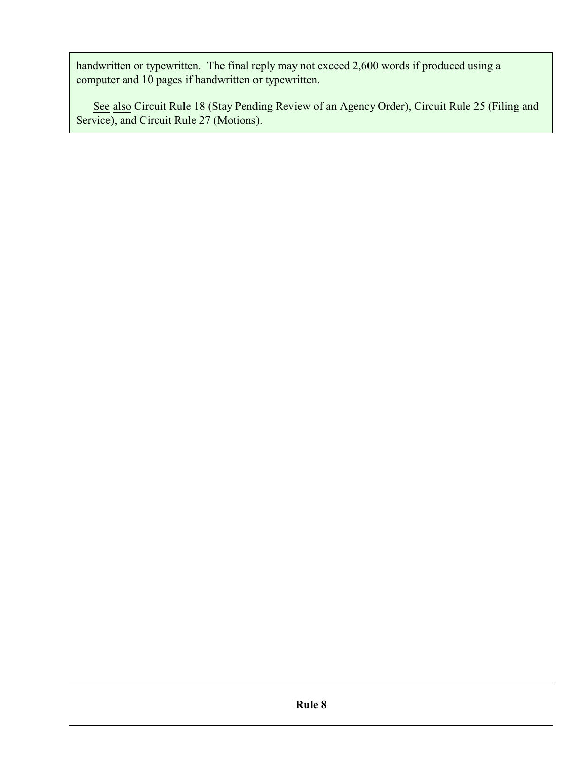handwritten or typewritten. The final reply may not exceed 2,600 words if produced using a computer and 10 pages if handwritten or typewritten.

See also Circuit Rule 18 (Stay Pending Review of an Agency Order), Circuit Rule 25 (Filing and Service), and Circuit Rule 27 (Motions).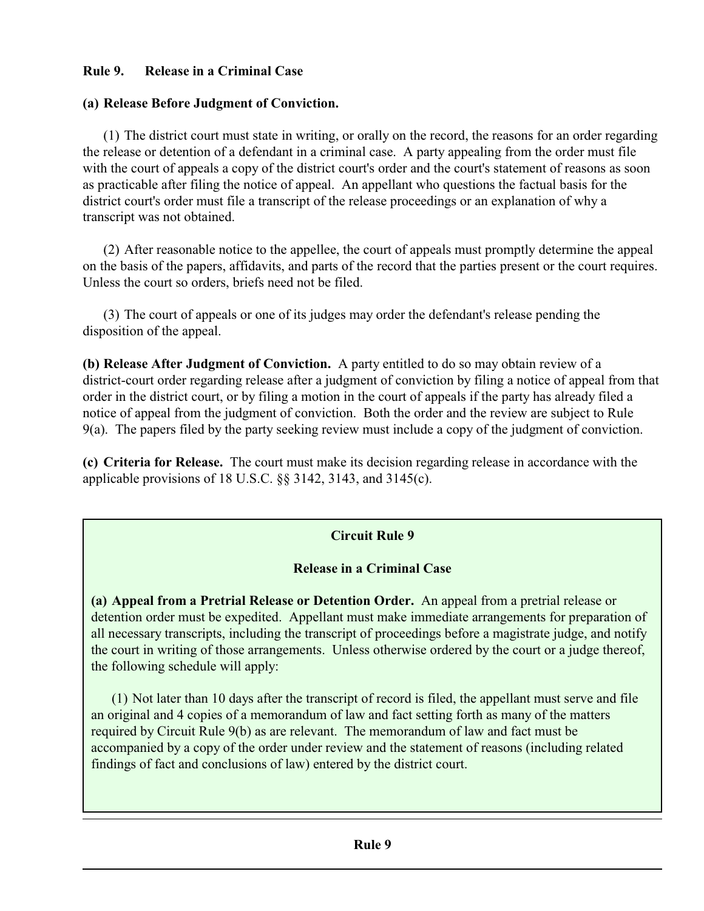## Rule 9. Release in a Criminal Case

**(a) Release Before Judgment of Conviction.**

(1) The district court must state in writing, or orally on the record, the reasons for an order regarding the release or detention of a defendant in a criminal case. A party appealing from the order must file with the court of appeals a copy of the district court's order and the court's statement of reasons as soon as practicable after filing the notice of appeal. An appellant who questions the factual basis for the district court's order must file a transcript of the release proceedings or an explanation of why a transcript was not obtained.

(2) After reasonable notice to the appellee, the court of appeals must promptly determine the appeal on the basis of the papers, affidavits, and parts of the record that the parties present or the court requires. Unless the court so orders, briefs need not be filed.

(3) The court of appeals or one of its judges may order the defendant's release pending the disposition of the appeal.

**(b) Release After Judgment of Conviction.** A party entitled to do so may obtain review of a district-court order regarding release after a judgment of conviction by filing a notice of appeal from that order in the district court, or by filing a motion in the court of appeals if the party has already filed a notice of appeal from the judgment of conviction. Both the order and the review are subject to Rule 9(a). The papers filed by the party seeking review must include a copy of the judgment of conviction.

**(c) Criteria for Release.** The court must make its decision regarding release in accordance with the applicable provisions of 18 U.S.C. §§ 3142, 3143, and 3145(c).

### Circuit Rule 9

### Release in a Criminal Case

**(a) Appeal from a Pretrial Release or Detention Order.** An appeal from a pretrial release or detention order must be expedited. Appellant must make immediate arrangements for preparation of all necessary transcripts, including the transcript of proceedings before a magistrate judge, and notify the court in writing of those arrangements. Unless otherwise ordered by the court or a judge thereof, the following schedule will apply:

(1) Not later than 10 days after the transcript of record is filed, the appellant must serve and file an original and 4 copies of a memorandum of law and fact setting forth as many of the matters required by Circuit Rule 9(b) as are relevant. The memorandum of law and fact must be accompanied by a copy of the order under review and the statement of reasons (including related findings of fact and conclusions of law) entered by the district court.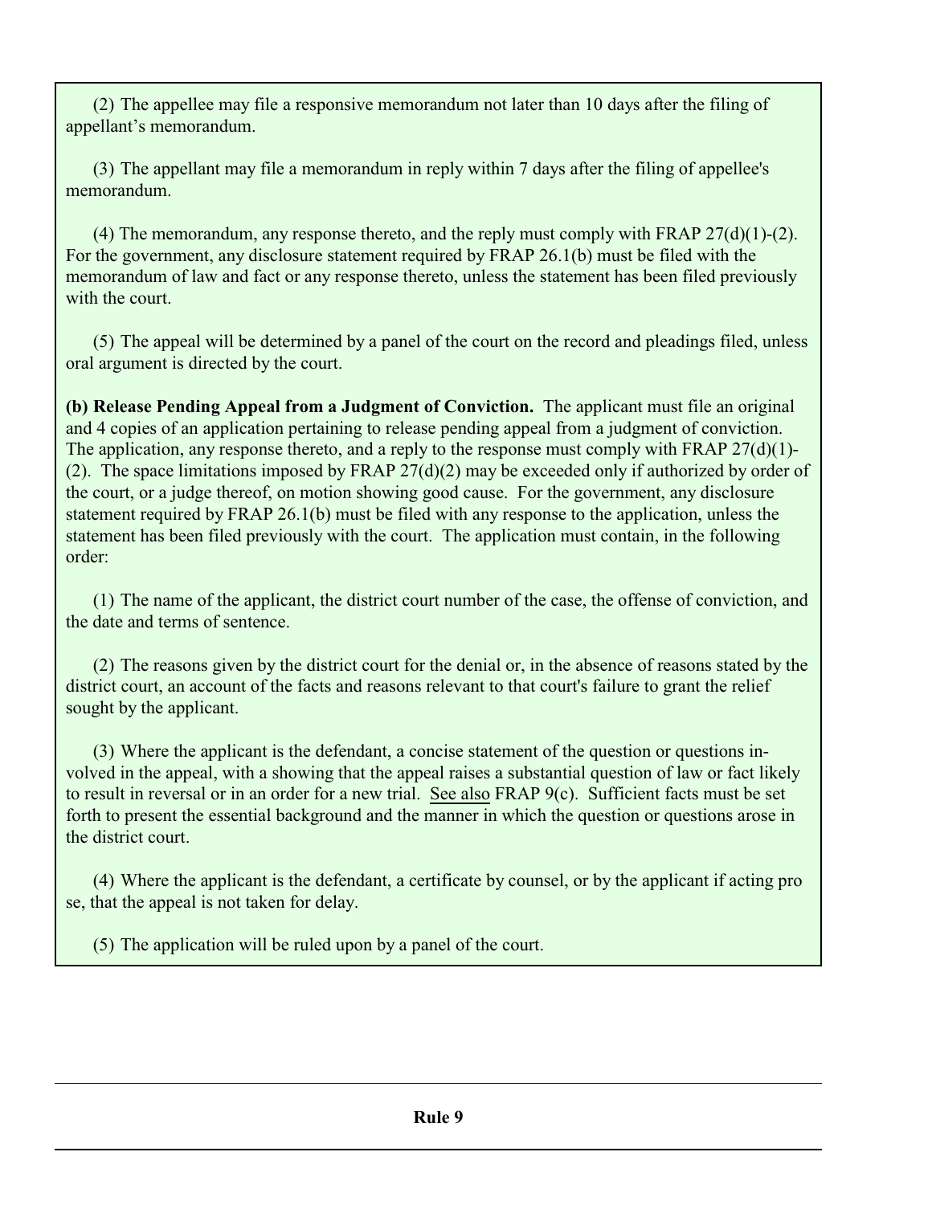(2) The appellee may file a responsive memorandum not later than 10 days after the filing of appellant's memorandum.

(3) The appellant may file a memorandum in reply within 7 days after the filing of appellee's memorandum.

(4) The memorandum, any response thereto, and the reply must comply with FRAP 27(d)(1)-(2). For the government, any disclosure statement required by FRAP 26.1(b) must be filed with the memorandum of law and fact or any response thereto, unless the statement has been filed previously with the court.

(5) The appeal will be determined by a panel of the court on the record and pleadings filed, unless oral argument is directed by the court.

**(b) Release Pending Appeal from a Judgment of Conviction.** The applicant must file an original and 4 copies of an application pertaining to release pending appeal from a judgment of conviction. The application, any response thereto, and a reply to the response must comply with FRAP 27(d)(1)-(2). The space limitations imposed by FRAP 27(d)(2) may be exceeded only if authorized by order of the court, or a judge thereof, on motion showing good cause. For the government, any disclosure statement required by FRAP 26.1(b) must be filed with any response to the application, unless the statement has been filed previously with the court. The application must contain, in the following order:

(1) The name of the applicant, the district court number of the case, the offense of conviction, and the date and terms of sentence.

(2) The reasons given by the district court for the denial or, in the absence of reasons stated by the district court, an account of the facts and reasons relevant to that court's failure to grant the relief sought by the applicant.

(3) Where the applicant is the defendant, a concise statement of the question or questions involved in the appeal, with a showing that the appeal raises a substantial question of law or fact likely to result in reversal or in an order for a new trial. See also FRAP 9(c). Sufficient facts must be set forth to present the essential background and the manner in which the question or questions arose in the district court.

(4) Where the applicant is the defendant, a certificate by counsel, or by the applicant if acting pro se, that the appeal is not taken for delay.

(5) The application will be ruled upon by a panel of the court.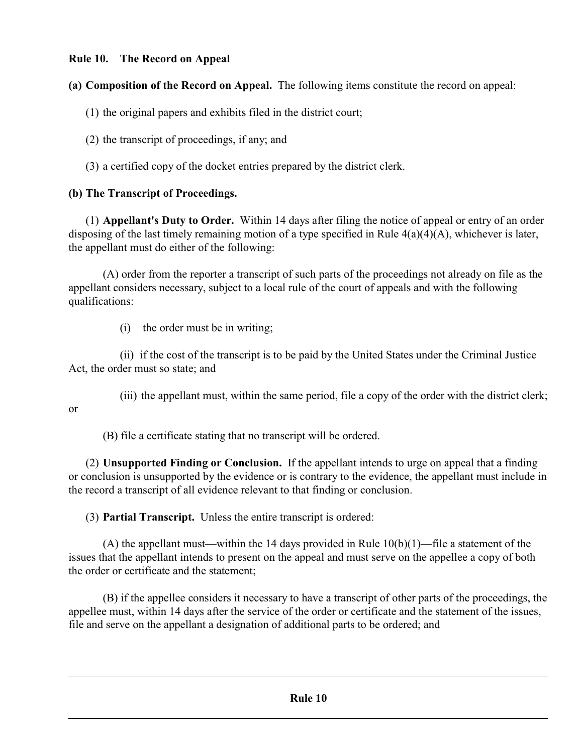**Rule 10. The Record on Appeal**

**(a) Composition of the Record on Appeal.** The following items constitute the record on appeal:

(1) the original papers and exhibits filed in the district court;

(2) the transcript of proceedings, if any; and

(3) a certified copy of the docket entries prepared by the district clerk.

**(b) The Transcript of Proceedings.**

(1) **Appellant's Duty to Order.** Within 14 days after filing the notice of appeal or entry of an order disposing of the last timely remaining motion of a type specified in Rule 4(a)(4)(A), whichever is later, the appellant must do either of the following:

(A) order from the reporter a transcript of such parts of the proceedings not already on file as the appellant considers necessary, subject to a local rule of the court of appeals and with the following qualifications:

(i) the order must be in writing;

(ii) if the cost of the transcript is to be paid by the United States under the Criminal Justice Act, the order must so state; and

(iii) the appellant must, within the same period, file a copy of the order with the district clerk; or

(B) file a certificate stating that no transcript will be ordered.

(2) **Unsupported Finding or Conclusion.** If the appellant intends to urge on appeal that a finding or conclusion is unsupported by the evidence or is contrary to the evidence, the appellant must include in the record a transcript of all evidence relevant to that finding or conclusion.

(3) **Partial Transcript.** Unless the entire transcript is ordered:

(A) the appellant must—within the 14 days provided in Rule 10(b)(1)—file a statement of the issues that the appellant intends to present on the appeal and must serve on the appellee a copy of both the order or certificate and the statement;

(B) if the appellee considers it necessary to have a transcript of other parts of the proceedings, the appellee must, within 14 days after the service of the order or certificate and the statement of the issues, file and serve on the appellant a designation of additional parts to be ordered; and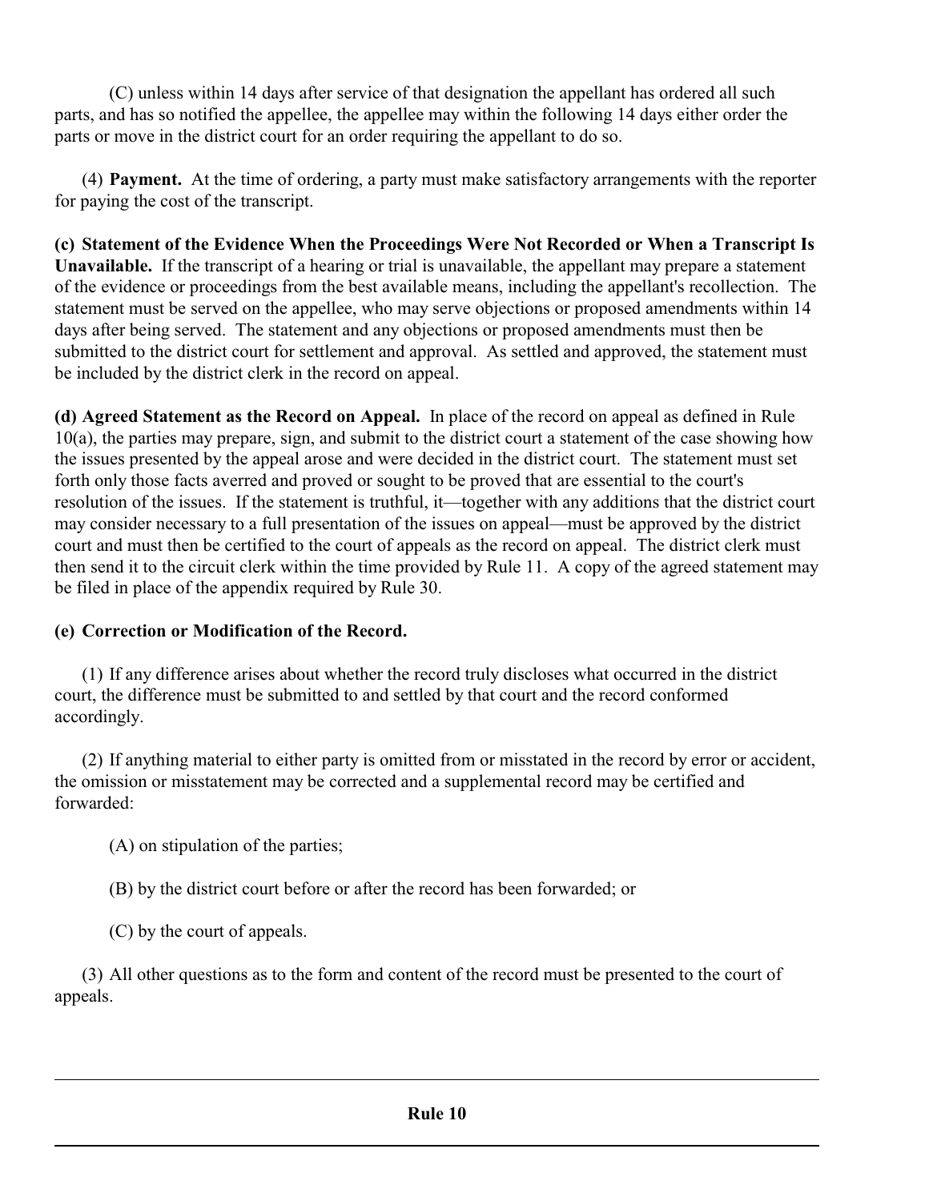(C) unless within 14 days after service of that designation the appellant has ordered all such parts, and has so notified the appellee, the appellee may within the following 14 days either order the parts or move in the district court for an order requiring the appellant to do so.

(4) **Payment.** At the time of ordering, a party must make satisfactory arrangements with the reporter for paying the cost of the transcript.

**(c) Statement of the Evidence When the Proceedings Were Not Recorded or When a Transcript Is Unavailable.** If the transcript of a hearing or trial is unavailable, the appellant may prepare a statement of the evidence or proceedings from the best available means, including the appellant's recollection. The statement must be served on the appellee, who may serve objections or proposed amendments within 14 days after being served. The statement and any objections or proposed amendments must then be submitted to the district court for settlement and approval. As settled and approved, the statement must be included by the district clerk in the record on appeal.

**(d) Agreed Statement as the Record on Appeal.** In place of the record on appeal as defined in Rule 10(a), the parties may prepare, sign, and submit to the district court a statement of the case showing how the issues presented by the appeal arose and were decided in the district court. The statement must set forth only those facts averred and proved or sought to be proved that are essential to the court's resolution of the issues. If the statement is truthful, it—together with any additions that the district court may consider necessary to a full presentation of the issues on appeal—must be approved by the district court and must then be certified to the court of appeals as the record on appeal. The district clerk must then send it to the circuit clerk within the time provided by Rule 11. A copy of the agreed statement may be filed in place of the appendix required by Rule 30.

**(e) Correction or Modification of the Record.**

(1) If any difference arises about whether the record truly discloses what occurred in the district court, the difference must be submitted to and settled by that court and the record conformed accordingly.

(2) If anything material to either party is omitted from or misstated in the record by error or accident, the omission or misstatement may be corrected and a supplemental record may be certified and forwarded:

(A) on stipulation of the parties;

(B) by the district court before or after the record has been forwarded; or

(C) by the court of appeals.

(3) All other questions as to the form and content of the record must be presented to the court of appeals.

---

**Rule 10**

---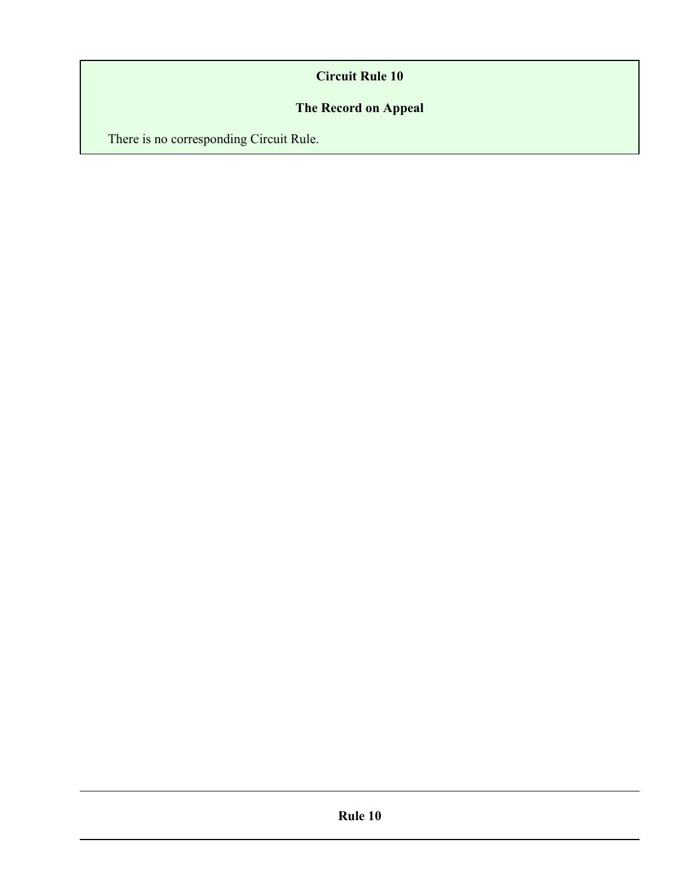## Circuit Rule 10

### The Record on Appeal

There is no corresponding Circuit Rule.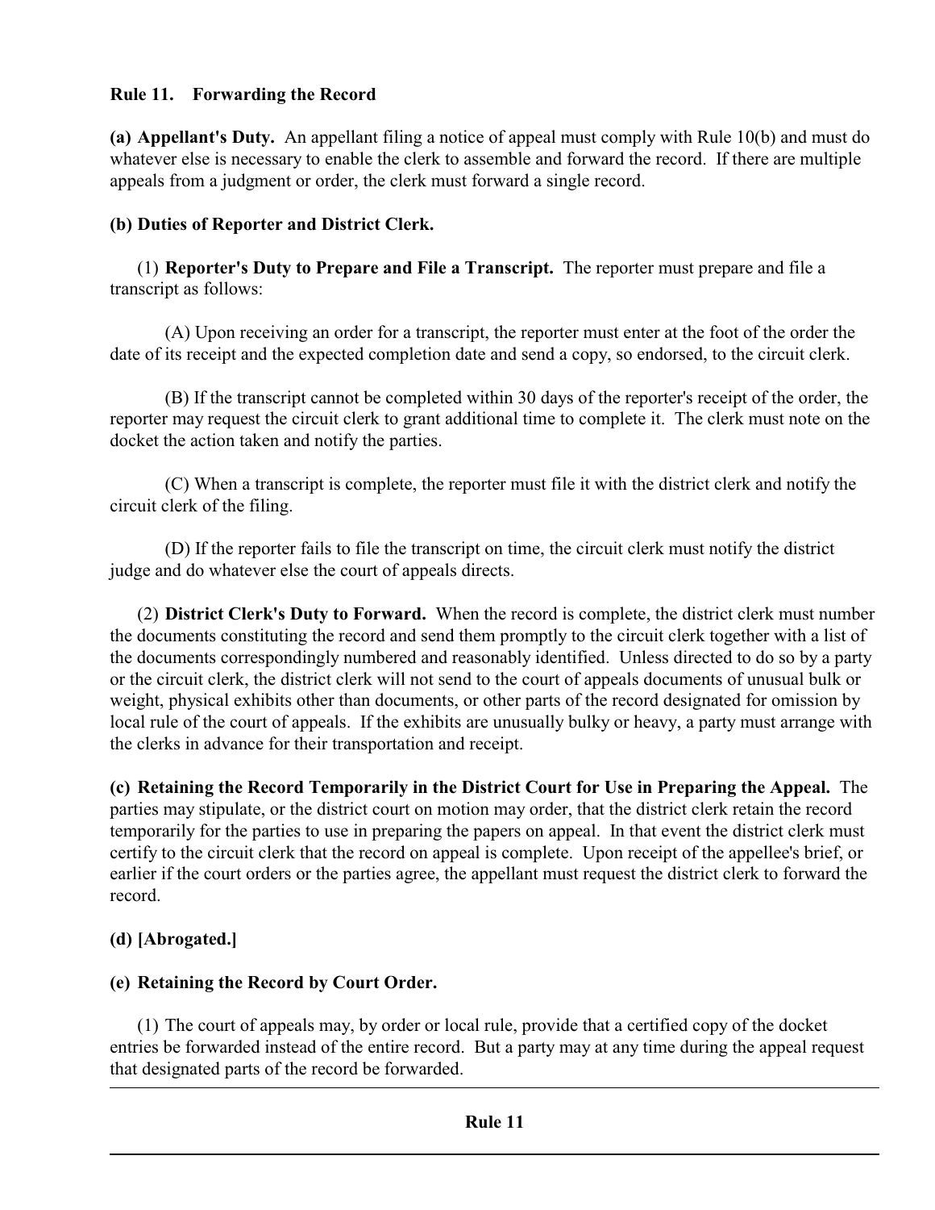**Rule 11. Forwarding the Record**

**(a) Appellant's Duty.** An appellant filing a notice of appeal must comply with Rule 10(b) and must do whatever else is necessary to enable the clerk to assemble and forward the record. If there are multiple appeals from a judgment or order, the clerk must forward a single record.

**(b) Duties of Reporter and District Clerk.**

(1) **Reporter's Duty to Prepare and File a Transcript.** The reporter must prepare and file a transcript as follows:

(A) Upon receiving an order for a transcript, the reporter must enter at the foot of the order the date of its receipt and the expected completion date and send a copy, so endorsed, to the circuit clerk.

(B) If the transcript cannot be completed within 30 days of the reporter's receipt of the order, the reporter may request the circuit clerk to grant additional time to complete it. The clerk must note on the docket the action taken and notify the parties.

(C) When a transcript is complete, the reporter must file it with the district clerk and notify the circuit clerk of the filing.

(D) If the reporter fails to file the transcript on time, the circuit clerk must notify the district judge and do whatever else the court of appeals directs.

(2) **District Clerk's Duty to Forward.** When the record is complete, the district clerk must number the documents constituting the record and send them promptly to the circuit clerk together with a list of the documents correspondingly numbered and reasonably identified. Unless directed to do so by a party or the circuit clerk, the district clerk will not send to the court of appeals documents of unusual bulk or weight, physical exhibits other than documents, or other parts of the record designated for omission by local rule of the court of appeals. If the exhibits are unusually bulky or heavy, a party must arrange with the clerks in advance for their transportation and receipt.

**(c) Retaining the Record Temporarily in the District Court for Use in Preparing the Appeal.** The parties may stipulate, or the district court on motion may order, that the district clerk retain the record temporarily for the parties to use in preparing the papers on appeal. In that event the district clerk must certify to the circuit clerk that the record on appeal is complete. Upon receipt of the appellee's brief, or earlier if the court orders or the parties agree, the appellant must request the district clerk to forward the record.

**(d) [Abrogated.]**

**(e) Retaining the Record by Court Order.**

(1) The court of appeals may, by order or local rule, provide that a certified copy of the docket entries be forwarded instead of the entire record. But a party may at any time during the appeal request that designated parts of the record be forwarded.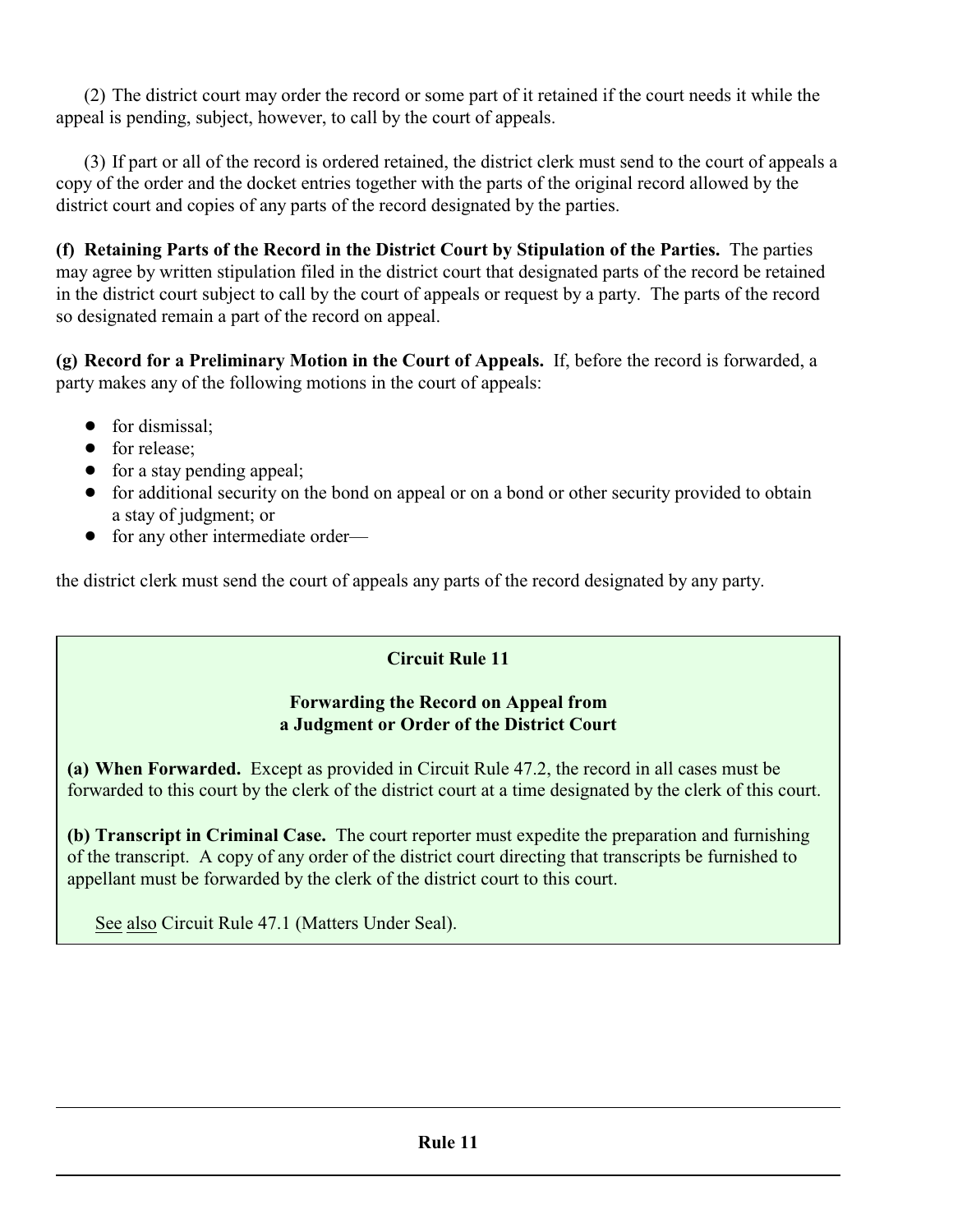(2) The district court may order the record or some part of it retained if the court needs it while the appeal is pending, subject, however, to call by the court of appeals.

(3) If part or all of the record is ordered retained, the district clerk must send to the court of appeals a copy of the order and the docket entries together with the parts of the original record allowed by the district court and copies of any parts of the record designated by the parties.

**(f) Retaining Parts of the Record in the District Court by Stipulation of the Parties.** The parties may agree by written stipulation filed in the district court that designated parts of the record be retained in the district court subject to call by the court of appeals or request by a party. The parts of the record so designated remain a part of the record on appeal.

**(g) Record for a Preliminary Motion in the Court of Appeals.** If, before the record is forwarded, a party makes any of the following motions in the court of appeals:

- for dismissal;
- for release;
- for a stay pending appeal;
- for additional security on the bond on appeal or on a bond or other security provided to obtain a stay of judgment; or
- for any other intermediate order—

the district clerk must send the court of appeals any parts of the record designated by any party.

**Circuit Rule 11**

**Forwarding the Record on Appeal from a Judgment or Order of the District Court**

**(a) When Forwarded.** Except as provided in Circuit Rule 47.2, the record in all cases must be forwarded to this court by the clerk of the district court at a time designated by the clerk of this court.

**(b) Transcript in Criminal Case.** The court reporter must expedite the preparation and furnishing of the transcript. A copy of any order of the district court directing that transcripts be furnished to appellant must be forwarded by the clerk of the district court to this court.

See also Circuit Rule 47.1 (Matters Under Seal).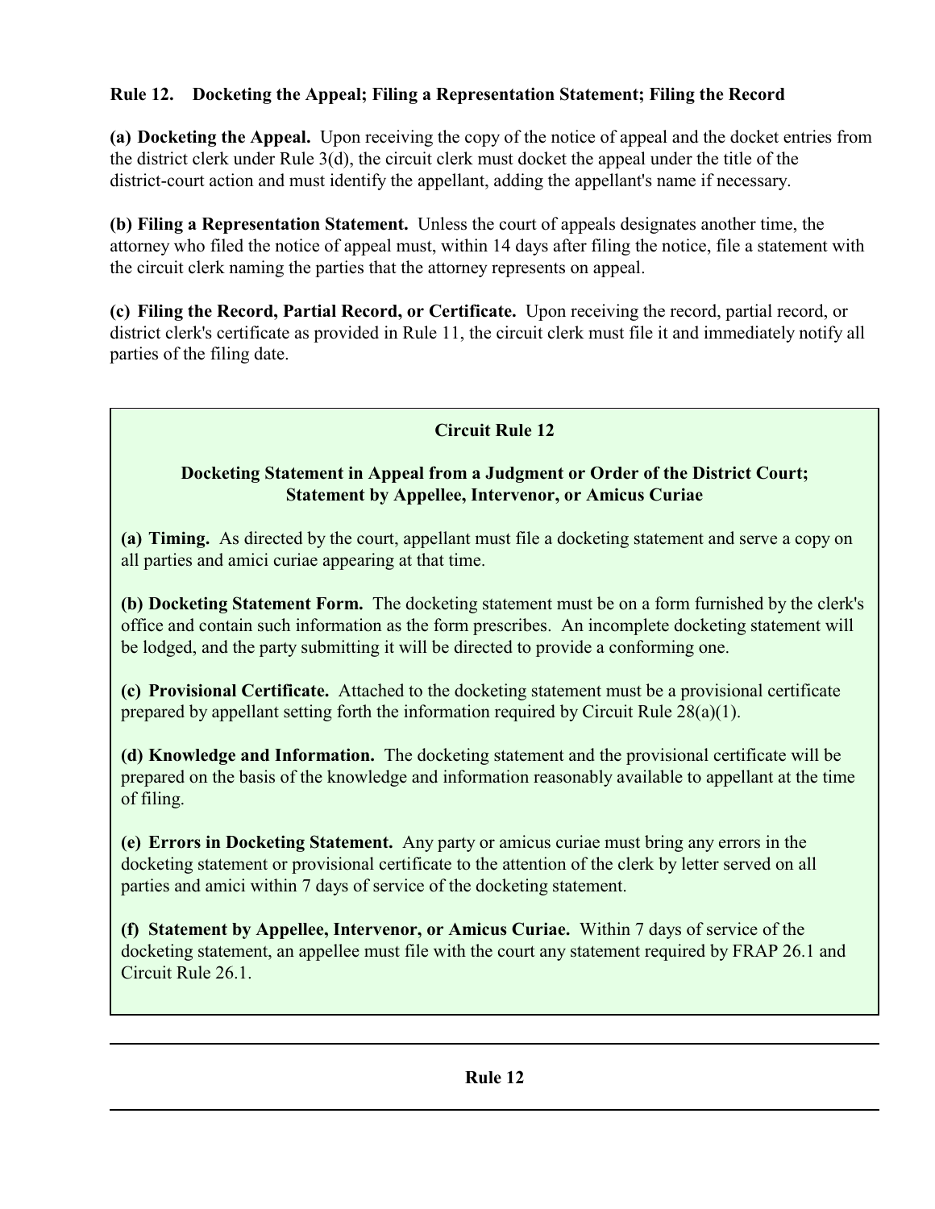## Rule 12. Docketing the Appeal; Filing a Representation Statement; Filing the Record

**(a) Docketing the Appeal.** Upon receiving the copy of the notice of appeal and the docket entries from the district clerk under Rule 3(d), the circuit clerk must docket the appeal under the title of the district-court action and must identify the appellant, adding the appellant's name if necessary.

**(b) Filing a Representation Statement.** Unless the court of appeals designates another time, the attorney who filed the notice of appeal must, within 14 days after filing the notice, file a statement with the circuit clerk naming the parties that the attorney represents on appeal.

**(c) Filing the Record, Partial Record, or Certificate.** Upon receiving the record, partial record, or district clerk's certificate as provided in Rule 11, the circuit clerk must file it and immediately notify all parties of the filing date.

### Circuit Rule 12

#### Docketing Statement in Appeal from a Judgment or Order of the District Court; Statement by Appellee, Intervenor, or Amicus Curiae

**(a) Timing.** As directed by the court, appellant must file a docketing statement and serve a copy on all parties and amici curiae appearing at that time.

**(b) Docketing Statement Form.** The docketing statement must be on a form furnished by the clerk's office and contain such information as the form prescribes. An incomplete docketing statement will be lodged, and the party submitting it will be directed to provide a conforming one.

**(c) Provisional Certificate.** Attached to the docketing statement must be a provisional certificate prepared by appellant setting forth the information required by Circuit Rule 28(a)(1).

**(d) Knowledge and Information.** The docketing statement and the provisional certificate will be prepared on the basis of the knowledge and information reasonably available to appellant at the time of filing.

**(e) Errors in Docketing Statement.** Any party or amicus curiae must bring any errors in the docketing statement or provisional certificate to the attention of the clerk by letter served on all parties and amici within 7 days of service of the docketing statement.

**(f) Statement by Appellee, Intervenor, or Amicus Curiae.** Within 7 days of service of the docketing statement, an appellee must file with the court any statement required by FRAP 26.1 and Circuit Rule 26.1.

---

**Rule 12**

---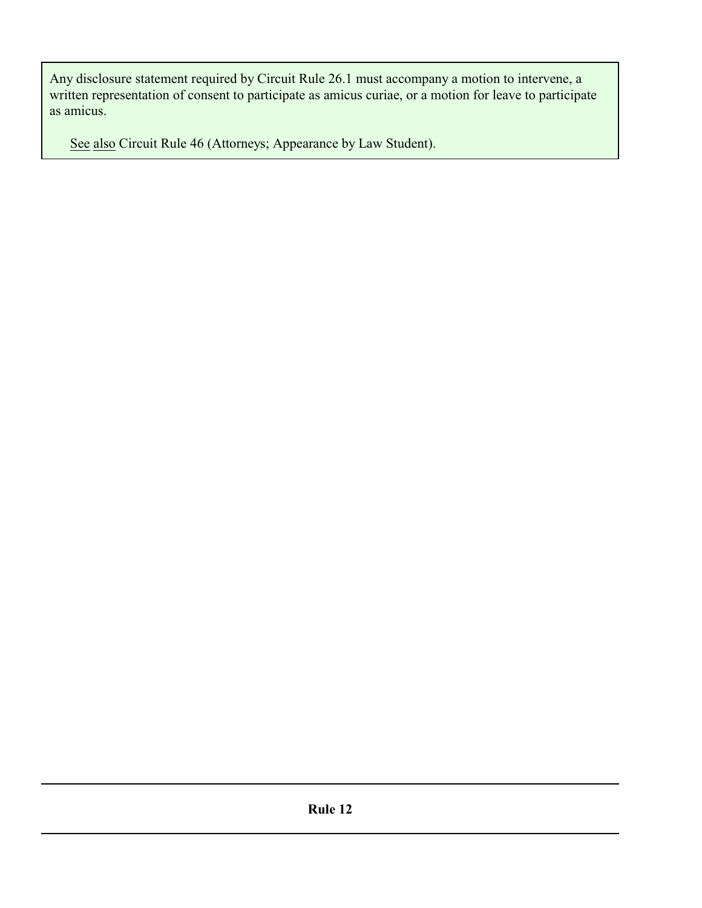Any disclosure statement required by Circuit Rule 26.1 must accompany a motion to intervene, a written representation of consent to participate as amicus curiae, or a motion for leave to participate as amicus.

See also Circuit Rule 46 (Attorneys; Appearance by Law Student).

---

**Rule 12**

---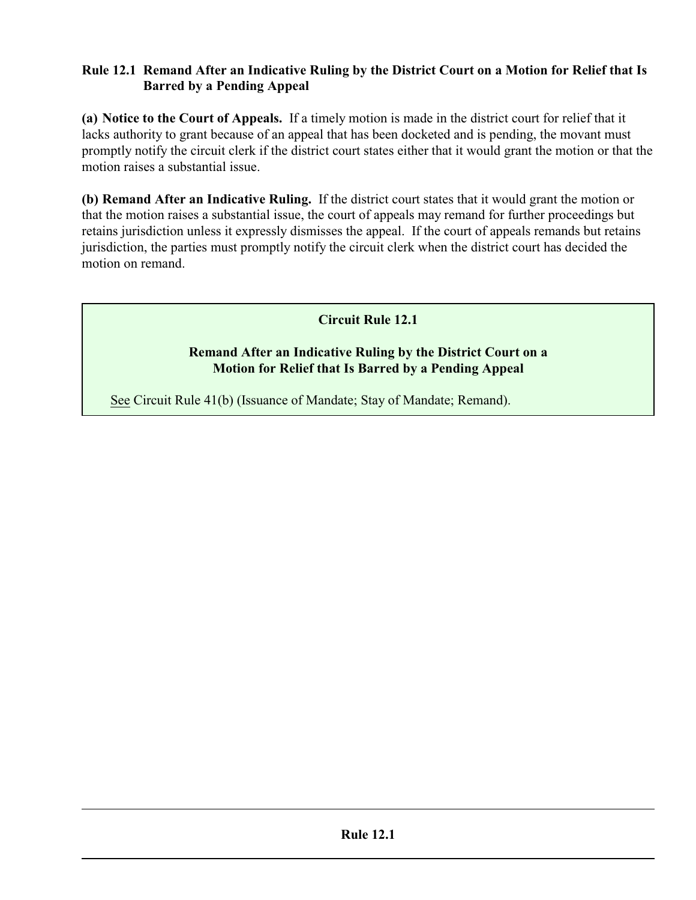## Rule 12.1 Remand After an Indicative Ruling by the District Court on a Motion for Relief that Is Barred by a Pending Appeal

**(a) Notice to the Court of Appeals.** If a timely motion is made in the district court for relief that it lacks authority to grant because of an appeal that has been docketed and is pending, the movant must promptly notify the circuit clerk if the district court states either that it would grant the motion or that the motion raises a substantial issue.

**(b) Remand After an Indicative Ruling.** If the district court states that it would grant the motion or that the motion raises a substantial issue, the court of appeals may remand for further proceedings but retains jurisdiction unless it expressly dismisses the appeal. If the court of appeals remands but retains jurisdiction, the parties must promptly notify the circuit clerk when the district court has decided the motion on remand.

### Circuit Rule 12.1

**Remand After an Indicative Ruling by the District Court on a Motion for Relief that Is Barred by a Pending Appeal**

See Circuit Rule 41(b) (Issuance of Mandate; Stay of Mandate; Remand).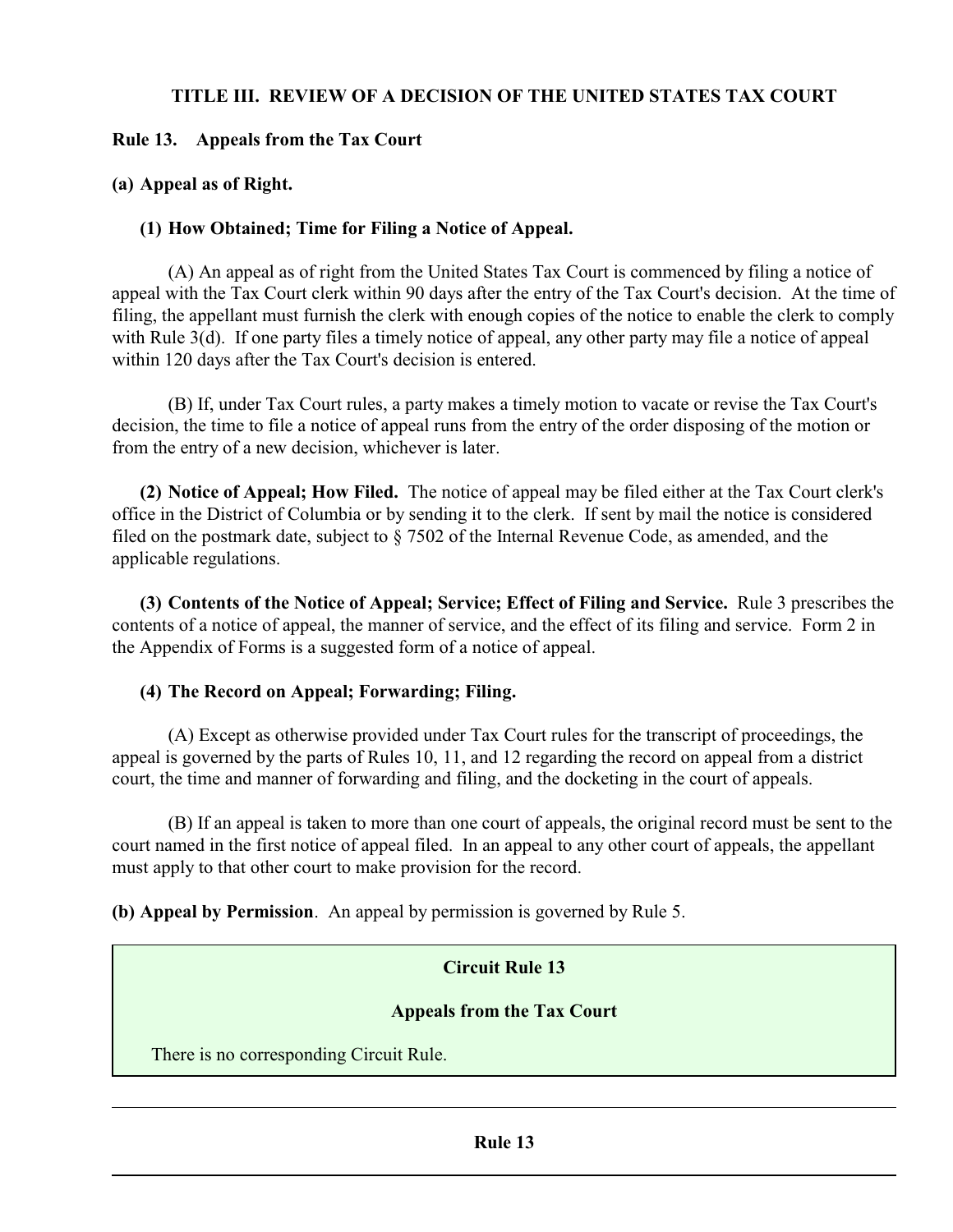## TITLE III. REVIEW OF A DECISION OF THE UNITED STATES TAX COURT

### Rule 13. Appeals from the Tax Court

**(a) Appeal as of Right.**

**(1) How Obtained; Time for Filing a Notice of Appeal.**

(A) An appeal as of right from the United States Tax Court is commenced by filing a notice of appeal with the Tax Court clerk within 90 days after the entry of the Tax Court's decision. At the time of filing, the appellant must furnish the clerk with enough copies of the notice to enable the clerk to comply with Rule 3(d). If one party files a timely notice of appeal, any other party may file a notice of appeal within 120 days after the Tax Court's decision is entered.

(B) If, under Tax Court rules, a party makes a timely motion to vacate or revise the Tax Court's decision, the time to file a notice of appeal runs from the entry of the order disposing of the motion or from the entry of a new decision, whichever is later.

**(2) Notice of Appeal; How Filed.** The notice of appeal may be filed either at the Tax Court clerk's office in the District of Columbia or by sending it to the clerk. If sent by mail the notice is considered filed on the postmark date, subject to § 7502 of the Internal Revenue Code, as amended, and the applicable regulations.

**(3) Contents of the Notice of Appeal; Service; Effect of Filing and Service.** Rule 3 prescribes the contents of a notice of appeal, the manner of service, and the effect of its filing and service. Form 2 in the Appendix of Forms is a suggested form of a notice of appeal.

**(4) The Record on Appeal; Forwarding; Filing.**

(A) Except as otherwise provided under Tax Court rules for the transcript of proceedings, the appeal is governed by the parts of Rules 10, 11, and 12 regarding the record on appeal from a district court, the time and manner of forwarding and filing, and the docketing in the court of appeals.

(B) If an appeal is taken to more than one court of appeals, the original record must be sent to the court named in the first notice of appeal filed. In an appeal to any other court of appeals, the appellant must apply to that other court to make provision for the record.

**(b) Appeal by Permission**. An appeal by permission is governed by Rule 5.

**Circuit Rule 13**

**Appeals from the Tax Court**

There is no corresponding Circuit Rule.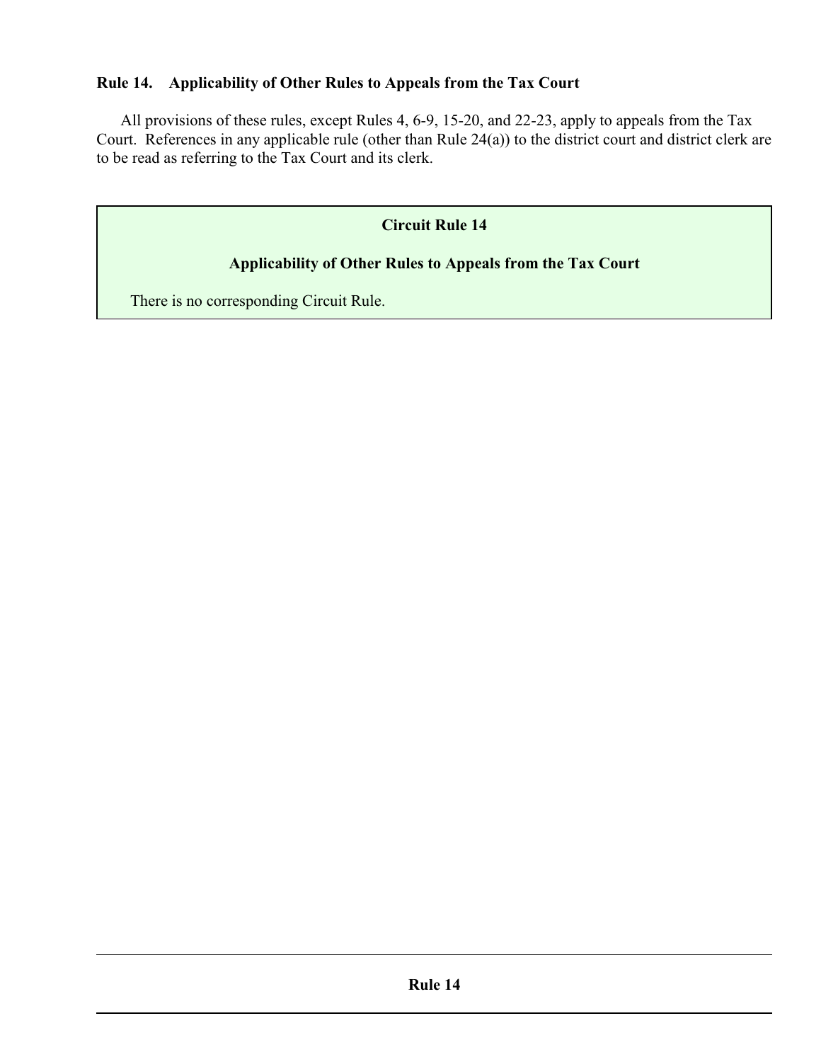## Rule 14. Applicability of Other Rules to Appeals from the Tax Court

All provisions of these rules, except Rules 4, 6-9, 15-20, and 22-23, apply to appeals from the Tax Court. References in any applicable rule (other than Rule 24(a)) to the district court and district clerk are to be read as referring to the Tax Court and its clerk.

### Circuit Rule 14

### Applicability of Other Rules to Appeals from the Tax Court

There is no corresponding Circuit Rule.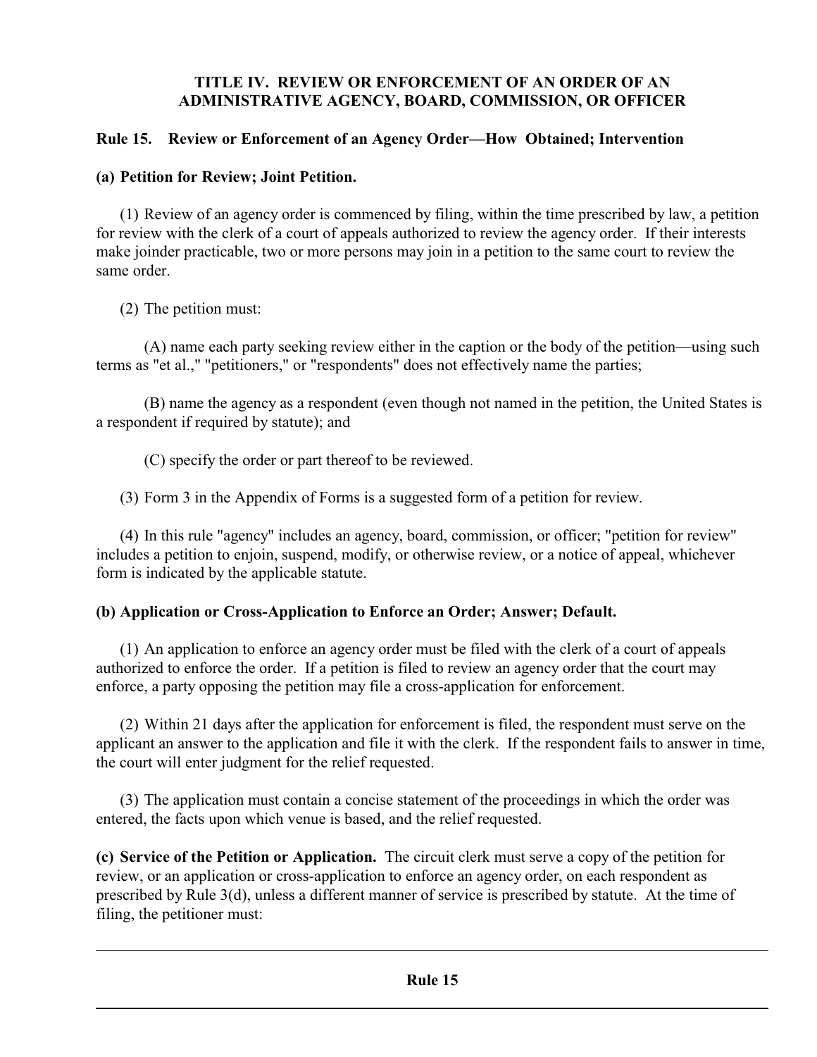## TITLE IV. REVIEW OR ENFORCEMENT OF AN ORDER OF AN ADMINISTRATIVE AGENCY, BOARD, COMMISSION, OR OFFICER

### Rule 15. Review or Enforcement of an Agency Order—How Obtained; Intervention

**(a) Petition for Review; Joint Petition.**

(1) Review of an agency order is commenced by filing, within the time prescribed by law, a petition for review with the clerk of a court of appeals authorized to review the agency order. If their interests make joinder practicable, two or more persons may join in a petition to the same court to review the same order.

(2) The petition must:

(A) name each party seeking review either in the caption or the body of the petition—using such terms as "et al.," "petitioners," or "respondents" does not effectively name the parties;

(B) name the agency as a respondent (even though not named in the petition, the United States is a respondent if required by statute); and

(C) specify the order or part thereof to be reviewed.

(3) Form 3 in the Appendix of Forms is a suggested form of a petition for review.

(4) In this rule "agency" includes an agency, board, commission, or officer; "petition for review" includes a petition to enjoin, suspend, modify, or otherwise review, or a notice of appeal, whichever form is indicated by the applicable statute.

**(b) Application or Cross-Application to Enforce an Order; Answer; Default.**

(1) An application to enforce an agency order must be filed with the clerk of a court of appeals authorized to enforce the order. If a petition is filed to review an agency order that the court may enforce, a party opposing the petition may file a cross-application for enforcement.

(2) Within 21 days after the application for enforcement is filed, the respondent must serve on the applicant an answer to the application and file it with the clerk. If the respondent fails to answer in time, the court will enter judgment for the relief requested.

(3) The application must contain a concise statement of the proceedings in which the order was entered, the facts upon which venue is based, and the relief requested.

**(c) Service of the Petition or Application.** The circuit clerk must serve a copy of the petition for review, or an application or cross-application to enforce an agency order, on each respondent as prescribed by Rule 3(d), unless a different manner of service is prescribed by statute. At the time of filing, the petitioner must: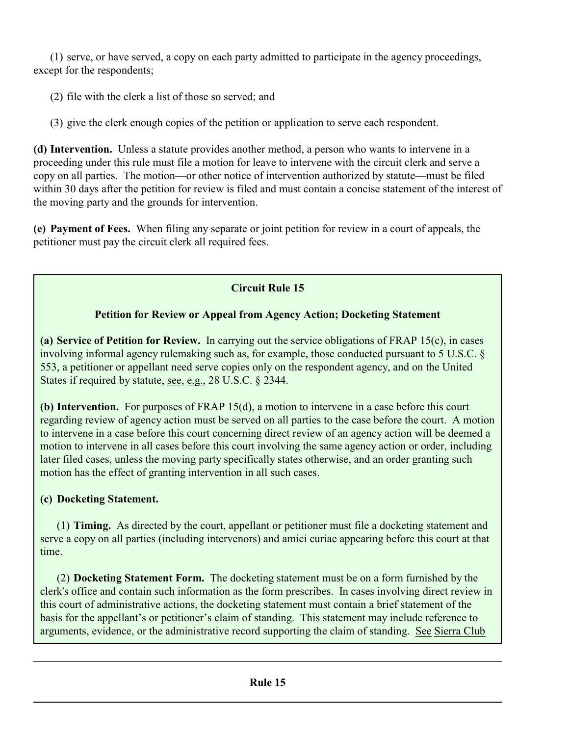(1) serve, or have served, a copy on each party admitted to participate in the agency proceedings, except for the respondents;

(2) file with the clerk a list of those so served; and

(3) give the clerk enough copies of the petition or application to serve each respondent.

**(d) Intervention.** Unless a statute provides another method, a person who wants to intervene in a proceeding under this rule must file a motion for leave to intervene with the circuit clerk and serve a copy on all parties. The motion—or other notice of intervention authorized by statute—must be filed within 30 days after the petition for review is filed and must contain a concise statement of the interest of the moving party and the grounds for intervention.

**(e) Payment of Fees.** When filing any separate or joint petition for review in a court of appeals, the petitioner must pay the circuit clerk all required fees.

**Circuit Rule 15**

**Petition for Review or Appeal from Agency Action; Docketing Statement**

**(a) Service of Petition for Review.** In carrying out the service obligations of FRAP 15(c), in cases involving informal agency rulemaking such as, for example, those conducted pursuant to 5 U.S.C. § 553, a petitioner or appellant need serve copies only on the respondent agency, and on the United States if required by statute, see, e.g., 28 U.S.C. § 2344.

**(b) Intervention.** For purposes of FRAP 15(d), a motion to intervene in a case before this court regarding review of agency action must be served on all parties to the case before the court. A motion to intervene in a case before this court concerning direct review of an agency action will be deemed a motion to intervene in all cases before this court involving the same agency action or order, including later filed cases, unless the moving party specifically states otherwise, and an order granting such motion has the effect of granting intervention in all such cases.

**(c) Docketing Statement.**

(1) **Timing.** As directed by the court, appellant or petitioner must file a docketing statement and serve a copy on all parties (including intervenors) and amici curiae appearing before this court at that time.

(2) **Docketing Statement Form.** The docketing statement must be on a form furnished by the clerk's office and contain such information as the form prescribes. In cases involving direct review in this court of administrative actions, the docketing statement must contain a brief statement of the basis for the appellant's or petitioner's claim of standing. This statement may include reference to arguments, evidence, or the administrative record supporting the claim of standing. See Sierra Club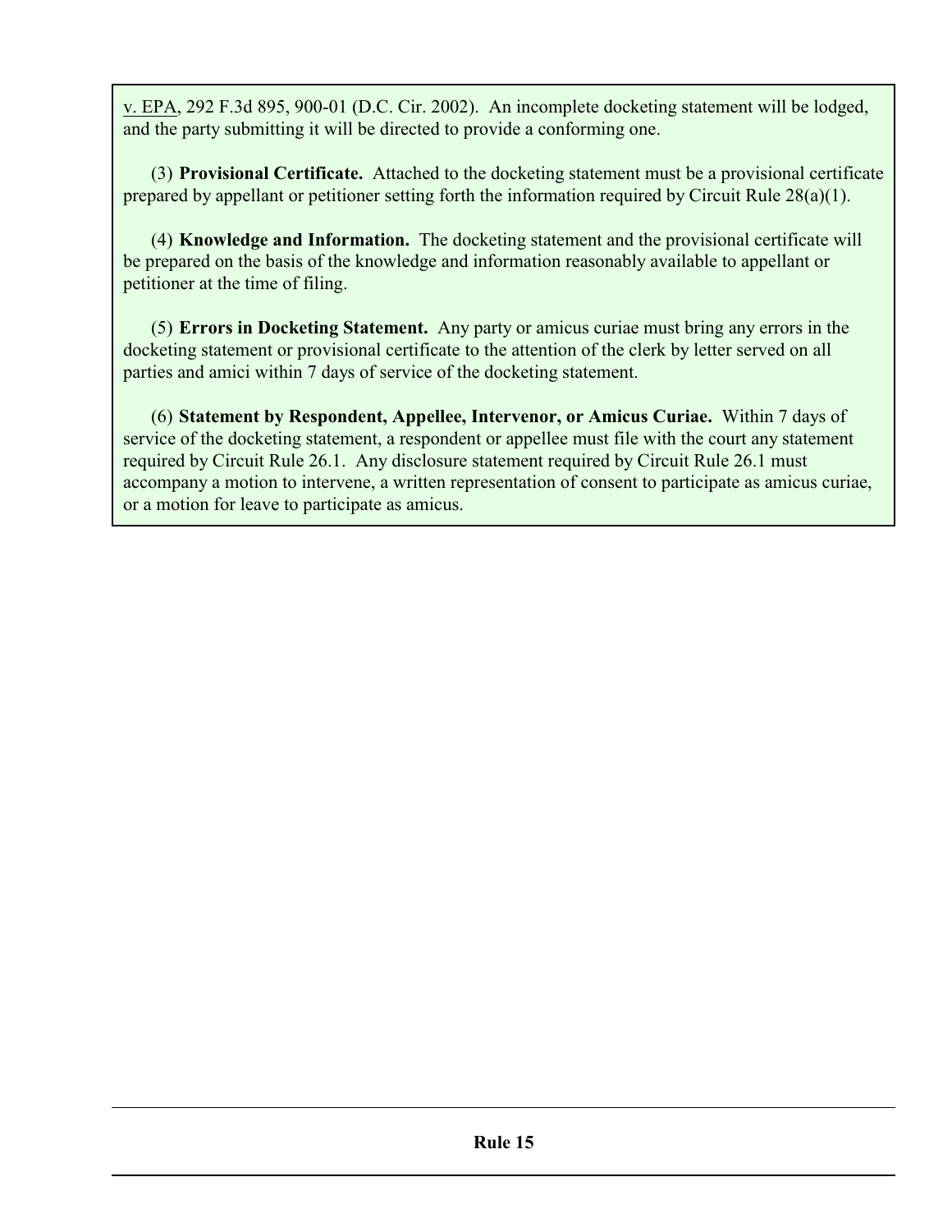v. EPA, 292 F.3d 895, 900-01 (D.C. Cir. 2002). An incomplete docketing statement will be lodged, and the party submitting it will be directed to provide a conforming one.

(3) **Provisional Certificate.** Attached to the docketing statement must be a provisional certificate prepared by appellant or petitioner setting forth the information required by Circuit Rule 28(a)(1).

(4) **Knowledge and Information.** The docketing statement and the provisional certificate will be prepared on the basis of the knowledge and information reasonably available to appellant or petitioner at the time of filing.

(5) **Errors in Docketing Statement.** Any party or amicus curiae must bring any errors in the docketing statement or provisional certificate to the attention of the clerk by letter served on all parties and amici within 7 days of service of the docketing statement.

(6) **Statement by Respondent, Appellee, Intervenor, or Amicus Curiae.** Within 7 days of service of the docketing statement, a respondent or appellee must file with the court any statement required by Circuit Rule 26.1. Any disclosure statement required by Circuit Rule 26.1 must accompany a motion to intervene, a written representation of consent to participate as amicus curiae, or a motion for leave to participate as amicus.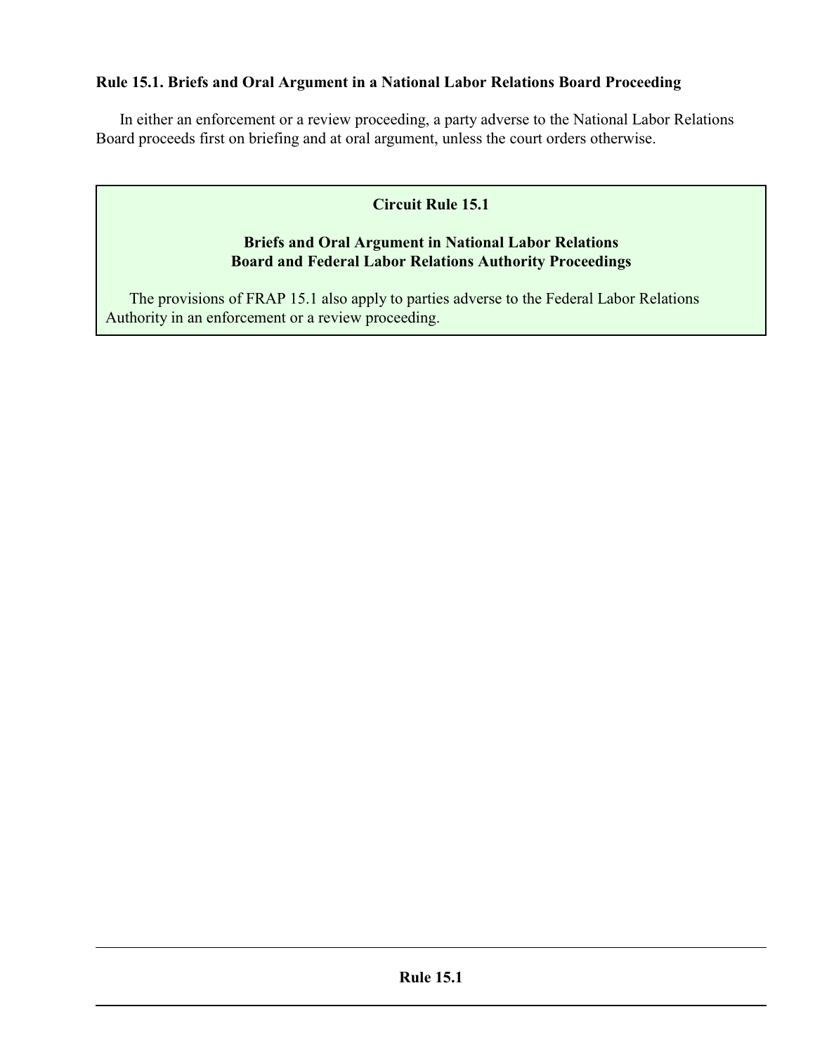**Rule 15.1. Briefs and Oral Argument in a National Labor Relations Board Proceeding**

In either an enforcement or a review proceeding, a party adverse to the National Labor Relations Board proceeds first on briefing and at oral argument, unless the court orders otherwise.

**Circuit Rule 15.1**

**Briefs and Oral Argument in National Labor Relations Board and Federal Labor Relations Authority Proceedings**

The provisions of FRAP 15.1 also apply to parties adverse to the Federal Labor Relations Authority in an enforcement or a review proceeding.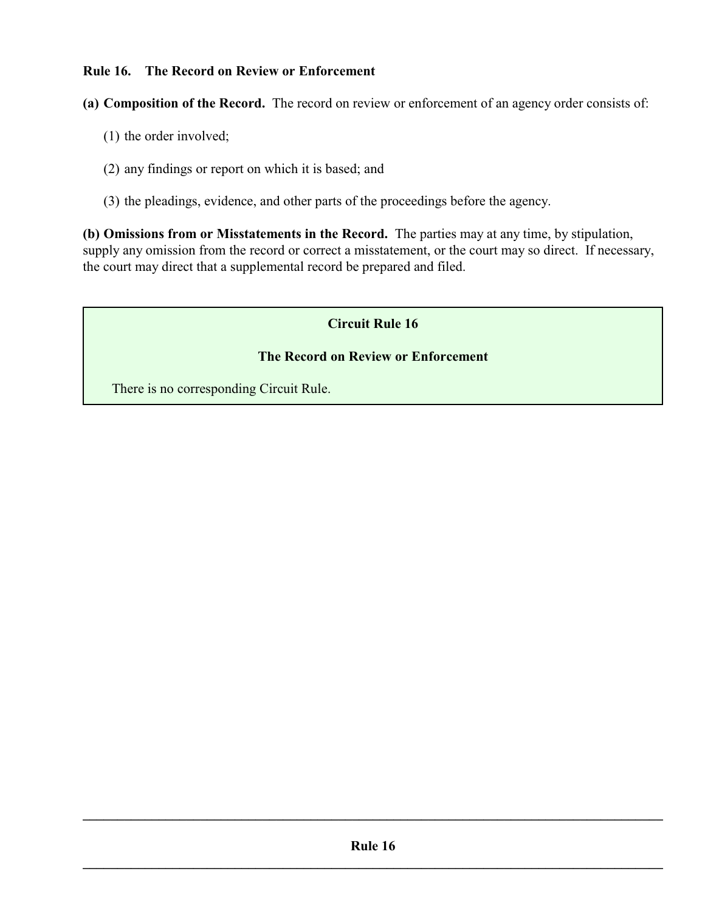## Rule 16. The Record on Review or Enforcement

**(a) Composition of the Record.** The record on review or enforcement of an agency order consists of:

(1) the order involved;

(2) any findings or report on which it is based; and

(3) the pleadings, evidence, and other parts of the proceedings before the agency.

**(b) Omissions from or Misstatements in the Record.** The parties may at any time, by stipulation, supply any omission from the record or correct a misstatement, or the court may so direct. If necessary, the court may direct that a supplemental record be prepared and filed.

### Circuit Rule 16

### The Record on Review or Enforcement

There is no corresponding Circuit Rule.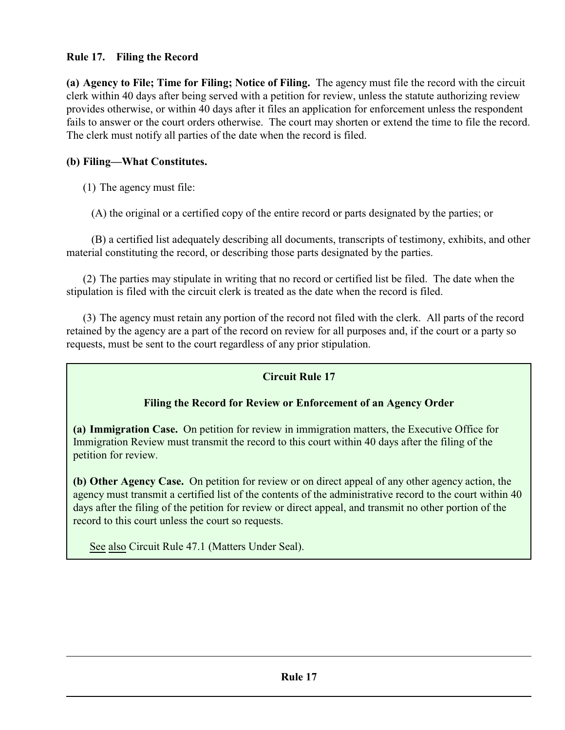## Rule 17. Filing the Record

**(a) Agency to File; Time for Filing; Notice of Filing.** The agency must file the record with the circuit clerk within 40 days after being served with a petition for review, unless the statute authorizing review provides otherwise, or within 40 days after it files an application for enforcement unless the respondent fails to answer or the court orders otherwise. The court may shorten or extend the time to file the record. The clerk must notify all parties of the date when the record is filed.

**(b) Filing—What Constitutes.**

(1) The agency must file:

(A) the original or a certified copy of the entire record or parts designated by the parties; or

(B) a certified list adequately describing all documents, transcripts of testimony, exhibits, and other material constituting the record, or describing those parts designated by the parties.

(2) The parties may stipulate in writing that no record or certified list be filed. The date when the stipulation is filed with the circuit clerk is treated as the date when the record is filed.

(3) The agency must retain any portion of the record not filed with the clerk. All parts of the record retained by the agency are a part of the record on review for all purposes and, if the court or a party so requests, must be sent to the court regardless of any prior stipulation.

### Circuit Rule 17

#### Filing the Record for Review or Enforcement of an Agency Order

**(a) Immigration Case.** On petition for review in immigration matters, the Executive Office for Immigration Review must transmit the record to this court within 40 days after the filing of the petition for review.

**(b) Other Agency Case.** On petition for review or on direct appeal of any other agency action, the agency must transmit a certified list of the contents of the administrative record to the court within 40 days after the filing of the petition for review or direct appeal, and transmit no other portion of the record to this court unless the court so requests.

See also Circuit Rule 47.1 (Matters Under Seal).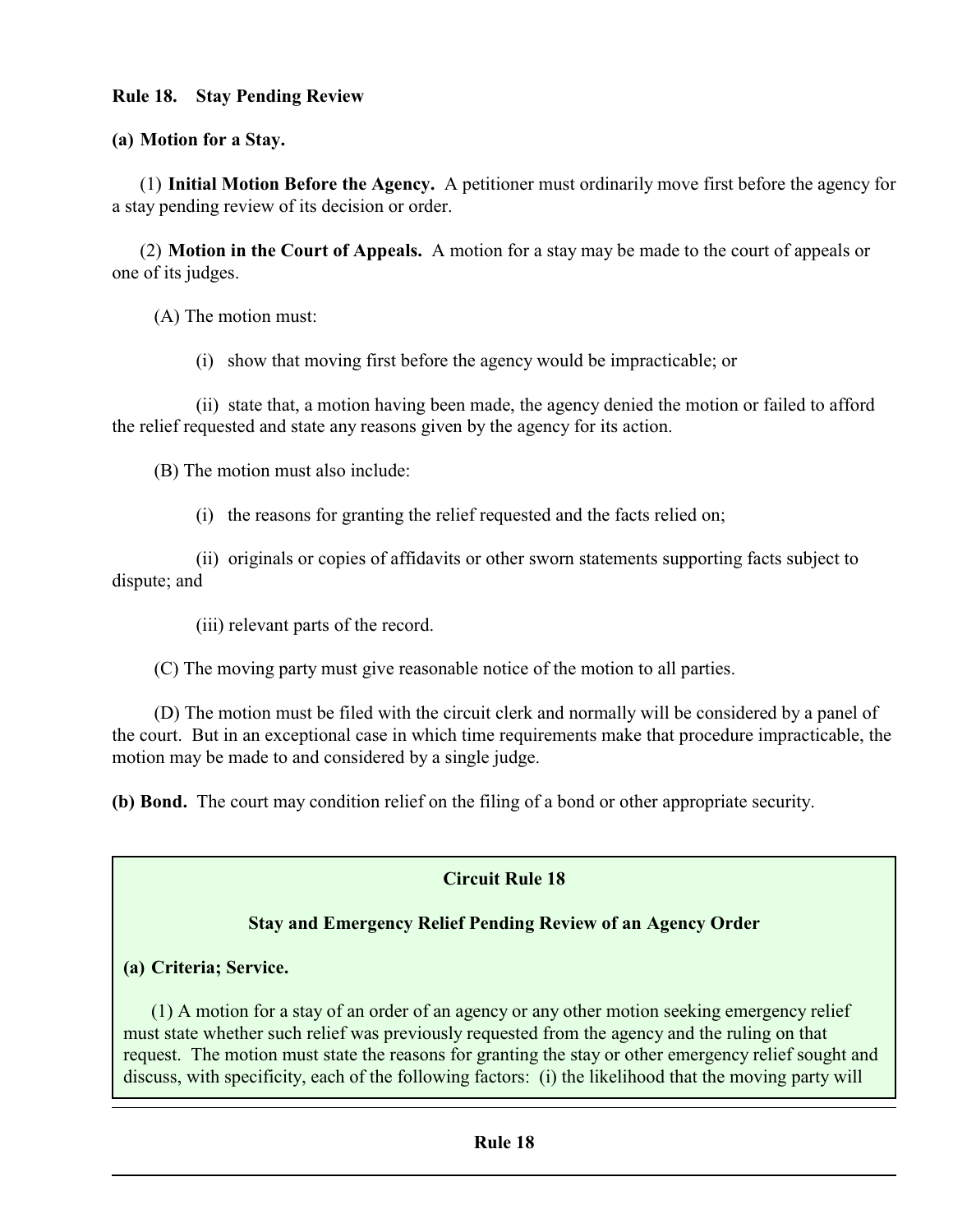**Rule 18. Stay Pending Review**

**(a) Motion for a Stay.**

(1) **Initial Motion Before the Agency.** A petitioner must ordinarily move first before the agency for a stay pending review of its decision or order.

(2) **Motion in the Court of Appeals.** A motion for a stay may be made to the court of appeals or one of its judges.

(A) The motion must:

(i) show that moving first before the agency would be impracticable; or

(ii) state that, a motion having been made, the agency denied the motion or failed to afford the relief requested and state any reasons given by the agency for its action.

(B) The motion must also include:

(i) the reasons for granting the relief requested and the facts relied on;

(ii) originals or copies of affidavits or other sworn statements supporting facts subject to dispute; and

(iii) relevant parts of the record.

(C) The moving party must give reasonable notice of the motion to all parties.

(D) The motion must be filed with the circuit clerk and normally will be considered by a panel of the court. But in an exceptional case in which time requirements make that procedure impracticable, the motion may be made to and considered by a single judge.

**(b) Bond.** The court may condition relief on the filing of a bond or other appropriate security.

**Circuit Rule 18**

**Stay and Emergency Relief Pending Review of an Agency Order**

**(a) Criteria; Service.**

(1) A motion for a stay of an order of an agency or any other motion seeking emergency relief must state whether such relief was previously requested from the agency and the ruling on that request. The motion must state the reasons for granting the stay or other emergency relief sought and discuss, with specificity, each of the following factors: (i) the likelihood that the moving party will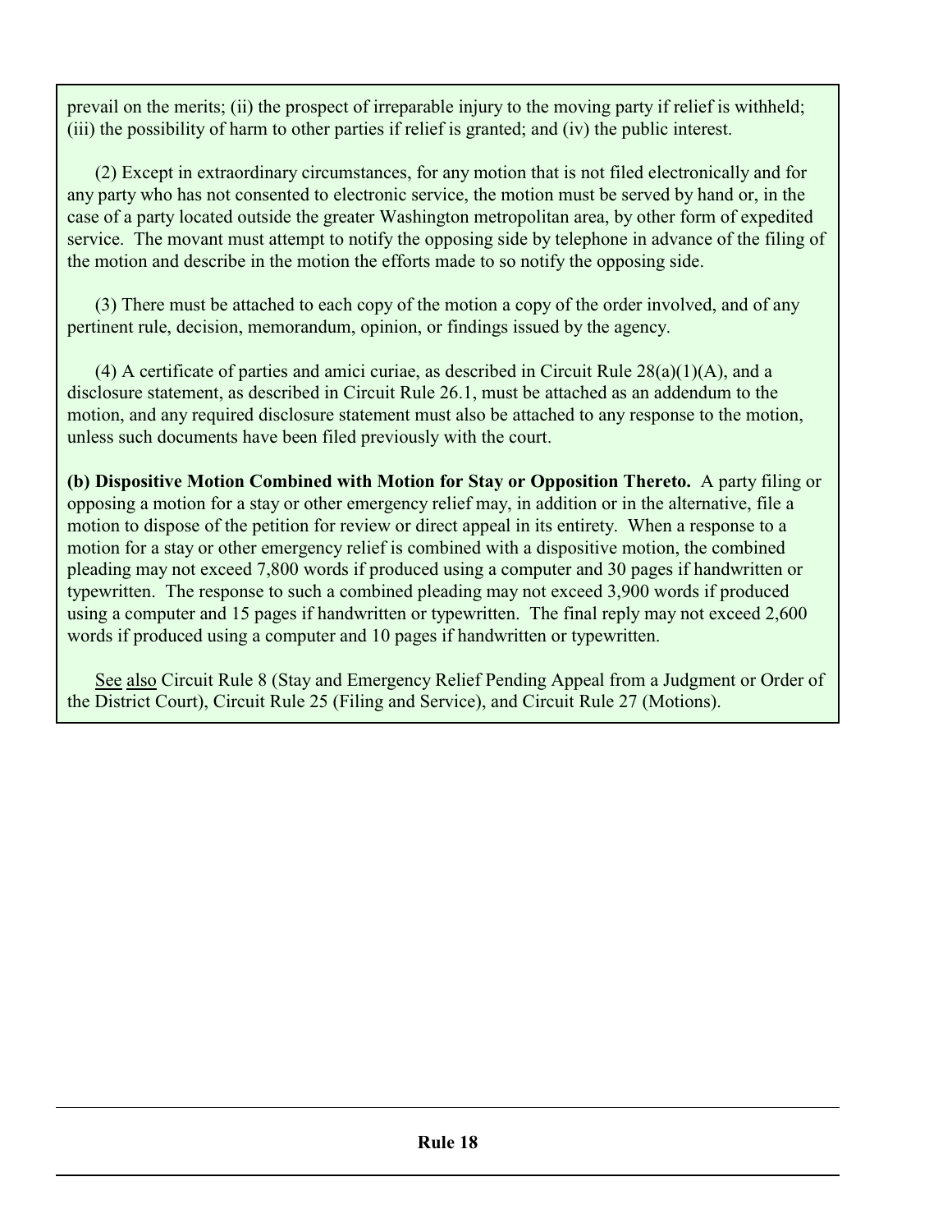prevail on the merits; (ii) the prospect of irreparable injury to the moving party if relief is withheld; (iii) the possibility of harm to other parties if relief is granted; and (iv) the public interest.

(2) Except in extraordinary circumstances, for any motion that is not filed electronically and for any party who has not consented to electronic service, the motion must be served by hand or, in the case of a party located outside the greater Washington metropolitan area, by other form of expedited service. The movant must attempt to notify the opposing side by telephone in advance of the filing of the motion and describe in the motion the efforts made to so notify the opposing side.

(3) There must be attached to each copy of the motion a copy of the order involved, and of any pertinent rule, decision, memorandum, opinion, or findings issued by the agency.

(4) A certificate of parties and amici curiae, as described in Circuit Rule 28(a)(1)(A), and a disclosure statement, as described in Circuit Rule 26.1, must be attached as an addendum to the motion, and any required disclosure statement must also be attached to any response to the motion, unless such documents have been filed previously with the court.

**(b) Dispositive Motion Combined with Motion for Stay or Opposition Thereto.** A party filing or opposing a motion for a stay or other emergency relief may, in addition or in the alternative, file a motion to dispose of the petition for review or direct appeal in its entirety. When a response to a motion for a stay or other emergency relief is combined with a dispositive motion, the combined pleading may not exceed 7,800 words if produced using a computer and 30 pages if handwritten or typewritten. The response to such a combined pleading may not exceed 3,900 words if produced using a computer and 15 pages if handwritten or typewritten. The final reply may not exceed 2,600 words if produced using a computer and 10 pages if handwritten or typewritten.

See also Circuit Rule 8 (Stay and Emergency Relief Pending Appeal from a Judgment or Order of the District Court), Circuit Rule 25 (Filing and Service), and Circuit Rule 27 (Motions).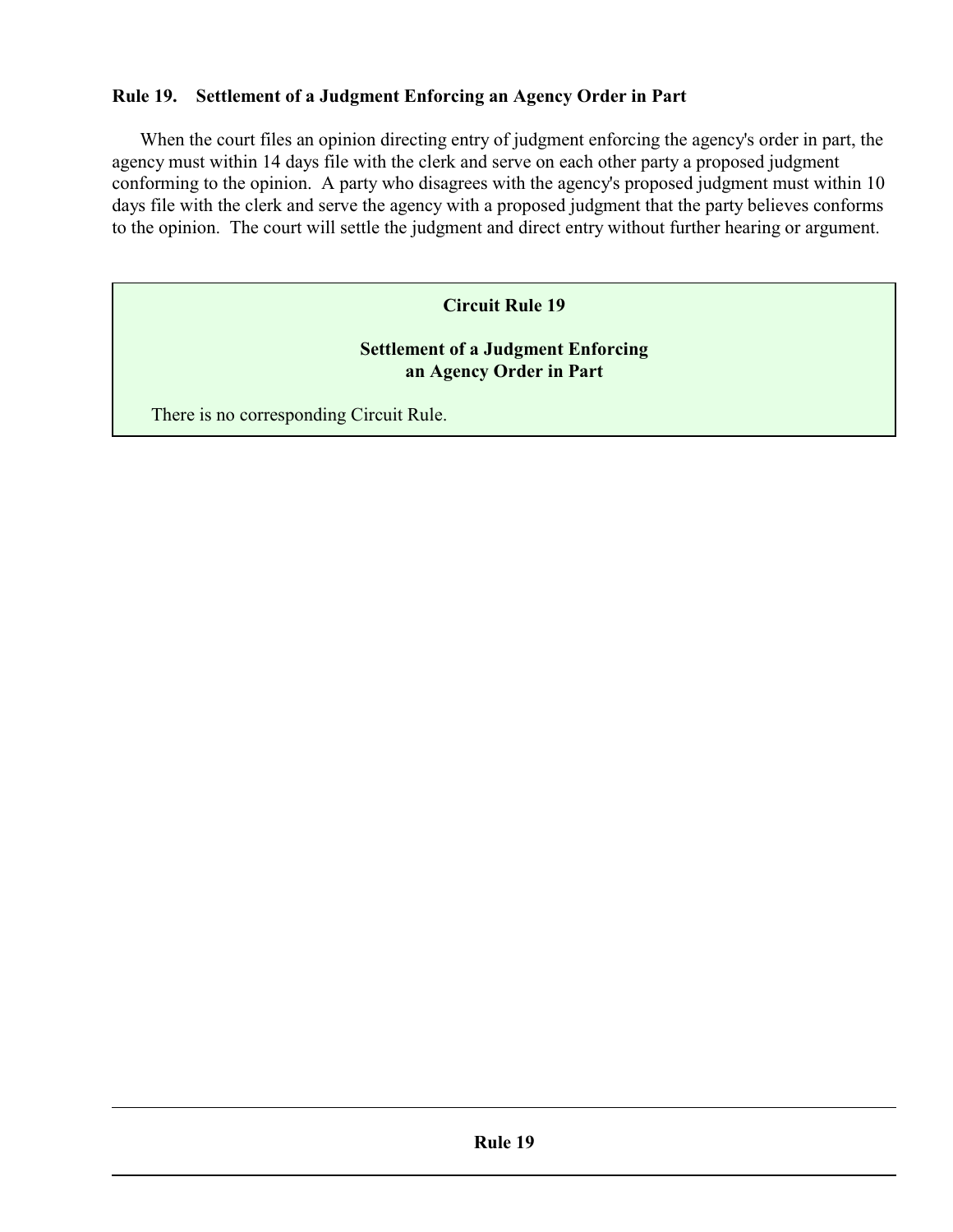### Rule 19. Settlement of a Judgment Enforcing an Agency Order in Part

When the court files an opinion directing entry of judgment enforcing the agency's order in part, the agency must within 14 days file with the clerk and serve on each other party a proposed judgment conforming to the opinion. A party who disagrees with the agency's proposed judgment must within 10 days file with the clerk and serve the agency with a proposed judgment that the party believes conforms to the opinion. The court will settle the judgment and direct entry without further hearing or argument.

#### Circuit Rule 19

#### Settlement of a Judgment Enforcing an Agency Order in Part

There is no corresponding Circuit Rule.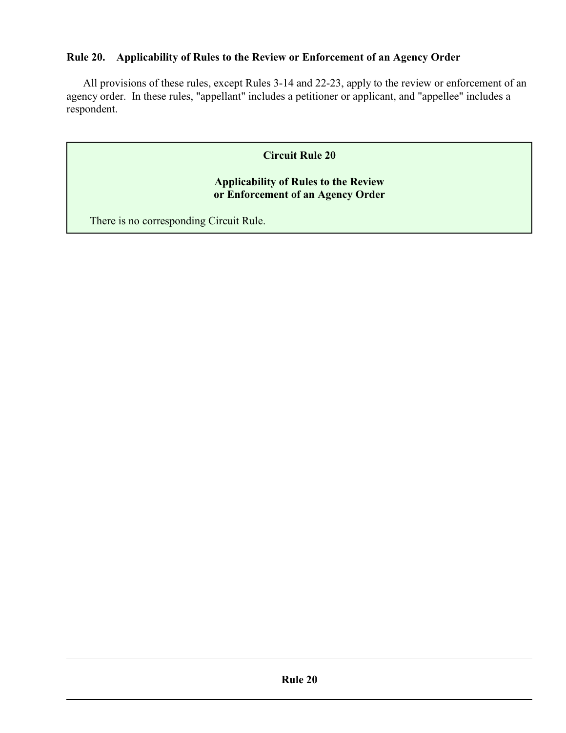## Rule 20. Applicability of Rules to the Review or Enforcement of an Agency Order

All provisions of these rules, except Rules 3-14 and 22-23, apply to the review or enforcement of an agency order. In these rules, "appellant" includes a petitioner or applicant, and "appellee" includes a respondent.

### Circuit Rule 20

### Applicability of Rules to the Review or Enforcement of an Agency Order

There is no corresponding Circuit Rule.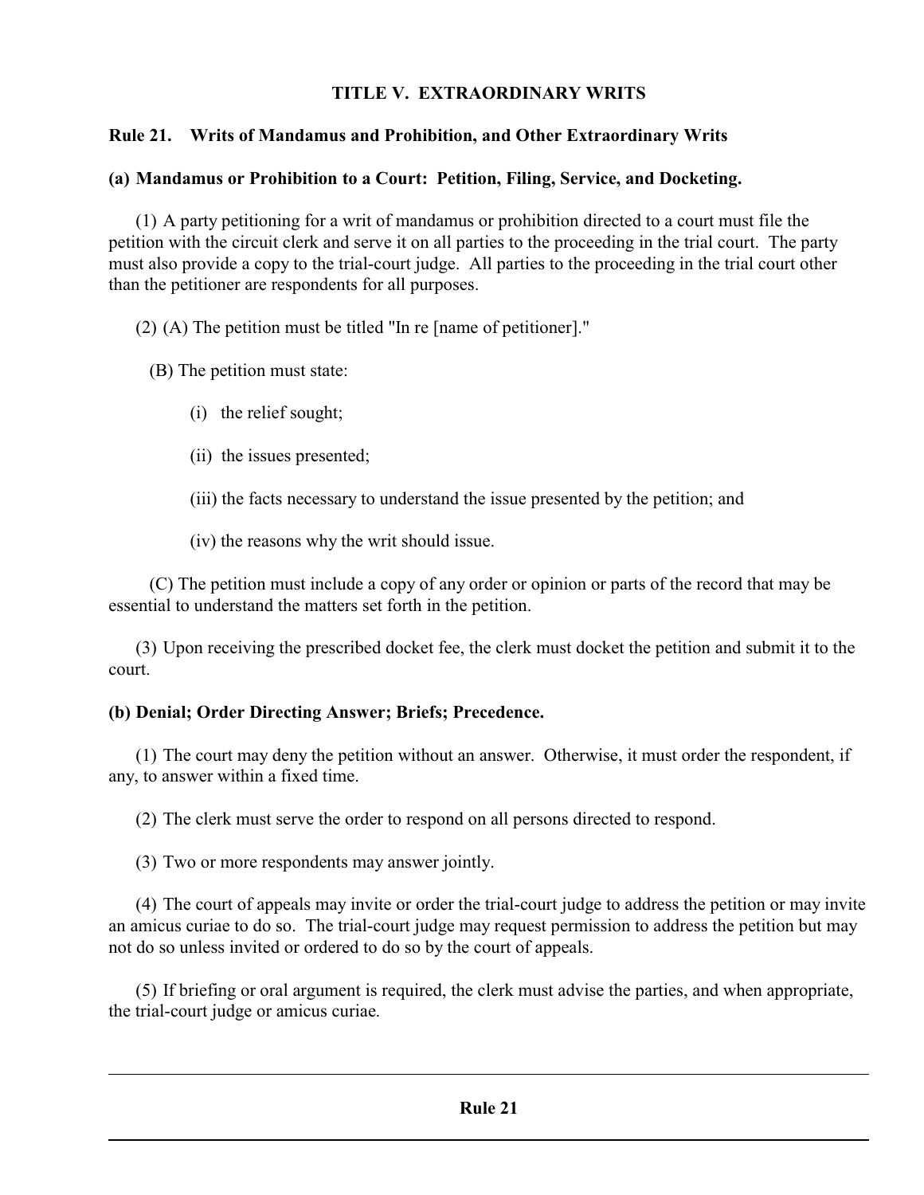## TITLE V. EXTRAORDINARY WRITS

### Rule 21. Writs of Mandamus and Prohibition, and Other Extraordinary Writs

**(a) Mandamus or Prohibition to a Court: Petition, Filing, Service, and Docketing.**

(1) A party petitioning for a writ of mandamus or prohibition directed to a court must file the petition with the circuit clerk and serve it on all parties to the proceeding in the trial court. The party must also provide a copy to the trial-court judge. All parties to the proceeding in the trial court other than the petitioner are respondents for all purposes.

(2) (A) The petition must be titled "In re [name of petitioner]."

(B) The petition must state:

(i) the relief sought;

(ii) the issues presented;

(iii) the facts necessary to understand the issue presented by the petition; and

(iv) the reasons why the writ should issue.

(C) The petition must include a copy of any order or opinion or parts of the record that may be essential to understand the matters set forth in the petition.

(3) Upon receiving the prescribed docket fee, the clerk must docket the petition and submit it to the court.

**(b) Denial; Order Directing Answer; Briefs; Precedence.**

(1) The court may deny the petition without an answer. Otherwise, it must order the respondent, if any, to answer within a fixed time.

(2) The clerk must serve the order to respond on all persons directed to respond.

(3) Two or more respondents may answer jointly.

(4) The court of appeals may invite or order the trial-court judge to address the petition or may invite an amicus curiae to do so. The trial-court judge may request permission to address the petition but may not do so unless invited or ordered to do so by the court of appeals.

(5) If briefing or oral argument is required, the clerk must advise the parties, and when appropriate, the trial-court judge or amicus curiae.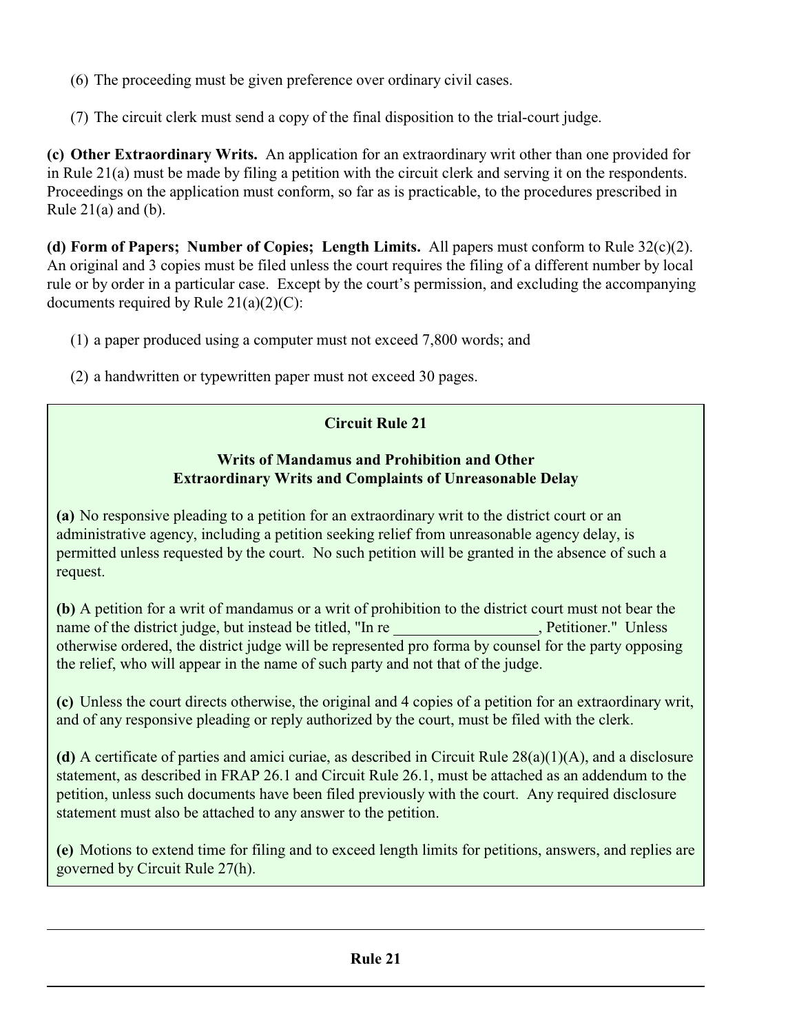(6) The proceeding must be given preference over ordinary civil cases.

(7) The circuit clerk must send a copy of the final disposition to the trial-court judge.

**(c) Other Extraordinary Writs.** An application for an extraordinary writ other than one provided for in Rule 21(a) must be made by filing a petition with the circuit clerk and serving it on the respondents. Proceedings on the application must conform, so far as is practicable, to the procedures prescribed in Rule 21(a) and (b).

**(d) Form of Papers; Number of Copies; Length Limits.** All papers must conform to Rule 32(c)(2). An original and 3 copies must be filed unless the court requires the filing of a different number by local rule or by order in a particular case. Except by the court's permission, and excluding the accompanying documents required by Rule 21(a)(2)(C):

(1) a paper produced using a computer must not exceed 7,800 words; and

(2) a handwritten or typewritten paper must not exceed 30 pages.

### Circuit Rule 21

### Writs of Mandamus and Prohibition and Other Extraordinary Writs and Complaints of Unreasonable Delay

**(a)** No responsive pleading to a petition for an extraordinary writ to the district court or an administrative agency, including a petition seeking relief from unreasonable agency delay, is permitted unless requested by the court. No such petition will be granted in the absence of such a request.

**(b)** A petition for a writ of mandamus or a writ of prohibition to the district court must not bear the name of the district judge, but instead be titled, "In re __________________, Petitioner." Unless otherwise ordered, the district judge will be represented pro forma by counsel for the party opposing the relief, who will appear in the name of such party and not that of the judge.

**(c)** Unless the court directs otherwise, the original and 4 copies of a petition for an extraordinary writ, and of any responsive pleading or reply authorized by the court, must be filed with the clerk.

**(d)** A certificate of parties and amici curiae, as described in Circuit Rule 28(a)(1)(A), and a disclosure statement, as described in FRAP 26.1 and Circuit Rule 26.1, must be attached as an addendum to the petition, unless such documents have been filed previously with the court. Any required disclosure statement must also be attached to any answer to the petition.

**(e)** Motions to extend time for filing and to exceed length limits for petitions, answers, and replies are governed by Circuit Rule 27(h).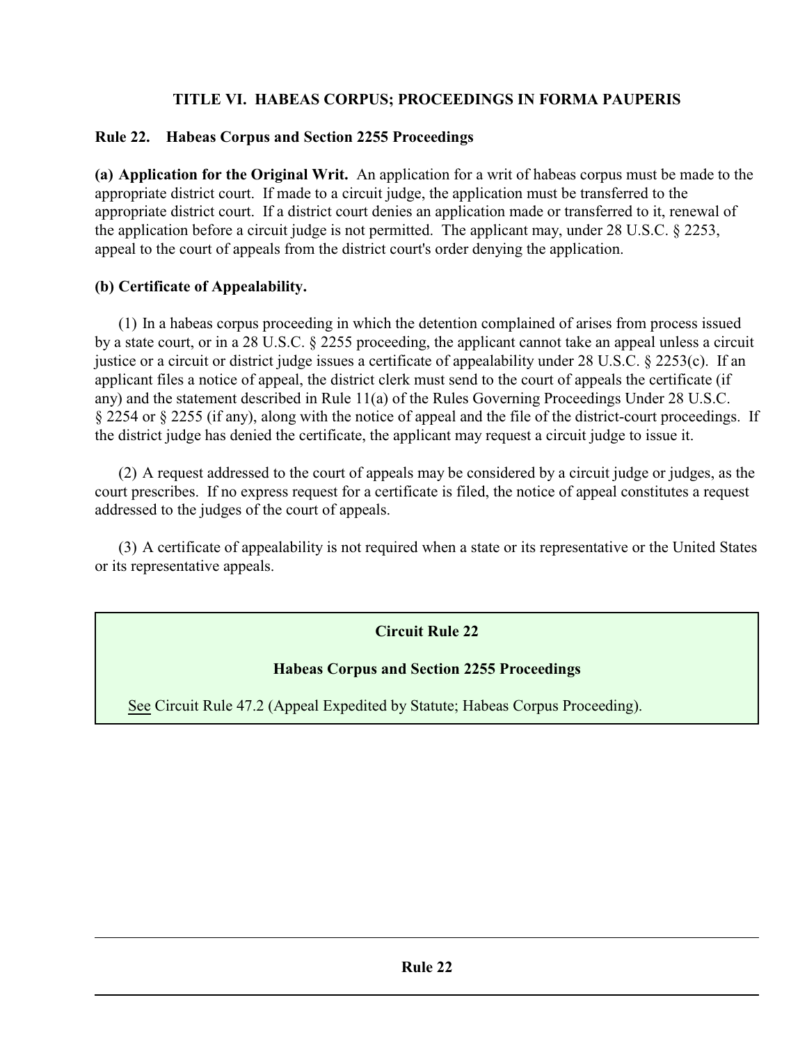## TITLE VI. HABEAS CORPUS; PROCEEDINGS IN FORMA PAUPERIS

### Rule 22. Habeas Corpus and Section 2255 Proceedings

**(a) Application for the Original Writ.** An application for a writ of habeas corpus must be made to the appropriate district court. If made to a circuit judge, the application must be transferred to the appropriate district court. If a district court denies an application made or transferred to it, renewal of the application before a circuit judge is not permitted. The applicant may, under 28 U.S.C. § 2253, appeal to the court of appeals from the district court's order denying the application.

**(b) Certificate of Appealability.**

(1) In a habeas corpus proceeding in which the detention complained of arises from process issued by a state court, or in a 28 U.S.C. § 2255 proceeding, the applicant cannot take an appeal unless a circuit justice or a circuit or district judge issues a certificate of appealability under 28 U.S.C. § 2253(c). If an applicant files a notice of appeal, the district clerk must send to the court of appeals the certificate (if any) and the statement described in Rule 11(a) of the Rules Governing Proceedings Under 28 U.S.C. § 2254 or § 2255 (if any), along with the notice of appeal and the file of the district-court proceedings. If the district judge has denied the certificate, the applicant may request a circuit judge to issue it.

(2) A request addressed to the court of appeals may be considered by a circuit judge or judges, as the court prescribes. If no express request for a certificate is filed, the notice of appeal constitutes a request addressed to the judges of the court of appeals.

(3) A certificate of appealability is not required when a state or its representative or the United States or its representative appeals.

**Circuit Rule 22**

**Habeas Corpus and Section 2255 Proceedings**

See Circuit Rule 47.2 (Appeal Expedited by Statute; Habeas Corpus Proceeding).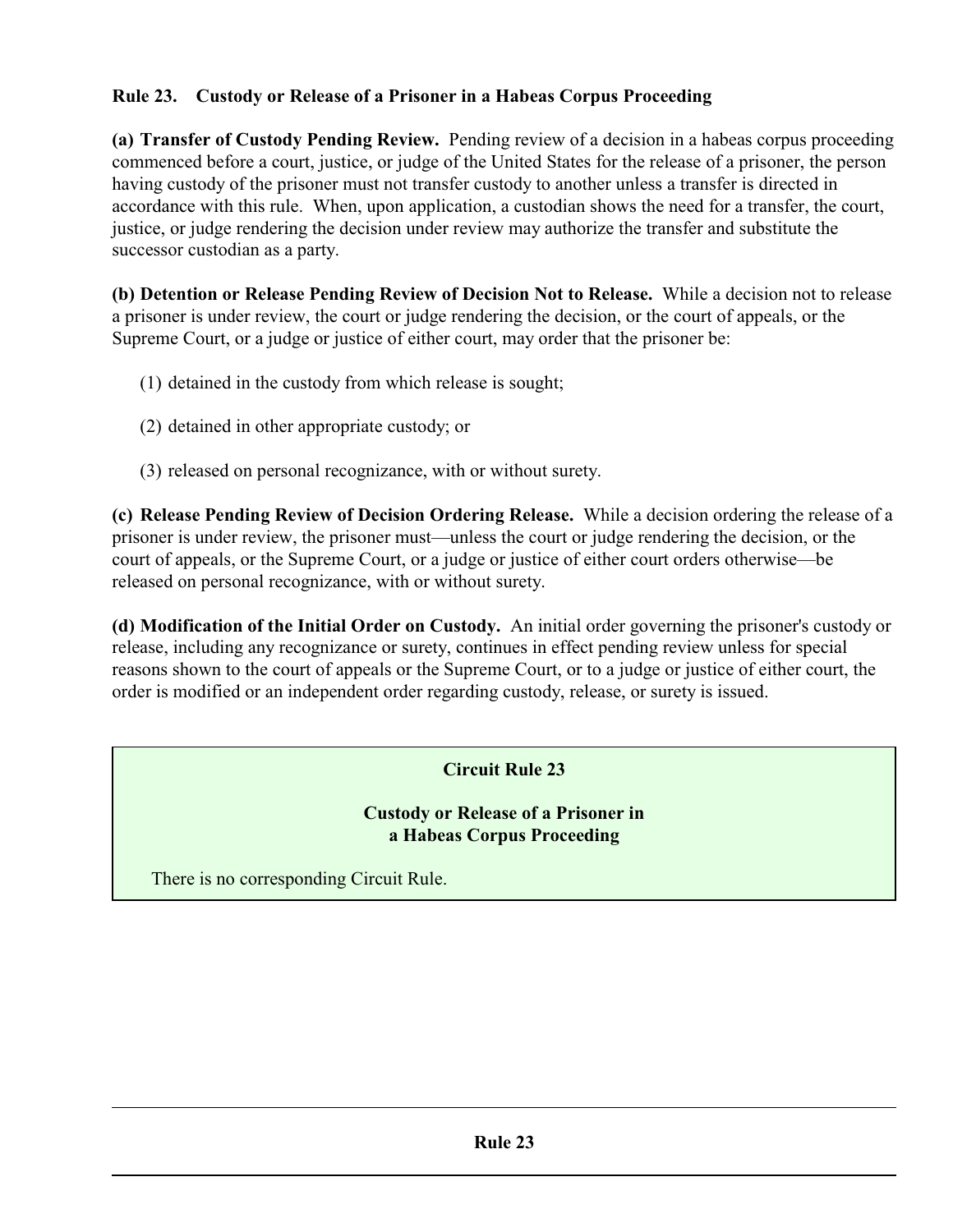## Rule 23. Custody or Release of a Prisoner in a Habeas Corpus Proceeding

**(a) Transfer of Custody Pending Review.** Pending review of a decision in a habeas corpus proceeding commenced before a court, justice, or judge of the United States for the release of a prisoner, the person having custody of the prisoner must not transfer custody to another unless a transfer is directed in accordance with this rule. When, upon application, a custodian shows the need for a transfer, the court, justice, or judge rendering the decision under review may authorize the transfer and substitute the successor custodian as a party.

**(b) Detention or Release Pending Review of Decision Not to Release.** While a decision not to release a prisoner is under review, the court or judge rendering the decision, or the court of appeals, or the Supreme Court, or a judge or justice of either court, may order that the prisoner be:

(1) detained in the custody from which release is sought;

(2) detained in other appropriate custody; or

(3) released on personal recognizance, with or without surety.

**(c) Release Pending Review of Decision Ordering Release.** While a decision ordering the release of a prisoner is under review, the prisoner must—unless the court or judge rendering the decision, or the court of appeals, or the Supreme Court, or a judge or justice of either court orders otherwise—be released on personal recognizance, with or without surety.

**(d) Modification of the Initial Order on Custody.** An initial order governing the prisoner's custody or release, including any recognizance or surety, continues in effect pending review unless for special reasons shown to the court of appeals or the Supreme Court, or to a judge or justice of either court, the order is modified or an independent order regarding custody, release, or surety is issued.

### Circuit Rule 23

### Custody or Release of a Prisoner in a Habeas Corpus Proceeding

There is no corresponding Circuit Rule.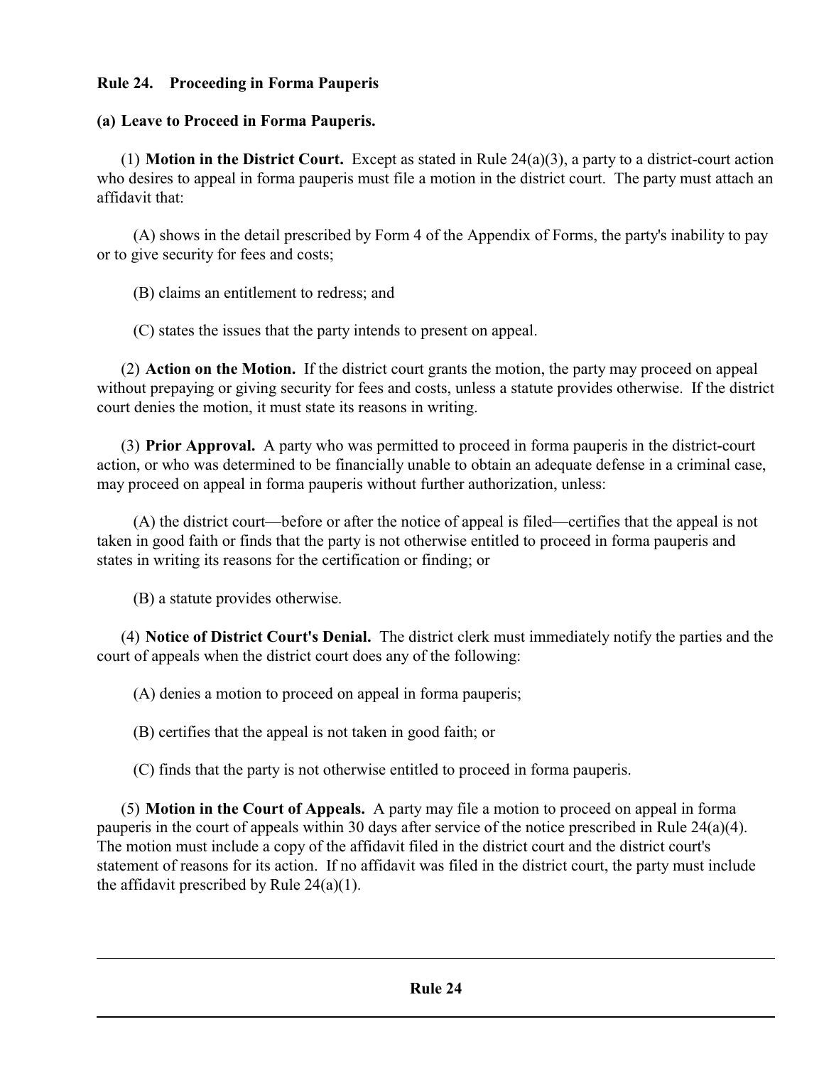**Rule 24. Proceeding in Forma Pauperis**

**(a) Leave to Proceed in Forma Pauperis.**

(1) **Motion in the District Court.** Except as stated in Rule 24(a)(3), a party to a district-court action who desires to appeal in forma pauperis must file a motion in the district court. The party must attach an affidavit that:

(A) shows in the detail prescribed by Form 4 of the Appendix of Forms, the party's inability to pay or to give security for fees and costs;

(B) claims an entitlement to redress; and

(C) states the issues that the party intends to present on appeal.

(2) **Action on the Motion.** If the district court grants the motion, the party may proceed on appeal without prepaying or giving security for fees and costs, unless a statute provides otherwise. If the district court denies the motion, it must state its reasons in writing.

(3) **Prior Approval.** A party who was permitted to proceed in forma pauperis in the district-court action, or who was determined to be financially unable to obtain an adequate defense in a criminal case, may proceed on appeal in forma pauperis without further authorization, unless:

(A) the district court—before or after the notice of appeal is filed—certifies that the appeal is not taken in good faith or finds that the party is not otherwise entitled to proceed in forma pauperis and states in writing its reasons for the certification or finding; or

(B) a statute provides otherwise.

(4) **Notice of District Court's Denial.** The district clerk must immediately notify the parties and the court of appeals when the district court does any of the following:

(A) denies a motion to proceed on appeal in forma pauperis;

(B) certifies that the appeal is not taken in good faith; or

(C) finds that the party is not otherwise entitled to proceed in forma pauperis.

(5) **Motion in the Court of Appeals.** A party may file a motion to proceed on appeal in forma pauperis in the court of appeals within 30 days after service of the notice prescribed in Rule 24(a)(4). The motion must include a copy of the affidavit filed in the district court and the district court's statement of reasons for its action. If no affidavit was filed in the district court, the party must include the affidavit prescribed by Rule 24(a)(1).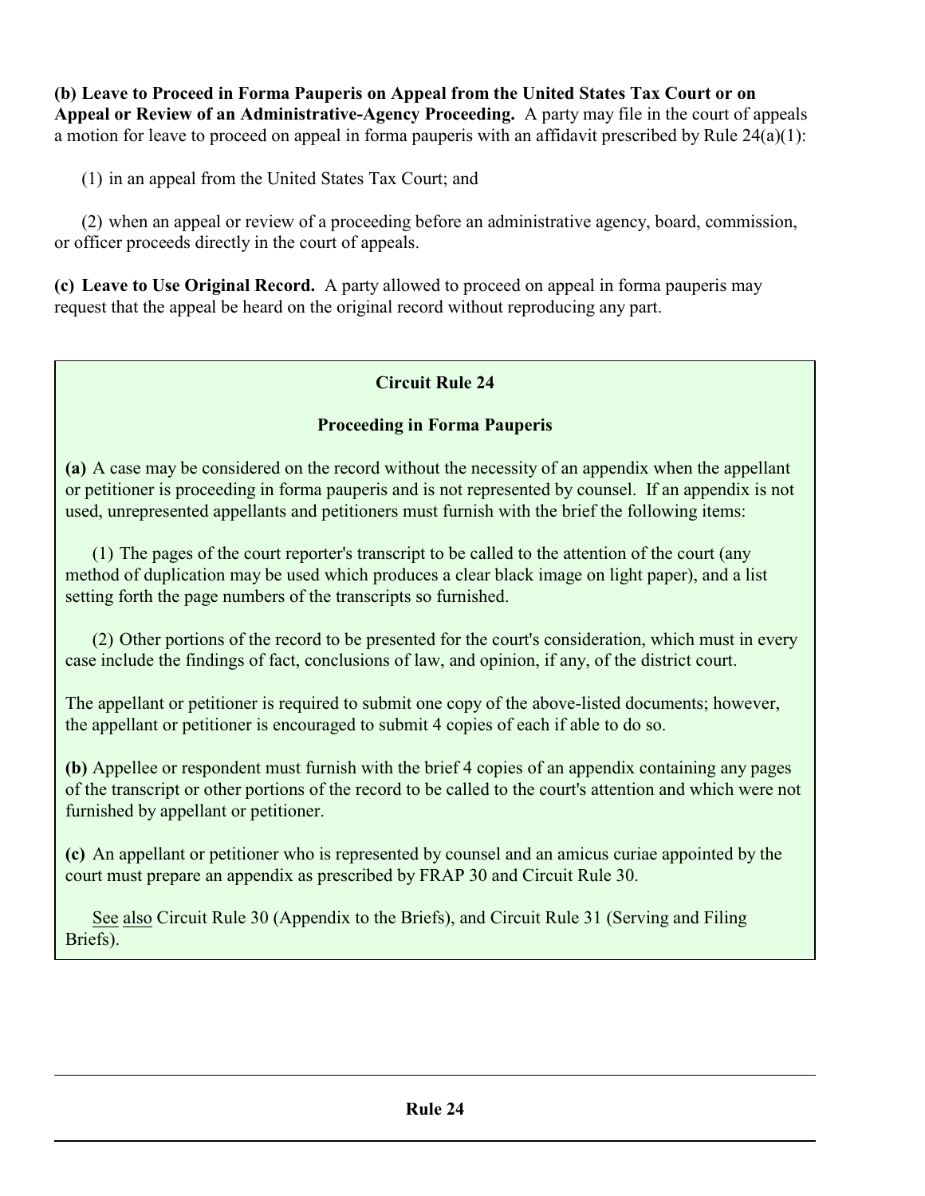**(b) Leave to Proceed in Forma Pauperis on Appeal from the United States Tax Court or on Appeal or Review of an Administrative-Agency Proceeding.** A party may file in the court of appeals a motion for leave to proceed on appeal in forma pauperis with an affidavit prescribed by Rule 24(a)(1):

(1) in an appeal from the United States Tax Court; and

(2) when an appeal or review of a proceeding before an administrative agency, board, commission, or officer proceeds directly in the court of appeals.

**(c) Leave to Use Original Record.** A party allowed to proceed on appeal in forma pauperis may request that the appeal be heard on the original record without reproducing any part.

### Circuit Rule 24

### Proceeding in Forma Pauperis

**(a)** A case may be considered on the record without the necessity of an appendix when the appellant or petitioner is proceeding in forma pauperis and is not represented by counsel. If an appendix is not used, unrepresented appellants and petitioners must furnish with the brief the following items:

(1) The pages of the court reporter's transcript to be called to the attention of the court (any method of duplication may be used which produces a clear black image on light paper), and a list setting forth the page numbers of the transcripts so furnished.

(2) Other portions of the record to be presented for the court's consideration, which must in every case include the findings of fact, conclusions of law, and opinion, if any, of the district court.

The appellant or petitioner is required to submit one copy of the above-listed documents; however, the appellant or petitioner is encouraged to submit 4 copies of each if able to do so.

**(b)** Appellee or respondent must furnish with the brief 4 copies of an appendix containing any pages of the transcript or other portions of the record to be called to the court's attention and which were not furnished by appellant or petitioner.

**(c)** An appellant or petitioner who is represented by counsel and an amicus curiae appointed by the court must prepare an appendix as prescribed by FRAP 30 and Circuit Rule 30.

See also Circuit Rule 30 (Appendix to the Briefs), and Circuit Rule 31 (Serving and Filing Briefs).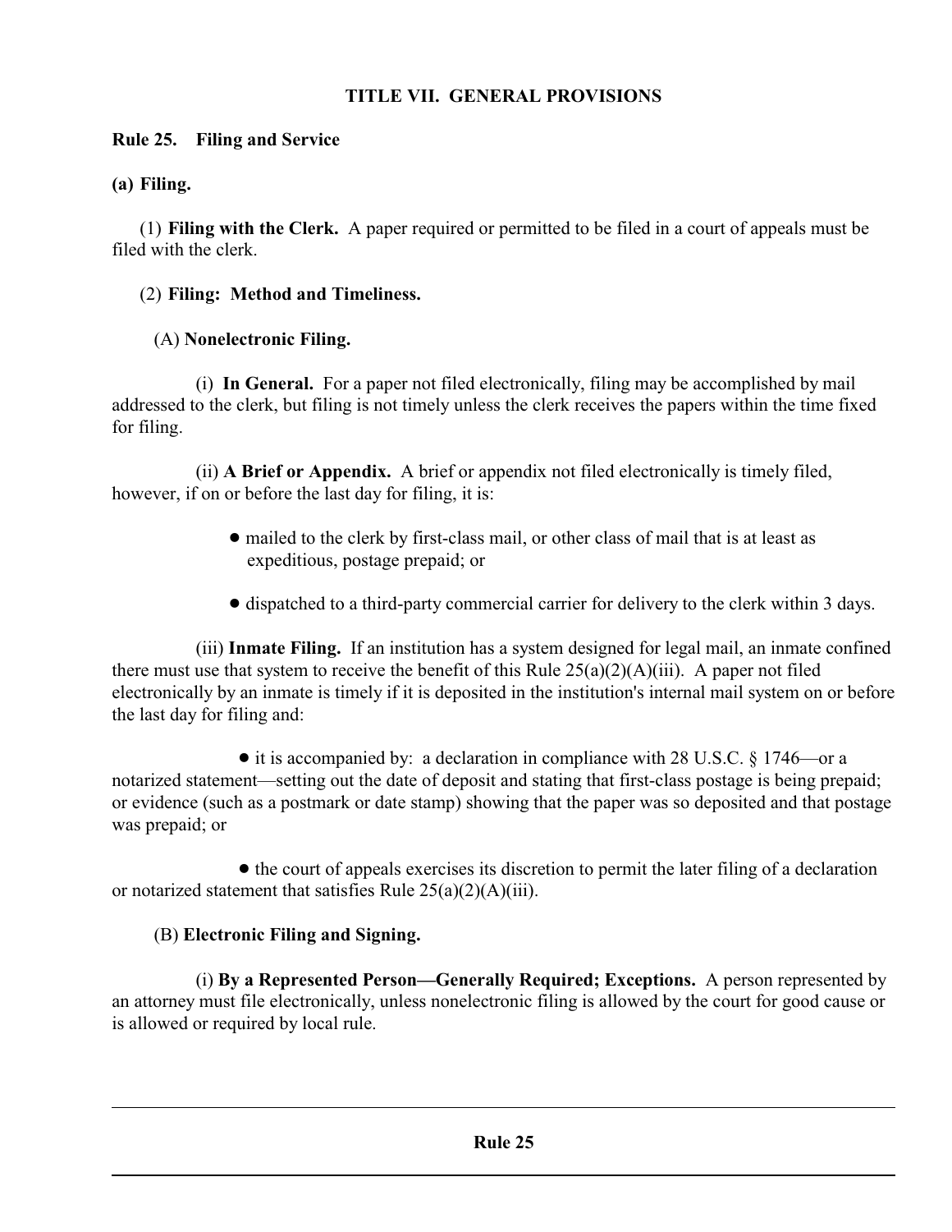## TITLE VII. GENERAL PROVISIONS

### Rule 25. Filing and Service

**(a) Filing.**

(1) **Filing with the Clerk.** A paper required or permitted to be filed in a court of appeals must be filed with the clerk.

(2) **Filing: Method and Timeliness.**

(A) **Nonelectronic Filing.**

(i) **In General.** For a paper not filed electronically, filing may be accomplished by mail addressed to the clerk, but filing is not timely unless the clerk receives the papers within the time fixed for filing.

(ii) **A Brief or Appendix.** A brief or appendix not filed electronically is timely filed, however, if on or before the last day for filing, it is:

- mailed to the clerk by first-class mail, or other class of mail that is at least as expeditious, postage prepaid; or
- dispatched to a third-party commercial carrier for delivery to the clerk within 3 days.

(iii) **Inmate Filing.** If an institution has a system designed for legal mail, an inmate confined there must use that system to receive the benefit of this Rule 25(a)(2)(A)(iii). A paper not filed electronically by an inmate is timely if it is deposited in the institution's internal mail system on or before the last day for filing and:

- it is accompanied by: a declaration in compliance with 28 U.S.C. § 1746—or a notarized statement—setting out the date of deposit and stating that first-class postage is being prepaid; or evidence (such as a postmark or date stamp) showing that the paper was so deposited and that postage was prepaid; or
- the court of appeals exercises its discretion to permit the later filing of a declaration or notarized statement that satisfies Rule 25(a)(2)(A)(iii).

(B) **Electronic Filing and Signing.**

(i) **By a Represented Person—Generally Required; Exceptions.** A person represented by an attorney must file electronically, unless nonelectronic filing is allowed by the court for good cause or is allowed or required by local rule.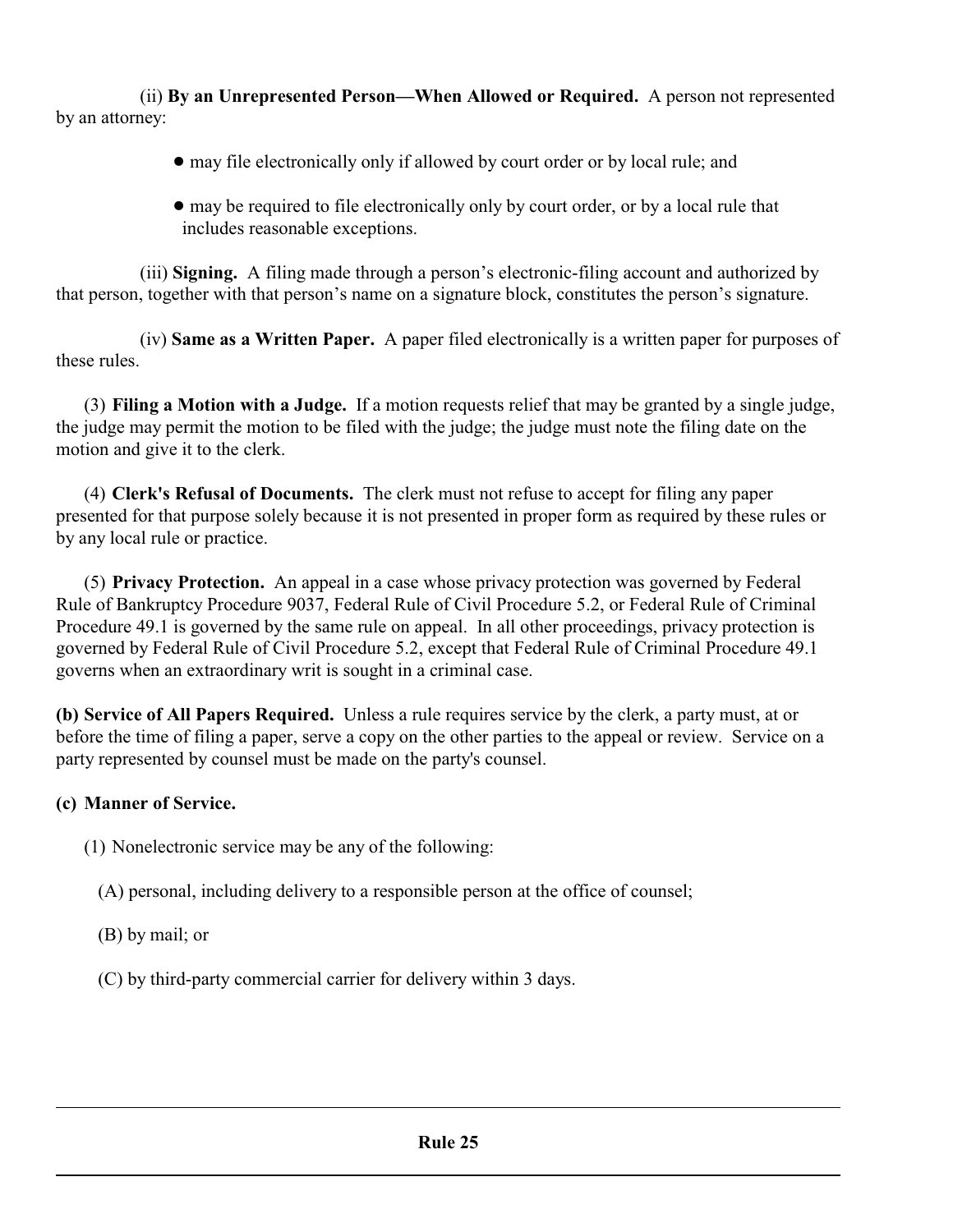(ii) **By an Unrepresented Person—When Allowed or Required.** A person not represented by an attorney:

- may file electronically only if allowed by court order or by local rule; and
- may be required to file electronically only by court order, or by a local rule that includes reasonable exceptions.

(iii) **Signing.** A filing made through a person's electronic-filing account and authorized by that person, together with that person's name on a signature block, constitutes the person's signature.

(iv) **Same as a Written Paper.** A paper filed electronically is a written paper for purposes of these rules.

(3) **Filing a Motion with a Judge.** If a motion requests relief that may be granted by a single judge, the judge may permit the motion to be filed with the judge; the judge must note the filing date on the motion and give it to the clerk.

(4) **Clerk's Refusal of Documents.** The clerk must not refuse to accept for filing any paper presented for that purpose solely because it is not presented in proper form as required by these rules or by any local rule or practice.

(5) **Privacy Protection.** An appeal in a case whose privacy protection was governed by Federal Rule of Bankruptcy Procedure 9037, Federal Rule of Civil Procedure 5.2, or Federal Rule of Criminal Procedure 49.1 is governed by the same rule on appeal. In all other proceedings, privacy protection is governed by Federal Rule of Civil Procedure 5.2, except that Federal Rule of Criminal Procedure 49.1 governs when an extraordinary writ is sought in a criminal case.

**(b) Service of All Papers Required.** Unless a rule requires service by the clerk, a party must, at or before the time of filing a paper, serve a copy on the other parties to the appeal or review. Service on a party represented by counsel must be made on the party's counsel.

**(c) Manner of Service.**

(1) Nonelectronic service may be any of the following:

(A) personal, including delivery to a responsible person at the office of counsel;

(B) by mail; or

(C) by third-party commercial carrier for delivery within 3 days.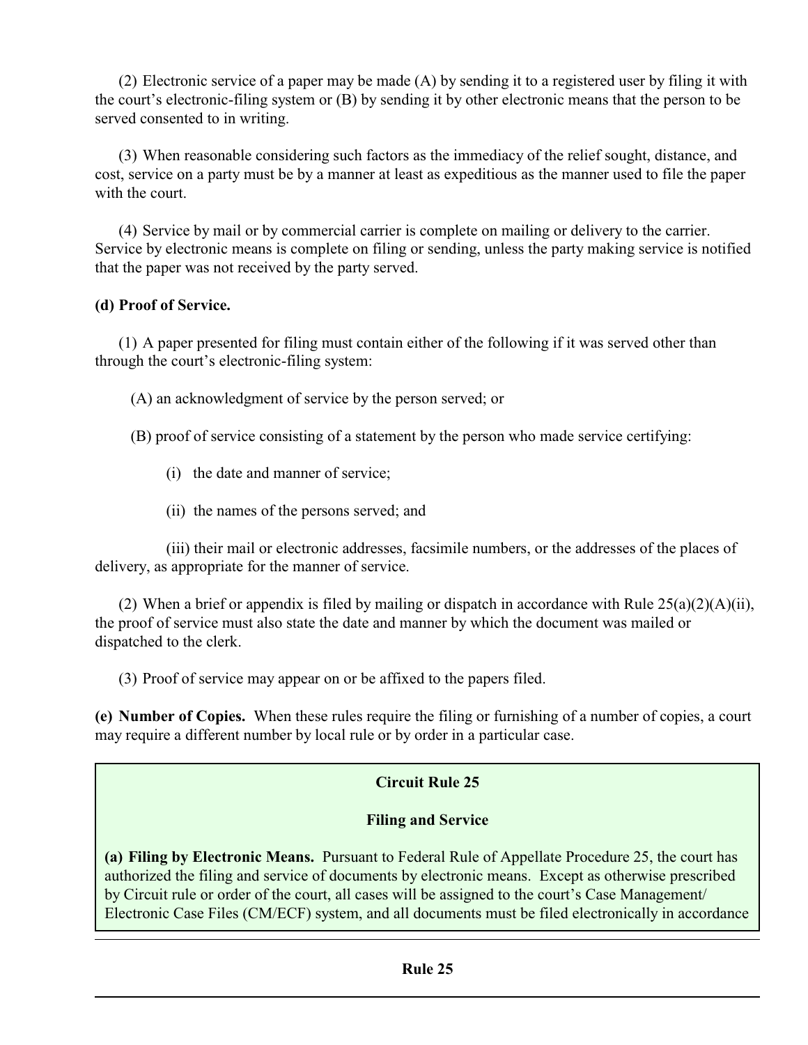(2) Electronic service of a paper may be made (A) by sending it to a registered user by filing it with the court's electronic-filing system or (B) by sending it by other electronic means that the person to be served consented to in writing.

(3) When reasonable considering such factors as the immediacy of the relief sought, distance, and cost, service on a party must be by a manner at least as expeditious as the manner used to file the paper with the court.

(4) Service by mail or by commercial carrier is complete on mailing or delivery to the carrier. Service by electronic means is complete on filing or sending, unless the party making service is notified that the paper was not received by the party served.

**(d) Proof of Service.**

(1) A paper presented for filing must contain either of the following if it was served other than through the court's electronic-filing system:

(A) an acknowledgment of service by the person served; or

(B) proof of service consisting of a statement by the person who made service certifying:

(i) the date and manner of service;

(ii) the names of the persons served; and

(iii) their mail or electronic addresses, facsimile numbers, or the addresses of the places of delivery, as appropriate for the manner of service.

(2) When a brief or appendix is filed by mailing or dispatch in accordance with Rule 25(a)(2)(A)(ii), the proof of service must also state the date and manner by which the document was mailed or dispatched to the clerk.

(3) Proof of service may appear on or be affixed to the papers filed.

**(e) Number of Copies.** When these rules require the filing or furnishing of a number of copies, a court may require a different number by local rule or by order in a particular case.

**Circuit Rule 25**

**Filing and Service**

**(a) Filing by Electronic Means.** Pursuant to Federal Rule of Appellate Procedure 25, the court has authorized the filing and service of documents by electronic means. Except as otherwise prescribed by Circuit rule or order of the court, all cases will be assigned to the court's Case Management/ Electronic Case Files (CM/ECF) system, and all documents must be filed electronically in accordance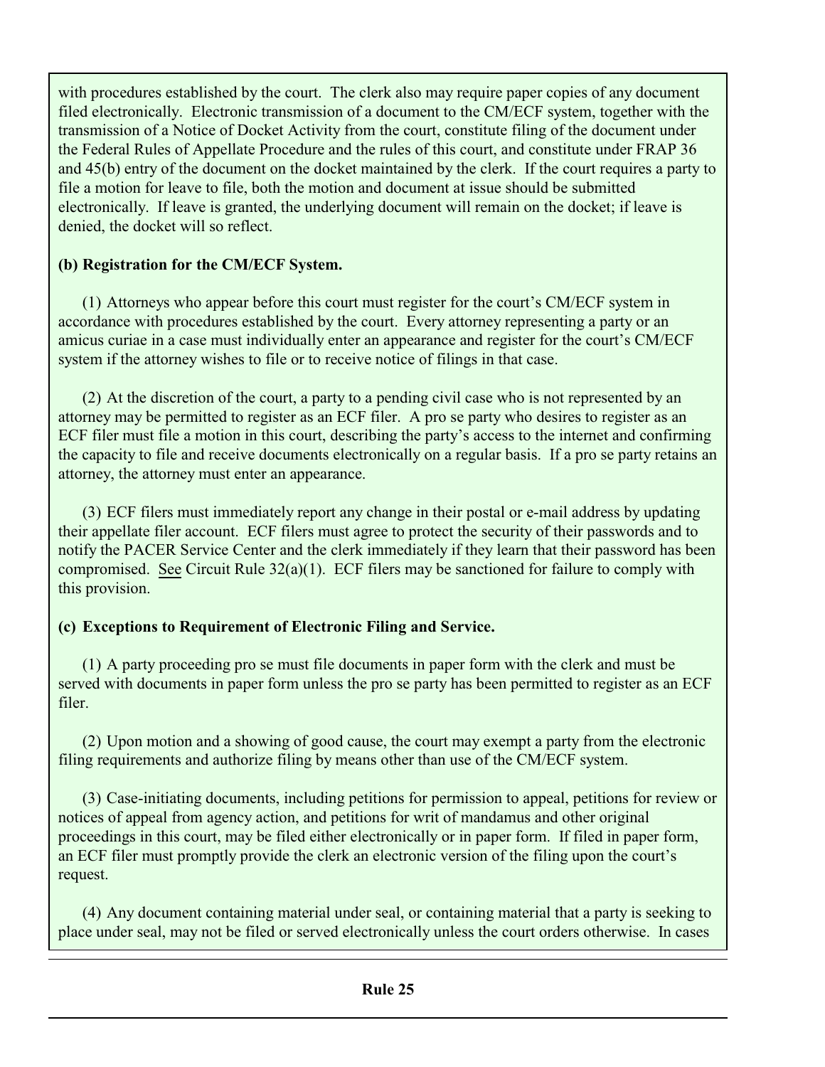with procedures established by the court. The clerk also may require paper copies of any document filed electronically. Electronic transmission of a document to the CM/ECF system, together with the transmission of a Notice of Docket Activity from the court, constitute filing of the document under the Federal Rules of Appellate Procedure and the rules of this court, and constitute under FRAP 36 and 45(b) entry of the document on the docket maintained by the clerk. If the court requires a party to file a motion for leave to file, both the motion and document at issue should be submitted electronically. If leave is granted, the underlying document will remain on the docket; if leave is denied, the docket will so reflect.

**(b) Registration for the CM/ECF System.**

(1) Attorneys who appear before this court must register for the court's CM/ECF system in accordance with procedures established by the court. Every attorney representing a party or an amicus curiae in a case must individually enter an appearance and register for the court's CM/ECF system if the attorney wishes to file or to receive notice of filings in that case.

(2) At the discretion of the court, a party to a pending civil case who is not represented by an attorney may be permitted to register as an ECF filer. A pro se party who desires to register as an ECF filer must file a motion in this court, describing the party's access to the internet and confirming the capacity to file and receive documents electronically on a regular basis. If a pro se party retains an attorney, the attorney must enter an appearance.

(3) ECF filers must immediately report any change in their postal or e-mail address by updating their appellate filer account. ECF filers must agree to protect the security of their passwords and to notify the PACER Service Center and the clerk immediately if they learn that their password has been compromised. See Circuit Rule 32(a)(1). ECF filers may be sanctioned for failure to comply with this provision.

**(c) Exceptions to Requirement of Electronic Filing and Service.**

(1) A party proceeding pro se must file documents in paper form with the clerk and must be served with documents in paper form unless the pro se party has been permitted to register as an ECF filer.

(2) Upon motion and a showing of good cause, the court may exempt a party from the electronic filing requirements and authorize filing by means other than use of the CM/ECF system.

(3) Case-initiating documents, including petitions for permission to appeal, petitions for review or notices of appeal from agency action, and petitions for writ of mandamus and other original proceedings in this court, may be filed either electronically or in paper form. If filed in paper form, an ECF filer must promptly provide the clerk an electronic version of the filing upon the court's request.

(4) Any document containing material under seal, or containing material that a party is seeking to place under seal, may not be filed or served electronically unless the court orders otherwise. In cases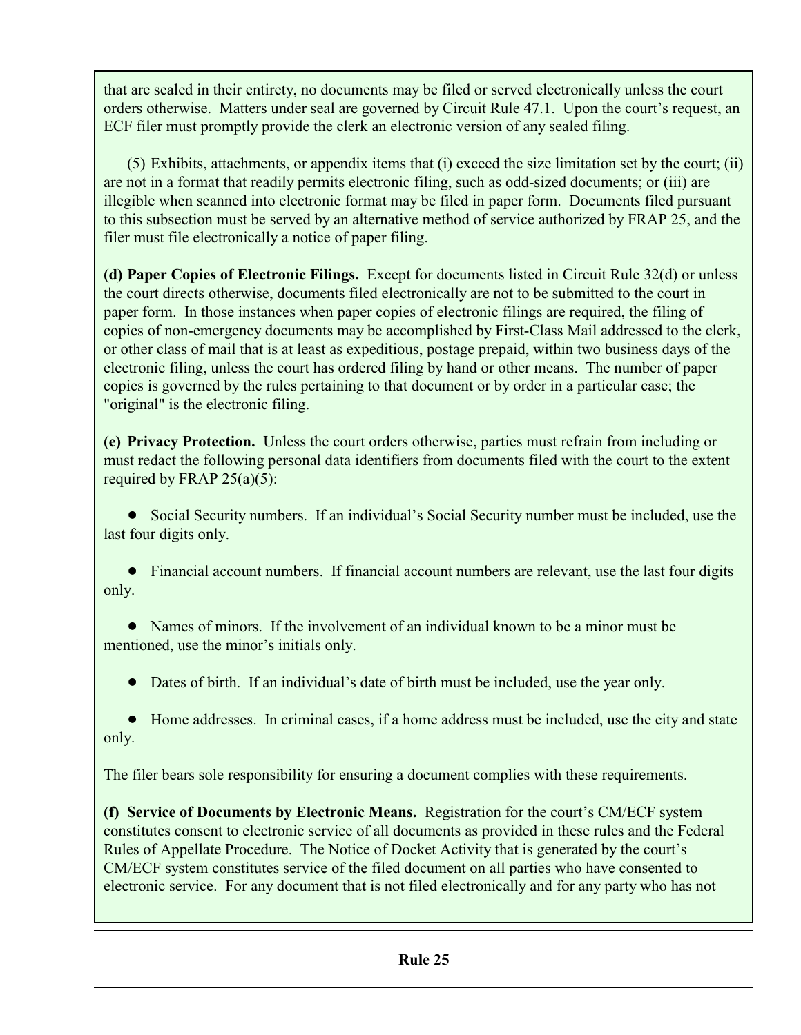that are sealed in their entirety, no documents may be filed or served electronically unless the court orders otherwise. Matters under seal are governed by Circuit Rule 47.1. Upon the court's request, an ECF filer must promptly provide the clerk an electronic version of any sealed filing.

(5) Exhibits, attachments, or appendix items that (i) exceed the size limitation set by the court; (ii) are not in a format that readily permits electronic filing, such as odd-sized documents; or (iii) are illegible when scanned into electronic format may be filed in paper form. Documents filed pursuant to this subsection must be served by an alternative method of service authorized by FRAP 25, and the filer must file electronically a notice of paper filing.

**(d) Paper Copies of Electronic Filings.** Except for documents listed in Circuit Rule 32(d) or unless the court directs otherwise, documents filed electronically are not to be submitted to the court in paper form. In those instances when paper copies of electronic filings are required, the filing of copies of non-emergency documents may be accomplished by First-Class Mail addressed to the clerk, or other class of mail that is at least as expeditious, postage prepaid, within two business days of the electronic filing, unless the court has ordered filing by hand or other means. The number of paper copies is governed by the rules pertaining to that document or by order in a particular case; the "original" is the electronic filing.

**(e) Privacy Protection.** Unless the court orders otherwise, parties must refrain from including or must redact the following personal data identifiers from documents filed with the court to the extent required by FRAP 25(a)(5):

- Social Security numbers. If an individual's Social Security number must be included, use the last four digits only.

- Financial account numbers. If financial account numbers are relevant, use the last four digits only.

- Names of minors. If the involvement of an individual known to be a minor must be mentioned, use the minor's initials only.

- Dates of birth. If an individual's date of birth must be included, use the year only.

- Home addresses. In criminal cases, if a home address must be included, use the city and state only.

The filer bears sole responsibility for ensuring a document complies with these requirements.

**(f) Service of Documents by Electronic Means.** Registration for the court's CM/ECF system constitutes consent to electronic service of all documents as provided in these rules and the Federal Rules of Appellate Procedure. The Notice of Docket Activity that is generated by the court's CM/ECF system constitutes service of the filed document on all parties who have consented to electronic service. For any document that is not filed electronically and for any party who has not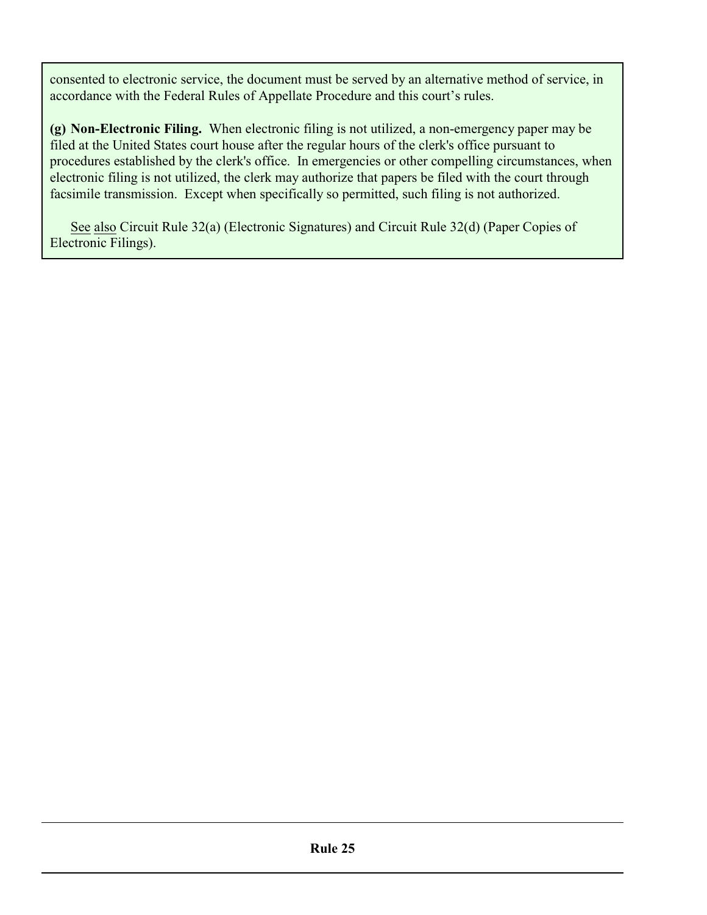consented to electronic service, the document must be served by an alternative method of service, in accordance with the Federal Rules of Appellate Procedure and this court's rules.

**(g) Non-Electronic Filing.** When electronic filing is not utilized, a non-emergency paper may be filed at the United States court house after the regular hours of the clerk's office pursuant to procedures established by the clerk's office. In emergencies or other compelling circumstances, when electronic filing is not utilized, the clerk may authorize that papers be filed with the court through facsimile transmission. Except when specifically so permitted, such filing is not authorized.

See also Circuit Rule 32(a) (Electronic Signatures) and Circuit Rule 32(d) (Paper Copies of Electronic Filings).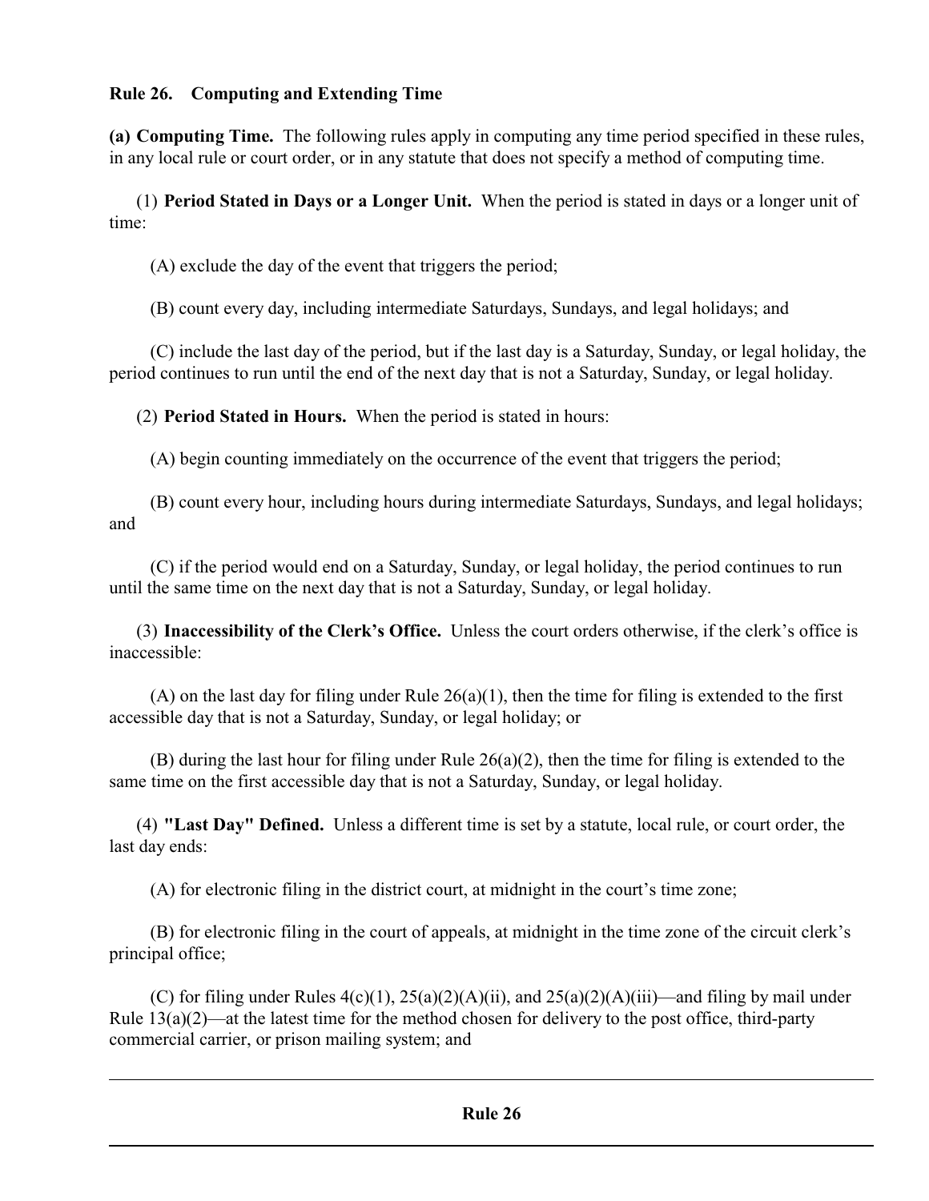**Rule 26. Computing and Extending Time**

**(a) Computing Time.** The following rules apply in computing any time period specified in these rules, in any local rule or court order, or in any statute that does not specify a method of computing time.

(1) **Period Stated in Days or a Longer Unit.** When the period is stated in days or a longer unit of time:

(A) exclude the day of the event that triggers the period;

(B) count every day, including intermediate Saturdays, Sundays, and legal holidays; and

(C) include the last day of the period, but if the last day is a Saturday, Sunday, or legal holiday, the period continues to run until the end of the next day that is not a Saturday, Sunday, or legal holiday.

(2) **Period Stated in Hours.** When the period is stated in hours:

(A) begin counting immediately on the occurrence of the event that triggers the period;

(B) count every hour, including hours during intermediate Saturdays, Sundays, and legal holidays; and

(C) if the period would end on a Saturday, Sunday, or legal holiday, the period continues to run until the same time on the next day that is not a Saturday, Sunday, or legal holiday.

(3) **Inaccessibility of the Clerk's Office.** Unless the court orders otherwise, if the clerk's office is inaccessible:

(A) on the last day for filing under Rule 26(a)(1), then the time for filing is extended to the first accessible day that is not a Saturday, Sunday, or legal holiday; or

(B) during the last hour for filing under Rule 26(a)(2), then the time for filing is extended to the same time on the first accessible day that is not a Saturday, Sunday, or legal holiday.

(4) **"Last Day" Defined.** Unless a different time is set by a statute, local rule, or court order, the last day ends:

(A) for electronic filing in the district court, at midnight in the court's time zone;

(B) for electronic filing in the court of appeals, at midnight in the time zone of the circuit clerk's principal office;

(C) for filing under Rules 4(c)(1), 25(a)(2)(A)(ii), and 25(a)(2)(A)(iii)—and filing by mail under Rule 13(a)(2)—at the latest time for the method chosen for delivery to the post office, third-party commercial carrier, or prison mailing system; and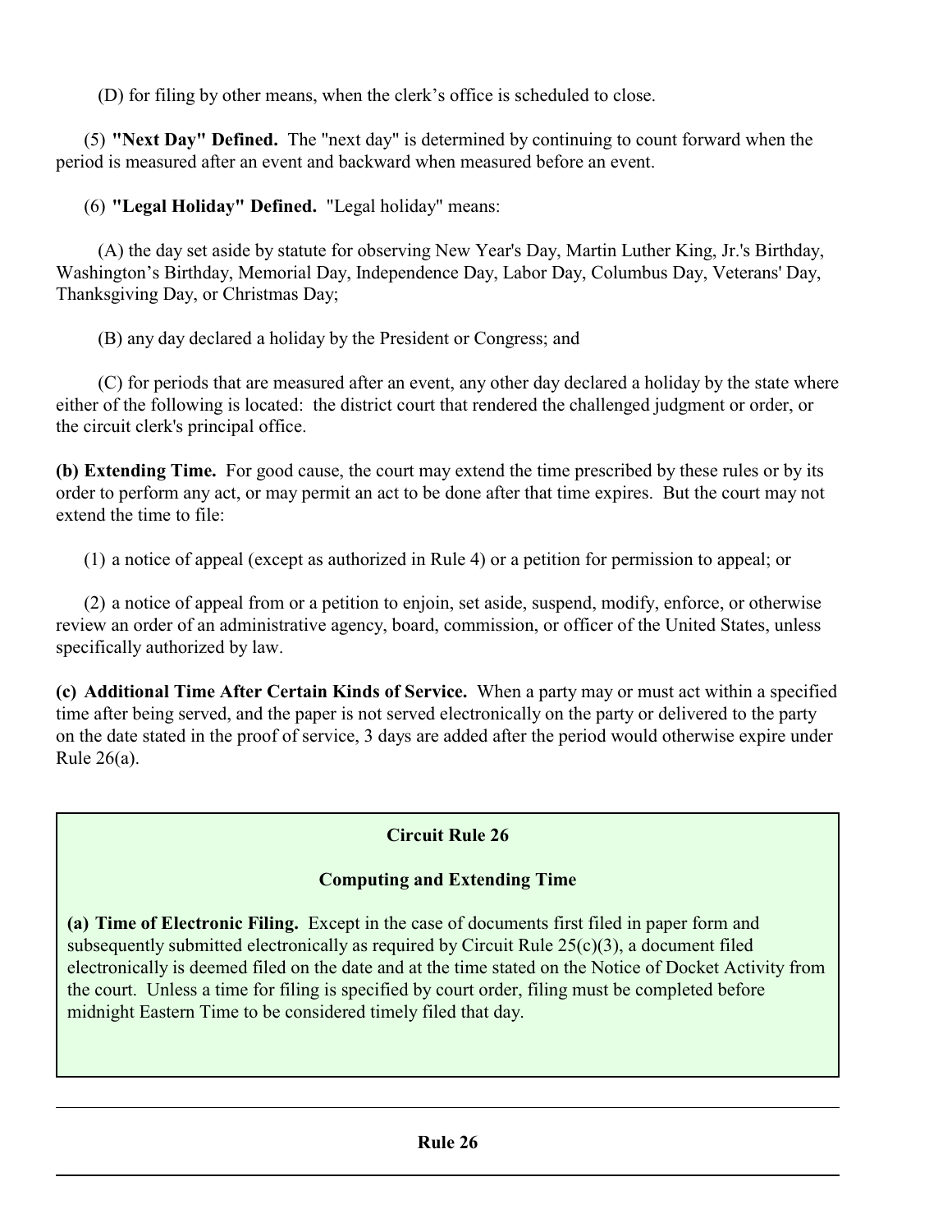(D) for filing by other means, when the clerk's office is scheduled to close.

(5) **"Next Day" Defined.** The "next day" is determined by continuing to count forward when the period is measured after an event and backward when measured before an event.

(6) **"Legal Holiday" Defined.** "Legal holiday" means:

(A) the day set aside by statute for observing New Year's Day, Martin Luther King, Jr.'s Birthday, Washington's Birthday, Memorial Day, Independence Day, Labor Day, Columbus Day, Veterans' Day, Thanksgiving Day, or Christmas Day;

(B) any day declared a holiday by the President or Congress; and

(C) for periods that are measured after an event, any other day declared a holiday by the state where either of the following is located: the district court that rendered the challenged judgment or order, or the circuit clerk's principal office.

**(b) Extending Time.** For good cause, the court may extend the time prescribed by these rules or by its order to perform any act, or may permit an act to be done after that time expires. But the court may not extend the time to file:

(1) a notice of appeal (except as authorized in Rule 4) or a petition for permission to appeal; or

(2) a notice of appeal from or a petition to enjoin, set aside, suspend, modify, enforce, or otherwise review an order of an administrative agency, board, commission, or officer of the United States, unless specifically authorized by law.

**(c) Additional Time After Certain Kinds of Service.** When a party may or must act within a specified time after being served, and the paper is not served electronically on the party or delivered to the party on the date stated in the proof of service, 3 days are added after the period would otherwise expire under Rule 26(a).

### Circuit Rule 26

### Computing and Extending Time

**(a) Time of Electronic Filing.** Except in the case of documents first filed in paper form and subsequently submitted electronically as required by Circuit Rule 25(c)(3), a document filed electronically is deemed filed on the date and at the time stated on the Notice of Docket Activity from the court. Unless a time for filing is specified by court order, filing must be completed before midnight Eastern Time to be considered timely filed that day.

## Rule 26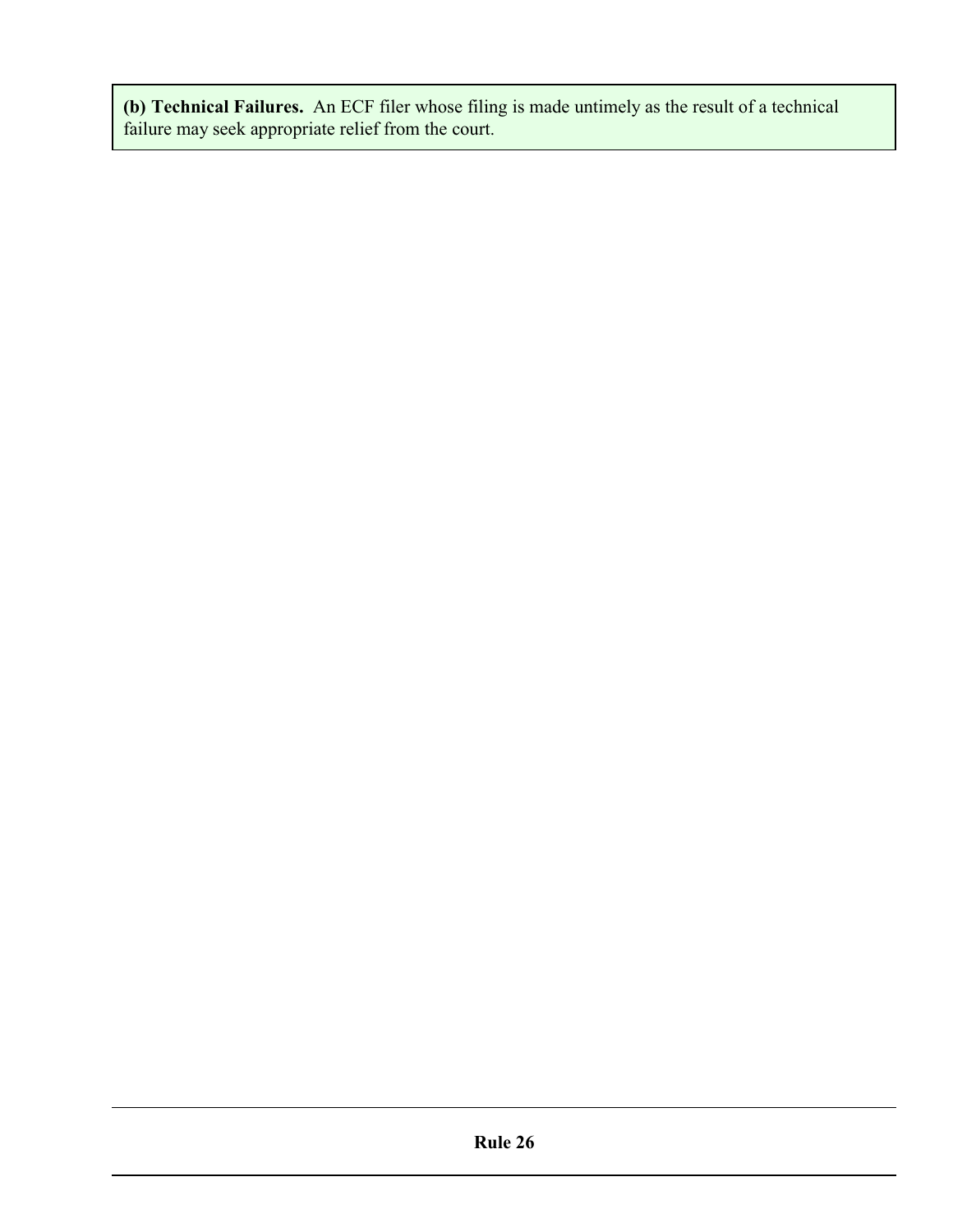**(b) Technical Failures.** An ECF filer whose filing is made untimely as the result of a technical failure may seek appropriate relief from the court.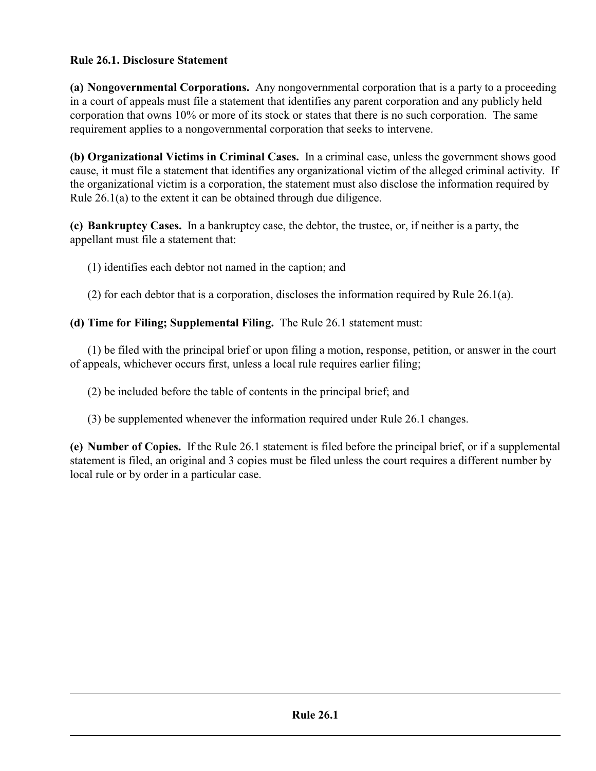**Rule 26.1. Disclosure Statement**

**(a) Nongovernmental Corporations.** Any nongovernmental corporation that is a party to a proceeding in a court of appeals must file a statement that identifies any parent corporation and any publicly held corporation that owns 10% or more of its stock or states that there is no such corporation. The same requirement applies to a nongovernmental corporation that seeks to intervene.

**(b) Organizational Victims in Criminal Cases.** In a criminal case, unless the government shows good cause, it must file a statement that identifies any organizational victim of the alleged criminal activity. If the organizational victim is a corporation, the statement must also disclose the information required by Rule 26.1(a) to the extent it can be obtained through due diligence.

**(c) Bankruptcy Cases.** In a bankruptcy case, the debtor, the trustee, or, if neither is a party, the appellant must file a statement that:

(1) identifies each debtor not named in the caption; and

(2) for each debtor that is a corporation, discloses the information required by Rule 26.1(a).

**(d) Time for Filing; Supplemental Filing.** The Rule 26.1 statement must:

(1) be filed with the principal brief or upon filing a motion, response, petition, or answer in the court of appeals, whichever occurs first, unless a local rule requires earlier filing;

(2) be included before the table of contents in the principal brief; and

(3) be supplemented whenever the information required under Rule 26.1 changes.

**(e) Number of Copies.** If the Rule 26.1 statement is filed before the principal brief, or if a supplemental statement is filed, an original and 3 copies must be filed unless the court requires a different number by local rule or by order in a particular case.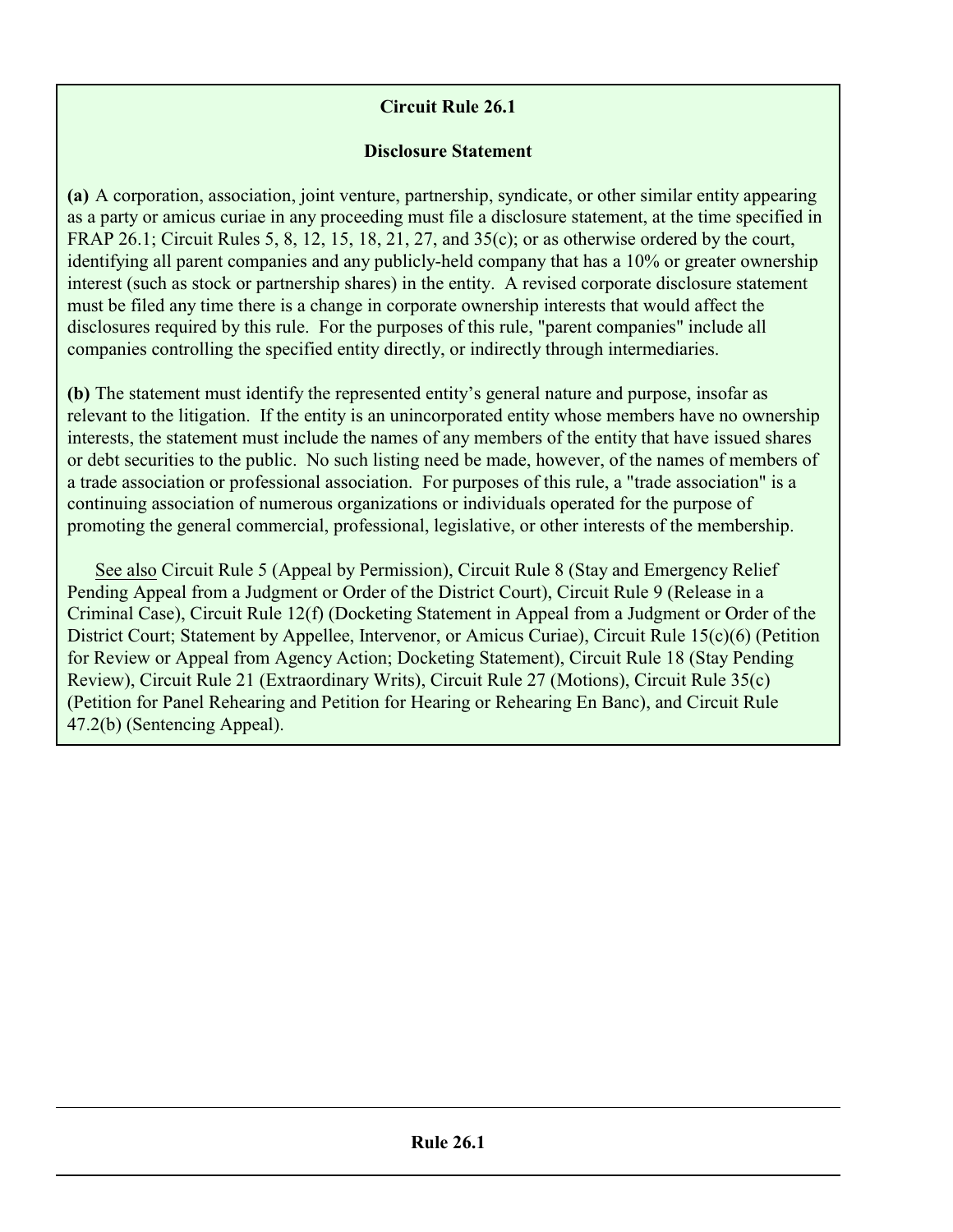## Circuit Rule 26.1

### Disclosure Statement

**(a)** A corporation, association, joint venture, partnership, syndicate, or other similar entity appearing as a party or amicus curiae in any proceeding must file a disclosure statement, at the time specified in FRAP 26.1; Circuit Rules 5, 8, 12, 15, 18, 21, 27, and 35(c); or as otherwise ordered by the court, identifying all parent companies and any publicly-held company that has a 10% or greater ownership interest (such as stock or partnership shares) in the entity. A revised corporate disclosure statement must be filed any time there is a change in corporate ownership interests that would affect the disclosures required by this rule. For the purposes of this rule, "parent companies" include all companies controlling the specified entity directly, or indirectly through intermediaries.

**(b)** The statement must identify the represented entity's general nature and purpose, insofar as relevant to the litigation. If the entity is an unincorporated entity whose members have no ownership interests, the statement must include the names of any members of the entity that have issued shares or debt securities to the public. No such listing need be made, however, of the names of members of a trade association or professional association. For purposes of this rule, a "trade association" is a continuing association of numerous organizations or individuals operated for the purpose of promoting the general commercial, professional, legislative, or other interests of the membership.

See also Circuit Rule 5 (Appeal by Permission), Circuit Rule 8 (Stay and Emergency Relief Pending Appeal from a Judgment or Order of the District Court), Circuit Rule 9 (Release in a Criminal Case), Circuit Rule 12(f) (Docketing Statement in Appeal from a Judgment or Order of the District Court; Statement by Appellee, Intervenor, or Amicus Curiae), Circuit Rule 15(c)(6) (Petition for Review or Appeal from Agency Action; Docketing Statement), Circuit Rule 18 (Stay Pending Review), Circuit Rule 21 (Extraordinary Writs), Circuit Rule 27 (Motions), Circuit Rule 35(c) (Petition for Panel Rehearing and Petition for Hearing or Rehearing En Banc), and Circuit Rule 47.2(b) (Sentencing Appeal).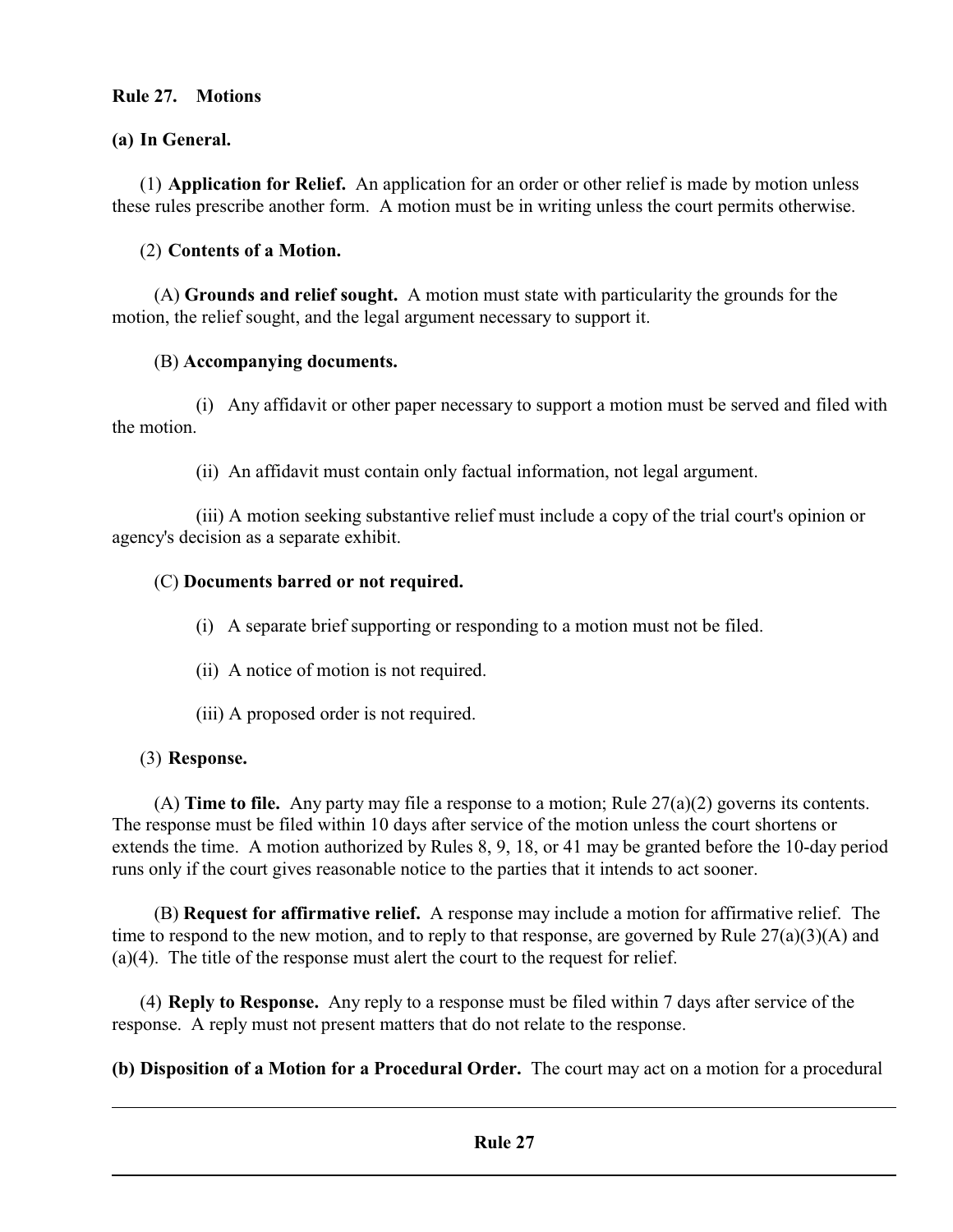**Rule 27. Motions**

**(a) In General.**

(1) **Application for Relief.** An application for an order or other relief is made by motion unless these rules prescribe another form. A motion must be in writing unless the court permits otherwise.

(2) **Contents of a Motion.**

(A) **Grounds and relief sought.** A motion must state with particularity the grounds for the motion, the relief sought, and the legal argument necessary to support it.

(B) **Accompanying documents.**

(i) Any affidavit or other paper necessary to support a motion must be served and filed with the motion.

(ii) An affidavit must contain only factual information, not legal argument.

(iii) A motion seeking substantive relief must include a copy of the trial court's opinion or agency's decision as a separate exhibit.

(C) **Documents barred or not required.**

(i) A separate brief supporting or responding to a motion must not be filed.

(ii) A notice of motion is not required.

(iii) A proposed order is not required.

(3) **Response.**

(A) **Time to file.** Any party may file a response to a motion; Rule 27(a)(2) governs its contents. The response must be filed within 10 days after service of the motion unless the court shortens or extends the time. A motion authorized by Rules 8, 9, 18, or 41 may be granted before the 10-day period runs only if the court gives reasonable notice to the parties that it intends to act sooner.

(B) **Request for affirmative relief.** A response may include a motion for affirmative relief. The time to respond to the new motion, and to reply to that response, are governed by Rule 27(a)(3)(A) and (a)(4). The title of the response must alert the court to the request for relief.

(4) **Reply to Response.** Any reply to a response must be filed within 7 days after service of the response. A reply must not present matters that do not relate to the response.

**(b) Disposition of a Motion for a Procedural Order.** The court may act on a motion for a procedural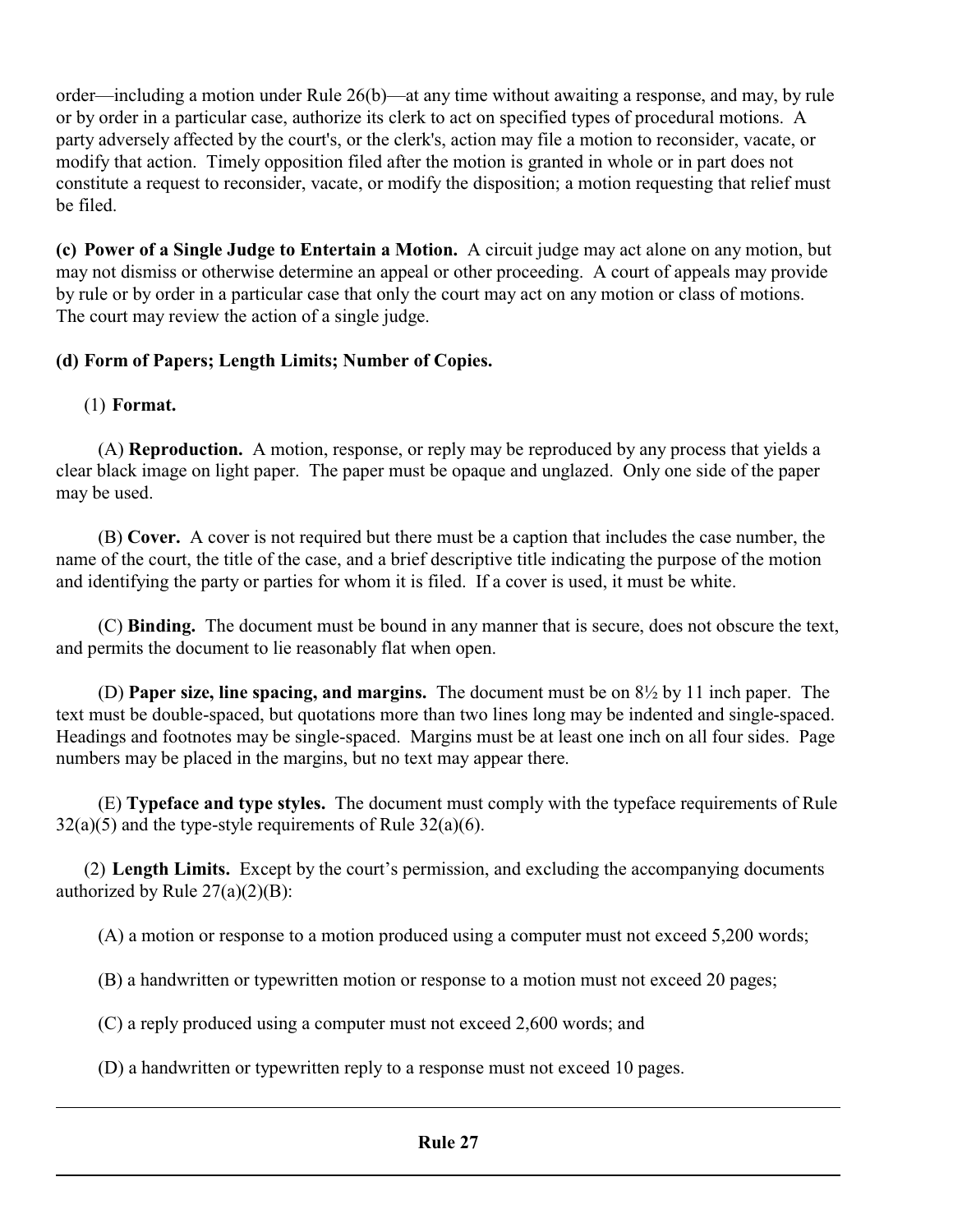order—including a motion under Rule 26(b)—at any time without awaiting a response, and may, by rule or by order in a particular case, authorize its clerk to act on specified types of procedural motions. A party adversely affected by the court's, or the clerk's, action may file a motion to reconsider, vacate, or modify that action. Timely opposition filed after the motion is granted in whole or in part does not constitute a request to reconsider, vacate, or modify the disposition; a motion requesting that relief must be filed.

**(c) Power of a Single Judge to Entertain a Motion.** A circuit judge may act alone on any motion, but may not dismiss or otherwise determine an appeal or other proceeding. A court of appeals may provide by rule or by order in a particular case that only the court may act on any motion or class of motions. The court may review the action of a single judge.

**(d) Form of Papers; Length Limits; Number of Copies.**

(1) **Format.**

(A) **Reproduction.** A motion, response, or reply may be reproduced by any process that yields a clear black image on light paper. The paper must be opaque and unglazed. Only one side of the paper may be used.

(B) **Cover.** A cover is not required but there must be a caption that includes the case number, the name of the court, the title of the case, and a brief descriptive title indicating the purpose of the motion and identifying the party or parties for whom it is filed. If a cover is used, it must be white.

(C) **Binding.** The document must be bound in any manner that is secure, does not obscure the text, and permits the document to lie reasonably flat when open.

(D) **Paper size, line spacing, and margins.** The document must be on 8½ by 11 inch paper. The text must be double-spaced, but quotations more than two lines long may be indented and single-spaced. Headings and footnotes may be single-spaced. Margins must be at least one inch on all four sides. Page numbers may be placed in the margins, but no text may appear there.

(E) **Typeface and type styles.** The document must comply with the typeface requirements of Rule 32(a)(5) and the type-style requirements of Rule 32(a)(6).

(2) **Length Limits.** Except by the court's permission, and excluding the accompanying documents authorized by Rule 27(a)(2)(B):

(A) a motion or response to a motion produced using a computer must not exceed 5,200 words;

(B) a handwritten or typewritten motion or response to a motion must not exceed 20 pages;

(C) a reply produced using a computer must not exceed 2,600 words; and

(D) a handwritten or typewritten reply to a response must not exceed 10 pages.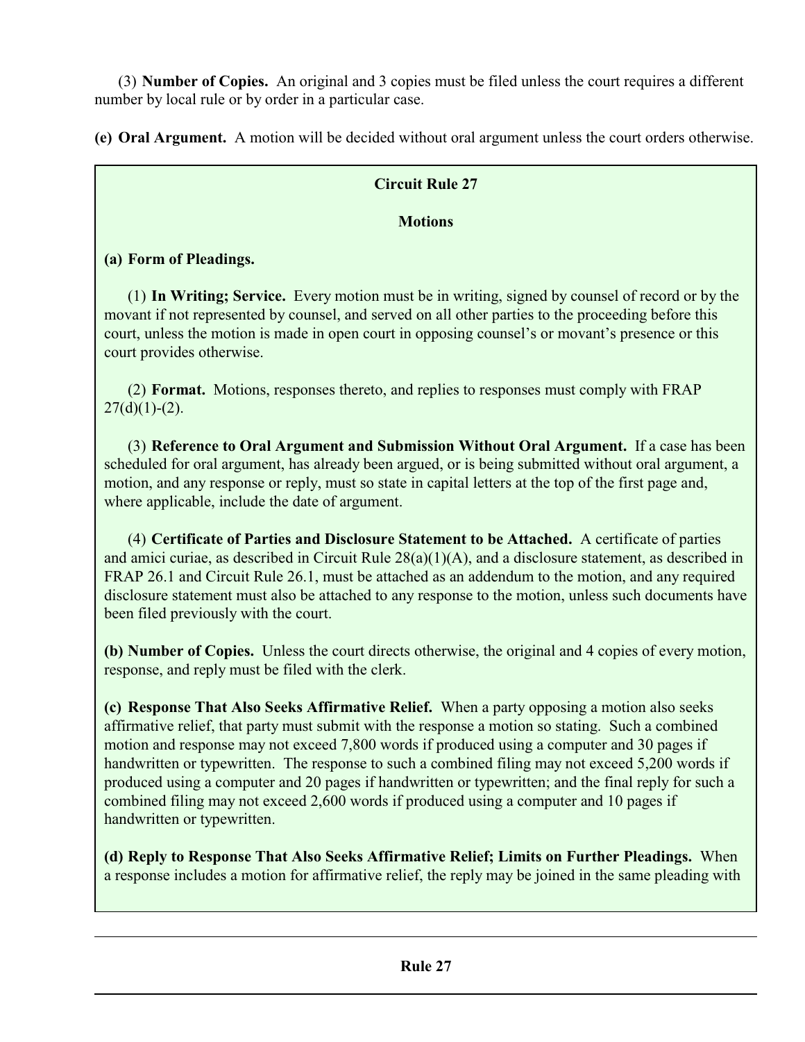(3) **Number of Copies.** An original and 3 copies must be filed unless the court requires a different number by local rule or by order in a particular case.

**(e) Oral Argument.** A motion will be decided without oral argument unless the court orders otherwise.

## Circuit Rule 27

### Motions

**(a) Form of Pleadings.**

(1) **In Writing; Service.** Every motion must be in writing, signed by counsel of record or by the movant if not represented by counsel, and served on all other parties to the proceeding before this court, unless the motion is made in open court in opposing counsel's or movant's presence or this court provides otherwise.

(2) **Format.** Motions, responses thereto, and replies to responses must comply with FRAP 27(d)(1)-(2).

(3) **Reference to Oral Argument and Submission Without Oral Argument.** If a case has been scheduled for oral argument, has already been argued, or is being submitted without oral argument, a motion, and any response or reply, must so state in capital letters at the top of the first page and, where applicable, include the date of argument.

(4) **Certificate of Parties and Disclosure Statement to be Attached.** A certificate of parties and amici curiae, as described in Circuit Rule 28(a)(1)(A), and a disclosure statement, as described in FRAP 26.1 and Circuit Rule 26.1, must be attached as an addendum to the motion, and any required disclosure statement must also be attached to any response to the motion, unless such documents have been filed previously with the court.

**(b) Number of Copies.** Unless the court directs otherwise, the original and 4 copies of every motion, response, and reply must be filed with the clerk.

**(c) Response That Also Seeks Affirmative Relief.** When a party opposing a motion also seeks affirmative relief, that party must submit with the response a motion so stating. Such a combined motion and response may not exceed 7,800 words if produced using a computer and 30 pages if handwritten or typewritten. The response to such a combined filing may not exceed 5,200 words if produced using a computer and 20 pages if handwritten or typewritten; and the final reply for such a combined filing may not exceed 2,600 words if produced using a computer and 10 pages if handwritten or typewritten.

**(d) Reply to Response That Also Seeks Affirmative Relief; Limits on Further Pleadings.** When a response includes a motion for affirmative relief, the reply may be joined in the same pleading with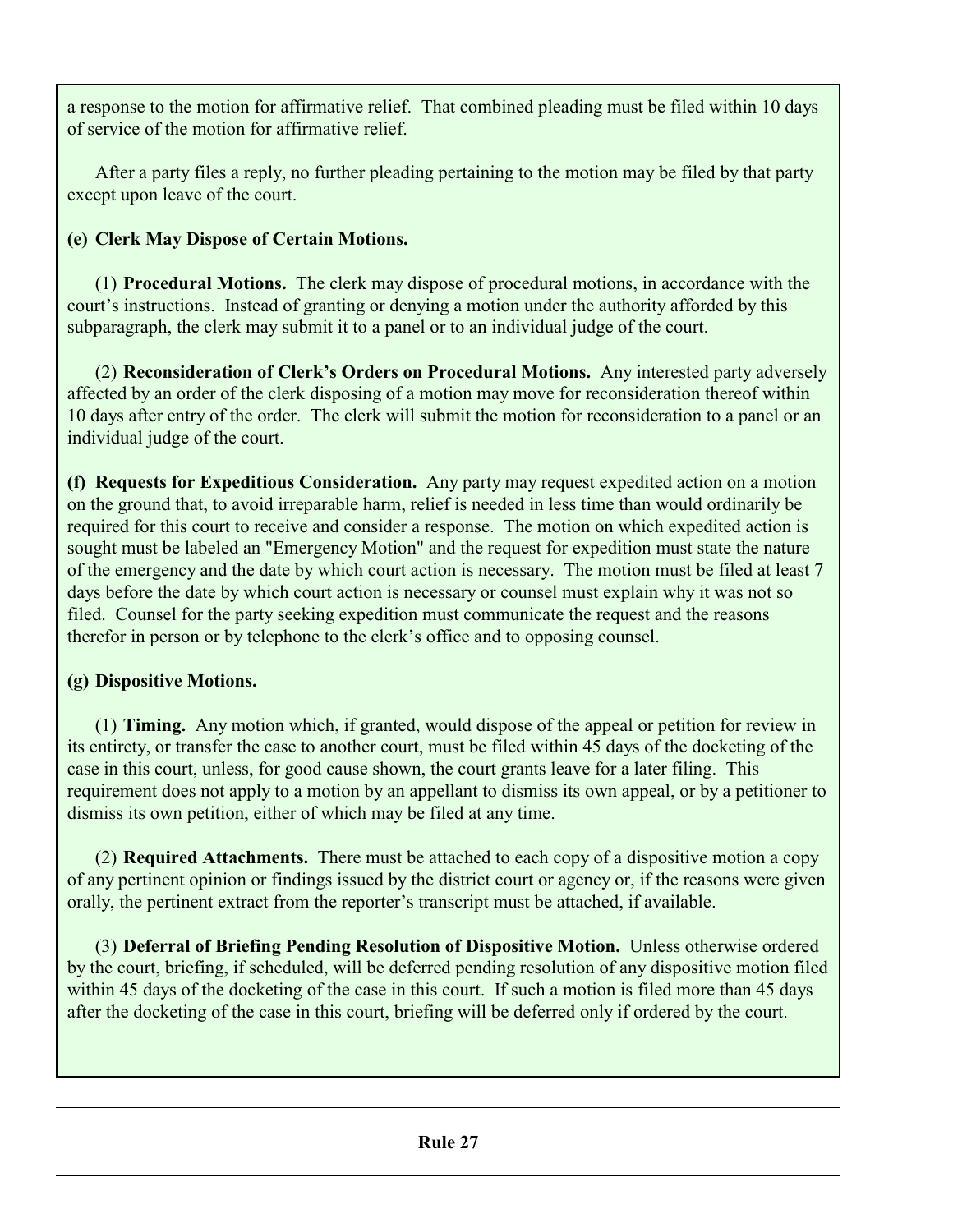a response to the motion for affirmative relief. That combined pleading must be filed within 10 days of service of the motion for affirmative relief.

After a party files a reply, no further pleading pertaining to the motion may be filed by that party except upon leave of the court.

**(e) Clerk May Dispose of Certain Motions.**

(1) **Procedural Motions.** The clerk may dispose of procedural motions, in accordance with the court's instructions. Instead of granting or denying a motion under the authority afforded by this subparagraph, the clerk may submit it to a panel or to an individual judge of the court.

(2) **Reconsideration of Clerk's Orders on Procedural Motions.** Any interested party adversely affected by an order of the clerk disposing of a motion may move for reconsideration thereof within 10 days after entry of the order. The clerk will submit the motion for reconsideration to a panel or an individual judge of the court.

**(f) Requests for Expeditious Consideration.** Any party may request expedited action on a motion on the ground that, to avoid irreparable harm, relief is needed in less time than would ordinarily be required for this court to receive and consider a response. The motion on which expedited action is sought must be labeled an "Emergency Motion" and the request for expedition must state the nature of the emergency and the date by which court action is necessary. The motion must be filed at least 7 days before the date by which court action is necessary or counsel must explain why it was not so filed. Counsel for the party seeking expedition must communicate the request and the reasons therefor in person or by telephone to the clerk's office and to opposing counsel.

**(g) Dispositive Motions.**

(1) **Timing.** Any motion which, if granted, would dispose of the appeal or petition for review in its entirety, or transfer the case to another court, must be filed within 45 days of the docketing of the case in this court, unless, for good cause shown, the court grants leave for a later filing. This requirement does not apply to a motion by an appellant to dismiss its own appeal, or by a petitioner to dismiss its own petition, either of which may be filed at any time.

(2) **Required Attachments.** There must be attached to each copy of a dispositive motion a copy of any pertinent opinion or findings issued by the district court or agency or, if the reasons were given orally, the pertinent extract from the reporter's transcript must be attached, if available.

(3) **Deferral of Briefing Pending Resolution of Dispositive Motion.** Unless otherwise ordered by the court, briefing, if scheduled, will be deferred pending resolution of any dispositive motion filed within 45 days of the docketing of the case in this court. If such a motion is filed more than 45 days after the docketing of the case in this court, briefing will be deferred only if ordered by the court.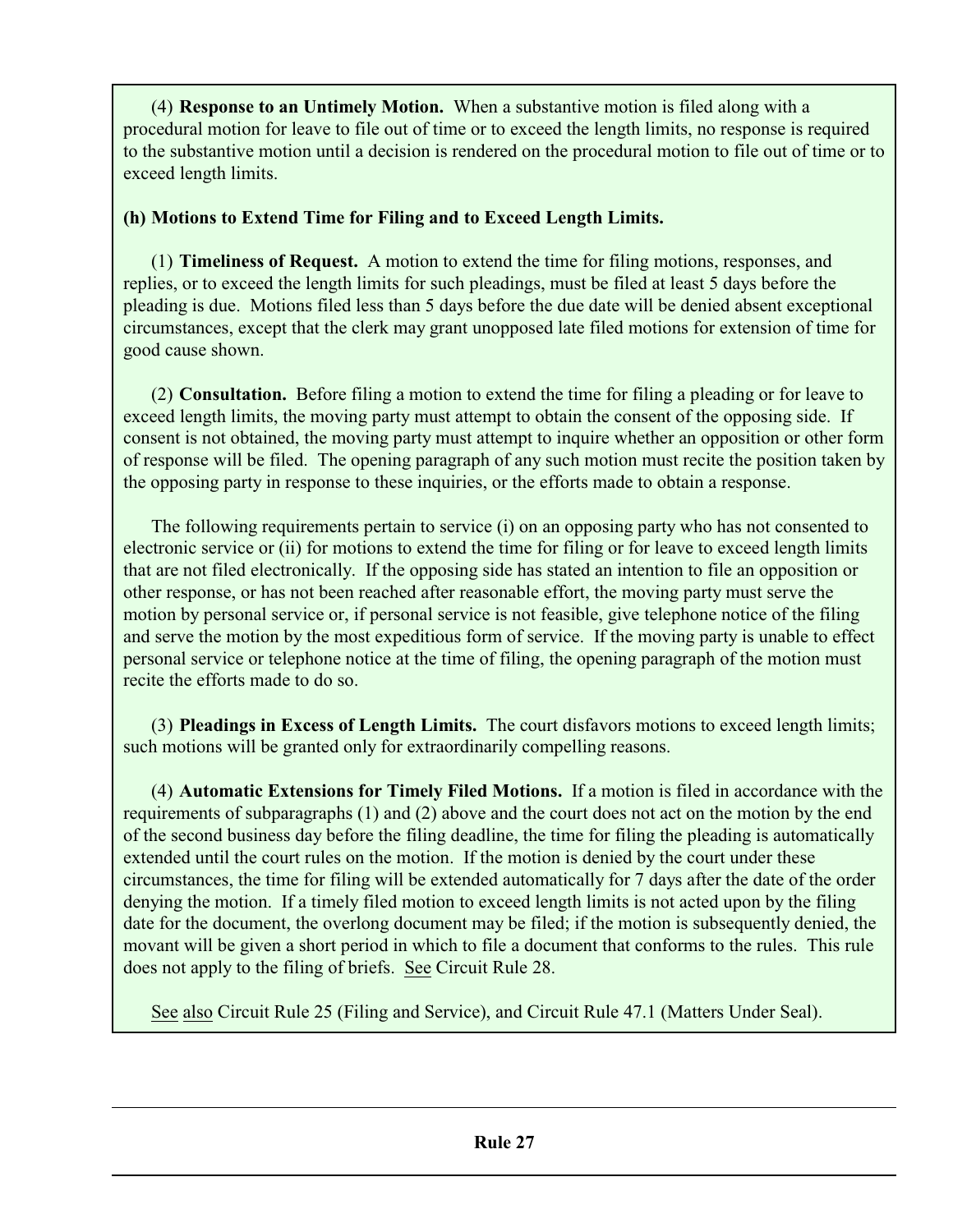(4) **Response to an Untimely Motion.** When a substantive motion is filed along with a procedural motion for leave to file out of time or to exceed the length limits, no response is required to the substantive motion until a decision is rendered on the procedural motion to file out of time or to exceed length limits.

**(h) Motions to Extend Time for Filing and to Exceed Length Limits.**

(1) **Timeliness of Request.** A motion to extend the time for filing motions, responses, and replies, or to exceed the length limits for such pleadings, must be filed at least 5 days before the pleading is due. Motions filed less than 5 days before the due date will be denied absent exceptional circumstances, except that the clerk may grant unopposed late filed motions for extension of time for good cause shown.

(2) **Consultation.** Before filing a motion to extend the time for filing a pleading or for leave to exceed length limits, the moving party must attempt to obtain the consent of the opposing side. If consent is not obtained, the moving party must attempt to inquire whether an opposition or other form of response will be filed. The opening paragraph of any such motion must recite the position taken by the opposing party in response to these inquiries, or the efforts made to obtain a response.

The following requirements pertain to service (i) on an opposing party who has not consented to electronic service or (ii) for motions to extend the time for filing or for leave to exceed length limits that are not filed electronically. If the opposing side has stated an intention to file an opposition or other response, or has not been reached after reasonable effort, the moving party must serve the motion by personal service or, if personal service is not feasible, give telephone notice of the filing and serve the motion by the most expeditious form of service. If the moving party is unable to effect personal service or telephone notice at the time of filing, the opening paragraph of the motion must recite the efforts made to do so.

(3) **Pleadings in Excess of Length Limits.** The court disfavors motions to exceed length limits; such motions will be granted only for extraordinarily compelling reasons.

(4) **Automatic Extensions for Timely Filed Motions.** If a motion is filed in accordance with the requirements of subparagraphs (1) and (2) above and the court does not act on the motion by the end of the second business day before the filing deadline, the time for filing the pleading is automatically extended until the court rules on the motion. If the motion is denied by the court under these circumstances, the time for filing will be extended automatically for 7 days after the date of the order denying the motion. If a timely filed motion to exceed length limits is not acted upon by the filing date for the document, the overlong document may be filed; if the motion is subsequently denied, the movant will be given a short period in which to file a document that conforms to the rules. This rule does not apply to the filing of briefs. See Circuit Rule 28.

See also Circuit Rule 25 (Filing and Service), and Circuit Rule 47.1 (Matters Under Seal).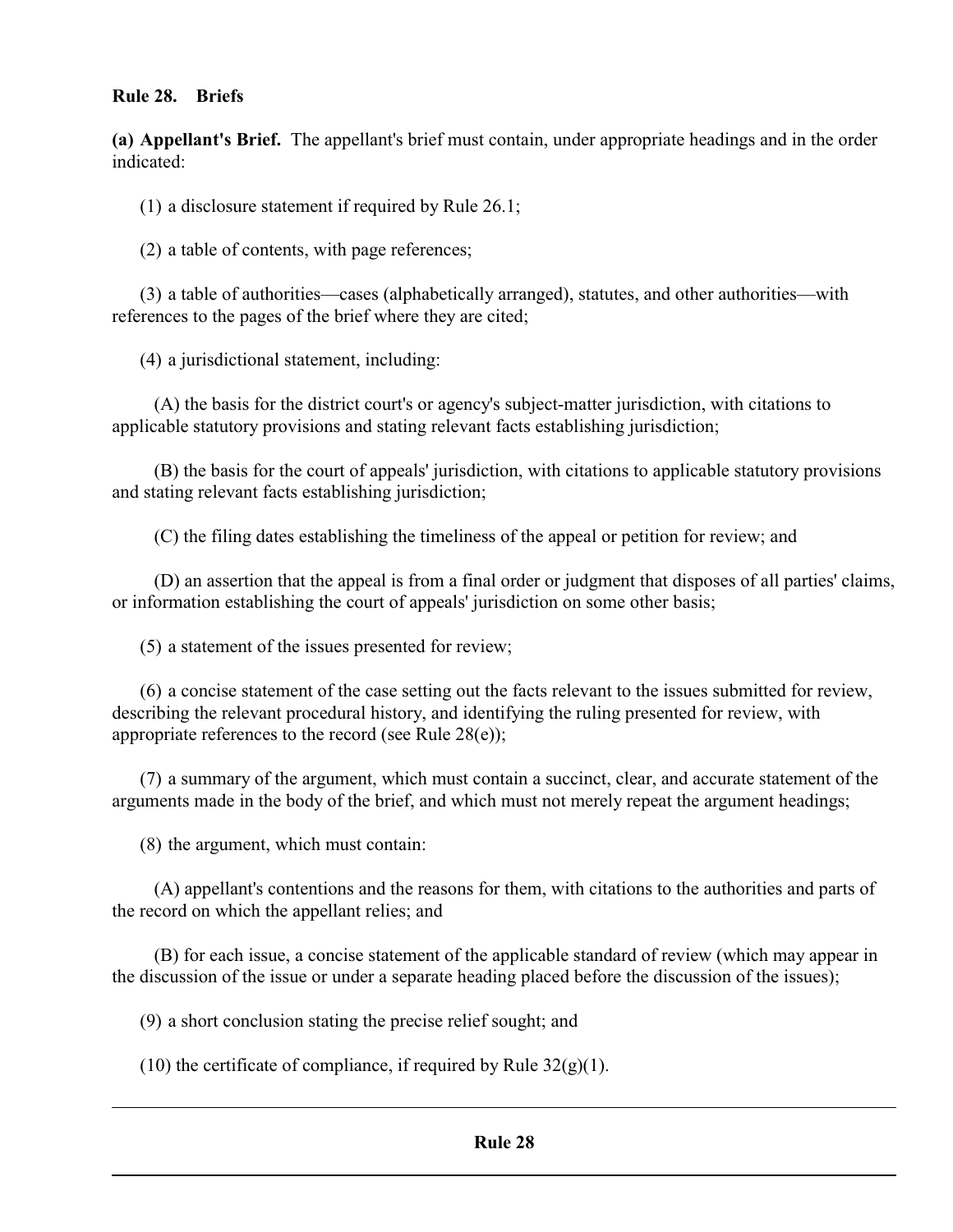**Rule 28. Briefs**

**(a) Appellant's Brief.** The appellant's brief must contain, under appropriate headings and in the order indicated:

(1) a disclosure statement if required by Rule 26.1;

(2) a table of contents, with page references;

(3) a table of authorities—cases (alphabetically arranged), statutes, and other authorities—with references to the pages of the brief where they are cited;

(4) a jurisdictional statement, including:

(A) the basis for the district court's or agency's subject-matter jurisdiction, with citations to applicable statutory provisions and stating relevant facts establishing jurisdiction;

(B) the basis for the court of appeals' jurisdiction, with citations to applicable statutory provisions and stating relevant facts establishing jurisdiction;

(C) the filing dates establishing the timeliness of the appeal or petition for review; and

(D) an assertion that the appeal is from a final order or judgment that disposes of all parties' claims, or information establishing the court of appeals' jurisdiction on some other basis;

(5) a statement of the issues presented for review;

(6) a concise statement of the case setting out the facts relevant to the issues submitted for review, describing the relevant procedural history, and identifying the ruling presented for review, with appropriate references to the record (see Rule 28(e));

(7) a summary of the argument, which must contain a succinct, clear, and accurate statement of the arguments made in the body of the brief, and which must not merely repeat the argument headings;

(8) the argument, which must contain:

(A) appellant's contentions and the reasons for them, with citations to the authorities and parts of the record on which the appellant relies; and

(B) for each issue, a concise statement of the applicable standard of review (which may appear in the discussion of the issue or under a separate heading placed before the discussion of the issues);

(9) a short conclusion stating the precise relief sought; and

(10) the certificate of compliance, if required by Rule 32(g)(1).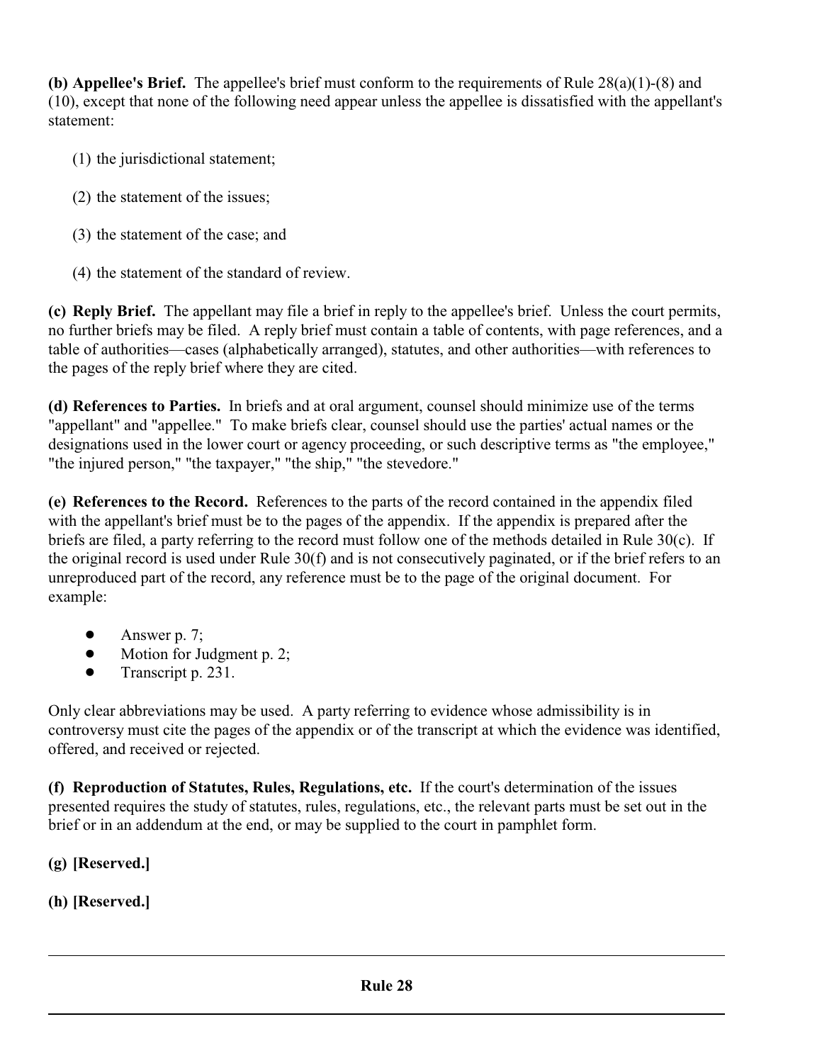**(b) Appellee's Brief.** The appellee's brief must conform to the requirements of Rule 28(a)(1)-(8) and (10), except that none of the following need appear unless the appellee is dissatisfied with the appellant's statement:

(1) the jurisdictional statement;

(2) the statement of the issues;

(3) the statement of the case; and

(4) the statement of the standard of review.

**(c) Reply Brief.** The appellant may file a brief in reply to the appellee's brief. Unless the court permits, no further briefs may be filed. A reply brief must contain a table of contents, with page references, and a table of authorities—cases (alphabetically arranged), statutes, and other authorities—with references to the pages of the reply brief where they are cited.

**(d) References to Parties.** In briefs and at oral argument, counsel should minimize use of the terms "appellant" and "appellee." To make briefs clear, counsel should use the parties' actual names or the designations used in the lower court or agency proceeding, or such descriptive terms as "the employee," "the injured person," "the taxpayer," "the ship," "the stevedore."

**(e) References to the Record.** References to the parts of the record contained in the appendix filed with the appellant's brief must be to the pages of the appendix. If the appendix is prepared after the briefs are filed, a party referring to the record must follow one of the methods detailed in Rule 30(c). If the original record is used under Rule 30(f) and is not consecutively paginated, or if the brief refers to an unreproduced part of the record, any reference must be to the page of the original document. For example:

- Answer p. 7;
- Motion for Judgment p. 2;
- Transcript p. 231.

Only clear abbreviations may be used. A party referring to evidence whose admissibility is in controversy must cite the pages of the appendix or of the transcript at which the evidence was identified, offered, and received or rejected.

**(f) Reproduction of Statutes, Rules, Regulations, etc.** If the court's determination of the issues presented requires the study of statutes, rules, regulations, etc., the relevant parts must be set out in the brief or in an addendum at the end, or may be supplied to the court in pamphlet form.

**(g) [Reserved.]**

**(h) [Reserved.]**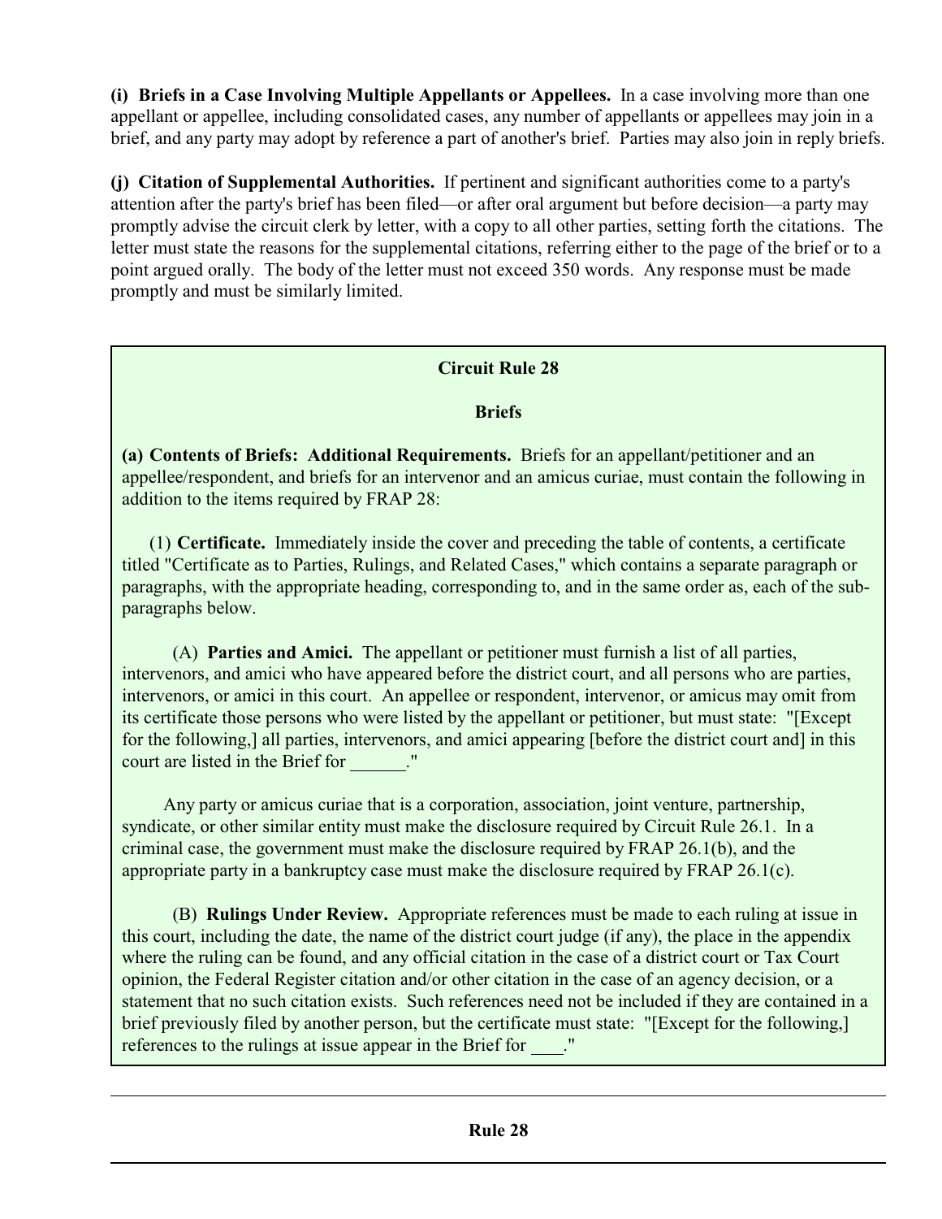**(i) Briefs in a Case Involving Multiple Appellants or Appellees.** In a case involving more than one appellant or appellee, including consolidated cases, any number of appellants or appellees may join in a brief, and any party may adopt by reference a part of another's brief. Parties may also join in reply briefs.

**(j) Citation of Supplemental Authorities.** If pertinent and significant authorities come to a party's attention after the party's brief has been filed—or after oral argument but before decision—a party may promptly advise the circuit clerk by letter, with a copy to all other parties, setting forth the citations. The letter must state the reasons for the supplemental citations, referring either to the page of the brief or to a point argued orally. The body of the letter must not exceed 350 words. Any response must be made promptly and must be similarly limited.

## Circuit Rule 28

### Briefs

**(a) Contents of Briefs: Additional Requirements.** Briefs for an appellant/petitioner and an appellee/respondent, and briefs for an intervenor and an amicus curiae, must contain the following in addition to the items required by FRAP 28:

(1) **Certificate.** Immediately inside the cover and preceding the table of contents, a certificate titled "Certificate as to Parties, Rulings, and Related Cases," which contains a separate paragraph or paragraphs, with the appropriate heading, corresponding to, and in the same order as, each of the sub-paragraphs below.

(A) **Parties and Amici.** The appellant or petitioner must furnish a list of all parties, intervenors, and amici who have appeared before the district court, and all persons who are parties, intervenors, or amici in this court. An appellee or respondent, intervenor, or amicus may omit from its certificate those persons who were listed by the appellant or petitioner, but must state: "[Except for the following,] all parties, intervenors, and amici appearing [before the district court and] in this court are listed in the Brief for ______."

Any party or amicus curiae that is a corporation, association, joint venture, partnership, syndicate, or other similar entity must make the disclosure required by Circuit Rule 26.1. In a criminal case, the government must make the disclosure required by FRAP 26.1(b), and the appropriate party in a bankruptcy case must make the disclosure required by FRAP 26.1(c).

(B) **Rulings Under Review.** Appropriate references must be made to each ruling at issue in this court, including the date, the name of the district court judge (if any), the place in the appendix where the ruling can be found, and any official citation in the case of a district court or Tax Court opinion, the Federal Register citation and/or other citation in the case of an agency decision, or a statement that no such citation exists. Such references need not be included if they are contained in a brief previously filed by another person, but the certificate must state: "[Except for the following,] references to the rulings at issue appear in the Brief for ____."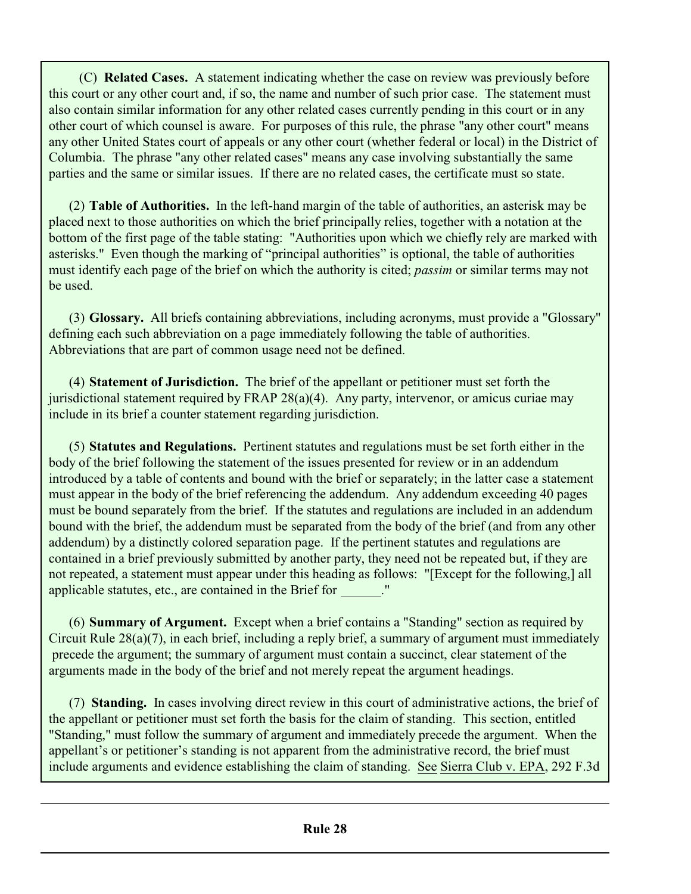(C) **Related Cases.** A statement indicating whether the case on review was previously before this court or any other court and, if so, the name and number of such prior case. The statement must also contain similar information for any other related cases currently pending in this court or in any other court of which counsel is aware. For purposes of this rule, the phrase "any other court" means any other United States court of appeals or any other court (whether federal or local) in the District of Columbia. The phrase "any other related cases" means any case involving substantially the same parties and the same or similar issues. If there are no related cases, the certificate must so state.

(2) **Table of Authorities.** In the left-hand margin of the table of authorities, an asterisk may be placed next to those authorities on which the brief principally relies, together with a notation at the bottom of the first page of the table stating: "Authorities upon which we chiefly rely are marked with asterisks." Even though the marking of "principal authorities" is optional, the table of authorities must identify each page of the brief on which the authority is cited; *passim* or similar terms may not be used.

(3) **Glossary.** All briefs containing abbreviations, including acronyms, must provide a "Glossary" defining each such abbreviation on a page immediately following the table of authorities. Abbreviations that are part of common usage need not be defined.

(4) **Statement of Jurisdiction.** The brief of the appellant or petitioner must set forth the jurisdictional statement required by FRAP 28(a)(4). Any party, intervenor, or amicus curiae may include in its brief a counter statement regarding jurisdiction.

(5) **Statutes and Regulations.** Pertinent statutes and regulations must be set forth either in the body of the brief following the statement of the issues presented for review or in an addendum introduced by a table of contents and bound with the brief or separately; in the latter case a statement must appear in the body of the brief referencing the addendum. Any addendum exceeding 40 pages must be bound separately from the brief. If the statutes and regulations are included in an addendum bound with the brief, the addendum must be separated from the body of the brief (and from any other addendum) by a distinctly colored separation page. If the pertinent statutes and regulations are contained in a brief previously submitted by another party, they need not be repeated but, if they are not repeated, a statement must appear under this heading as follows: "[Except for the following,] all applicable statutes, etc., are contained in the Brief for ______."

(6) **Summary of Argument.** Except when a brief contains a "Standing" section as required by Circuit Rule 28(a)(7), in each brief, including a reply brief, a summary of argument must immediately precede the argument; the summary of argument must contain a succinct, clear statement of the arguments made in the body of the brief and not merely repeat the argument headings.

(7) **Standing.** In cases involving direct review in this court of administrative actions, the brief of the appellant or petitioner must set forth the basis for the claim of standing. This section, entitled "Standing," must follow the summary of argument and immediately precede the argument. When the appellant's or petitioner's standing is not apparent from the administrative record, the brief must include arguments and evidence establishing the claim of standing. See Sierra Club v. EPA, 292 F.3d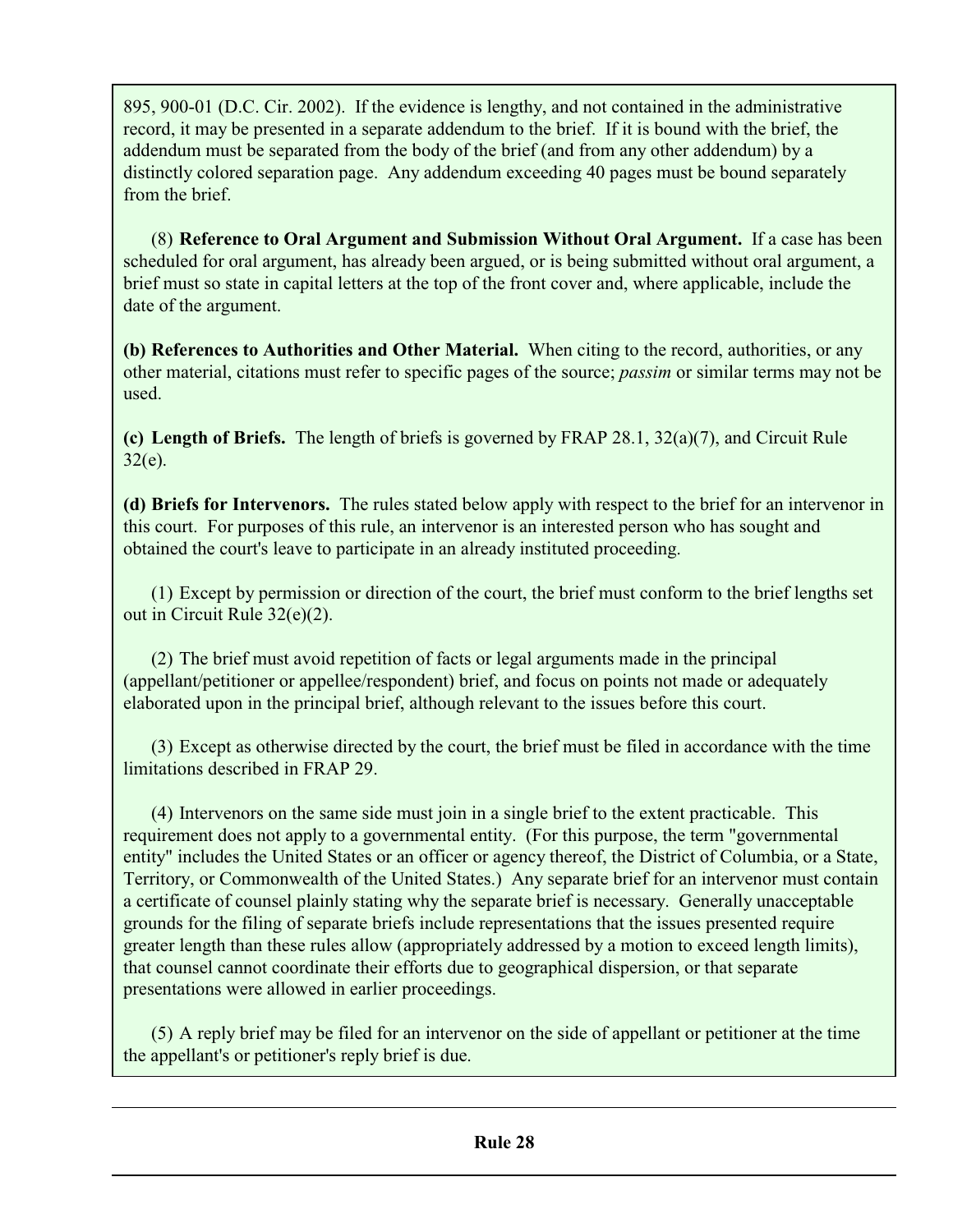895, 900-01 (D.C. Cir. 2002). If the evidence is lengthy, and not contained in the administrative record, it may be presented in a separate addendum to the brief. If it is bound with the brief, the addendum must be separated from the body of the brief (and from any other addendum) by a distinctly colored separation page. Any addendum exceeding 40 pages must be bound separately from the brief.

(8) **Reference to Oral Argument and Submission Without Oral Argument.** If a case has been scheduled for oral argument, has already been argued, or is being submitted without oral argument, a brief must so state in capital letters at the top of the front cover and, where applicable, include the date of the argument.

**(b) References to Authorities and Other Material.** When citing to the record, authorities, or any other material, citations must refer to specific pages of the source; *passim* or similar terms may not be used.

**(c) Length of Briefs.** The length of briefs is governed by FRAP 28.1, 32(a)(7), and Circuit Rule 32(e).

**(d) Briefs for Intervenors.** The rules stated below apply with respect to the brief for an intervenor in this court. For purposes of this rule, an intervenor is an interested person who has sought and obtained the court's leave to participate in an already instituted proceeding.

(1) Except by permission or direction of the court, the brief must conform to the brief lengths set out in Circuit Rule 32(e)(2).

(2) The brief must avoid repetition of facts or legal arguments made in the principal (appellant/petitioner or appellee/respondent) brief, and focus on points not made or adequately elaborated upon in the principal brief, although relevant to the issues before this court.

(3) Except as otherwise directed by the court, the brief must be filed in accordance with the time limitations described in FRAP 29.

(4) Intervenors on the same side must join in a single brief to the extent practicable. This requirement does not apply to a governmental entity. (For this purpose, the term "governmental entity" includes the United States or an officer or agency thereof, the District of Columbia, or a State, Territory, or Commonwealth of the United States.) Any separate brief for an intervenor must contain a certificate of counsel plainly stating why the separate brief is necessary. Generally unacceptable grounds for the filing of separate briefs include representations that the issues presented require greater length than these rules allow (appropriately addressed by a motion to exceed length limits), that counsel cannot coordinate their efforts due to geographical dispersion, or that separate presentations were allowed in earlier proceedings.

(5) A reply brief may be filed for an intervenor on the side of appellant or petitioner at the time the appellant's or petitioner's reply brief is due.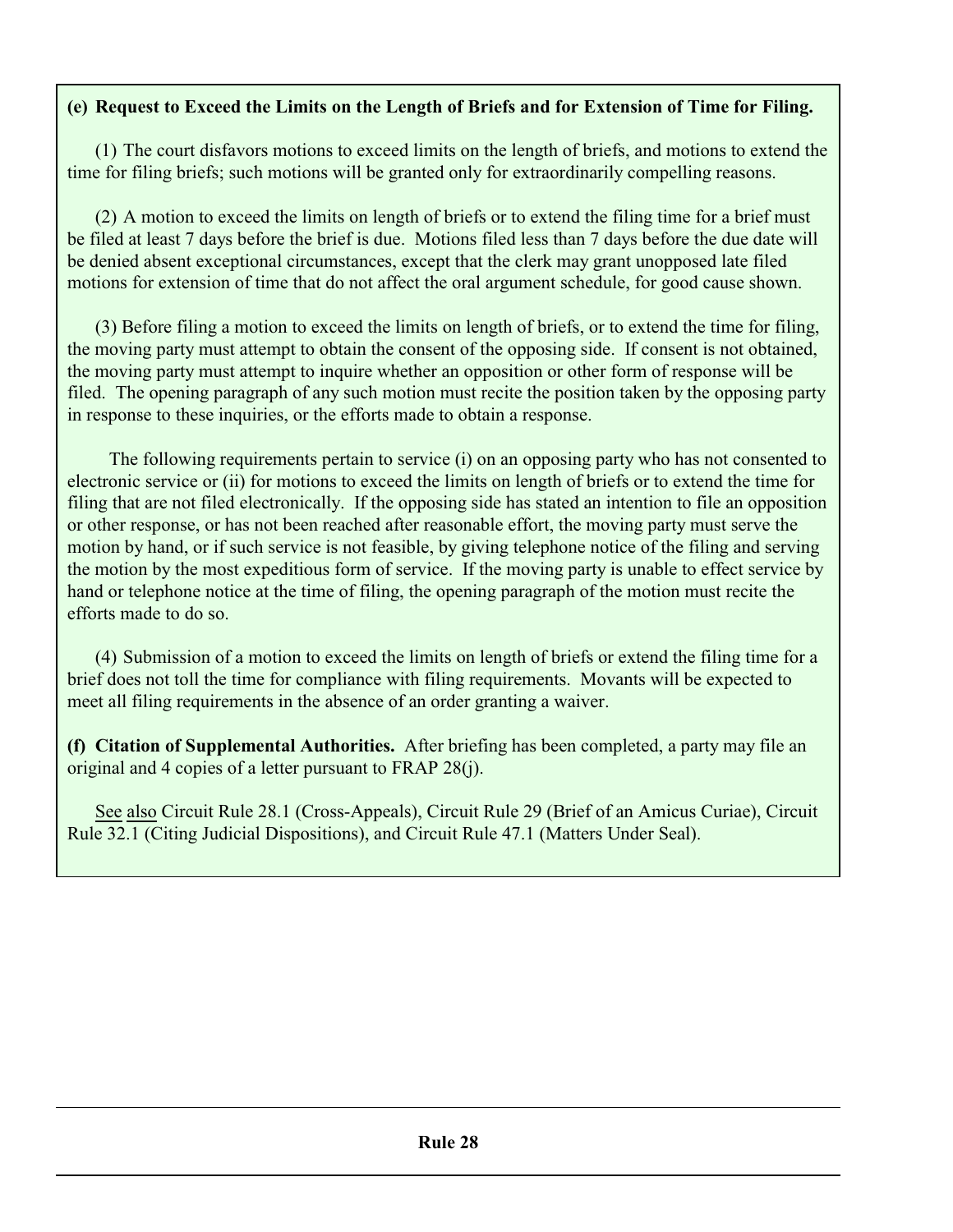**(e) Request to Exceed the Limits on the Length of Briefs and for Extension of Time for Filing.**

(1) The court disfavors motions to exceed limits on the length of briefs, and motions to extend the time for filing briefs; such motions will be granted only for extraordinarily compelling reasons.

(2) A motion to exceed the limits on length of briefs or to extend the filing time for a brief must be filed at least 7 days before the brief is due. Motions filed less than 7 days before the due date will be denied absent exceptional circumstances, except that the clerk may grant unopposed late filed motions for extension of time that do not affect the oral argument schedule, for good cause shown.

(3) Before filing a motion to exceed the limits on length of briefs, or to extend the time for filing, the moving party must attempt to obtain the consent of the opposing side. If consent is not obtained, the moving party must attempt to inquire whether an opposition or other form of response will be filed. The opening paragraph of any such motion must recite the position taken by the opposing party in response to these inquiries, or the efforts made to obtain a response.

The following requirements pertain to service (i) on an opposing party who has not consented to electronic service or (ii) for motions to exceed the limits on length of briefs or to extend the time for filing that are not filed electronically. If the opposing side has stated an intention to file an opposition or other response, or has not been reached after reasonable effort, the moving party must serve the motion by hand, or if such service is not feasible, by giving telephone notice of the filing and serving the motion by the most expeditious form of service. If the moving party is unable to effect service by hand or telephone notice at the time of filing, the opening paragraph of the motion must recite the efforts made to do so.

(4) Submission of a motion to exceed the limits on length of briefs or extend the filing time for a brief does not toll the time for compliance with filing requirements. Movants will be expected to meet all filing requirements in the absence of an order granting a waiver.

**(f) Citation of Supplemental Authorities.** After briefing has been completed, a party may file an original and 4 copies of a letter pursuant to FRAP 28(j).

See also Circuit Rule 28.1 (Cross-Appeals), Circuit Rule 29 (Brief of an Amicus Curiae), Circuit Rule 32.1 (Citing Judicial Dispositions), and Circuit Rule 47.1 (Matters Under Seal).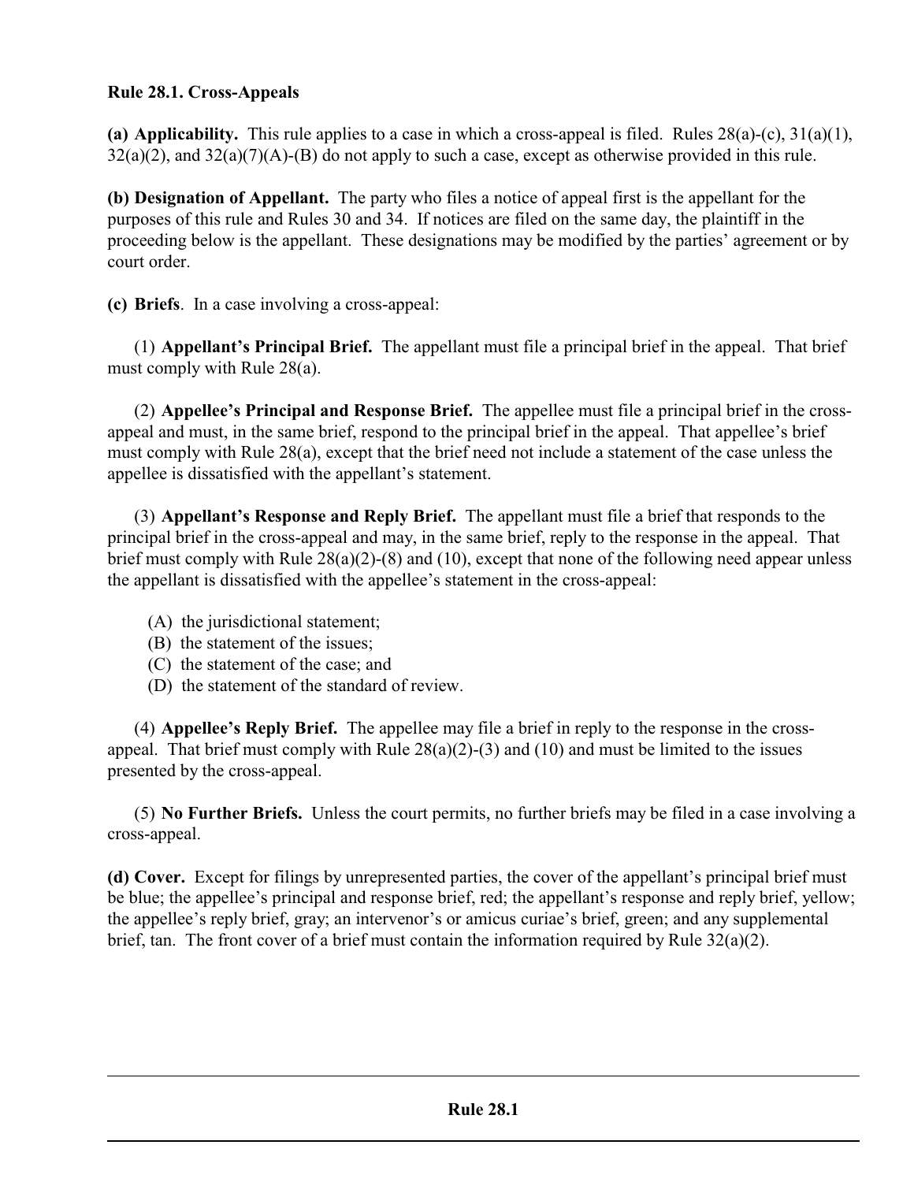**Rule 28.1. Cross-Appeals**

**(a) Applicability.** This rule applies to a case in which a cross-appeal is filed. Rules 28(a)-(c), 31(a)(1), 32(a)(2), and 32(a)(7)(A)-(B) do not apply to such a case, except as otherwise provided in this rule.

**(b) Designation of Appellant.** The party who files a notice of appeal first is the appellant for the purposes of this rule and Rules 30 and 34. If notices are filed on the same day, the plaintiff in the proceeding below is the appellant. These designations may be modified by the parties' agreement or by court order.

**(c) Briefs**. In a case involving a cross-appeal:

(1) **Appellant's Principal Brief.** The appellant must file a principal brief in the appeal. That brief must comply with Rule 28(a).

(2) **Appellee's Principal and Response Brief.** The appellee must file a principal brief in the cross-appeal and must, in the same brief, respond to the principal brief in the appeal. That appellee's brief must comply with Rule 28(a), except that the brief need not include a statement of the case unless the appellee is dissatisfied with the appellant's statement.

(3) **Appellant's Response and Reply Brief.** The appellant must file a brief that responds to the principal brief in the cross-appeal and may, in the same brief, reply to the response in the appeal. That brief must comply with Rule 28(a)(2)-(8) and (10), except that none of the following need appear unless the appellant is dissatisfied with the appellee's statement in the cross-appeal:

(A) the jurisdictional statement;
(B) the statement of the issues;
(C) the statement of the case; and
(D) the statement of the standard of review.

(4) **Appellee's Reply Brief.** The appellee may file a brief in reply to the response in the cross-appeal. That brief must comply with Rule 28(a)(2)-(3) and (10) and must be limited to the issues presented by the cross-appeal.

(5) **No Further Briefs.** Unless the court permits, no further briefs may be filed in a case involving a cross-appeal.

**(d) Cover.** Except for filings by unrepresented parties, the cover of the appellant's principal brief must be blue; the appellee's principal and response brief, red; the appellant's response and reply brief, yellow; the appellee's reply brief, gray; an intervenor's or amicus curiae's brief, green; and any supplemental brief, tan. The front cover of a brief must contain the information required by Rule 32(a)(2).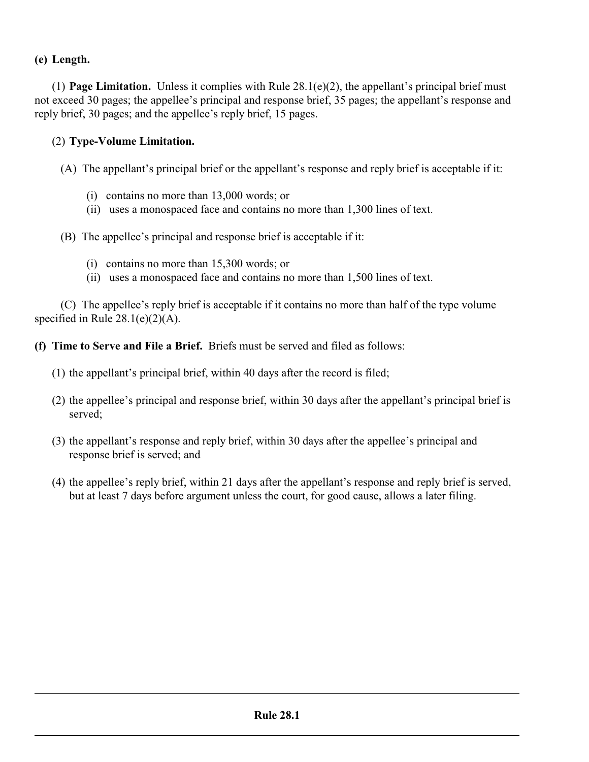**(e) Length.**

(1) **Page Limitation.** Unless it complies with Rule 28.1(e)(2), the appellant's principal brief must not exceed 30 pages; the appellee's principal and response brief, 35 pages; the appellant's response and reply brief, 30 pages; and the appellee's reply brief, 15 pages.

(2) **Type-Volume Limitation.**

(A) The appellant's principal brief or the appellant's response and reply brief is acceptable if it:

(i) contains no more than 13,000 words; or
(ii) uses a monospaced face and contains no more than 1,300 lines of text.

(B) The appellee's principal and response brief is acceptable if it:

(i) contains no more than 15,300 words; or
(ii) uses a monospaced face and contains no more than 1,500 lines of text.

(C) The appellee's reply brief is acceptable if it contains no more than half of the type volume specified in Rule 28.1(e)(2)(A).

**(f) Time to Serve and File a Brief.** Briefs must be served and filed as follows:

(1) the appellant's principal brief, within 40 days after the record is filed;

(2) the appellee's principal and response brief, within 30 days after the appellant's principal brief is served;

(3) the appellant's response and reply brief, within 30 days after the appellee's principal and response brief is served; and

(4) the appellee's reply brief, within 21 days after the appellant's response and reply brief is served, but at least 7 days before argument unless the court, for good cause, allows a later filing.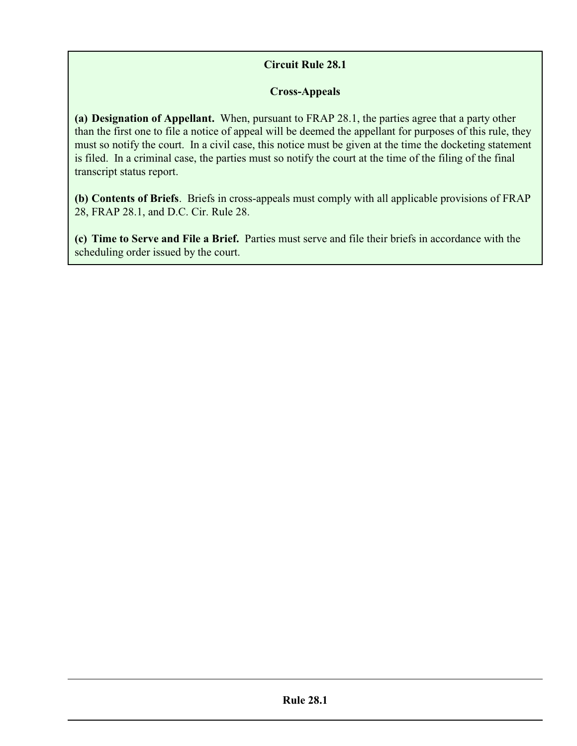## Circuit Rule 28.1

### Cross-Appeals

**(a) Designation of Appellant.** When, pursuant to FRAP 28.1, the parties agree that a party other than the first one to file a notice of appeal will be deemed the appellant for purposes of this rule, they must so notify the court. In a civil case, this notice must be given at the time the docketing statement is filed. In a criminal case, the parties must so notify the court at the time of the filing of the final transcript status report.

**(b) Contents of Briefs**. Briefs in cross-appeals must comply with all applicable provisions of FRAP 28, FRAP 28.1, and D.C. Cir. Rule 28.

**(c) Time to Serve and File a Brief.** Parties must serve and file their briefs in accordance with the scheduling order issued by the court.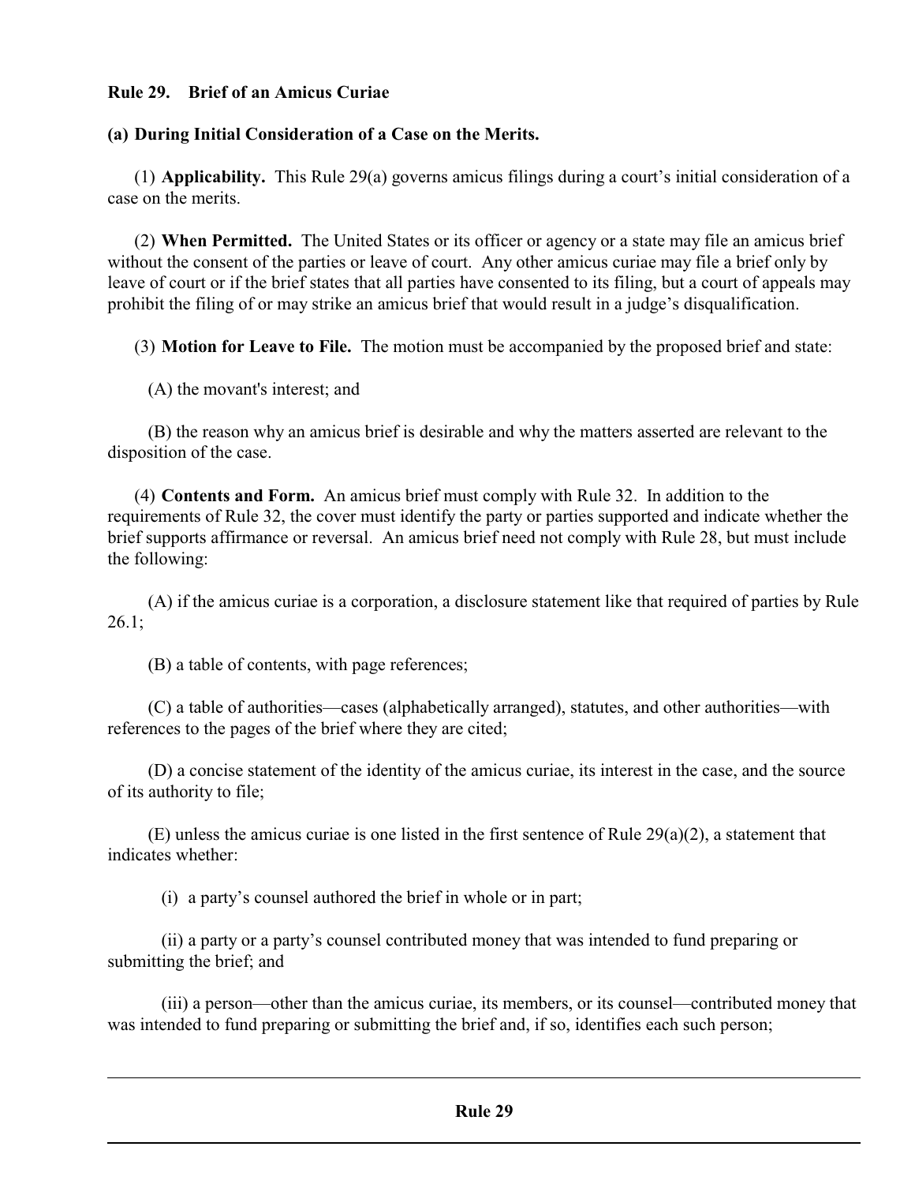## Rule 29. Brief of an Amicus Curiae

### (a) During Initial Consideration of a Case on the Merits.

(1) **Applicability.** This Rule 29(a) governs amicus filings during a court's initial consideration of a case on the merits.

(2) **When Permitted.** The United States or its officer or agency or a state may file an amicus brief without the consent of the parties or leave of court. Any other amicus curiae may file a brief only by leave of court or if the brief states that all parties have consented to its filing, but a court of appeals may prohibit the filing of or may strike an amicus brief that would result in a judge's disqualification.

(3) **Motion for Leave to File.** The motion must be accompanied by the proposed brief and state:

(A) the movant's interest; and

(B) the reason why an amicus brief is desirable and why the matters asserted are relevant to the disposition of the case.

(4) **Contents and Form.** An amicus brief must comply with Rule 32. In addition to the requirements of Rule 32, the cover must identify the party or parties supported and indicate whether the brief supports affirmance or reversal. An amicus brief need not comply with Rule 28, but must include the following:

(A) if the amicus curiae is a corporation, a disclosure statement like that required of parties by Rule 26.1;

(B) a table of contents, with page references;

(C) a table of authorities—cases (alphabetically arranged), statutes, and other authorities—with references to the pages of the brief where they are cited;

(D) a concise statement of the identity of the amicus curiae, its interest in the case, and the source of its authority to file;

(E) unless the amicus curiae is one listed in the first sentence of Rule 29(a)(2), a statement that indicates whether:

(i) a party's counsel authored the brief in whole or in part;

(ii) a party or a party's counsel contributed money that was intended to fund preparing or submitting the brief; and

(iii) a person—other than the amicus curiae, its members, or its counsel—contributed money that was intended to fund preparing or submitting the brief and, if so, identifies each such person;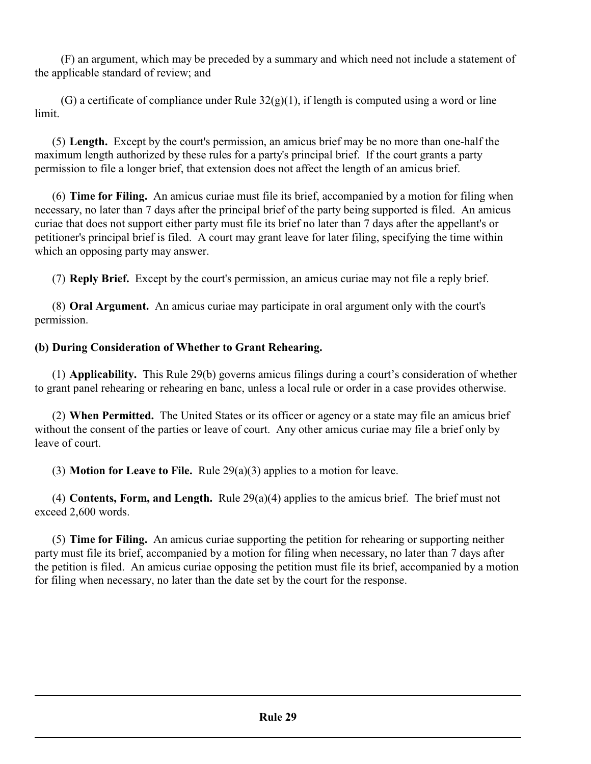(F) an argument, which may be preceded by a summary and which need not include a statement of the applicable standard of review; and

(G) a certificate of compliance under Rule 32(g)(1), if length is computed using a word or line limit.

(5) **Length.** Except by the court's permission, an amicus brief may be no more than one-half the maximum length authorized by these rules for a party's principal brief. If the court grants a party permission to file a longer brief, that extension does not affect the length of an amicus brief.

(6) **Time for Filing.** An amicus curiae must file its brief, accompanied by a motion for filing when necessary, no later than 7 days after the principal brief of the party being supported is filed. An amicus curiae that does not support either party must file its brief no later than 7 days after the appellant's or petitioner's principal brief is filed. A court may grant leave for later filing, specifying the time within which an opposing party may answer.

(7) **Reply Brief.** Except by the court's permission, an amicus curiae may not file a reply brief.

(8) **Oral Argument.** An amicus curiae may participate in oral argument only with the court's permission.

**(b) During Consideration of Whether to Grant Rehearing.**

(1) **Applicability.** This Rule 29(b) governs amicus filings during a court's consideration of whether to grant panel rehearing or rehearing en banc, unless a local rule or order in a case provides otherwise.

(2) **When Permitted.** The United States or its officer or agency or a state may file an amicus brief without the consent of the parties or leave of court. Any other amicus curiae may file a brief only by leave of court.

(3) **Motion for Leave to File.** Rule 29(a)(3) applies to a motion for leave.

(4) **Contents, Form, and Length.** Rule 29(a)(4) applies to the amicus brief. The brief must not exceed 2,600 words.

(5) **Time for Filing.** An amicus curiae supporting the petition for rehearing or supporting neither party must file its brief, accompanied by a motion for filing when necessary, no later than 7 days after the petition is filed. An amicus curiae opposing the petition must file its brief, accompanied by a motion for filing when necessary, no later than the date set by the court for the response.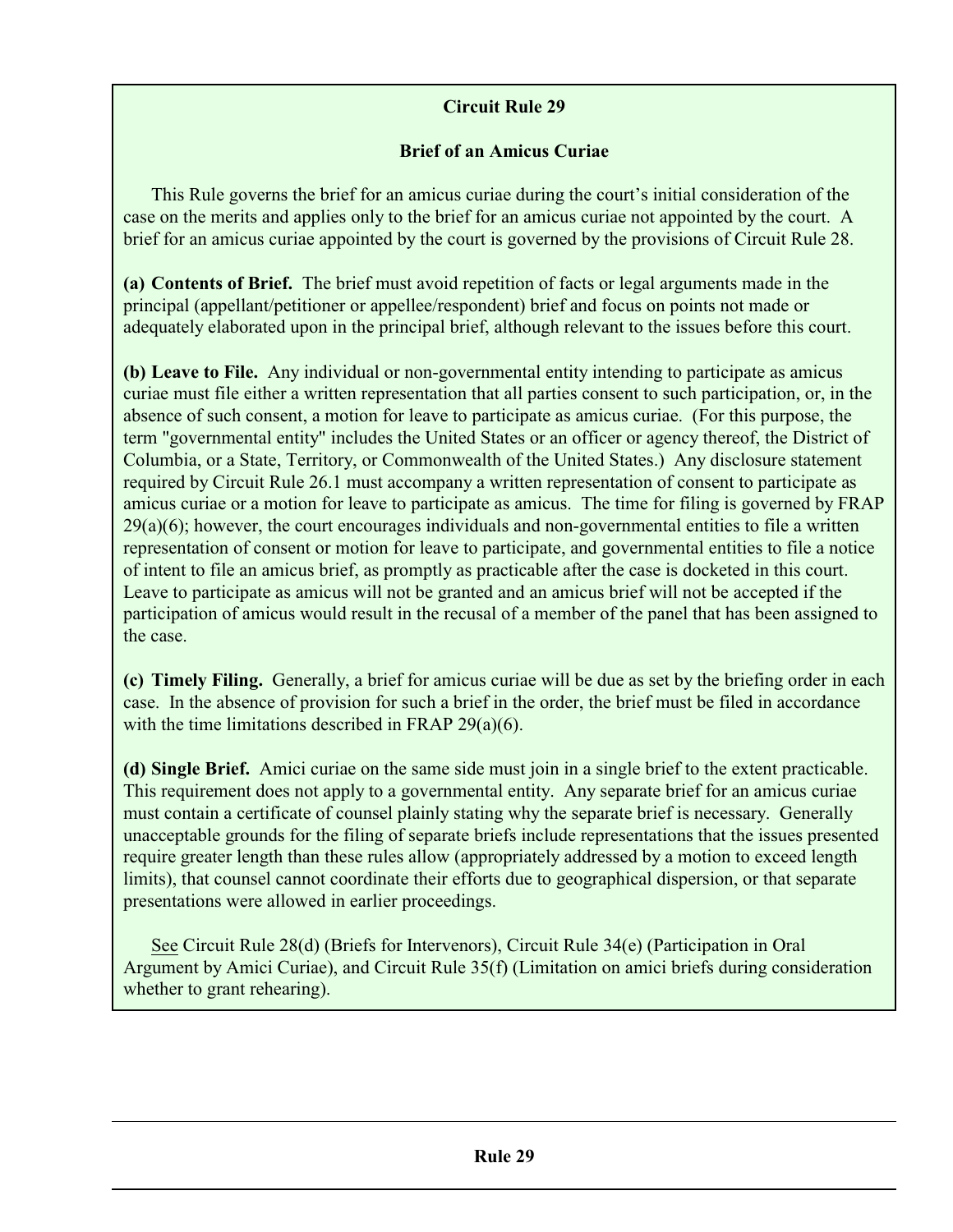## Circuit Rule 29

### Brief of an Amicus Curiae

This Rule governs the brief for an amicus curiae during the court's initial consideration of the case on the merits and applies only to the brief for an amicus curiae not appointed by the court. A brief for an amicus curiae appointed by the court is governed by the provisions of Circuit Rule 28.

**(a) Contents of Brief.** The brief must avoid repetition of facts or legal arguments made in the principal (appellant/petitioner or appellee/respondent) brief and focus on points not made or adequately elaborated upon in the principal brief, although relevant to the issues before this court.

**(b) Leave to File.** Any individual or non-governmental entity intending to participate as amicus curiae must file either a written representation that all parties consent to such participation, or, in the absence of such consent, a motion for leave to participate as amicus curiae. (For this purpose, the term "governmental entity" includes the United States or an officer or agency thereof, the District of Columbia, or a State, Territory, or Commonwealth of the United States.) Any disclosure statement required by Circuit Rule 26.1 must accompany a written representation of consent to participate as amicus curiae or a motion for leave to participate as amicus. The time for filing is governed by FRAP 29(a)(6); however, the court encourages individuals and non-governmental entities to file a written representation of consent or motion for leave to participate, and governmental entities to file a notice of intent to file an amicus brief, as promptly as practicable after the case is docketed in this court. Leave to participate as amicus will not be granted and an amicus brief will not be accepted if the participation of amicus would result in the recusal of a member of the panel that has been assigned to the case.

**(c) Timely Filing.** Generally, a brief for amicus curiae will be due as set by the briefing order in each case. In the absence of provision for such a brief in the order, the brief must be filed in accordance with the time limitations described in FRAP 29(a)(6).

**(d) Single Brief.** Amici curiae on the same side must join in a single brief to the extent practicable. This requirement does not apply to a governmental entity. Any separate brief for an amicus curiae must contain a certificate of counsel plainly stating why the separate brief is necessary. Generally unacceptable grounds for the filing of separate briefs include representations that the issues presented require greater length than these rules allow (appropriately addressed by a motion to exceed length limits), that counsel cannot coordinate their efforts due to geographical dispersion, or that separate presentations were allowed in earlier proceedings.

See Circuit Rule 28(d) (Briefs for Intervenors), Circuit Rule 34(e) (Participation in Oral Argument by Amici Curiae), and Circuit Rule 35(f) (Limitation on amici briefs during consideration whether to grant rehearing).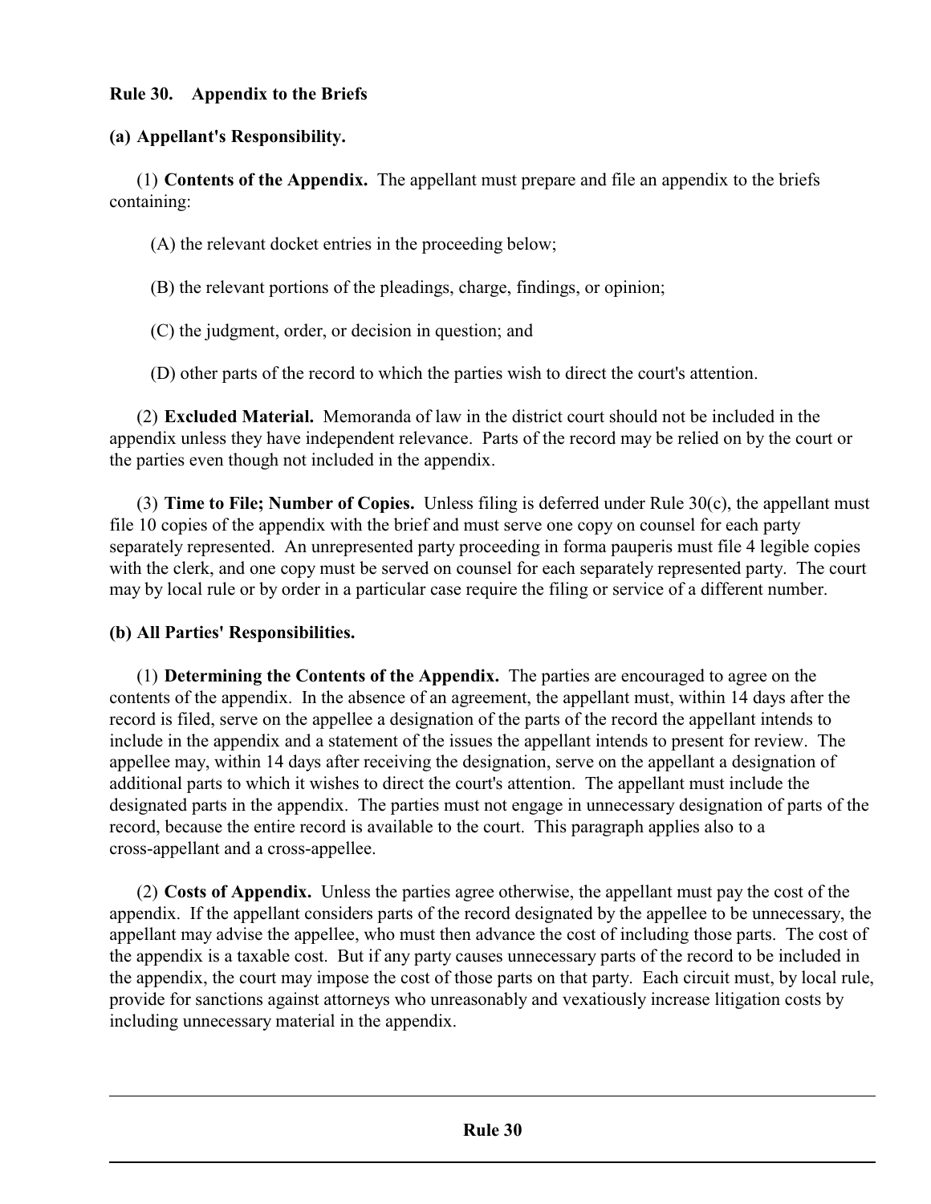**Rule 30. Appendix to the Briefs**

**(a) Appellant's Responsibility.**

(1) **Contents of the Appendix.** The appellant must prepare and file an appendix to the briefs containing:

(A) the relevant docket entries in the proceeding below;

(B) the relevant portions of the pleadings, charge, findings, or opinion;

(C) the judgment, order, or decision in question; and

(D) other parts of the record to which the parties wish to direct the court's attention.

(2) **Excluded Material.** Memoranda of law in the district court should not be included in the appendix unless they have independent relevance. Parts of the record may be relied on by the court or the parties even though not included in the appendix.

(3) **Time to File; Number of Copies.** Unless filing is deferred under Rule 30(c), the appellant must file 10 copies of the appendix with the brief and must serve one copy on counsel for each party separately represented. An unrepresented party proceeding in forma pauperis must file 4 legible copies with the clerk, and one copy must be served on counsel for each separately represented party. The court may by local rule or by order in a particular case require the filing or service of a different number.

**(b) All Parties' Responsibilities.**

(1) **Determining the Contents of the Appendix.** The parties are encouraged to agree on the contents of the appendix. In the absence of an agreement, the appellant must, within 14 days after the record is filed, serve on the appellee a designation of the parts of the record the appellant intends to include in the appendix and a statement of the issues the appellant intends to present for review. The appellee may, within 14 days after receiving the designation, serve on the appellant a designation of additional parts to which it wishes to direct the court's attention. The appellant must include the designated parts in the appendix. The parties must not engage in unnecessary designation of parts of the record, because the entire record is available to the court. This paragraph applies also to a cross-appellant and a cross-appellee.

(2) **Costs of Appendix.** Unless the parties agree otherwise, the appellant must pay the cost of the appendix. If the appellant considers parts of the record designated by the appellee to be unnecessary, the appellant may advise the appellee, who must then advance the cost of including those parts. The cost of the appendix is a taxable cost. But if any party causes unnecessary parts of the record to be included in the appendix, the court may impose the cost of those parts on that party. Each circuit must, by local rule, provide for sanctions against attorneys who unreasonably and vexatiously increase litigation costs by including unnecessary material in the appendix.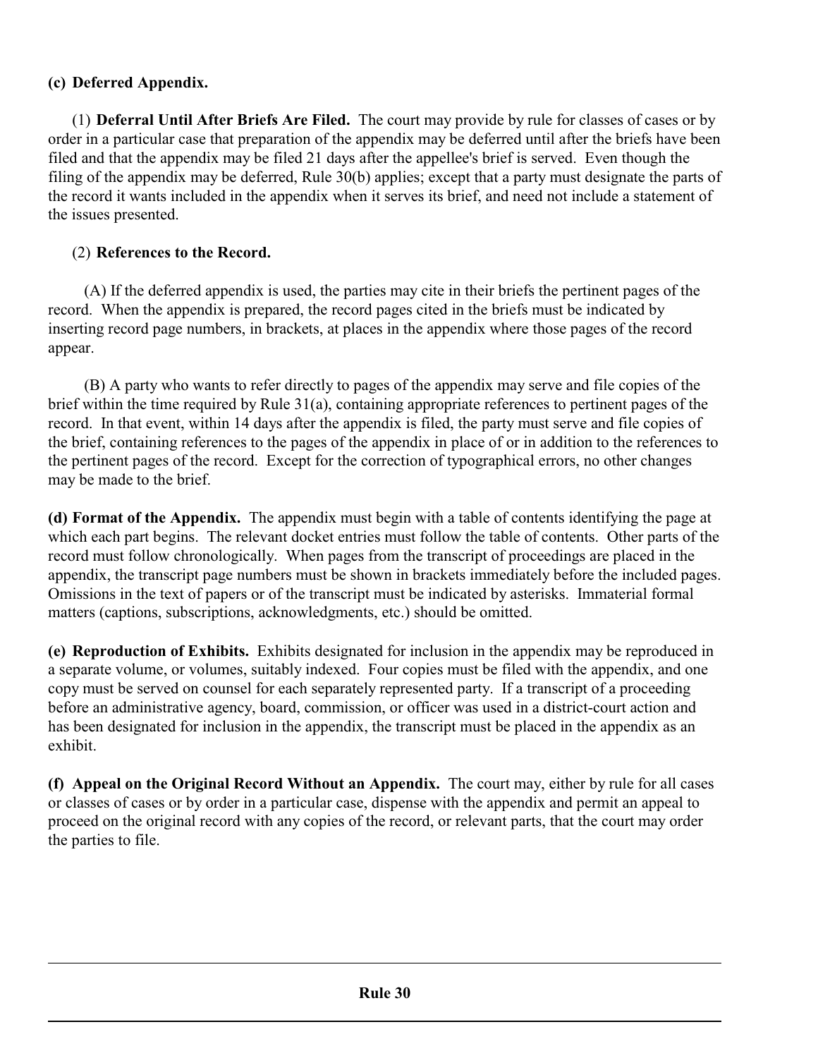**(c) Deferred Appendix.**

(1) **Deferral Until After Briefs Are Filed.** The court may provide by rule for classes of cases or by order in a particular case that preparation of the appendix may be deferred until after the briefs have been filed and that the appendix may be filed 21 days after the appellee's brief is served. Even though the filing of the appendix may be deferred, Rule 30(b) applies; except that a party must designate the parts of the record it wants included in the appendix when it serves its brief, and need not include a statement of the issues presented.

(2) **References to the Record.**

(A) If the deferred appendix is used, the parties may cite in their briefs the pertinent pages of the record. When the appendix is prepared, the record pages cited in the briefs must be indicated by inserting record page numbers, in brackets, at places in the appendix where those pages of the record appear.

(B) A party who wants to refer directly to pages of the appendix may serve and file copies of the brief within the time required by Rule 31(a), containing appropriate references to pertinent pages of the record. In that event, within 14 days after the appendix is filed, the party must serve and file copies of the brief, containing references to the pages of the appendix in place of or in addition to the references to the pertinent pages of the record. Except for the correction of typographical errors, no other changes may be made to the brief.

**(d) Format of the Appendix.** The appendix must begin with a table of contents identifying the page at which each part begins. The relevant docket entries must follow the table of contents. Other parts of the record must follow chronologically. When pages from the transcript of proceedings are placed in the appendix, the transcript page numbers must be shown in brackets immediately before the included pages. Omissions in the text of papers or of the transcript must be indicated by asterisks. Immaterial formal matters (captions, subscriptions, acknowledgments, etc.) should be omitted.

**(e) Reproduction of Exhibits.** Exhibits designated for inclusion in the appendix may be reproduced in a separate volume, or volumes, suitably indexed. Four copies must be filed with the appendix, and one copy must be served on counsel for each separately represented party. If a transcript of a proceeding before an administrative agency, board, commission, or officer was used in a district-court action and has been designated for inclusion in the appendix, the transcript must be placed in the appendix as an exhibit.

**(f) Appeal on the Original Record Without an Appendix.** The court may, either by rule for all cases or classes of cases or by order in a particular case, dispense with the appendix and permit an appeal to proceed on the original record with any copies of the record, or relevant parts, that the court may order the parties to file.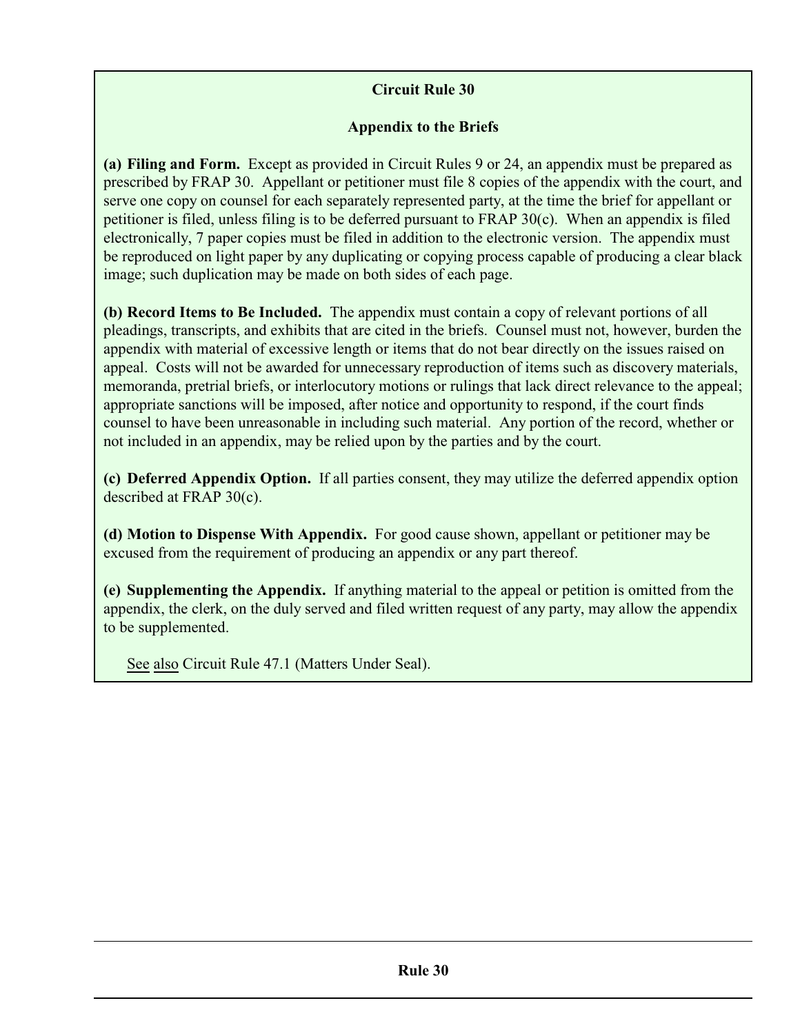## Circuit Rule 30

### Appendix to the Briefs

**(a) Filing and Form.** Except as provided in Circuit Rules 9 or 24, an appendix must be prepared as prescribed by FRAP 30. Appellant or petitioner must file 8 copies of the appendix with the court, and serve one copy on counsel for each separately represented party, at the time the brief for appellant or petitioner is filed, unless filing is to be deferred pursuant to FRAP 30(c). When an appendix is filed electronically, 7 paper copies must be filed in addition to the electronic version. The appendix must be reproduced on light paper by any duplicating or copying process capable of producing a clear black image; such duplication may be made on both sides of each page.

**(b) Record Items to Be Included.** The appendix must contain a copy of relevant portions of all pleadings, transcripts, and exhibits that are cited in the briefs. Counsel must not, however, burden the appendix with material of excessive length or items that do not bear directly on the issues raised on appeal. Costs will not be awarded for unnecessary reproduction of items such as discovery materials, memoranda, pretrial briefs, or interlocutory motions or rulings that lack direct relevance to the appeal; appropriate sanctions will be imposed, after notice and opportunity to respond, if the court finds counsel to have been unreasonable in including such material. Any portion of the record, whether or not included in an appendix, may be relied upon by the parties and by the court.

**(c) Deferred Appendix Option.** If all parties consent, they may utilize the deferred appendix option described at FRAP 30(c).

**(d) Motion to Dispense With Appendix.** For good cause shown, appellant or petitioner may be excused from the requirement of producing an appendix or any part thereof.

**(e) Supplementing the Appendix.** If anything material to the appeal or petition is omitted from the appendix, the clerk, on the duly served and filed written request of any party, may allow the appendix to be supplemented.

See also Circuit Rule 47.1 (Matters Under Seal).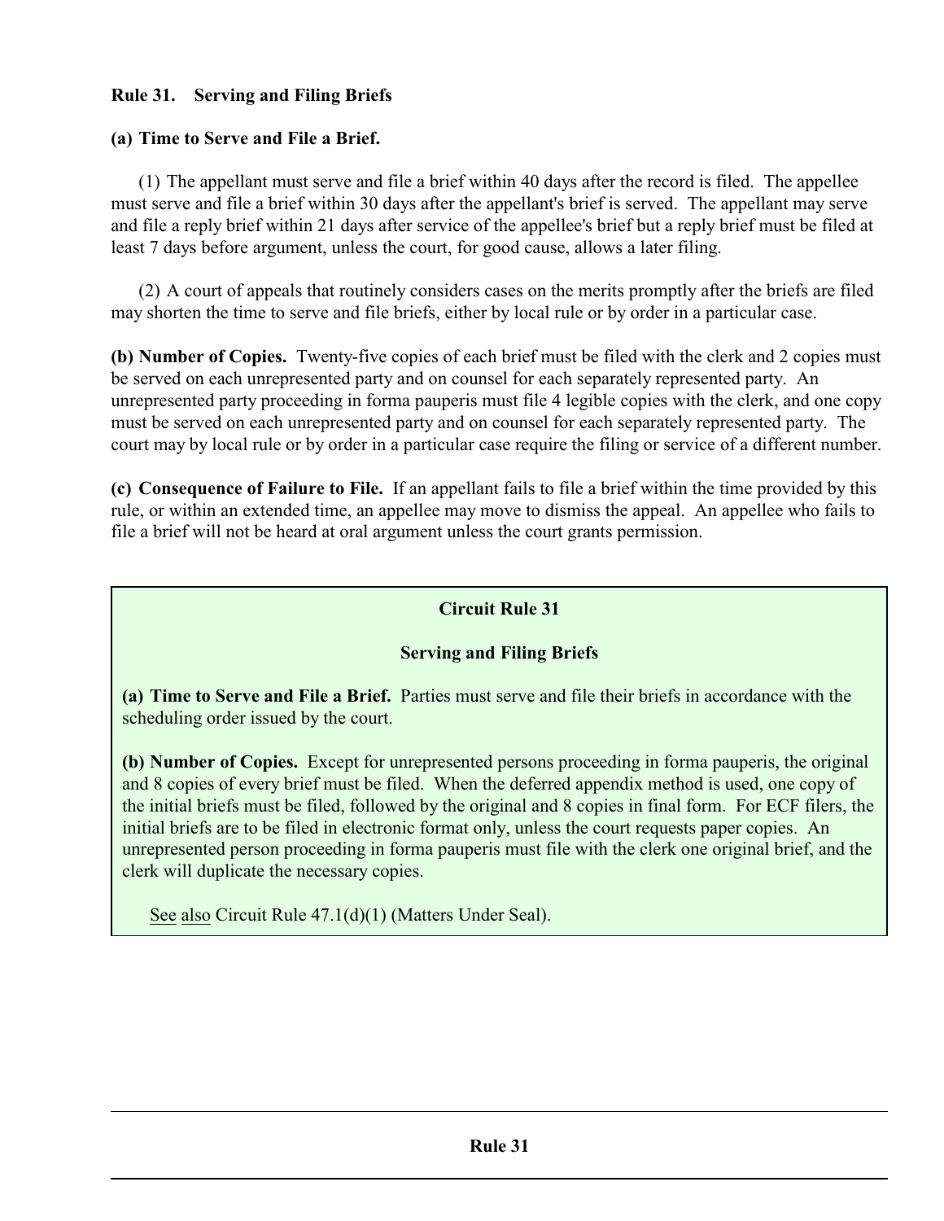## Rule 31. Serving and Filing Briefs

### (a) Time to Serve and File a Brief.

(1) The appellant must serve and file a brief within 40 days after the record is filed. The appellee must serve and file a brief within 30 days after the appellant's brief is served. The appellant may serve and file a reply brief within 21 days after service of the appellee's brief but a reply brief must be filed at least 7 days before argument, unless the court, for good cause, allows a later filing.

(2) A court of appeals that routinely considers cases on the merits promptly after the briefs are filed may shorten the time to serve and file briefs, either by local rule or by order in a particular case.

**(b) Number of Copies.** Twenty-five copies of each brief must be filed with the clerk and 2 copies must be served on each unrepresented party and on counsel for each separately represented party. An unrepresented party proceeding in forma pauperis must file 4 legible copies with the clerk, and one copy must be served on each unrepresented party and on counsel for each separately represented party. The court may by local rule or by order in a particular case require the filing or service of a different number.

**(c) Consequence of Failure to File.** If an appellant fails to file a brief within the time provided by this rule, or within an extended time, an appellee may move to dismiss the appeal. An appellee who fails to file a brief will not be heard at oral argument unless the court grants permission.

### Circuit Rule 31

### Serving and Filing Briefs

**(a) Time to Serve and File a Brief.** Parties must serve and file their briefs in accordance with the scheduling order issued by the court.

**(b) Number of Copies.** Except for unrepresented persons proceeding in forma pauperis, the original and 8 copies of every brief must be filed. When the deferred appendix method is used, one copy of the initial briefs must be filed, followed by the original and 8 copies in final form. For ECF filers, the initial briefs are to be filed in electronic format only, unless the court requests paper copies. An unrepresented person proceeding in forma pauperis must file with the clerk one original brief, and the clerk will duplicate the necessary copies.

See also Circuit Rule 47.1(d)(1) (Matters Under Seal).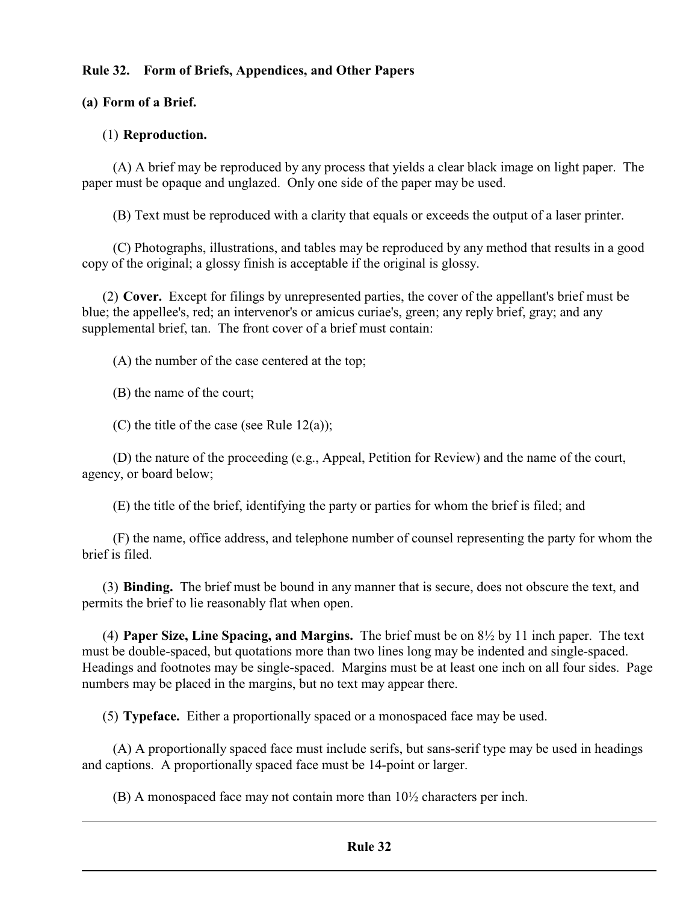**Rule 32. Form of Briefs, Appendices, and Other Papers**

**(a) Form of a Brief.**

(1) **Reproduction.**

(A) A brief may be reproduced by any process that yields a clear black image on light paper. The paper must be opaque and unglazed. Only one side of the paper may be used.

(B) Text must be reproduced with a clarity that equals or exceeds the output of a laser printer.

(C) Photographs, illustrations, and tables may be reproduced by any method that results in a good copy of the original; a glossy finish is acceptable if the original is glossy.

(2) **Cover.** Except for filings by unrepresented parties, the cover of the appellant's brief must be blue; the appellee's, red; an intervenor's or amicus curiae's, green; any reply brief, gray; and any supplemental brief, tan. The front cover of a brief must contain:

(A) the number of the case centered at the top;

(B) the name of the court;

(C) the title of the case (see Rule 12(a));

(D) the nature of the proceeding (e.g., Appeal, Petition for Review) and the name of the court, agency, or board below;

(E) the title of the brief, identifying the party or parties for whom the brief is filed; and

(F) the name, office address, and telephone number of counsel representing the party for whom the brief is filed.

(3) **Binding.** The brief must be bound in any manner that is secure, does not obscure the text, and permits the brief to lie reasonably flat when open.

(4) **Paper Size, Line Spacing, and Margins.** The brief must be on 8½ by 11 inch paper. The text must be double-spaced, but quotations more than two lines long may be indented and single-spaced. Headings and footnotes may be single-spaced. Margins must be at least one inch on all four sides. Page numbers may be placed in the margins, but no text may appear there.

(5) **Typeface.** Either a proportionally spaced or a monospaced face may be used.

(A) A proportionally spaced face must include serifs, but sans-serif type may be used in headings and captions. A proportionally spaced face must be 14-point or larger.

(B) A monospaced face may not contain more than 10½ characters per inch.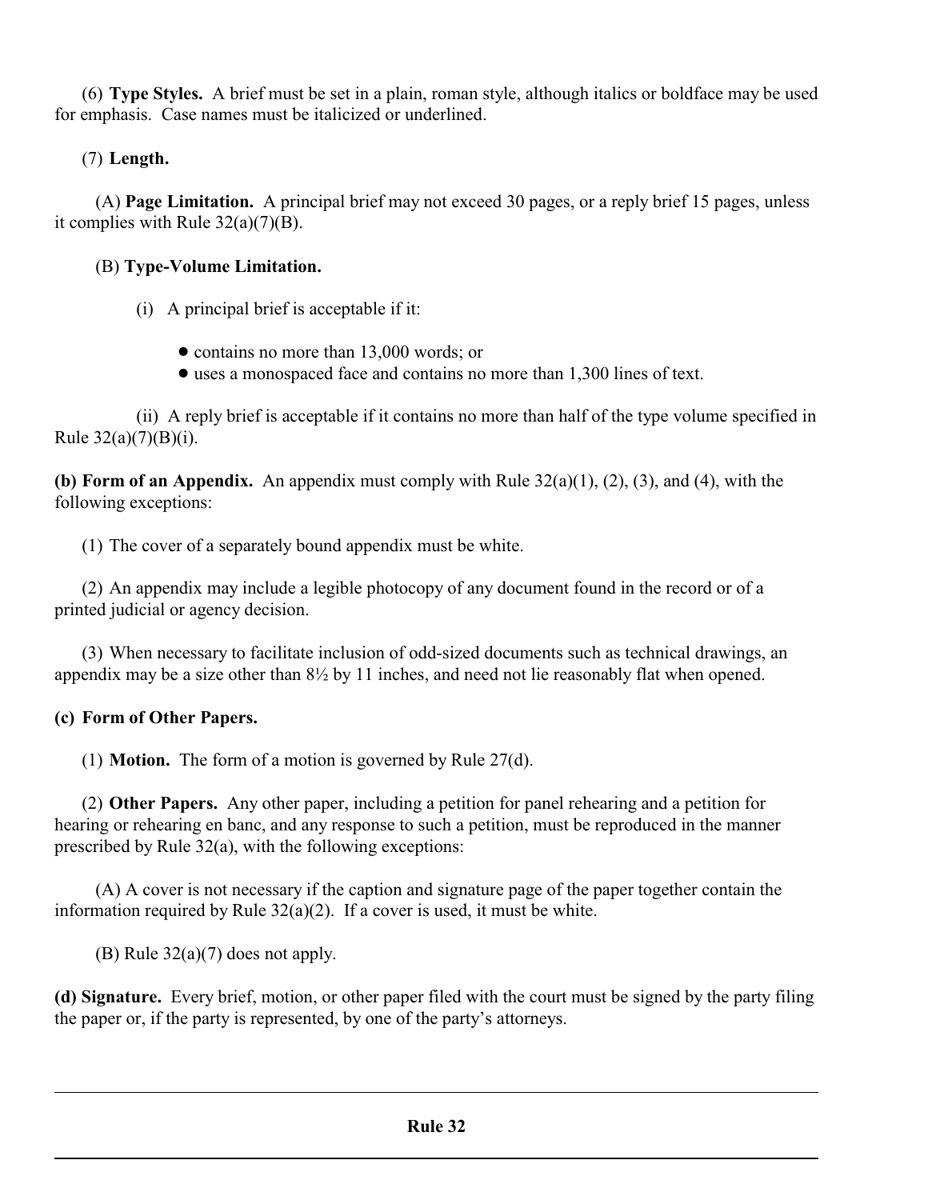(6) **Type Styles.** A brief must be set in a plain, roman style, although italics or boldface may be used for emphasis. Case names must be italicized or underlined.

(7) **Length.**

(A) **Page Limitation.** A principal brief may not exceed 30 pages, or a reply brief 15 pages, unless it complies with Rule 32(a)(7)(B).

(B) **Type-Volume Limitation.**

(i) A principal brief is acceptable if it:

- contains no more than 13,000 words; or
- uses a monospaced face and contains no more than 1,300 lines of text.

(ii) A reply brief is acceptable if it contains no more than half of the type volume specified in Rule 32(a)(7)(B)(i).

**(b) Form of an Appendix.** An appendix must comply with Rule 32(a)(1), (2), (3), and (4), with the following exceptions:

(1) The cover of a separately bound appendix must be white.

(2) An appendix may include a legible photocopy of any document found in the record or of a printed judicial or agency decision.

(3) When necessary to facilitate inclusion of odd-sized documents such as technical drawings, an appendix may be a size other than 8½ by 11 inches, and need not lie reasonably flat when opened.

**(c) Form of Other Papers.**

(1) **Motion.** The form of a motion is governed by Rule 27(d).

(2) **Other Papers.** Any other paper, including a petition for panel rehearing and a petition for hearing or rehearing en banc, and any response to such a petition, must be reproduced in the manner prescribed by Rule 32(a), with the following exceptions:

(A) A cover is not necessary if the caption and signature page of the paper together contain the information required by Rule 32(a)(2). If a cover is used, it must be white.

(B) Rule 32(a)(7) does not apply.

**(d) Signature.** Every brief, motion, or other paper filed with the court must be signed by the party filing the paper or, if the party is represented, by one of the party's attorneys.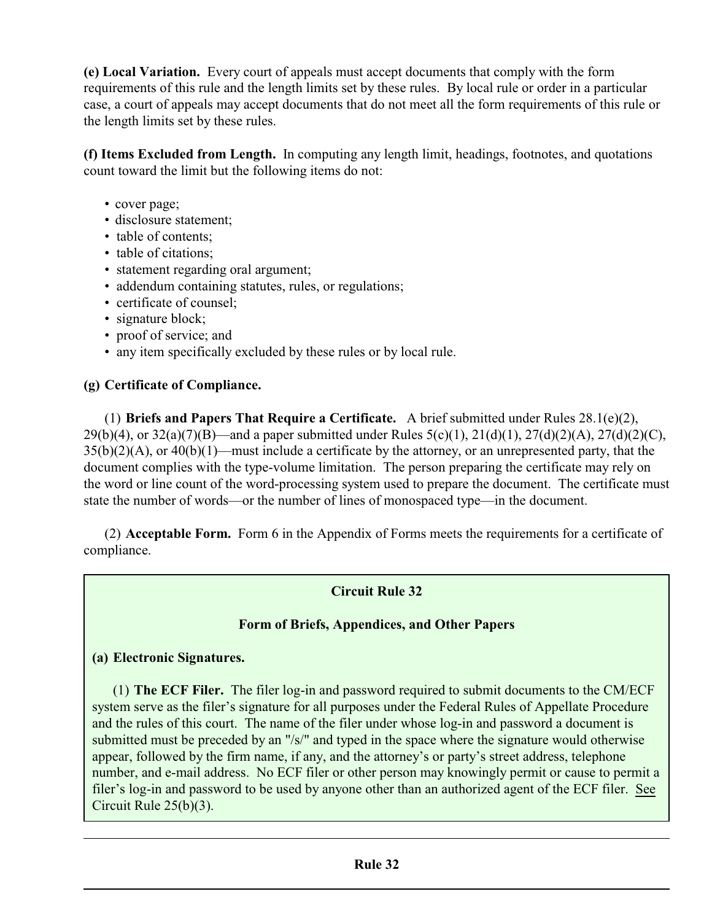**(e) Local Variation.** Every court of appeals must accept documents that comply with the form requirements of this rule and the length limits set by these rules. By local rule or order in a particular case, a court of appeals may accept documents that do not meet all the form requirements of this rule or the length limits set by these rules.

**(f) Items Excluded from Length.** In computing any length limit, headings, footnotes, and quotations count toward the limit but the following items do not:

- cover page;
- disclosure statement;
- table of contents;
- table of citations;
- statement regarding oral argument;
- addendum containing statutes, rules, or regulations;
- certificate of counsel;
- signature block;
- proof of service; and
- any item specifically excluded by these rules or by local rule.

**(g) Certificate of Compliance.**

(1) **Briefs and Papers That Require a Certificate.** A brief submitted under Rules 28.1(e)(2), 29(b)(4), or 32(a)(7)(B)—and a paper submitted under Rules 5(c)(1), 21(d)(1), 27(d)(2)(A), 27(d)(2)(C), 35(b)(2)(A), or 40(b)(1)—must include a certificate by the attorney, or an unrepresented party, that the document complies with the type-volume limitation. The person preparing the certificate may rely on the word or line count of the word-processing system used to prepare the document. The certificate must state the number of words—or the number of lines of monospaced type—in the document.

(2) **Acceptable Form.** Form 6 in the Appendix of Forms meets the requirements for a certificate of compliance.

**Circuit Rule 32**

**Form of Briefs, Appendices, and Other Papers**

**(a) Electronic Signatures.**

(1) **The ECF Filer.** The filer log-in and password required to submit documents to the CM/ECF system serve as the filer's signature for all purposes under the Federal Rules of Appellate Procedure and the rules of this court. The name of the filer under whose log-in and password a document is submitted must be preceded by an "/s/" and typed in the space where the signature would otherwise appear, followed by the firm name, if any, and the attorney's or party's street address, telephone number, and e-mail address. No ECF filer or other person may knowingly permit or cause to permit a filer's log-in and password to be used by anyone other than an authorized agent of the ECF filer. See Circuit Rule 25(b)(3).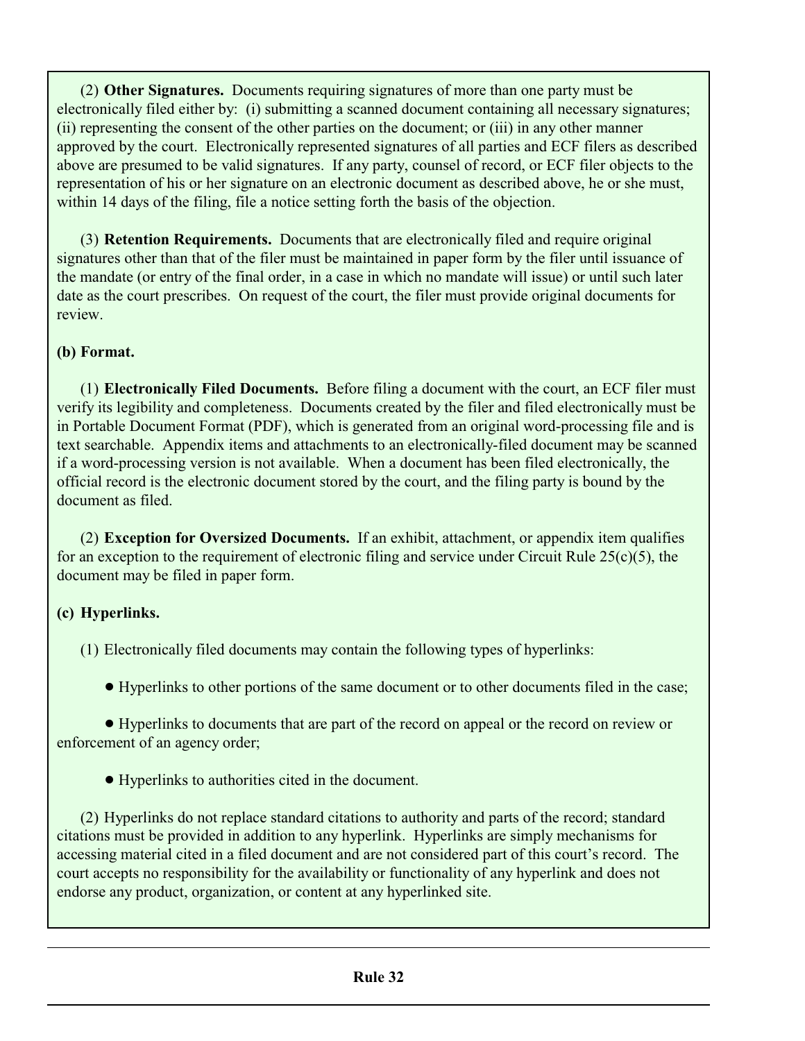(2) **Other Signatures.** Documents requiring signatures of more than one party must be electronically filed either by: (i) submitting a scanned document containing all necessary signatures; (ii) representing the consent of the other parties on the document; or (iii) in any other manner approved by the court. Electronically represented signatures of all parties and ECF filers as described above are presumed to be valid signatures. If any party, counsel of record, or ECF filer objects to the representation of his or her signature on an electronic document as described above, he or she must, within 14 days of the filing, file a notice setting forth the basis of the objection.

(3) **Retention Requirements.** Documents that are electronically filed and require original signatures other than that of the filer must be maintained in paper form by the filer until issuance of the mandate (or entry of the final order, in a case in which no mandate will issue) or until such later date as the court prescribes. On request of the court, the filer must provide original documents for review.

**(b) Format.**

(1) **Electronically Filed Documents.** Before filing a document with the court, an ECF filer must verify its legibility and completeness. Documents created by the filer and filed electronically must be in Portable Document Format (PDF), which is generated from an original word-processing file and is text searchable. Appendix items and attachments to an electronically-filed document may be scanned if a word-processing version is not available. When a document has been filed electronically, the official record is the electronic document stored by the court, and the filing party is bound by the document as filed.

(2) **Exception for Oversized Documents.** If an exhibit, attachment, or appendix item qualifies for an exception to the requirement of electronic filing and service under Circuit Rule 25(c)(5), the document may be filed in paper form.

**(c) Hyperlinks.**

(1) Electronically filed documents may contain the following types of hyperlinks:

- Hyperlinks to other portions of the same document or to other documents filed in the case;
- Hyperlinks to documents that are part of the record on appeal or the record on review or enforcement of an agency order;
- Hyperlinks to authorities cited in the document.

(2) Hyperlinks do not replace standard citations to authority and parts of the record; standard citations must be provided in addition to any hyperlink. Hyperlinks are simply mechanisms for accessing material cited in a filed document and are not considered part of this court's record. The court accepts no responsibility for the availability or functionality of any hyperlink and does not endorse any product, organization, or content at any hyperlinked site.

## Rule 32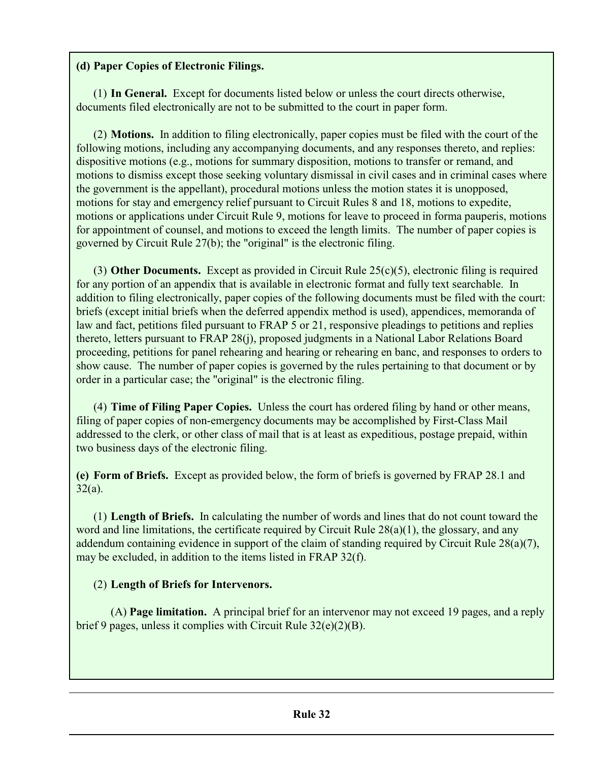**(d) Paper Copies of Electronic Filings.**

(1) **In General.** Except for documents listed below or unless the court directs otherwise, documents filed electronically are not to be submitted to the court in paper form.

(2) **Motions.** In addition to filing electronically, paper copies must be filed with the court of the following motions, including any accompanying documents, and any responses thereto, and replies: dispositive motions (e.g., motions for summary disposition, motions to transfer or remand, and motions to dismiss except those seeking voluntary dismissal in civil cases and in criminal cases where the government is the appellant), procedural motions unless the motion states it is unopposed, motions for stay and emergency relief pursuant to Circuit Rules 8 and 18, motions to expedite, motions or applications under Circuit Rule 9, motions for leave to proceed in forma pauperis, motions for appointment of counsel, and motions to exceed the length limits. The number of paper copies is governed by Circuit Rule 27(b); the "original" is the electronic filing.

(3) **Other Documents.** Except as provided in Circuit Rule 25(c)(5), electronic filing is required for any portion of an appendix that is available in electronic format and fully text searchable. In addition to filing electronically, paper copies of the following documents must be filed with the court: briefs (except initial briefs when the deferred appendix method is used), appendices, memoranda of law and fact, petitions filed pursuant to FRAP 5 or 21, responsive pleadings to petitions and replies thereto, letters pursuant to FRAP 28(j), proposed judgments in a National Labor Relations Board proceeding, petitions for panel rehearing and hearing or rehearing en banc, and responses to orders to show cause. The number of paper copies is governed by the rules pertaining to that document or by order in a particular case; the "original" is the electronic filing.

(4) **Time of Filing Paper Copies.** Unless the court has ordered filing by hand or other means, filing of paper copies of non-emergency documents may be accomplished by First-Class Mail addressed to the clerk, or other class of mail that is at least as expeditious, postage prepaid, within two business days of the electronic filing.

**(e) Form of Briefs.** Except as provided below, the form of briefs is governed by FRAP 28.1 and 32(a).

(1) **Length of Briefs.** In calculating the number of words and lines that do not count toward the word and line limitations, the certificate required by Circuit Rule 28(a)(1), the glossary, and any addendum containing evidence in support of the claim of standing required by Circuit Rule 28(a)(7), may be excluded, in addition to the items listed in FRAP 32(f).

(2) **Length of Briefs for Intervenors.**

(A) **Page limitation.** A principal brief for an intervenor may not exceed 19 pages, and a reply brief 9 pages, unless it complies with Circuit Rule 32(e)(2)(B).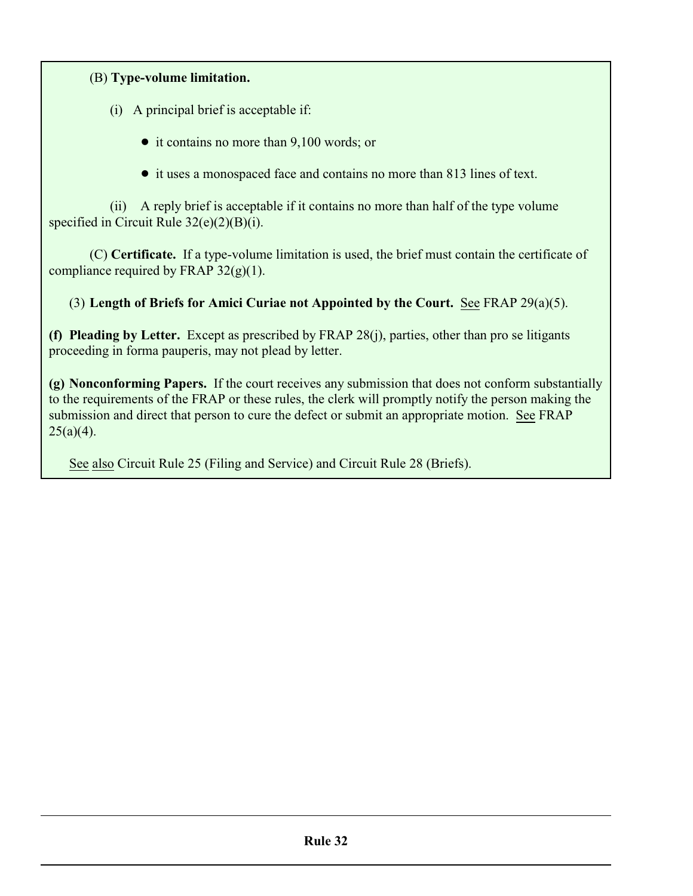(B) **Type-volume limitation.**

(i) A principal brief is acceptable if:

- it contains no more than 9,100 words; or
- it uses a monospaced face and contains no more than 813 lines of text.

(ii) A reply brief is acceptable if it contains no more than half of the type volume specified in Circuit Rule 32(e)(2)(B)(i).

(C) **Certificate.** If a type-volume limitation is used, the brief must contain the certificate of compliance required by FRAP 32(g)(1).

(3) **Length of Briefs for Amici Curiae not Appointed by the Court.** See FRAP 29(a)(5).

**(f) Pleading by Letter.** Except as prescribed by FRAP 28(j), parties, other than pro se litigants proceeding in forma pauperis, may not plead by letter.

**(g) Nonconforming Papers.** If the court receives any submission that does not conform substantially to the requirements of the FRAP or these rules, the clerk will promptly notify the person making the submission and direct that person to cure the defect or submit an appropriate motion. See FRAP 25(a)(4).

See also Circuit Rule 25 (Filing and Service) and Circuit Rule 28 (Briefs).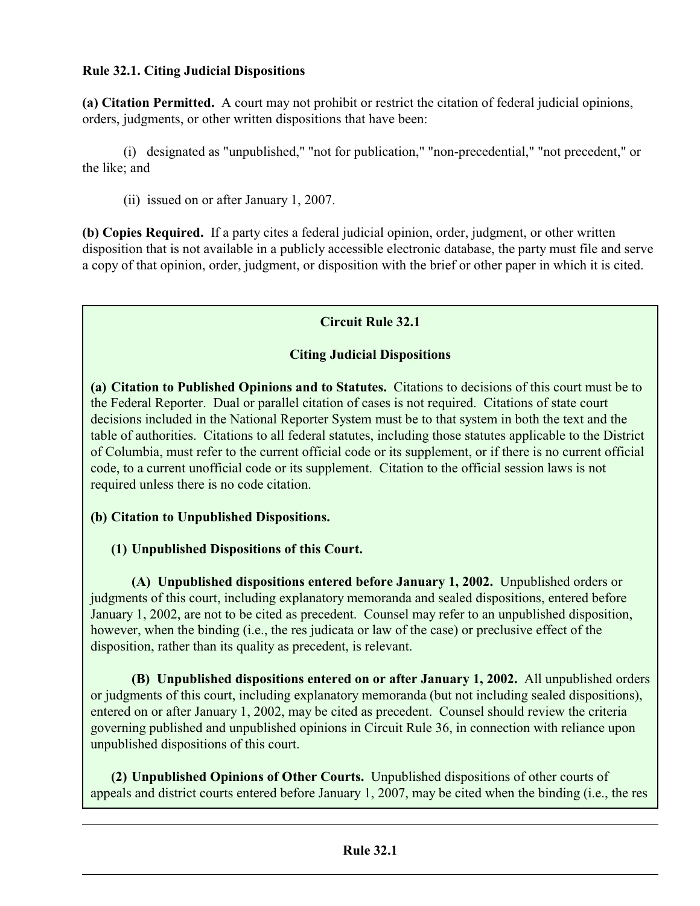**Rule 32.1. Citing Judicial Dispositions**

**(a) Citation Permitted.** A court may not prohibit or restrict the citation of federal judicial opinions, orders, judgments, or other written dispositions that have been:

(i) designated as "unpublished," "not for publication," "non-precedential," "not precedent," or the like; and

(ii) issued on or after January 1, 2007.

**(b) Copies Required.** If a party cites a federal judicial opinion, order, judgment, or other written disposition that is not available in a publicly accessible electronic database, the party must file and serve a copy of that opinion, order, judgment, or disposition with the brief or other paper in which it is cited.

**Circuit Rule 32.1**

**Citing Judicial Dispositions**

**(a) Citation to Published Opinions and to Statutes.** Citations to decisions of this court must be to the Federal Reporter. Dual or parallel citation of cases is not required. Citations of state court decisions included in the National Reporter System must be to that system in both the text and the table of authorities. Citations to all federal statutes, including those statutes applicable to the District of Columbia, must refer to the current official code or its supplement, or if there is no current official code, to a current unofficial code or its supplement. Citation to the official session laws is not required unless there is no code citation.

**(b) Citation to Unpublished Dispositions.**

**(1) Unpublished Dispositions of this Court.**

**(A) Unpublished dispositions entered before January 1, 2002.** Unpublished orders or judgments of this court, including explanatory memoranda and sealed dispositions, entered before January 1, 2002, are not to be cited as precedent. Counsel may refer to an unpublished disposition, however, when the binding (i.e., the res judicata or law of the case) or preclusive effect of the disposition, rather than its quality as precedent, is relevant.

**(B) Unpublished dispositions entered on or after January 1, 2002.** All unpublished orders or judgments of this court, including explanatory memoranda (but not including sealed dispositions), entered on or after January 1, 2002, may be cited as precedent. Counsel should review the criteria governing published and unpublished opinions in Circuit Rule 36, in connection with reliance upon unpublished dispositions of this court.

**(2) Unpublished Opinions of Other Courts.** Unpublished dispositions of other courts of appeals and district courts entered before January 1, 2007, may be cited when the binding (i.e., the res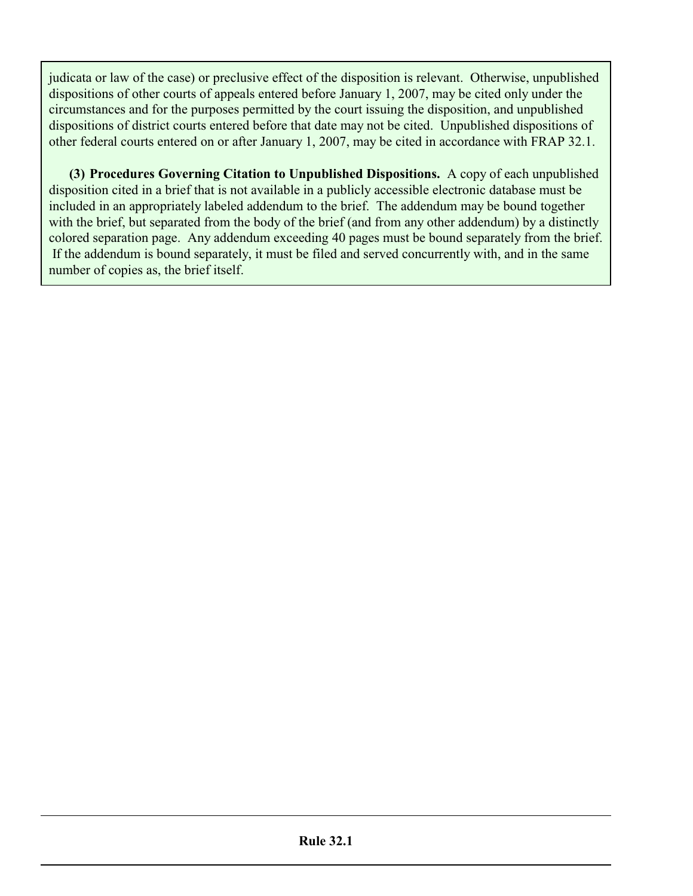judicata or law of the case) or preclusive effect of the disposition is relevant. Otherwise, unpublished dispositions of other courts of appeals entered before January 1, 2007, may be cited only under the circumstances and for the purposes permitted by the court issuing the disposition, and unpublished dispositions of district courts entered before that date may not be cited. Unpublished dispositions of other federal courts entered on or after January 1, 2007, may be cited in accordance with FRAP 32.1.

**(3) Procedures Governing Citation to Unpublished Dispositions.** A copy of each unpublished disposition cited in a brief that is not available in a publicly accessible electronic database must be included in an appropriately labeled addendum to the brief. The addendum may be bound together with the brief, but separated from the body of the brief (and from any other addendum) by a distinctly colored separation page. Any addendum exceeding 40 pages must be bound separately from the brief. If the addendum is bound separately, it must be filed and served concurrently with, and in the same number of copies as, the brief itself.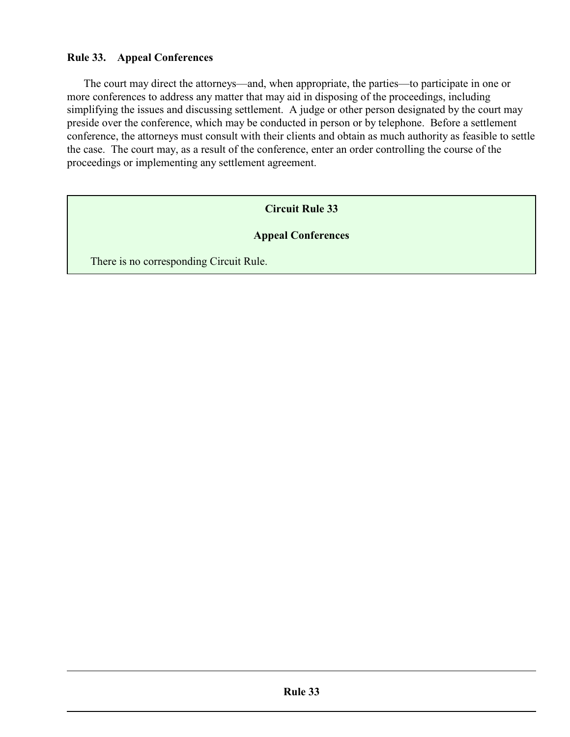### Rule 33. Appeal Conferences

The court may direct the attorneys—and, when appropriate, the parties—to participate in one or more conferences to address any matter that may aid in disposing of the proceedings, including simplifying the issues and discussing settlement. A judge or other person designated by the court may preside over the conference, which may be conducted in person or by telephone. Before a settlement conference, the attorneys must consult with their clients and obtain as much authority as feasible to settle the case. The court may, as a result of the conference, enter an order controlling the course of the proceedings or implementing any settlement agreement.

**Circuit Rule 33**

**Appeal Conferences**

There is no corresponding Circuit Rule.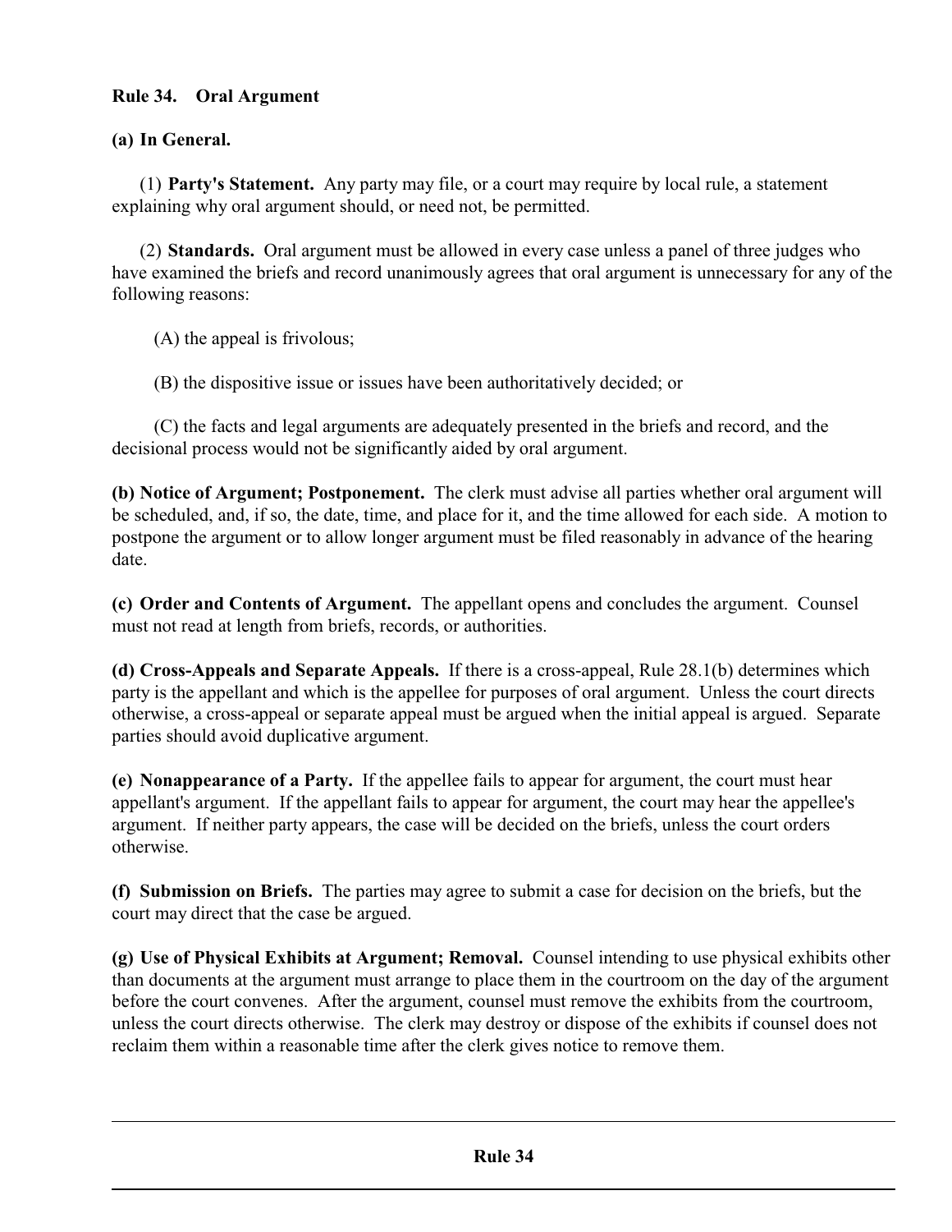## Rule 34. Oral Argument

**(a) In General.**

(1) **Party's Statement.** Any party may file, or a court may require by local rule, a statement explaining why oral argument should, or need not, be permitted.

(2) **Standards.** Oral argument must be allowed in every case unless a panel of three judges who have examined the briefs and record unanimously agrees that oral argument is unnecessary for any of the following reasons:

(A) the appeal is frivolous;

(B) the dispositive issue or issues have been authoritatively decided; or

(C) the facts and legal arguments are adequately presented in the briefs and record, and the decisional process would not be significantly aided by oral argument.

**(b) Notice of Argument; Postponement.** The clerk must advise all parties whether oral argument will be scheduled, and, if so, the date, time, and place for it, and the time allowed for each side. A motion to postpone the argument or to allow longer argument must be filed reasonably in advance of the hearing date.

**(c) Order and Contents of Argument.** The appellant opens and concludes the argument. Counsel must not read at length from briefs, records, or authorities.

**(d) Cross-Appeals and Separate Appeals.** If there is a cross-appeal, Rule 28.1(b) determines which party is the appellant and which is the appellee for purposes of oral argument. Unless the court directs otherwise, a cross-appeal or separate appeal must be argued when the initial appeal is argued. Separate parties should avoid duplicative argument.

**(e) Nonappearance of a Party.** If the appellee fails to appear for argument, the court must hear appellant's argument. If the appellant fails to appear for argument, the court may hear the appellee's argument. If neither party appears, the case will be decided on the briefs, unless the court orders otherwise.

**(f) Submission on Briefs.** The parties may agree to submit a case for decision on the briefs, but the court may direct that the case be argued.

**(g) Use of Physical Exhibits at Argument; Removal.** Counsel intending to use physical exhibits other than documents at the argument must arrange to place them in the courtroom on the day of the argument before the court convenes. After the argument, counsel must remove the exhibits from the courtroom, unless the court directs otherwise. The clerk may destroy or dispose of the exhibits if counsel does not reclaim them within a reasonable time after the clerk gives notice to remove them.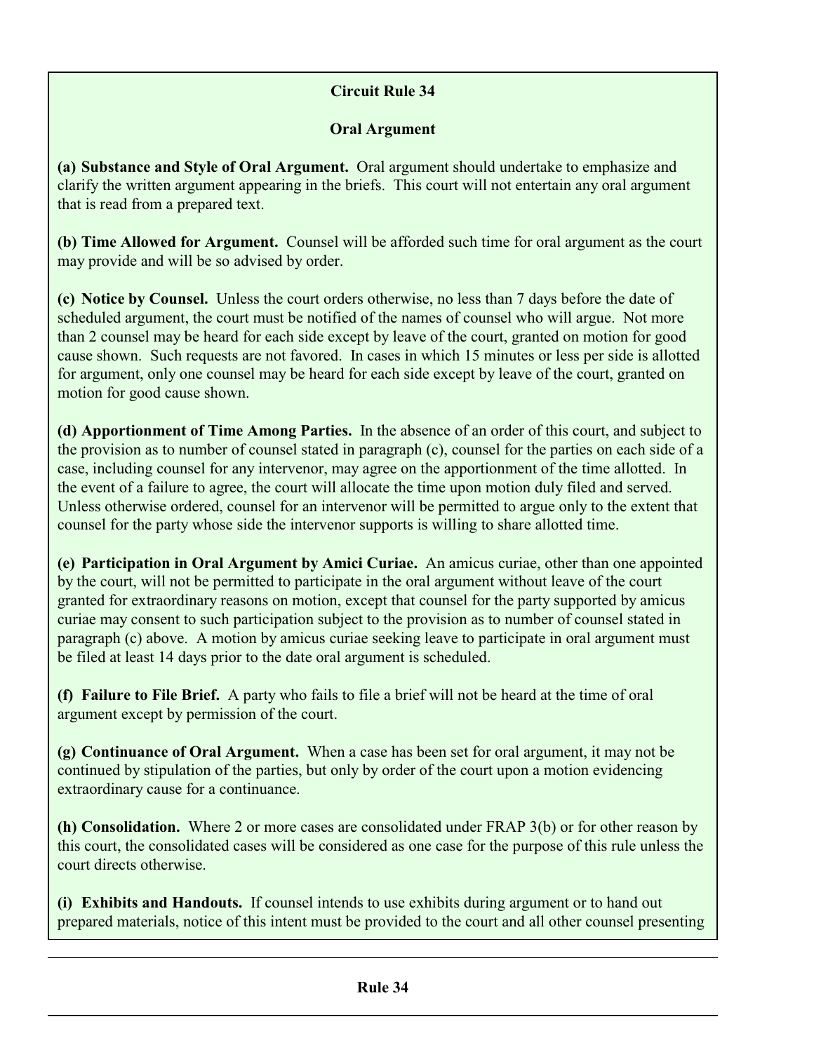## Circuit Rule 34

### Oral Argument

**(a) Substance and Style of Oral Argument.** Oral argument should undertake to emphasize and clarify the written argument appearing in the briefs. This court will not entertain any oral argument that is read from a prepared text.

**(b) Time Allowed for Argument.** Counsel will be afforded such time for oral argument as the court may provide and will be so advised by order.

**(c) Notice by Counsel.** Unless the court orders otherwise, no less than 7 days before the date of scheduled argument, the court must be notified of the names of counsel who will argue. Not more than 2 counsel may be heard for each side except by leave of the court, granted on motion for good cause shown. Such requests are not favored. In cases in which 15 minutes or less per side is allotted for argument, only one counsel may be heard for each side except by leave of the court, granted on motion for good cause shown.

**(d) Apportionment of Time Among Parties.** In the absence of an order of this court, and subject to the provision as to number of counsel stated in paragraph (c), counsel for the parties on each side of a case, including counsel for any intervenor, may agree on the apportionment of the time allotted. In the event of a failure to agree, the court will allocate the time upon motion duly filed and served. Unless otherwise ordered, counsel for an intervenor will be permitted to argue only to the extent that counsel for the party whose side the intervenor supports is willing to share allotted time.

**(e) Participation in Oral Argument by Amici Curiae.** An amicus curiae, other than one appointed by the court, will not be permitted to participate in the oral argument without leave of the court granted for extraordinary reasons on motion, except that counsel for the party supported by amicus curiae may consent to such participation subject to the provision as to number of counsel stated in paragraph (c) above. A motion by amicus curiae seeking leave to participate in oral argument must be filed at least 14 days prior to the date oral argument is scheduled.

**(f) Failure to File Brief.** A party who fails to file a brief will not be heard at the time of oral argument except by permission of the court.

**(g) Continuance of Oral Argument.** When a case has been set for oral argument, it may not be continued by stipulation of the parties, but only by order of the court upon a motion evidencing extraordinary cause for a continuance.

**(h) Consolidation.** Where 2 or more cases are consolidated under FRAP 3(b) or for other reason by this court, the consolidated cases will be considered as one case for the purpose of this rule unless the court directs otherwise.

**(i) Exhibits and Handouts.** If counsel intends to use exhibits during argument or to hand out prepared materials, notice of this intent must be provided to the court and all other counsel presenting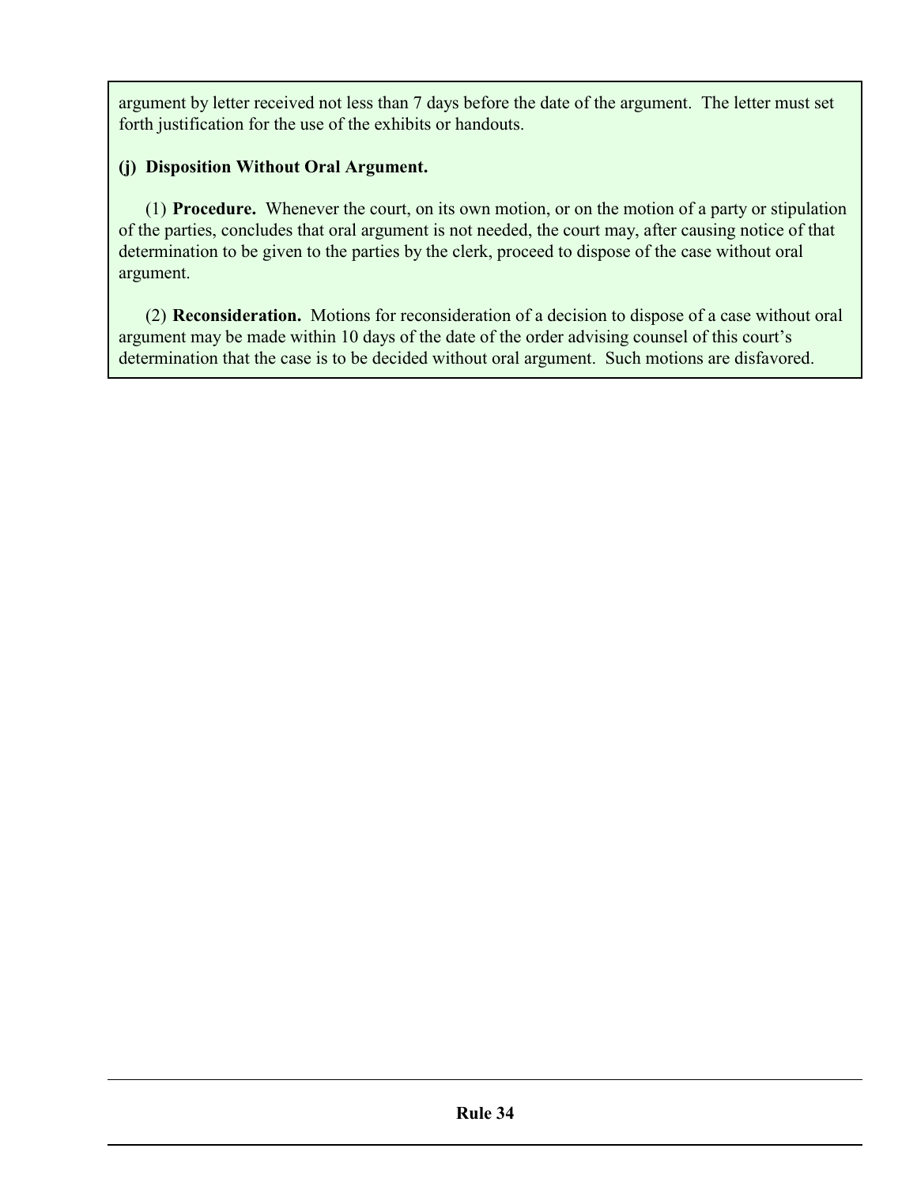argument by letter received not less than 7 days before the date of the argument. The letter must set forth justification for the use of the exhibits or handouts.

**(j) Disposition Without Oral Argument.**

(1) **Procedure.** Whenever the court, on its own motion, or on the motion of a party or stipulation of the parties, concludes that oral argument is not needed, the court may, after causing notice of that determination to be given to the parties by the clerk, proceed to dispose of the case without oral argument.

(2) **Reconsideration.** Motions for reconsideration of a decision to dispose of a case without oral argument may be made within 10 days of the date of the order advising counsel of this court's determination that the case is to be decided without oral argument. Such motions are disfavored.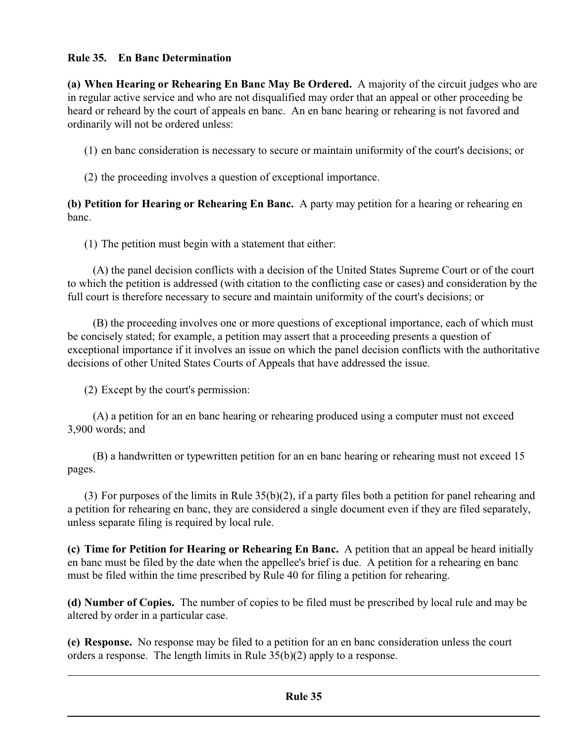**Rule 35. En Banc Determination**

**(a) When Hearing or Rehearing En Banc May Be Ordered.** A majority of the circuit judges who are in regular active service and who are not disqualified may order that an appeal or other proceeding be heard or reheard by the court of appeals en banc. An en banc hearing or rehearing is not favored and ordinarily will not be ordered unless:

(1) en banc consideration is necessary to secure or maintain uniformity of the court's decisions; or

(2) the proceeding involves a question of exceptional importance.

**(b) Petition for Hearing or Rehearing En Banc.** A party may petition for a hearing or rehearing en banc.

(1) The petition must begin with a statement that either:

(A) the panel decision conflicts with a decision of the United States Supreme Court or of the court to which the petition is addressed (with citation to the conflicting case or cases) and consideration by the full court is therefore necessary to secure and maintain uniformity of the court's decisions; or

(B) the proceeding involves one or more questions of exceptional importance, each of which must be concisely stated; for example, a petition may assert that a proceeding presents a question of exceptional importance if it involves an issue on which the panel decision conflicts with the authoritative decisions of other United States Courts of Appeals that have addressed the issue.

(2) Except by the court's permission:

(A) a petition for an en banc hearing or rehearing produced using a computer must not exceed 3,900 words; and

(B) a handwritten or typewritten petition for an en banc hearing or rehearing must not exceed 15 pages.

(3) For purposes of the limits in Rule 35(b)(2), if a party files both a petition for panel rehearing and a petition for rehearing en banc, they are considered a single document even if they are filed separately, unless separate filing is required by local rule.

**(c) Time for Petition for Hearing or Rehearing En Banc.** A petition that an appeal be heard initially en banc must be filed by the date when the appellee's brief is due. A petition for a rehearing en banc must be filed within the time prescribed by Rule 40 for filing a petition for rehearing.

**(d) Number of Copies.** The number of copies to be filed must be prescribed by local rule and may be altered by order in a particular case.

**(e) Response.** No response may be filed to a petition for an en banc consideration unless the court orders a response. The length limits in Rule 35(b)(2) apply to a response.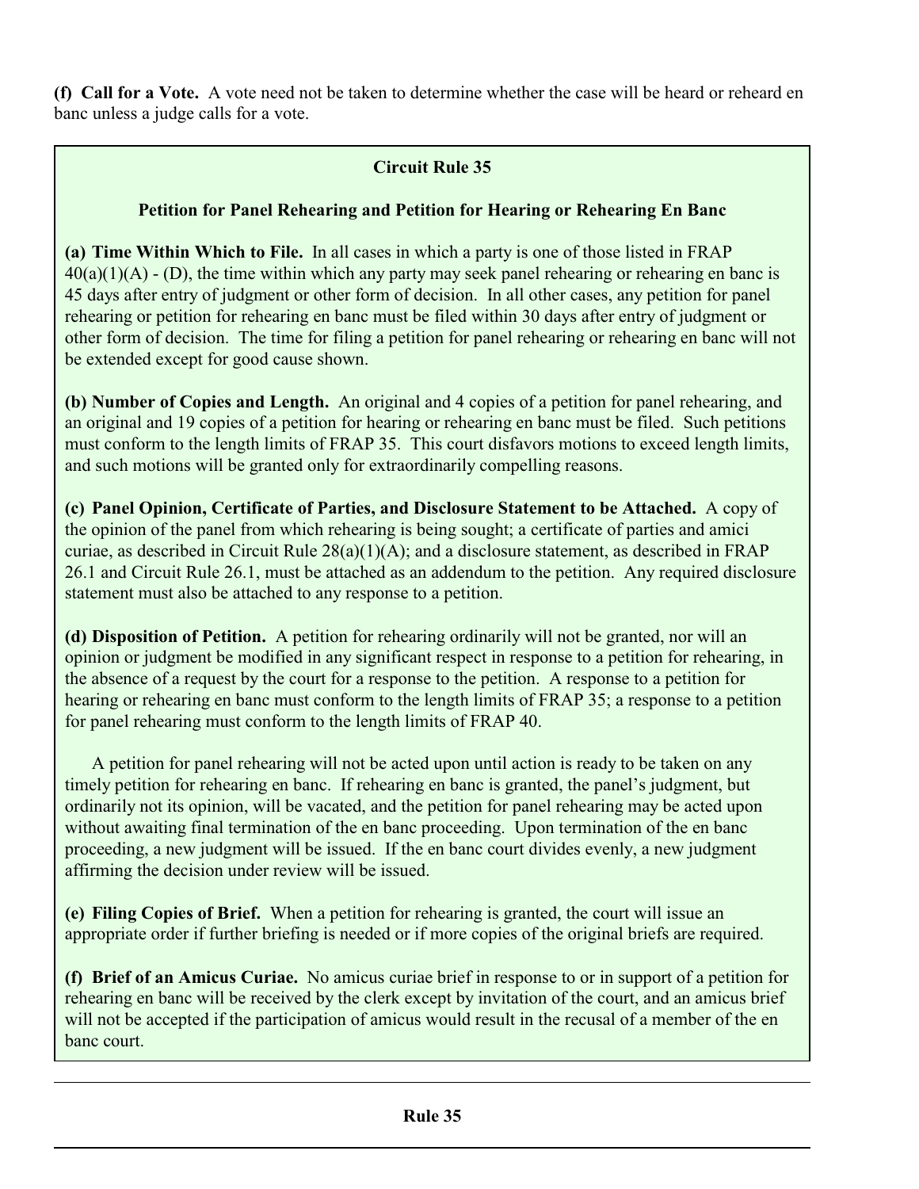**(f) Call for a Vote.** A vote need not be taken to determine whether the case will be heard or reheard en banc unless a judge calls for a vote.

### Circuit Rule 35

#### Petition for Panel Rehearing and Petition for Hearing or Rehearing En Banc

**(a) Time Within Which to File.** In all cases in which a party is one of those listed in FRAP 40(a)(1)(A) - (D), the time within which any party may seek panel rehearing or rehearing en banc is 45 days after entry of judgment or other form of decision. In all other cases, any petition for panel rehearing or petition for rehearing en banc must be filed within 30 days after entry of judgment or other form of decision. The time for filing a petition for panel rehearing or rehearing en banc will not be extended except for good cause shown.

**(b) Number of Copies and Length.** An original and 4 copies of a petition for panel rehearing, and an original and 19 copies of a petition for hearing or rehearing en banc must be filed. Such petitions must conform to the length limits of FRAP 35. This court disfavors motions to exceed length limits, and such motions will be granted only for extraordinarily compelling reasons.

**(c) Panel Opinion, Certificate of Parties, and Disclosure Statement to be Attached.** A copy of the opinion of the panel from which rehearing is being sought; a certificate of parties and amici curiae, as described in Circuit Rule 28(a)(1)(A); and a disclosure statement, as described in FRAP 26.1 and Circuit Rule 26.1, must be attached as an addendum to the petition. Any required disclosure statement must also be attached to any response to a petition.

**(d) Disposition of Petition.** A petition for rehearing ordinarily will not be granted, nor will an opinion or judgment be modified in any significant respect in response to a petition for rehearing, in the absence of a request by the court for a response to the petition. A response to a petition for hearing or rehearing en banc must conform to the length limits of FRAP 35; a response to a petition for panel rehearing must conform to the length limits of FRAP 40.

A petition for panel rehearing will not be acted upon until action is ready to be taken on any timely petition for rehearing en banc. If rehearing en banc is granted, the panel's judgment, but ordinarily not its opinion, will be vacated, and the petition for panel rehearing may be acted upon without awaiting final termination of the en banc proceeding. Upon termination of the en banc proceeding, a new judgment will be issued. If the en banc court divides evenly, a new judgment affirming the decision under review will be issued.

**(e) Filing Copies of Brief.** When a petition for rehearing is granted, the court will issue an appropriate order if further briefing is needed or if more copies of the original briefs are required.

**(f) Brief of an Amicus Curiae.** No amicus curiae brief in response to or in support of a petition for rehearing en banc will be received by the clerk except by invitation of the court, and an amicus brief will not be accepted if the participation of amicus would result in the recusal of a member of the en banc court.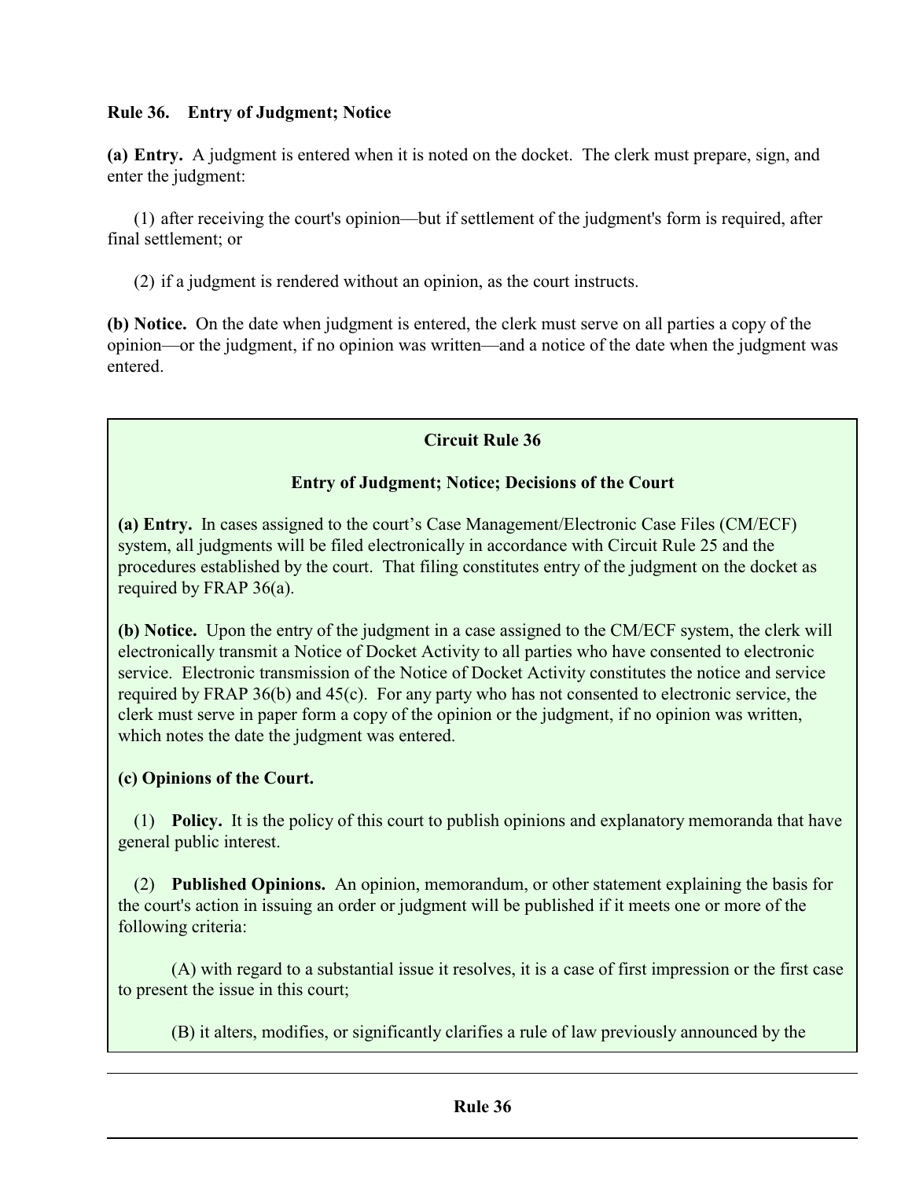**Rule 36. Entry of Judgment; Notice**

**(a) Entry.** A judgment is entered when it is noted on the docket. The clerk must prepare, sign, and enter the judgment:

(1) after receiving the court's opinion—but if settlement of the judgment's form is required, after final settlement; or

(2) if a judgment is rendered without an opinion, as the court instructs.

**(b) Notice.** On the date when judgment is entered, the clerk must serve on all parties a copy of the opinion—or the judgment, if no opinion was written—and a notice of the date when the judgment was entered.

**Circuit Rule 36**

**Entry of Judgment; Notice; Decisions of the Court**

**(a) Entry.** In cases assigned to the court's Case Management/Electronic Case Files (CM/ECF) system, all judgments will be filed electronically in accordance with Circuit Rule 25 and the procedures established by the court. That filing constitutes entry of the judgment on the docket as required by FRAP 36(a).

**(b) Notice.** Upon the entry of the judgment in a case assigned to the CM/ECF system, the clerk will electronically transmit a Notice of Docket Activity to all parties who have consented to electronic service. Electronic transmission of the Notice of Docket Activity constitutes the notice and service required by FRAP 36(b) and 45(c). For any party who has not consented to electronic service, the clerk must serve in paper form a copy of the opinion or the judgment, if no opinion was written, which notes the date the judgment was entered.

**(c) Opinions of the Court.**

(1) **Policy.** It is the policy of this court to publish opinions and explanatory memoranda that have general public interest.

(2) **Published Opinions.** An opinion, memorandum, or other statement explaining the basis for the court's action in issuing an order or judgment will be published if it meets one or more of the following criteria:

(A) with regard to a substantial issue it resolves, it is a case of first impression or the first case to present the issue in this court;

(B) it alters, modifies, or significantly clarifies a rule of law previously announced by the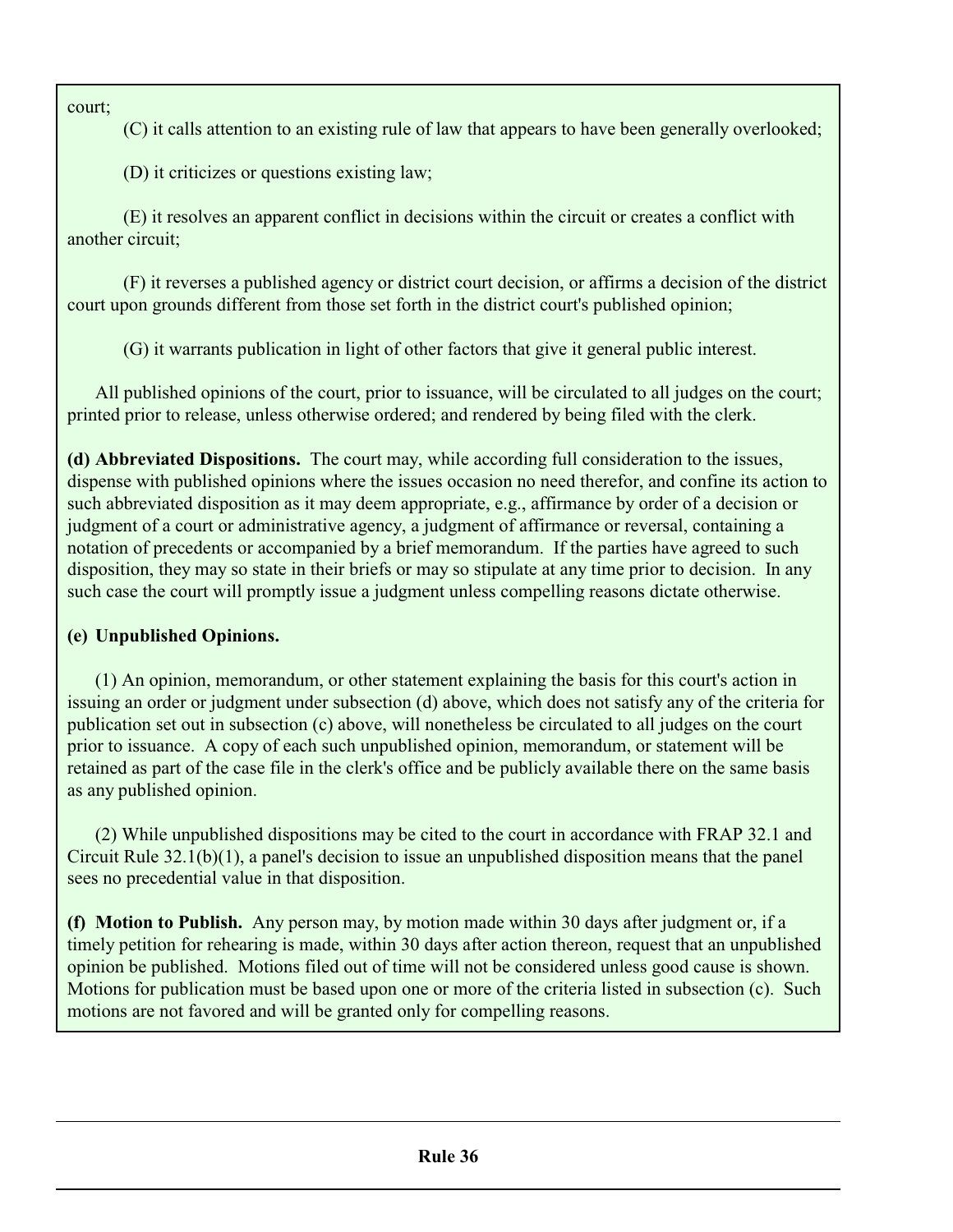court;

(C) it calls attention to an existing rule of law that appears to have been generally overlooked;

(D) it criticizes or questions existing law;

(E) it resolves an apparent conflict in decisions within the circuit or creates a conflict with another circuit;

(F) it reverses a published agency or district court decision, or affirms a decision of the district court upon grounds different from those set forth in the district court's published opinion;

(G) it warrants publication in light of other factors that give it general public interest.

All published opinions of the court, prior to issuance, will be circulated to all judges on the court; printed prior to release, unless otherwise ordered; and rendered by being filed with the clerk.

**(d) Abbreviated Dispositions.** The court may, while according full consideration to the issues, dispense with published opinions where the issues occasion no need therefor, and confine its action to such abbreviated disposition as it may deem appropriate, e.g., affirmance by order of a decision or judgment of a court or administrative agency, a judgment of affirmance or reversal, containing a notation of precedents or accompanied by a brief memorandum. If the parties have agreed to such disposition, they may so state in their briefs or may so stipulate at any time prior to decision. In any such case the court will promptly issue a judgment unless compelling reasons dictate otherwise.

**(e) Unpublished Opinions.**

(1) An opinion, memorandum, or other statement explaining the basis for this court's action in issuing an order or judgment under subsection (d) above, which does not satisfy any of the criteria for publication set out in subsection (c) above, will nonetheless be circulated to all judges on the court prior to issuance. A copy of each such unpublished opinion, memorandum, or statement will be retained as part of the case file in the clerk's office and be publicly available there on the same basis as any published opinion.

(2) While unpublished dispositions may be cited to the court in accordance with FRAP 32.1 and Circuit Rule 32.1(b)(1), a panel's decision to issue an unpublished disposition means that the panel sees no precedential value in that disposition.

**(f) Motion to Publish.** Any person may, by motion made within 30 days after judgment or, if a timely petition for rehearing is made, within 30 days after action thereon, request that an unpublished opinion be published. Motions filed out of time will not be considered unless good cause is shown. Motions for publication must be based upon one or more of the criteria listed in subsection (c). Such motions are not favored and will be granted only for compelling reasons.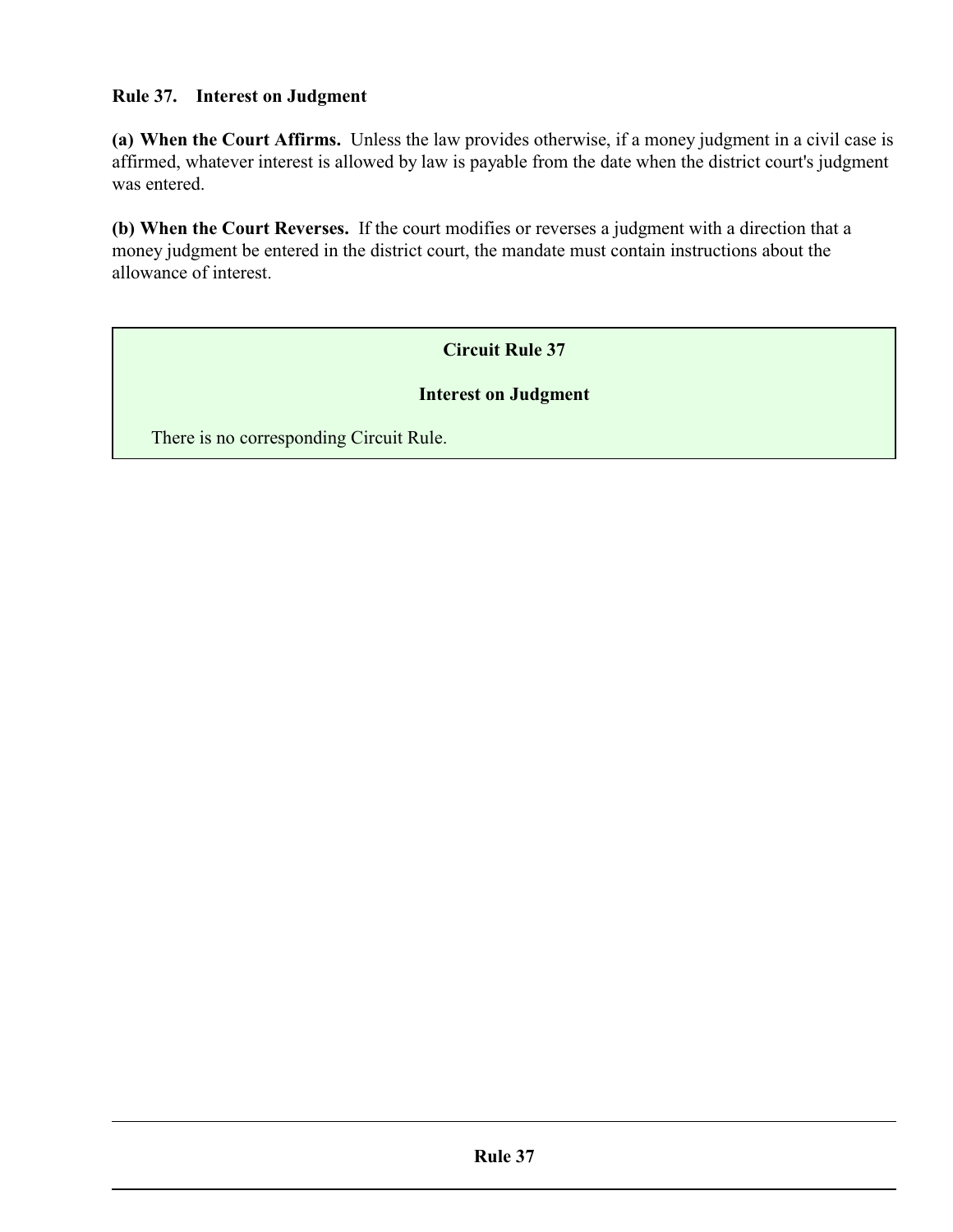**Rule 37. Interest on Judgment**

**(a) When the Court Affirms.** Unless the law provides otherwise, if a money judgment in a civil case is affirmed, whatever interest is allowed by law is payable from the date when the district court's judgment was entered.

**(b) When the Court Reverses.** If the court modifies or reverses a judgment with a direction that a money judgment be entered in the district court, the mandate must contain instructions about the allowance of interest.

**Circuit Rule 37**

**Interest on Judgment**

There is no corresponding Circuit Rule.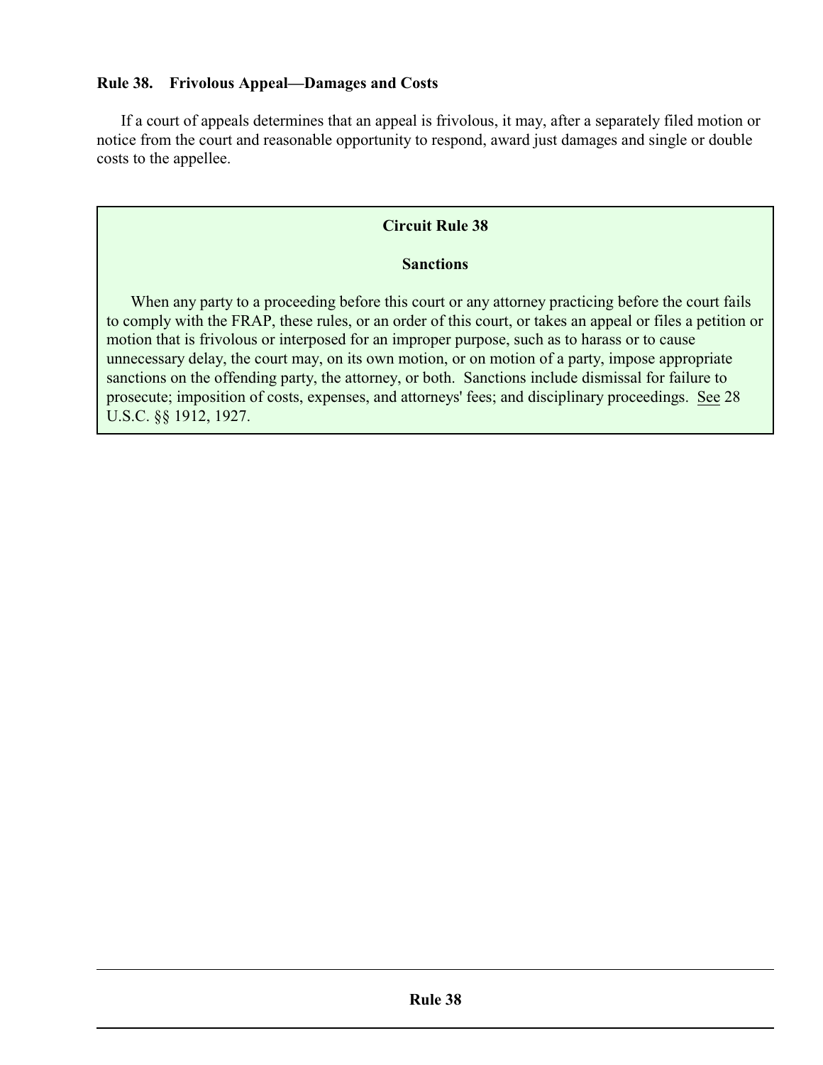### Rule 38. Frivolous Appeal—Damages and Costs

If a court of appeals determines that an appeal is frivolous, it may, after a separately filed motion or notice from the court and reasonable opportunity to respond, award just damages and single or double costs to the appellee.

---

**Circuit Rule 38**

**Sanctions**

When any party to a proceeding before this court or any attorney practicing before the court fails to comply with the FRAP, these rules, or an order of this court, or takes an appeal or files a petition or motion that is frivolous or interposed for an improper purpose, such as to harass or to cause unnecessary delay, the court may, on its own motion, or on motion of a party, impose appropriate sanctions on the offending party, the attorney, or both. Sanctions include dismissal for failure to prosecute; imposition of costs, expenses, and attorneys' fees; and disciplinary proceedings. See 28 U.S.C. §§ 1912, 1927.

---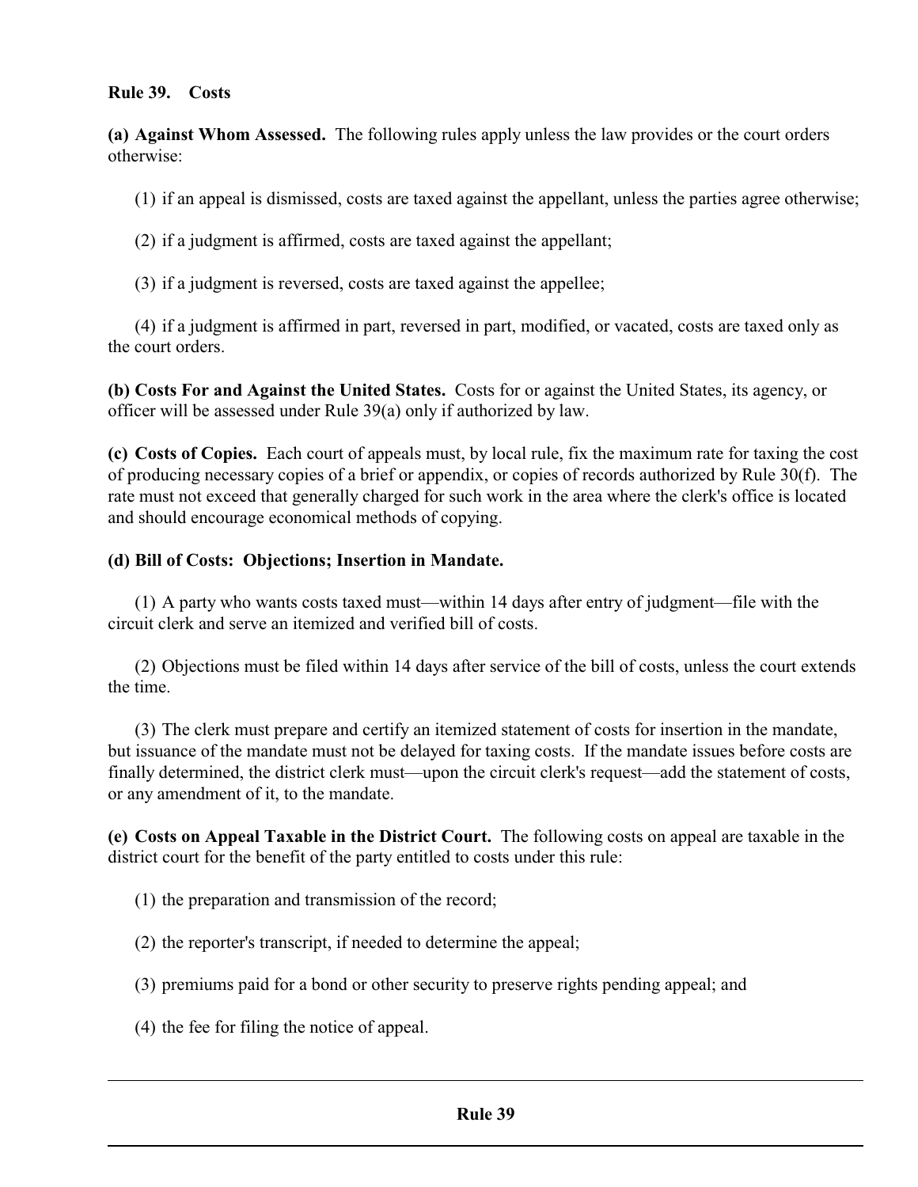**Rule 39. Costs**

**(a) Against Whom Assessed.** The following rules apply unless the law provides or the court orders otherwise:

(1) if an appeal is dismissed, costs are taxed against the appellant, unless the parties agree otherwise;

(2) if a judgment is affirmed, costs are taxed against the appellant;

(3) if a judgment is reversed, costs are taxed against the appellee;

(4) if a judgment is affirmed in part, reversed in part, modified, or vacated, costs are taxed only as the court orders.

**(b) Costs For and Against the United States.** Costs for or against the United States, its agency, or officer will be assessed under Rule 39(a) only if authorized by law.

**(c) Costs of Copies.** Each court of appeals must, by local rule, fix the maximum rate for taxing the cost of producing necessary copies of a brief or appendix, or copies of records authorized by Rule 30(f). The rate must not exceed that generally charged for such work in the area where the clerk's office is located and should encourage economical methods of copying.

**(d) Bill of Costs: Objections; Insertion in Mandate.**

(1) A party who wants costs taxed must—within 14 days after entry of judgment—file with the circuit clerk and serve an itemized and verified bill of costs.

(2) Objections must be filed within 14 days after service of the bill of costs, unless the court extends the time.

(3) The clerk must prepare and certify an itemized statement of costs for insertion in the mandate, but issuance of the mandate must not be delayed for taxing costs. If the mandate issues before costs are finally determined, the district clerk must—upon the circuit clerk's request—add the statement of costs, or any amendment of it, to the mandate.

**(e) Costs on Appeal Taxable in the District Court.** The following costs on appeal are taxable in the district court for the benefit of the party entitled to costs under this rule:

(1) the preparation and transmission of the record;

(2) the reporter's transcript, if needed to determine the appeal;

(3) premiums paid for a bond or other security to preserve rights pending appeal; and

(4) the fee for filing the notice of appeal.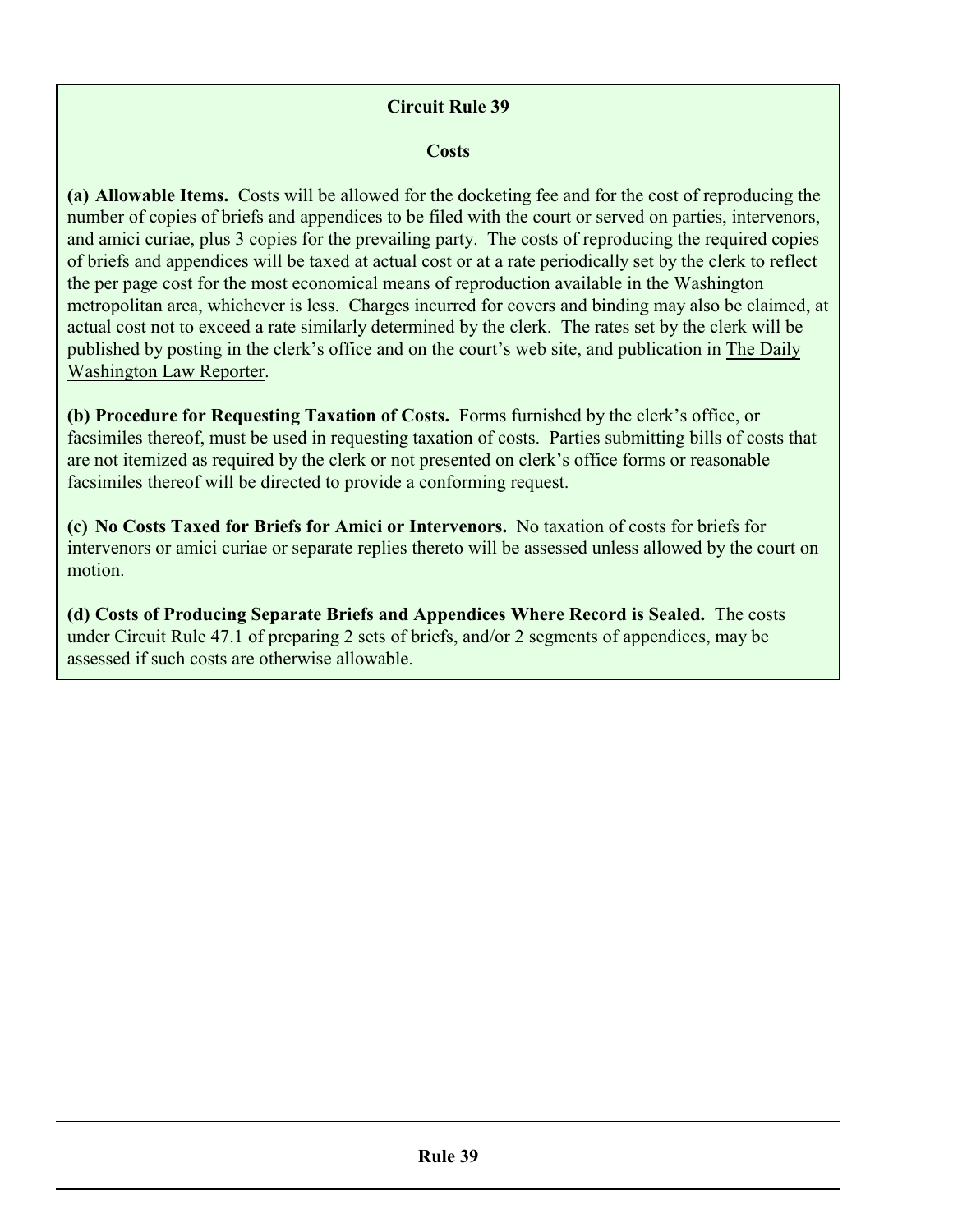## Circuit Rule 39

### Costs

**(a) Allowable Items.** Costs will be allowed for the docketing fee and for the cost of reproducing the number of copies of briefs and appendices to be filed with the court or served on parties, intervenors, and amici curiae, plus 3 copies for the prevailing party. The costs of reproducing the required copies of briefs and appendices will be taxed at actual cost or at a rate periodically set by the clerk to reflect the per page cost for the most economical means of reproduction available in the Washington metropolitan area, whichever is less. Charges incurred for covers and binding may also be claimed, at actual cost not to exceed a rate similarly determined by the clerk. The rates set by the clerk will be published by posting in the clerk's office and on the court's web site, and publication in The Daily Washington Law Reporter.

**(b) Procedure for Requesting Taxation of Costs.** Forms furnished by the clerk's office, or facsimiles thereof, must be used in requesting taxation of costs. Parties submitting bills of costs that are not itemized as required by the clerk or not presented on clerk's office forms or reasonable facsimiles thereof will be directed to provide a conforming request.

**(c) No Costs Taxed for Briefs for Amici or Intervenors.** No taxation of costs for briefs for intervenors or amici curiae or separate replies thereto will be assessed unless allowed by the court on motion.

**(d) Costs of Producing Separate Briefs and Appendices Where Record is Sealed.** The costs under Circuit Rule 47.1 of preparing 2 sets of briefs, and/or 2 segments of appendices, may be assessed if such costs are otherwise allowable.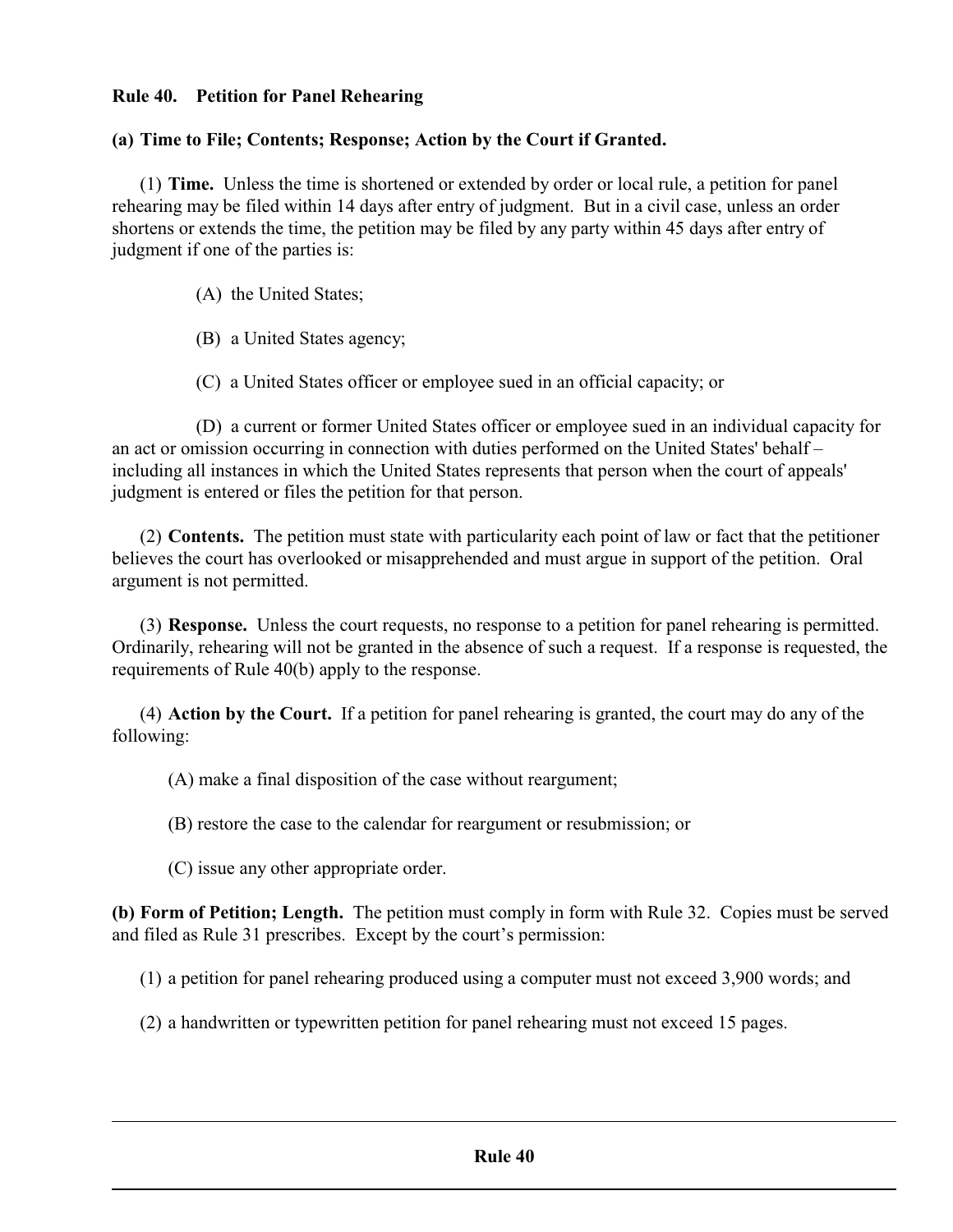## Rule 40. Petition for Panel Rehearing

**(a) Time to File; Contents; Response; Action by the Court if Granted.**

(1) **Time.** Unless the time is shortened or extended by order or local rule, a petition for panel rehearing may be filed within 14 days after entry of judgment. But in a civil case, unless an order shortens or extends the time, the petition may be filed by any party within 45 days after entry of judgment if one of the parties is:

(A) the United States;

(B) a United States agency;

(C) a United States officer or employee sued in an official capacity; or

(D) a current or former United States officer or employee sued in an individual capacity for an act or omission occurring in connection with duties performed on the United States' behalf – including all instances in which the United States represents that person when the court of appeals' judgment is entered or files the petition for that person.

(2) **Contents.** The petition must state with particularity each point of law or fact that the petitioner believes the court has overlooked or misapprehended and must argue in support of the petition. Oral argument is not permitted.

(3) **Response.** Unless the court requests, no response to a petition for panel rehearing is permitted. Ordinarily, rehearing will not be granted in the absence of such a request. If a response is requested, the requirements of Rule 40(b) apply to the response.

(4) **Action by the Court.** If a petition for panel rehearing is granted, the court may do any of the following:

(A) make a final disposition of the case without reargument;

(B) restore the case to the calendar for reargument or resubmission; or

(C) issue any other appropriate order.

**(b) Form of Petition; Length.** The petition must comply in form with Rule 32. Copies must be served and filed as Rule 31 prescribes. Except by the court's permission:

(1) a petition for panel rehearing produced using a computer must not exceed 3,900 words; and

(2) a handwritten or typewritten petition for panel rehearing must not exceed 15 pages.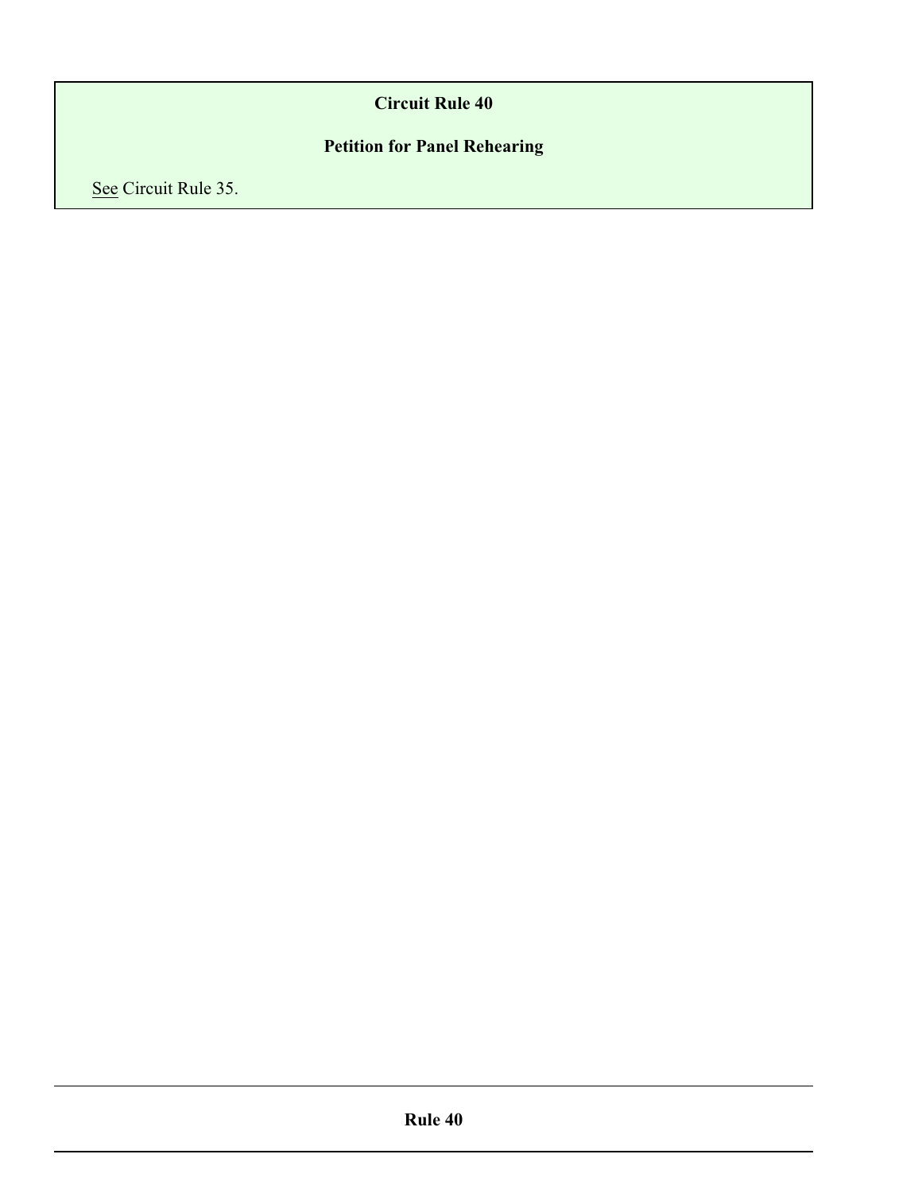## Circuit Rule 40

### Petition for Panel Rehearing

See Circuit Rule 35.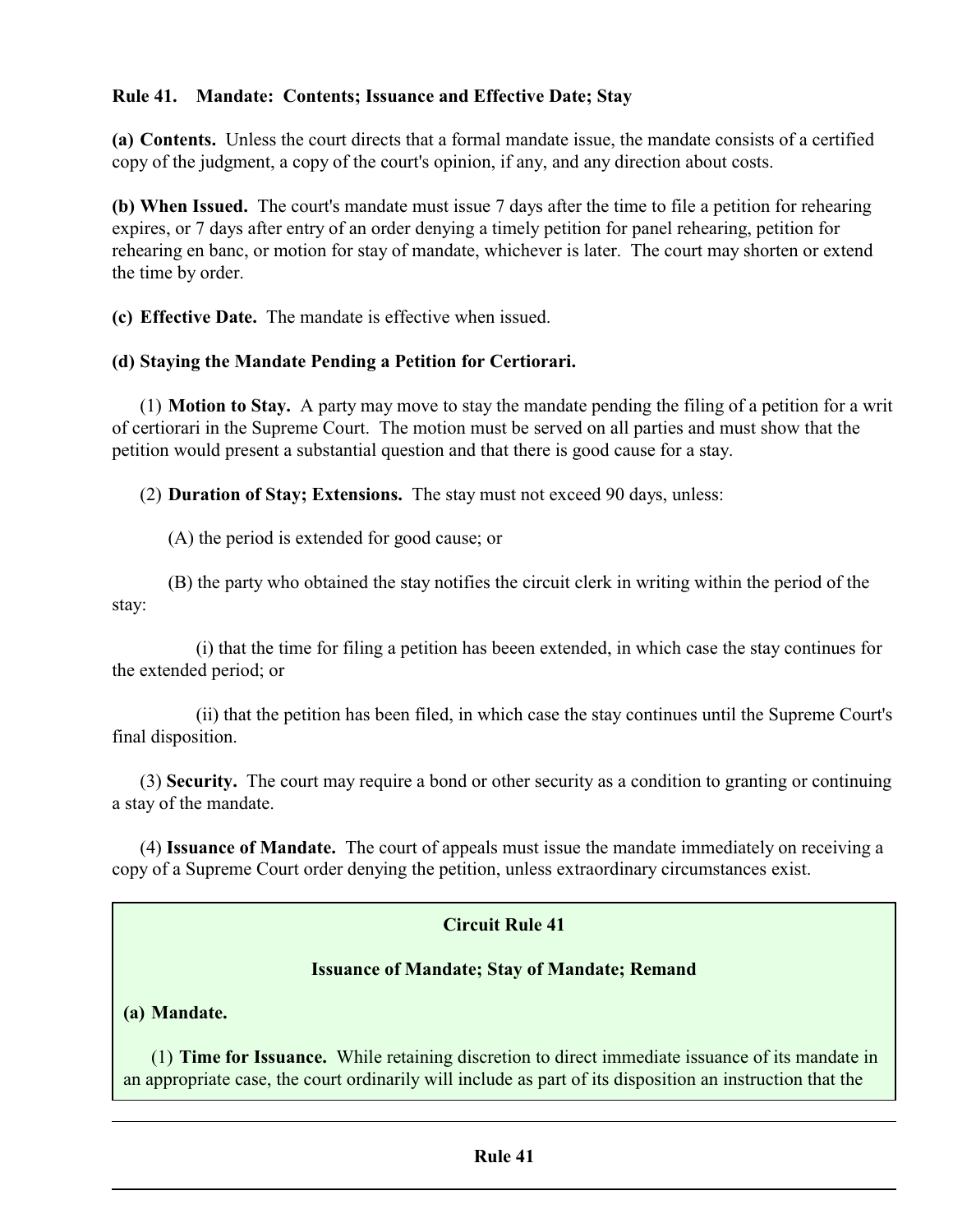**Rule 41. Mandate: Contents; Issuance and Effective Date; Stay**

**(a) Contents.** Unless the court directs that a formal mandate issue, the mandate consists of a certified copy of the judgment, a copy of the court's opinion, if any, and any direction about costs.

**(b) When Issued.** The court's mandate must issue 7 days after the time to file a petition for rehearing expires, or 7 days after entry of an order denying a timely petition for panel rehearing, petition for rehearing en banc, or motion for stay of mandate, whichever is later. The court may shorten or extend the time by order.

**(c) Effective Date.** The mandate is effective when issued.

**(d) Staying the Mandate Pending a Petition for Certiorari.**

(1) **Motion to Stay.** A party may move to stay the mandate pending the filing of a petition for a writ of certiorari in the Supreme Court. The motion must be served on all parties and must show that the petition would present a substantial question and that there is good cause for a stay.

(2) **Duration of Stay; Extensions.** The stay must not exceed 90 days, unless:

(A) the period is extended for good cause; or

(B) the party who obtained the stay notifies the circuit clerk in writing within the period of the stay:

(i) that the time for filing a petition has beeen extended, in which case the stay continues for the extended period; or

(ii) that the petition has been filed, in which case the stay continues until the Supreme Court's final disposition.

(3) **Security.** The court may require a bond or other security as a condition to granting or continuing a stay of the mandate.

(4) **Issuance of Mandate.** The court of appeals must issue the mandate immediately on receiving a copy of a Supreme Court order denying the petition, unless extraordinary circumstances exist.

**Circuit Rule 41**

**Issuance of Mandate; Stay of Mandate; Remand**

**(a) Mandate.**

(1) **Time for Issuance.** While retaining discretion to direct immediate issuance of its mandate in an appropriate case, the court ordinarily will include as part of its disposition an instruction that the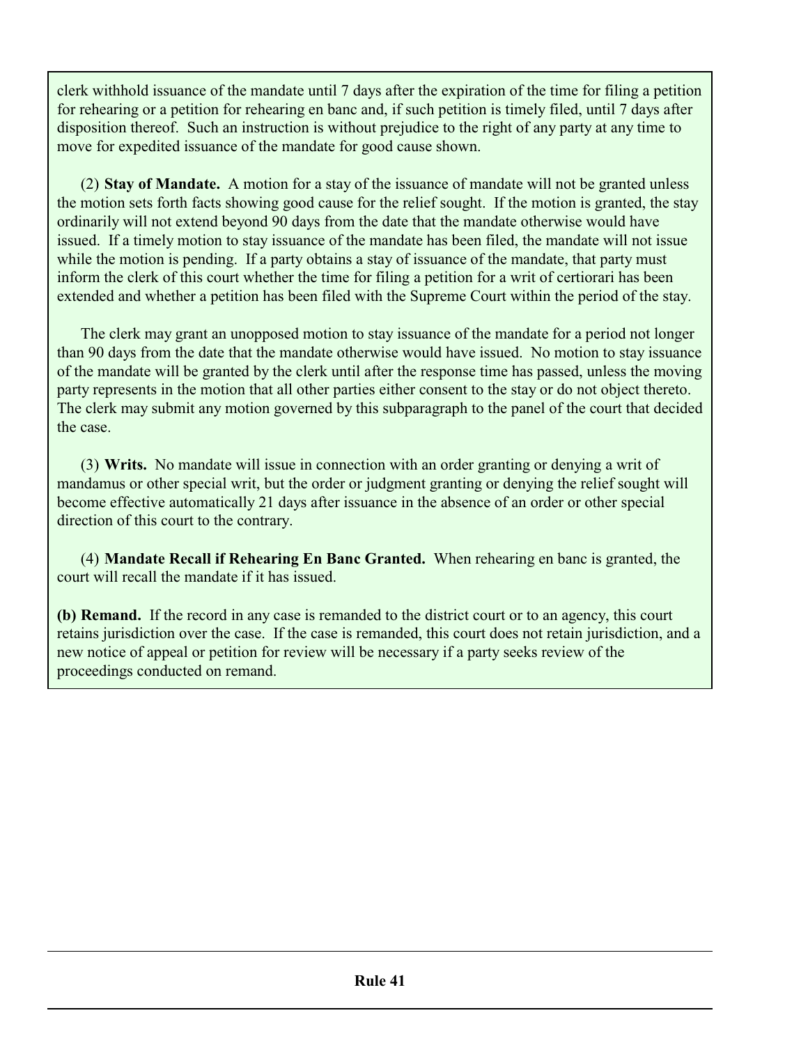clerk withhold issuance of the mandate until 7 days after the expiration of the time for filing a petition for rehearing or a petition for rehearing en banc and, if such petition is timely filed, until 7 days after disposition thereof. Such an instruction is without prejudice to the right of any party at any time to move for expedited issuance of the mandate for good cause shown.

(2) **Stay of Mandate.** A motion for a stay of the issuance of mandate will not be granted unless the motion sets forth facts showing good cause for the relief sought. If the motion is granted, the stay ordinarily will not extend beyond 90 days from the date that the mandate otherwise would have issued. If a timely motion to stay issuance of the mandate has been filed, the mandate will not issue while the motion is pending. If a party obtains a stay of issuance of the mandate, that party must inform the clerk of this court whether the time for filing a petition for a writ of certiorari has been extended and whether a petition has been filed with the Supreme Court within the period of the stay.

The clerk may grant an unopposed motion to stay issuance of the mandate for a period not longer than 90 days from the date that the mandate otherwise would have issued. No motion to stay issuance of the mandate will be granted by the clerk until after the response time has passed, unless the moving party represents in the motion that all other parties either consent to the stay or do not object thereto. The clerk may submit any motion governed by this subparagraph to the panel of the court that decided the case.

(3) **Writs.** No mandate will issue in connection with an order granting or denying a writ of mandamus or other special writ, but the order or judgment granting or denying the relief sought will become effective automatically 21 days after issuance in the absence of an order or other special direction of this court to the contrary.

(4) **Mandate Recall if Rehearing En Banc Granted.** When rehearing en banc is granted, the court will recall the mandate if it has issued.

**(b) Remand.** If the record in any case is remanded to the district court or to an agency, this court retains jurisdiction over the case. If the case is remanded, this court does not retain jurisdiction, and a new notice of appeal or petition for review will be necessary if a party seeks review of the proceedings conducted on remand.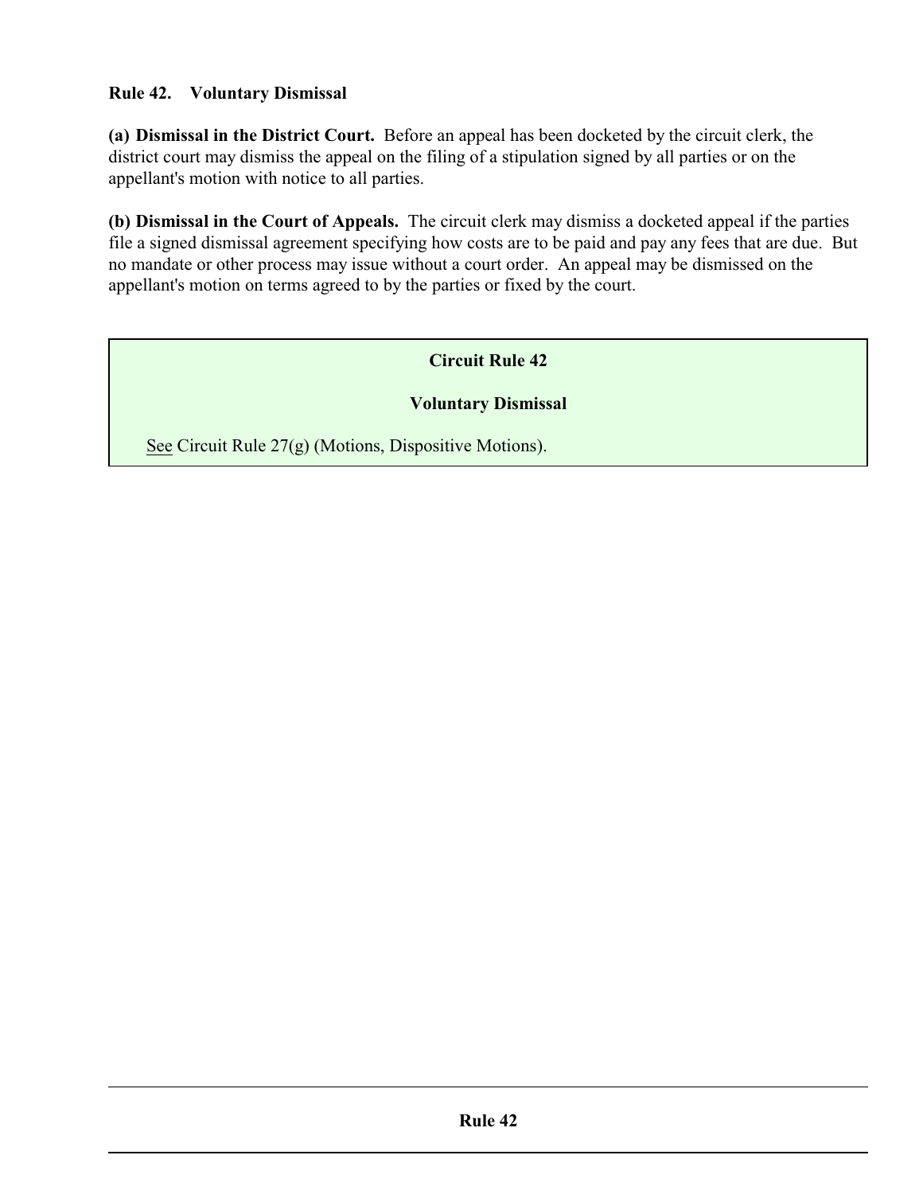## Rule 42. Voluntary Dismissal

**(a) Dismissal in the District Court.** Before an appeal has been docketed by the circuit clerk, the district court may dismiss the appeal on the filing of a stipulation signed by all parties or on the appellant's motion with notice to all parties.

**(b) Dismissal in the Court of Appeals.** The circuit clerk may dismiss a docketed appeal if the parties file a signed dismissal agreement specifying how costs are to be paid and pay any fees that are due. But no mandate or other process may issue without a court order. An appeal may be dismissed on the appellant's motion on terms agreed to by the parties or fixed by the court.

### Circuit Rule 42

### Voluntary Dismissal

See Circuit Rule 27(g) (Motions, Dispositive Motions).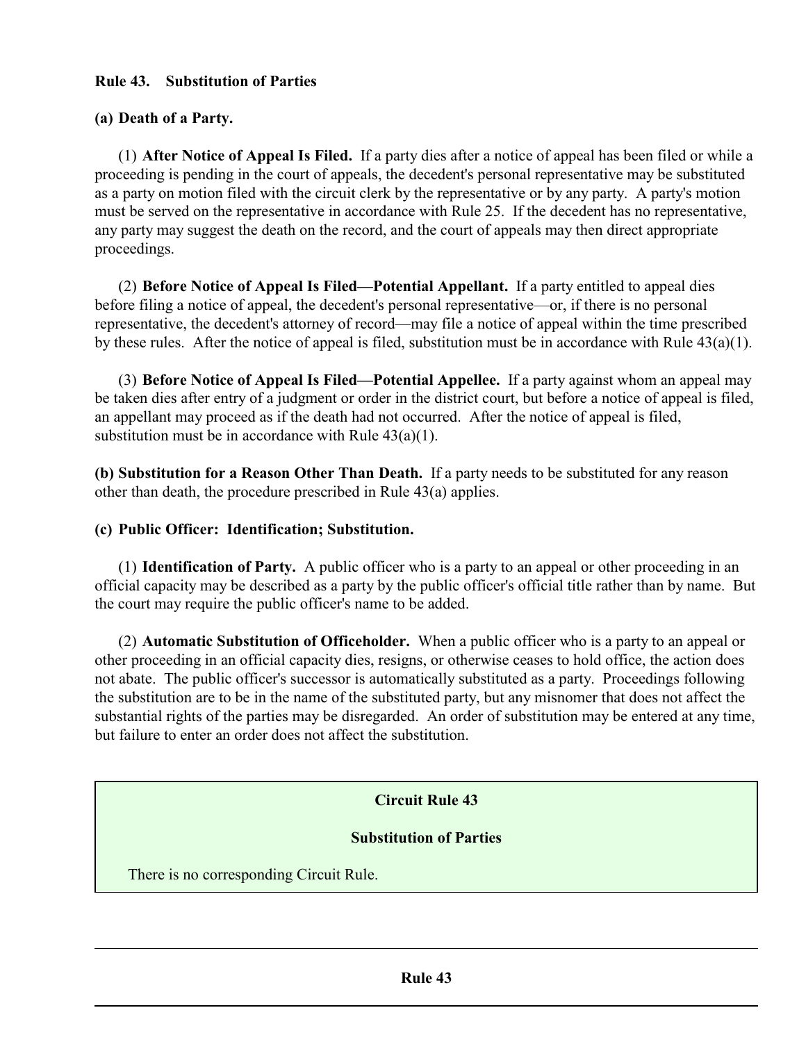**Rule 43. Substitution of Parties**

**(a) Death of a Party.**

(1) **After Notice of Appeal Is Filed.** If a party dies after a notice of appeal has been filed or while a proceeding is pending in the court of appeals, the decedent's personal representative may be substituted as a party on motion filed with the circuit clerk by the representative or by any party. A party's motion must be served on the representative in accordance with Rule 25. If the decedent has no representative, any party may suggest the death on the record, and the court of appeals may then direct appropriate proceedings.

(2) **Before Notice of Appeal Is Filed—Potential Appellant.** If a party entitled to appeal dies before filing a notice of appeal, the decedent's personal representative—or, if there is no personal representative, the decedent's attorney of record—may file a notice of appeal within the time prescribed by these rules. After the notice of appeal is filed, substitution must be in accordance with Rule 43(a)(1).

(3) **Before Notice of Appeal Is Filed—Potential Appellee.** If a party against whom an appeal may be taken dies after entry of a judgment or order in the district court, but before a notice of appeal is filed, an appellant may proceed as if the death had not occurred. After the notice of appeal is filed, substitution must be in accordance with Rule 43(a)(1).

**(b) Substitution for a Reason Other Than Death.** If a party needs to be substituted for any reason other than death, the procedure prescribed in Rule 43(a) applies.

**(c) Public Officer: Identification; Substitution.**

(1) **Identification of Party.** A public officer who is a party to an appeal or other proceeding in an official capacity may be described as a party by the public officer's official title rather than by name. But the court may require the public officer's name to be added.

(2) **Automatic Substitution of Officeholder.** When a public officer who is a party to an appeal or other proceeding in an official capacity dies, resigns, or otherwise ceases to hold office, the action does not abate. The public officer's successor is automatically substituted as a party. Proceedings following the substitution are to be in the name of the substituted party, but any misnomer that does not affect the substantial rights of the parties may be disregarded. An order of substitution may be entered at any time, but failure to enter an order does not affect the substitution.

**Circuit Rule 43**

**Substitution of Parties**

There is no corresponding Circuit Rule.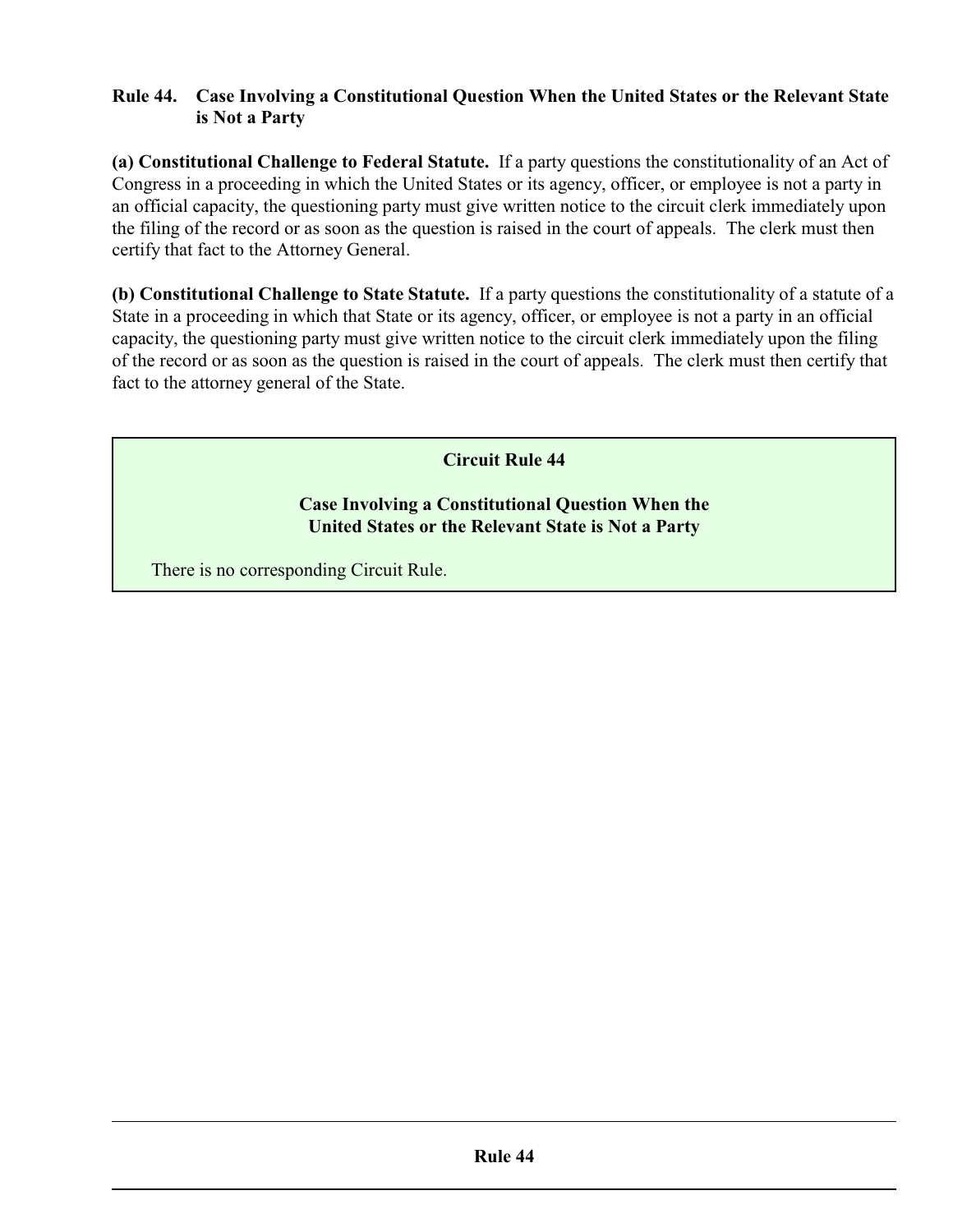## Rule 44. Case Involving a Constitutional Question When the United States or the Relevant State is Not a Party

**(a) Constitutional Challenge to Federal Statute.** If a party questions the constitutionality of an Act of Congress in a proceeding in which the United States or its agency, officer, or employee is not a party in an official capacity, the questioning party must give written notice to the circuit clerk immediately upon the filing of the record or as soon as the question is raised in the court of appeals. The clerk must then certify that fact to the Attorney General.

**(b) Constitutional Challenge to State Statute.** If a party questions the constitutionality of a statute of a State in a proceeding in which that State or its agency, officer, or employee is not a party in an official capacity, the questioning party must give written notice to the circuit clerk immediately upon the filing of the record or as soon as the question is raised in the court of appeals. The clerk must then certify that fact to the attorney general of the State.

### Circuit Rule 44

**Case Involving a Constitutional Question When the United States or the Relevant State is Not a Party**

There is no corresponding Circuit Rule.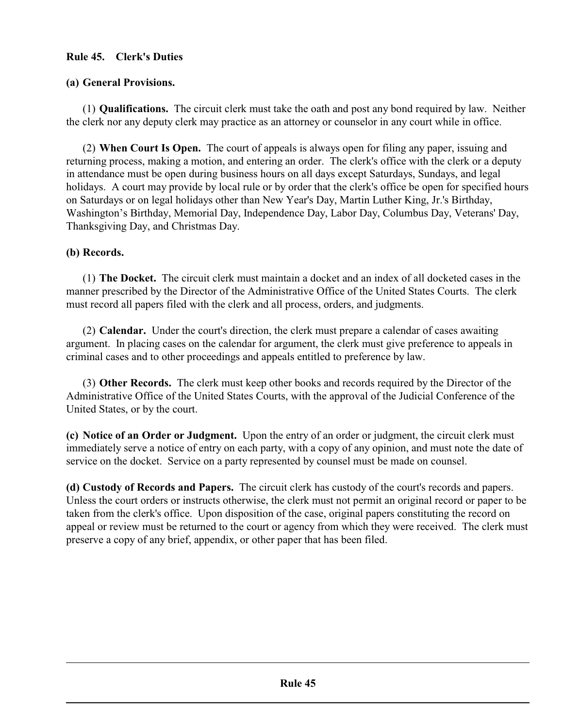**Rule 45. Clerk's Duties**

**(a) General Provisions.**

(1) **Qualifications.** The circuit clerk must take the oath and post any bond required by law. Neither the clerk nor any deputy clerk may practice as an attorney or counselor in any court while in office.

(2) **When Court Is Open.** The court of appeals is always open for filing any paper, issuing and returning process, making a motion, and entering an order. The clerk's office with the clerk or a deputy in attendance must be open during business hours on all days except Saturdays, Sundays, and legal holidays. A court may provide by local rule or by order that the clerk's office be open for specified hours on Saturdays or on legal holidays other than New Year's Day, Martin Luther King, Jr.'s Birthday, Washington's Birthday, Memorial Day, Independence Day, Labor Day, Columbus Day, Veterans' Day, Thanksgiving Day, and Christmas Day.

**(b) Records.**

(1) **The Docket.** The circuit clerk must maintain a docket and an index of all docketed cases in the manner prescribed by the Director of the Administrative Office of the United States Courts. The clerk must record all papers filed with the clerk and all process, orders, and judgments.

(2) **Calendar.** Under the court's direction, the clerk must prepare a calendar of cases awaiting argument. In placing cases on the calendar for argument, the clerk must give preference to appeals in criminal cases and to other proceedings and appeals entitled to preference by law.

(3) **Other Records.** The clerk must keep other books and records required by the Director of the Administrative Office of the United States Courts, with the approval of the Judicial Conference of the United States, or by the court.

**(c) Notice of an Order or Judgment.** Upon the entry of an order or judgment, the circuit clerk must immediately serve a notice of entry on each party, with a copy of any opinion, and must note the date of service on the docket. Service on a party represented by counsel must be made on counsel.

**(d) Custody of Records and Papers.** The circuit clerk has custody of the court's records and papers. Unless the court orders or instructs otherwise, the clerk must not permit an original record or paper to be taken from the clerk's office. Upon disposition of the case, original papers constituting the record on appeal or review must be returned to the court or agency from which they were received. The clerk must preserve a copy of any brief, appendix, or other paper that has been filed.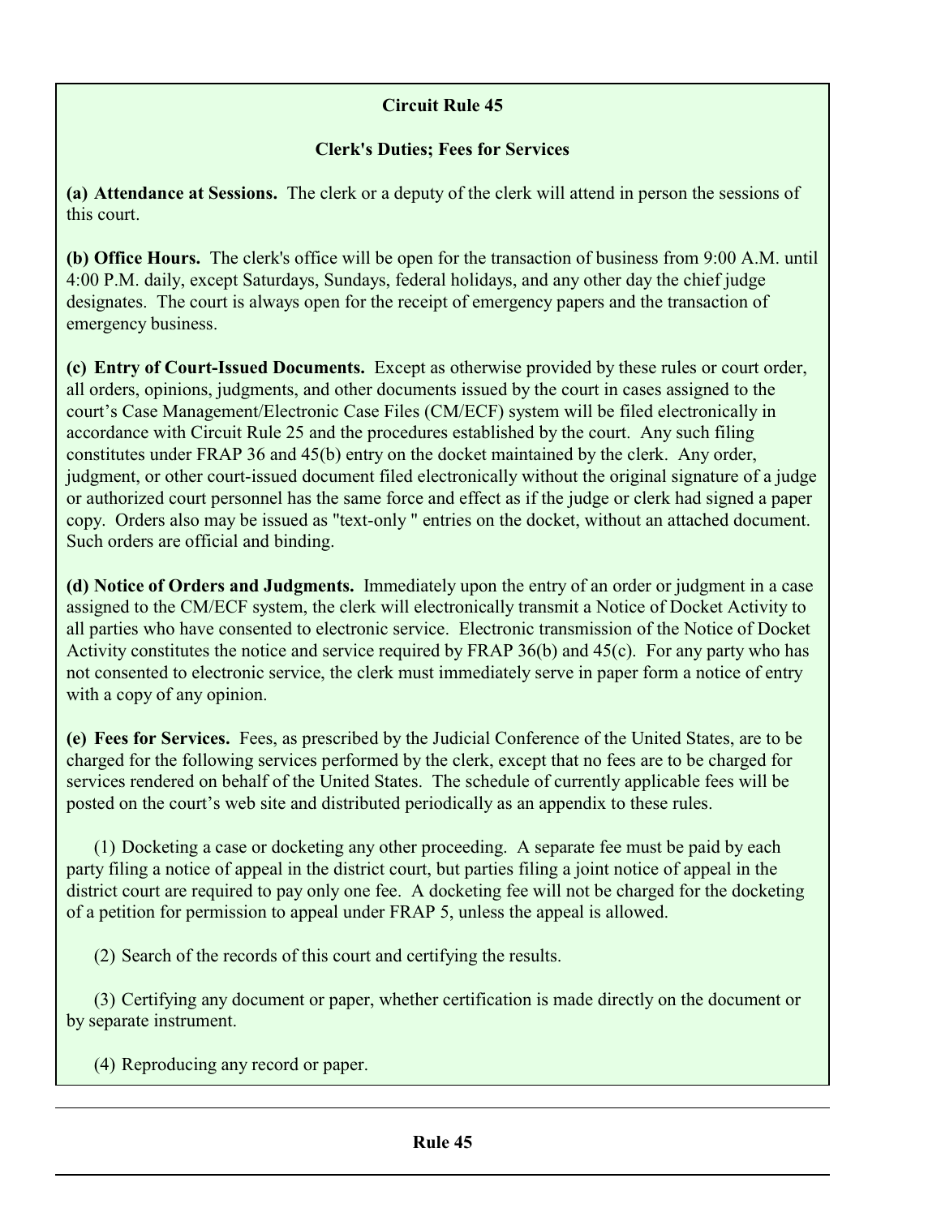## Circuit Rule 45

### Clerk's Duties; Fees for Services

**(a) Attendance at Sessions.** The clerk or a deputy of the clerk will attend in person the sessions of this court.

**(b) Office Hours.** The clerk's office will be open for the transaction of business from 9:00 A.M. until 4:00 P.M. daily, except Saturdays, Sundays, federal holidays, and any other day the chief judge designates. The court is always open for the receipt of emergency papers and the transaction of emergency business.

**(c) Entry of Court-Issued Documents.** Except as otherwise provided by these rules or court order, all orders, opinions, judgments, and other documents issued by the court in cases assigned to the court's Case Management/Electronic Case Files (CM/ECF) system will be filed electronically in accordance with Circuit Rule 25 and the procedures established by the court. Any such filing constitutes under FRAP 36 and 45(b) entry on the docket maintained by the clerk. Any order, judgment, or other court-issued document filed electronically without the original signature of a judge or authorized court personnel has the same force and effect as if the judge or clerk had signed a paper copy. Orders also may be issued as "text-only " entries on the docket, without an attached document. Such orders are official and binding.

**(d) Notice of Orders and Judgments.** Immediately upon the entry of an order or judgment in a case assigned to the CM/ECF system, the clerk will electronically transmit a Notice of Docket Activity to all parties who have consented to electronic service. Electronic transmission of the Notice of Docket Activity constitutes the notice and service required by FRAP 36(b) and 45(c). For any party who has not consented to electronic service, the clerk must immediately serve in paper form a notice of entry with a copy of any opinion.

**(e) Fees for Services.** Fees, as prescribed by the Judicial Conference of the United States, are to be charged for the following services performed by the clerk, except that no fees are to be charged for services rendered on behalf of the United States. The schedule of currently applicable fees will be posted on the court's web site and distributed periodically as an appendix to these rules.

(1) Docketing a case or docketing any other proceeding. A separate fee must be paid by each party filing a notice of appeal in the district court, but parties filing a joint notice of appeal in the district court are required to pay only one fee. A docketing fee will not be charged for the docketing of a petition for permission to appeal under FRAP 5, unless the appeal is allowed.

(2) Search of the records of this court and certifying the results.

(3) Certifying any document or paper, whether certification is made directly on the document or by separate instrument.

(4) Reproducing any record or paper.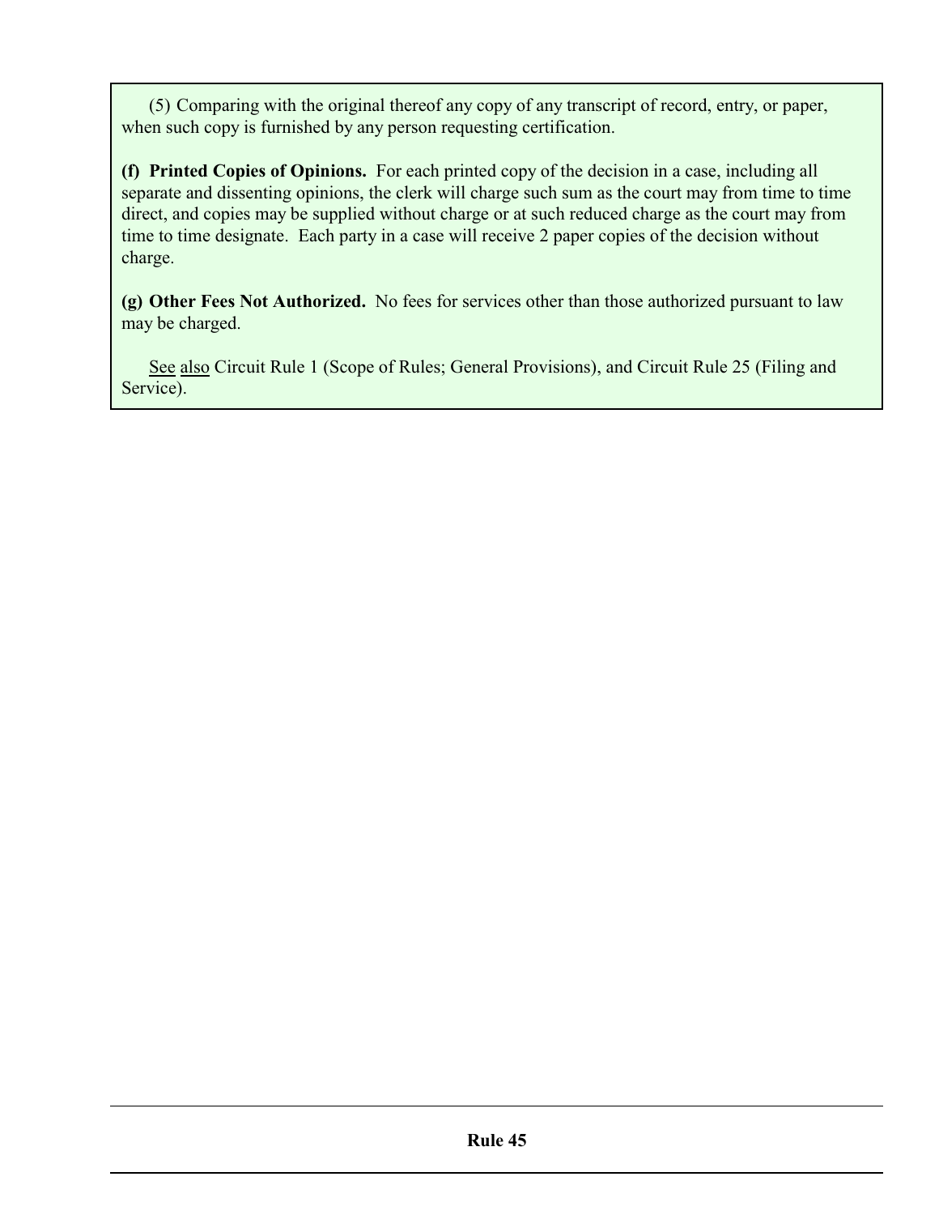(5) Comparing with the original thereof any copy of any transcript of record, entry, or paper, when such copy is furnished by any person requesting certification.

**(f) Printed Copies of Opinions.** For each printed copy of the decision in a case, including all separate and dissenting opinions, the clerk will charge such sum as the court may from time to time direct, and copies may be supplied without charge or at such reduced charge as the court may from time to time designate. Each party in a case will receive 2 paper copies of the decision without charge.

**(g) Other Fees Not Authorized.** No fees for services other than those authorized pursuant to law may be charged.

See also Circuit Rule 1 (Scope of Rules; General Provisions), and Circuit Rule 25 (Filing and Service).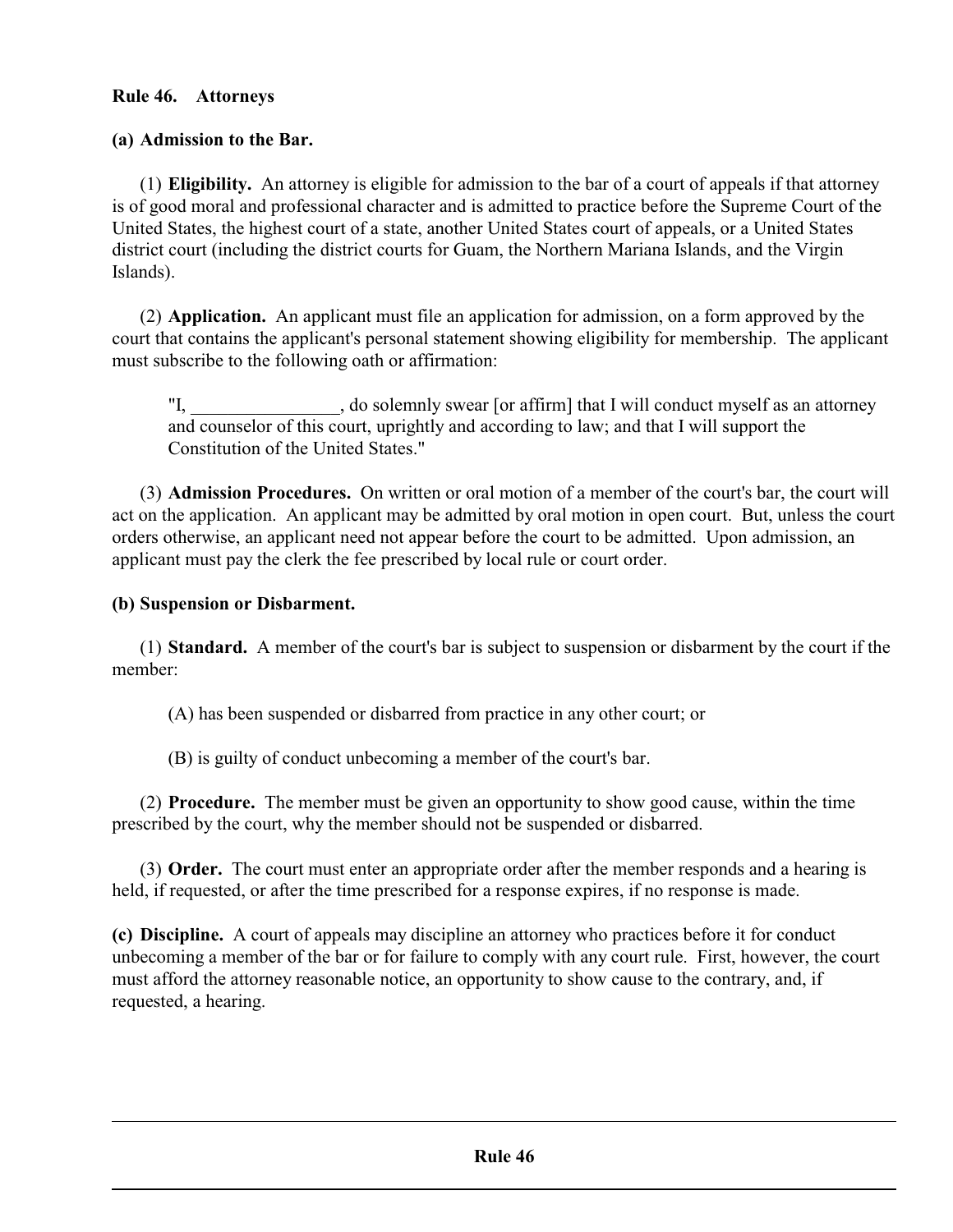## Rule 46. Attorneys

**(a) Admission to the Bar.**

(1) **Eligibility.** An attorney is eligible for admission to the bar of a court of appeals if that attorney is of good moral and professional character and is admitted to practice before the Supreme Court of the United States, the highest court of a state, another United States court of appeals, or a United States district court (including the district courts for Guam, the Northern Mariana Islands, and the Virgin Islands).

(2) **Application.** An applicant must file an application for admission, on a form approved by the court that contains the applicant's personal statement showing eligibility for membership. The applicant must subscribe to the following oath or affirmation:

> "I, ________________, do solemnly swear [or affirm] that I will conduct myself as an attorney and counselor of this court, uprightly and according to law; and that I will support the Constitution of the United States."

(3) **Admission Procedures.** On written or oral motion of a member of the court's bar, the court will act on the application. An applicant may be admitted by oral motion in open court. But, unless the court orders otherwise, an applicant need not appear before the court to be admitted. Upon admission, an applicant must pay the clerk the fee prescribed by local rule or court order.

**(b) Suspension or Disbarment.**

(1) **Standard.** A member of the court's bar is subject to suspension or disbarment by the court if the member:

(A) has been suspended or disbarred from practice in any other court; or

(B) is guilty of conduct unbecoming a member of the court's bar.

(2) **Procedure.** The member must be given an opportunity to show good cause, within the time prescribed by the court, why the member should not be suspended or disbarred.

(3) **Order.** The court must enter an appropriate order after the member responds and a hearing is held, if requested, or after the time prescribed for a response expires, if no response is made.

**(c) Discipline.** A court of appeals may discipline an attorney who practices before it for conduct unbecoming a member of the bar or for failure to comply with any court rule. First, however, the court must afford the attorney reasonable notice, an opportunity to show cause to the contrary, and, if requested, a hearing.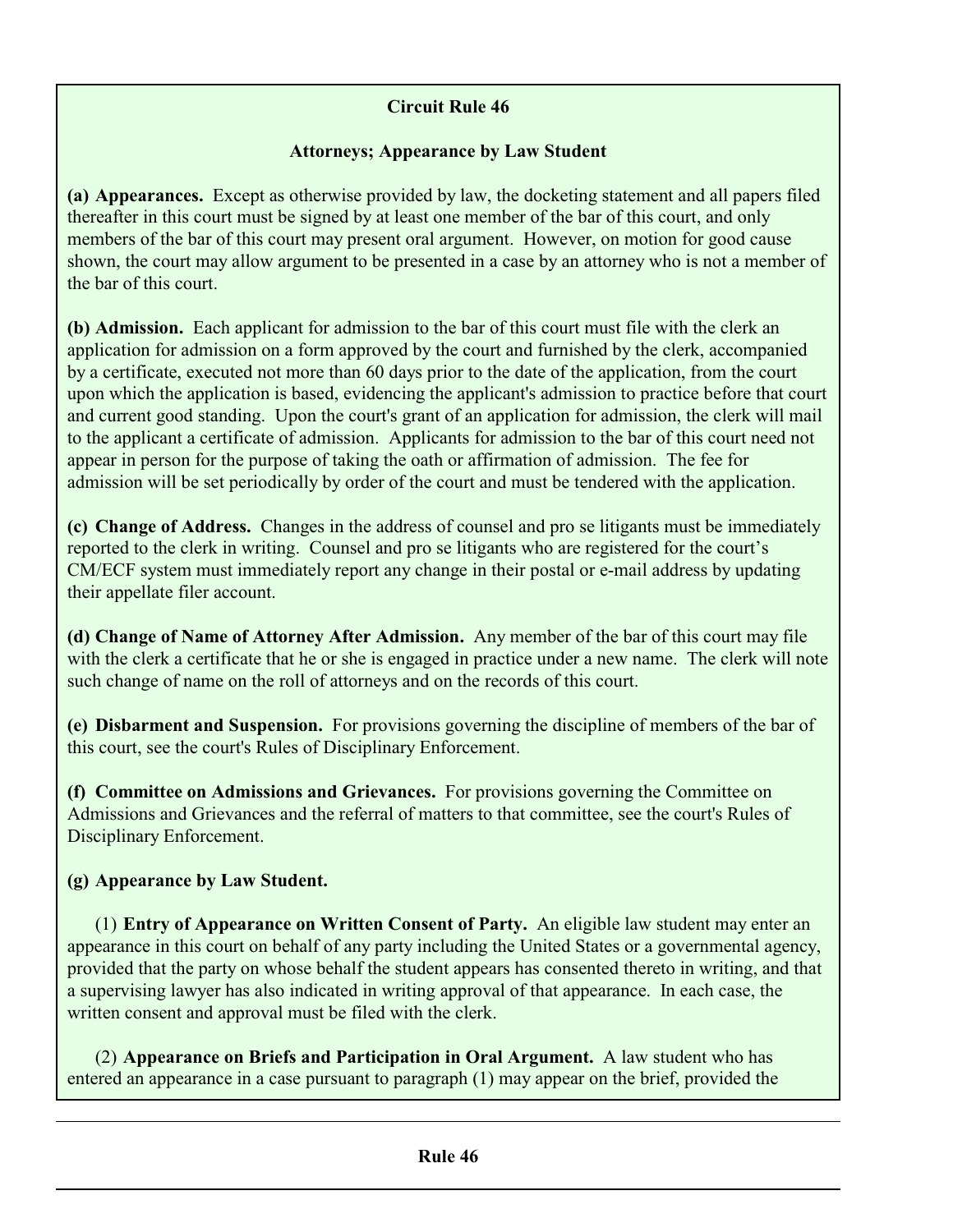## Circuit Rule 46

### Attorneys; Appearance by Law Student

**(a) Appearances.** Except as otherwise provided by law, the docketing statement and all papers filed thereafter in this court must be signed by at least one member of the bar of this court, and only members of the bar of this court may present oral argument. However, on motion for good cause shown, the court may allow argument to be presented in a case by an attorney who is not a member of the bar of this court.

**(b) Admission.** Each applicant for admission to the bar of this court must file with the clerk an application for admission on a form approved by the court and furnished by the clerk, accompanied by a certificate, executed not more than 60 days prior to the date of the application, from the court upon which the application is based, evidencing the applicant's admission to practice before that court and current good standing. Upon the court's grant of an application for admission, the clerk will mail to the applicant a certificate of admission. Applicants for admission to the bar of this court need not appear in person for the purpose of taking the oath or affirmation of admission. The fee for admission will be set periodically by order of the court and must be tendered with the application.

**(c) Change of Address.** Changes in the address of counsel and pro se litigants must be immediately reported to the clerk in writing. Counsel and pro se litigants who are registered for the court's CM/ECF system must immediately report any change in their postal or e-mail address by updating their appellate filer account.

**(d) Change of Name of Attorney After Admission.** Any member of the bar of this court may file with the clerk a certificate that he or she is engaged in practice under a new name. The clerk will note such change of name on the roll of attorneys and on the records of this court.

**(e) Disbarment and Suspension.** For provisions governing the discipline of members of the bar of this court, see the court's Rules of Disciplinary Enforcement.

**(f) Committee on Admissions and Grievances.** For provisions governing the Committee on Admissions and Grievances and the referral of matters to that committee, see the court's Rules of Disciplinary Enforcement.

**(g) Appearance by Law Student.**

(1) **Entry of Appearance on Written Consent of Party.** An eligible law student may enter an appearance in this court on behalf of any party including the United States or a governmental agency, provided that the party on whose behalf the student appears has consented thereto in writing, and that a supervising lawyer has also indicated in writing approval of that appearance. In each case, the written consent and approval must be filed with the clerk.

(2) **Appearance on Briefs and Participation in Oral Argument.** A law student who has entered an appearance in a case pursuant to paragraph (1) may appear on the brief, provided the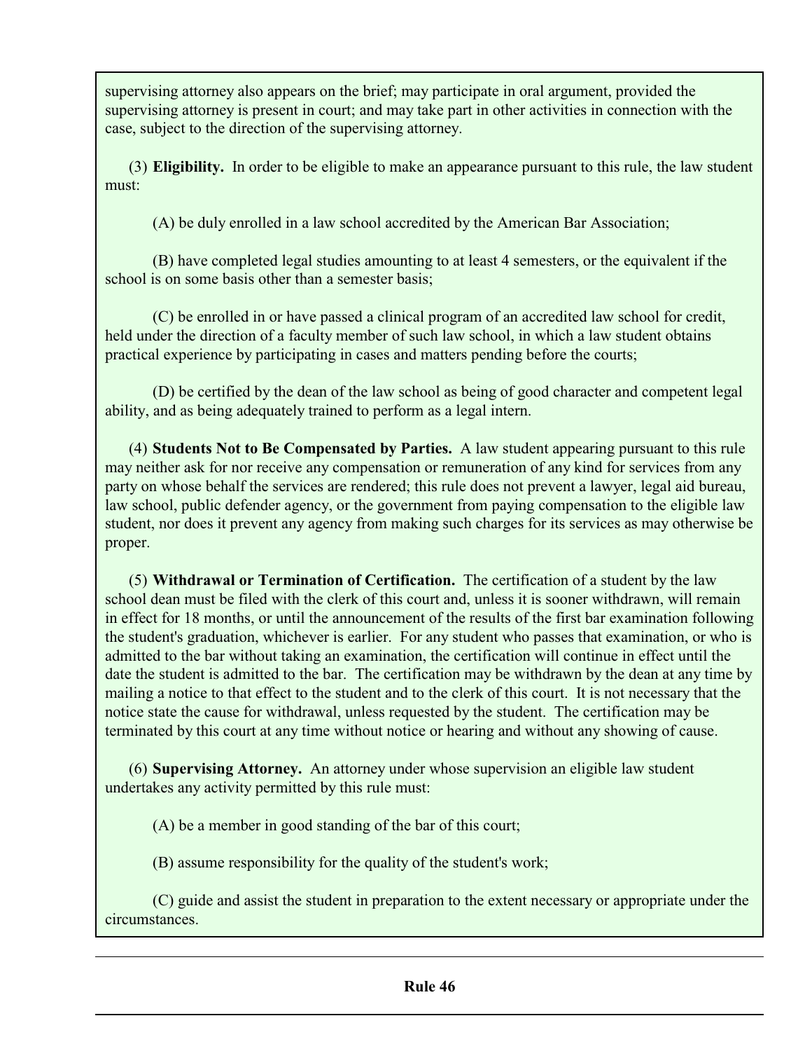supervising attorney also appears on the brief; may participate in oral argument, provided the supervising attorney is present in court; and may take part in other activities in connection with the case, subject to the direction of the supervising attorney.

(3) **Eligibility.** In order to be eligible to make an appearance pursuant to this rule, the law student must:

(A) be duly enrolled in a law school accredited by the American Bar Association;

(B) have completed legal studies amounting to at least 4 semesters, or the equivalent if the school is on some basis other than a semester basis;

(C) be enrolled in or have passed a clinical program of an accredited law school for credit, held under the direction of a faculty member of such law school, in which a law student obtains practical experience by participating in cases and matters pending before the courts;

(D) be certified by the dean of the law school as being of good character and competent legal ability, and as being adequately trained to perform as a legal intern.

(4) **Students Not to Be Compensated by Parties.** A law student appearing pursuant to this rule may neither ask for nor receive any compensation or remuneration of any kind for services from any party on whose behalf the services are rendered; this rule does not prevent a lawyer, legal aid bureau, law school, public defender agency, or the government from paying compensation to the eligible law student, nor does it prevent any agency from making such charges for its services as may otherwise be proper.

(5) **Withdrawal or Termination of Certification.** The certification of a student by the law school dean must be filed with the clerk of this court and, unless it is sooner withdrawn, will remain in effect for 18 months, or until the announcement of the results of the first bar examination following the student's graduation, whichever is earlier. For any student who passes that examination, or who is admitted to the bar without taking an examination, the certification will continue in effect until the date the student is admitted to the bar. The certification may be withdrawn by the dean at any time by mailing a notice to that effect to the student and to the clerk of this court. It is not necessary that the notice state the cause for withdrawal, unless requested by the student. The certification may be terminated by this court at any time without notice or hearing and without any showing of cause.

(6) **Supervising Attorney.** An attorney under whose supervision an eligible law student undertakes any activity permitted by this rule must:

(A) be a member in good standing of the bar of this court;

(B) assume responsibility for the quality of the student's work;

(C) guide and assist the student in preparation to the extent necessary or appropriate under the circumstances.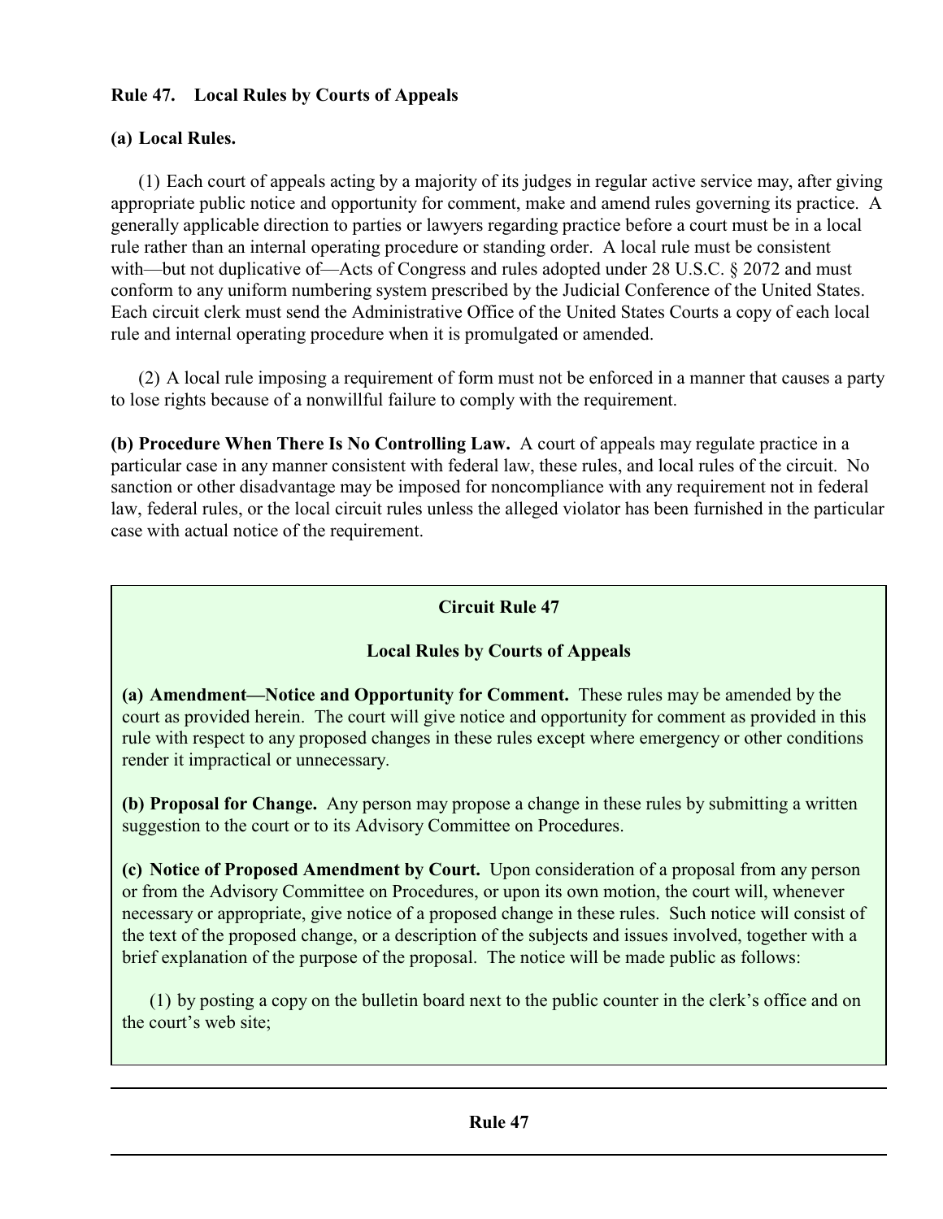### Rule 47. Local Rules by Courts of Appeals

**(a) Local Rules.**

(1) Each court of appeals acting by a majority of its judges in regular active service may, after giving appropriate public notice and opportunity for comment, make and amend rules governing its practice. A generally applicable direction to parties or lawyers regarding practice before a court must be in a local rule rather than an internal operating procedure or standing order. A local rule must be consistent with—but not duplicative of—Acts of Congress and rules adopted under 28 U.S.C. § 2072 and must conform to any uniform numbering system prescribed by the Judicial Conference of the United States. Each circuit clerk must send the Administrative Office of the United States Courts a copy of each local rule and internal operating procedure when it is promulgated or amended.

(2) A local rule imposing a requirement of form must not be enforced in a manner that causes a party to lose rights because of a nonwillful failure to comply with the requirement.

**(b) Procedure When There Is No Controlling Law.** A court of appeals may regulate practice in a particular case in any manner consistent with federal law, these rules, and local rules of the circuit. No sanction or other disadvantage may be imposed for noncompliance with any requirement not in federal law, federal rules, or the local circuit rules unless the alleged violator has been furnished in the particular case with actual notice of the requirement.

**Circuit Rule 47**

**Local Rules by Courts of Appeals**

**(a) Amendment—Notice and Opportunity for Comment.** These rules may be amended by the court as provided herein. The court will give notice and opportunity for comment as provided in this rule with respect to any proposed changes in these rules except where emergency or other conditions render it impractical or unnecessary.

**(b) Proposal for Change.** Any person may propose a change in these rules by submitting a written suggestion to the court or to its Advisory Committee on Procedures.

**(c) Notice of Proposed Amendment by Court.** Upon consideration of a proposal from any person or from the Advisory Committee on Procedures, or upon its own motion, the court will, whenever necessary or appropriate, give notice of a proposed change in these rules. Such notice will consist of the text of the proposed change, or a description of the subjects and issues involved, together with a brief explanation of the purpose of the proposal. The notice will be made public as follows:

(1) by posting a copy on the bulletin board next to the public counter in the clerk's office and on the court's web site;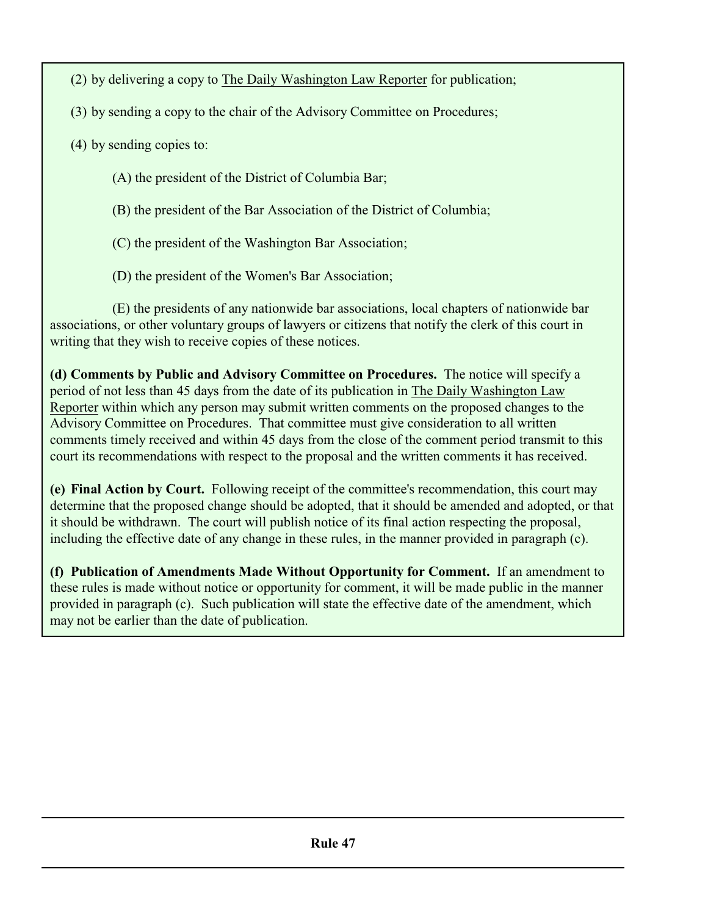(2) by delivering a copy to The Daily Washington Law Reporter for publication;

(3) by sending a copy to the chair of the Advisory Committee on Procedures;

(4) by sending copies to:

(A) the president of the District of Columbia Bar;

(B) the president of the Bar Association of the District of Columbia;

(C) the president of the Washington Bar Association;

(D) the president of the Women's Bar Association;

(E) the presidents of any nationwide bar associations, local chapters of nationwide bar associations, or other voluntary groups of lawyers or citizens that notify the clerk of this court in writing that they wish to receive copies of these notices.

**(d) Comments by Public and Advisory Committee on Procedures.** The notice will specify a period of not less than 45 days from the date of its publication in The Daily Washington Law Reporter within which any person may submit written comments on the proposed changes to the Advisory Committee on Procedures. That committee must give consideration to all written comments timely received and within 45 days from the close of the comment period transmit to this court its recommendations with respect to the proposal and the written comments it has received.

**(e) Final Action by Court.** Following receipt of the committee's recommendation, this court may determine that the proposed change should be adopted, that it should be amended and adopted, or that it should be withdrawn. The court will publish notice of its final action respecting the proposal, including the effective date of any change in these rules, in the manner provided in paragraph (c).

**(f) Publication of Amendments Made Without Opportunity for Comment.** If an amendment to these rules is made without notice or opportunity for comment, it will be made public in the manner provided in paragraph (c). Such publication will state the effective date of the amendment, which may not be earlier than the date of publication.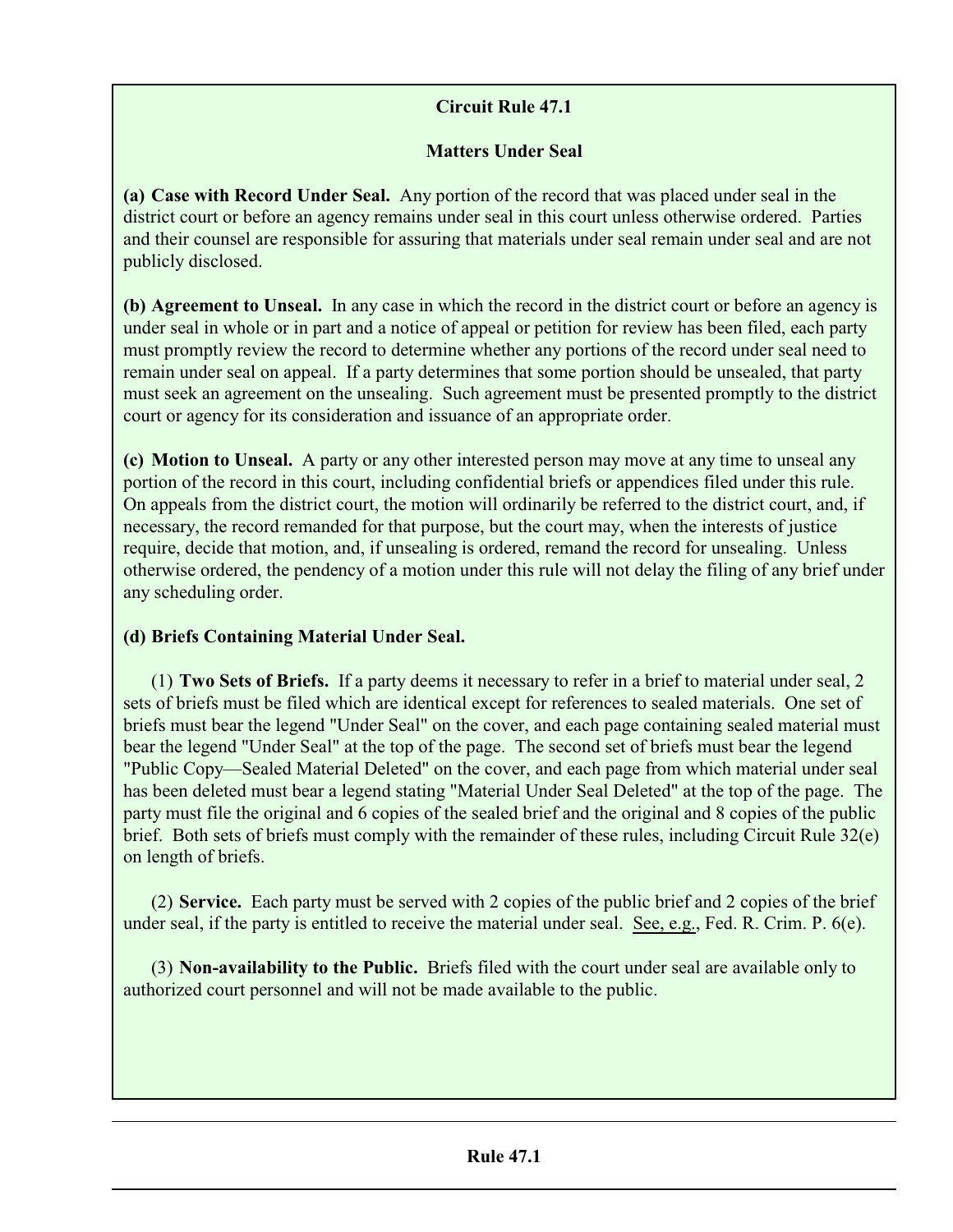## Circuit Rule 47.1

### Matters Under Seal

**(a) Case with Record Under Seal.** Any portion of the record that was placed under seal in the district court or before an agency remains under seal in this court unless otherwise ordered. Parties and their counsel are responsible for assuring that materials under seal remain under seal and are not publicly disclosed.

**(b) Agreement to Unseal.** In any case in which the record in the district court or before an agency is under seal in whole or in part and a notice of appeal or petition for review has been filed, each party must promptly review the record to determine whether any portions of the record under seal need to remain under seal on appeal. If a party determines that some portion should be unsealed, that party must seek an agreement on the unsealing. Such agreement must be presented promptly to the district court or agency for its consideration and issuance of an appropriate order.

**(c) Motion to Unseal.** A party or any other interested person may move at any time to unseal any portion of the record in this court, including confidential briefs or appendices filed under this rule. On appeals from the district court, the motion will ordinarily be referred to the district court, and, if necessary, the record remanded for that purpose, but the court may, when the interests of justice require, decide that motion, and, if unsealing is ordered, remand the record for unsealing. Unless otherwise ordered, the pendency of a motion under this rule will not delay the filing of any brief under any scheduling order.

**(d) Briefs Containing Material Under Seal.**

(1) **Two Sets of Briefs.** If a party deems it necessary to refer in a brief to material under seal, 2 sets of briefs must be filed which are identical except for references to sealed materials. One set of briefs must bear the legend "Under Seal" on the cover, and each page containing sealed material must bear the legend "Under Seal" at the top of the page. The second set of briefs must bear the legend "Public Copy—Sealed Material Deleted" on the cover, and each page from which material under seal has been deleted must bear a legend stating "Material Under Seal Deleted" at the top of the page. The party must file the original and 6 copies of the sealed brief and the original and 8 copies of the public brief. Both sets of briefs must comply with the remainder of these rules, including Circuit Rule 32(e) on length of briefs.

(2) **Service.** Each party must be served with 2 copies of the public brief and 2 copies of the brief under seal, if the party is entitled to receive the material under seal. See, e.g., Fed. R. Crim. P. 6(e).

(3) **Non-availability to the Public.** Briefs filed with the court under seal are available only to authorized court personnel and will not be made available to the public.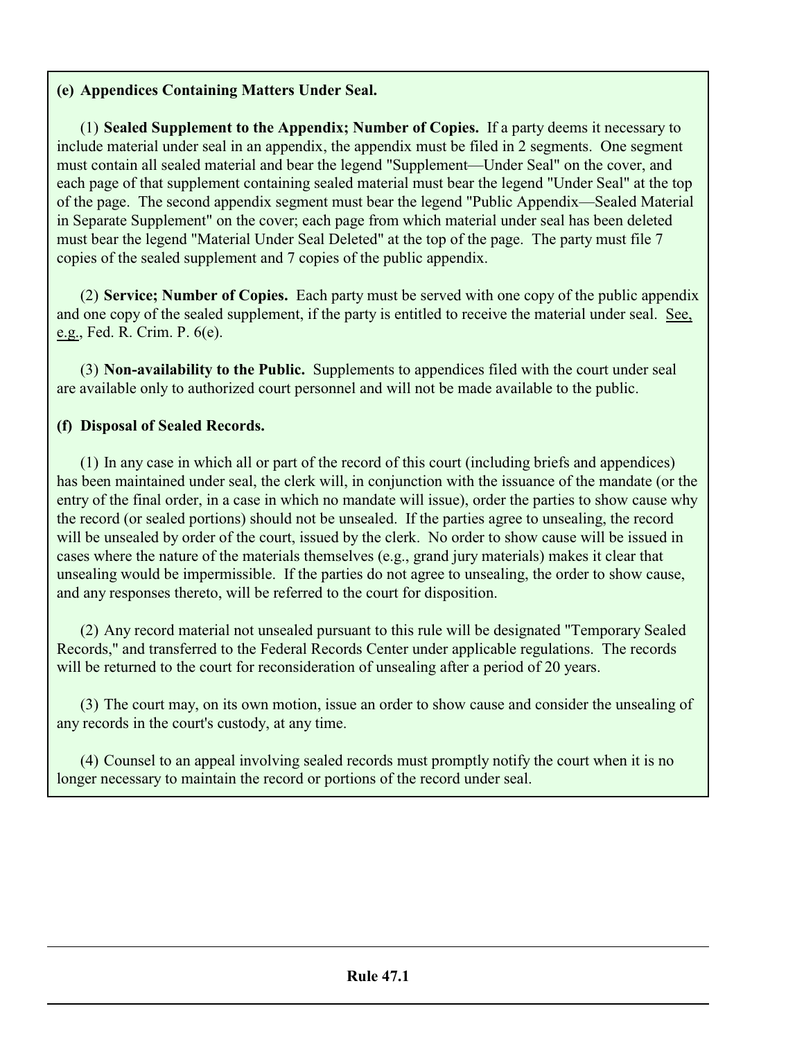**(e) Appendices Containing Matters Under Seal.**

(1) **Sealed Supplement to the Appendix; Number of Copies.** If a party deems it necessary to include material under seal in an appendix, the appendix must be filed in 2 segments. One segment must contain all sealed material and bear the legend "Supplement—Under Seal" on the cover, and each page of that supplement containing sealed material must bear the legend "Under Seal" at the top of the page. The second appendix segment must bear the legend "Public Appendix—Sealed Material in Separate Supplement" on the cover; each page from which material under seal has been deleted must bear the legend "Material Under Seal Deleted" at the top of the page. The party must file 7 copies of the sealed supplement and 7 copies of the public appendix.

(2) **Service; Number of Copies.** Each party must be served with one copy of the public appendix and one copy of the sealed supplement, if the party is entitled to receive the material under seal. See, e.g., Fed. R. Crim. P. 6(e).

(3) **Non-availability to the Public.** Supplements to appendices filed with the court under seal are available only to authorized court personnel and will not be made available to the public.

**(f) Disposal of Sealed Records.**

(1) In any case in which all or part of the record of this court (including briefs and appendices) has been maintained under seal, the clerk will, in conjunction with the issuance of the mandate (or the entry of the final order, in a case in which no mandate will issue), order the parties to show cause why the record (or sealed portions) should not be unsealed. If the parties agree to unsealing, the record will be unsealed by order of the court, issued by the clerk. No order to show cause will be issued in cases where the nature of the materials themselves (e.g., grand jury materials) makes it clear that unsealing would be impermissible. If the parties do not agree to unsealing, the order to show cause, and any responses thereto, will be referred to the court for disposition.

(2) Any record material not unsealed pursuant to this rule will be designated "Temporary Sealed Records," and transferred to the Federal Records Center under applicable regulations. The records will be returned to the court for reconsideration of unsealing after a period of 20 years.

(3) The court may, on its own motion, issue an order to show cause and consider the unsealing of any records in the court's custody, at any time.

(4) Counsel to an appeal involving sealed records must promptly notify the court when it is no longer necessary to maintain the record or portions of the record under seal.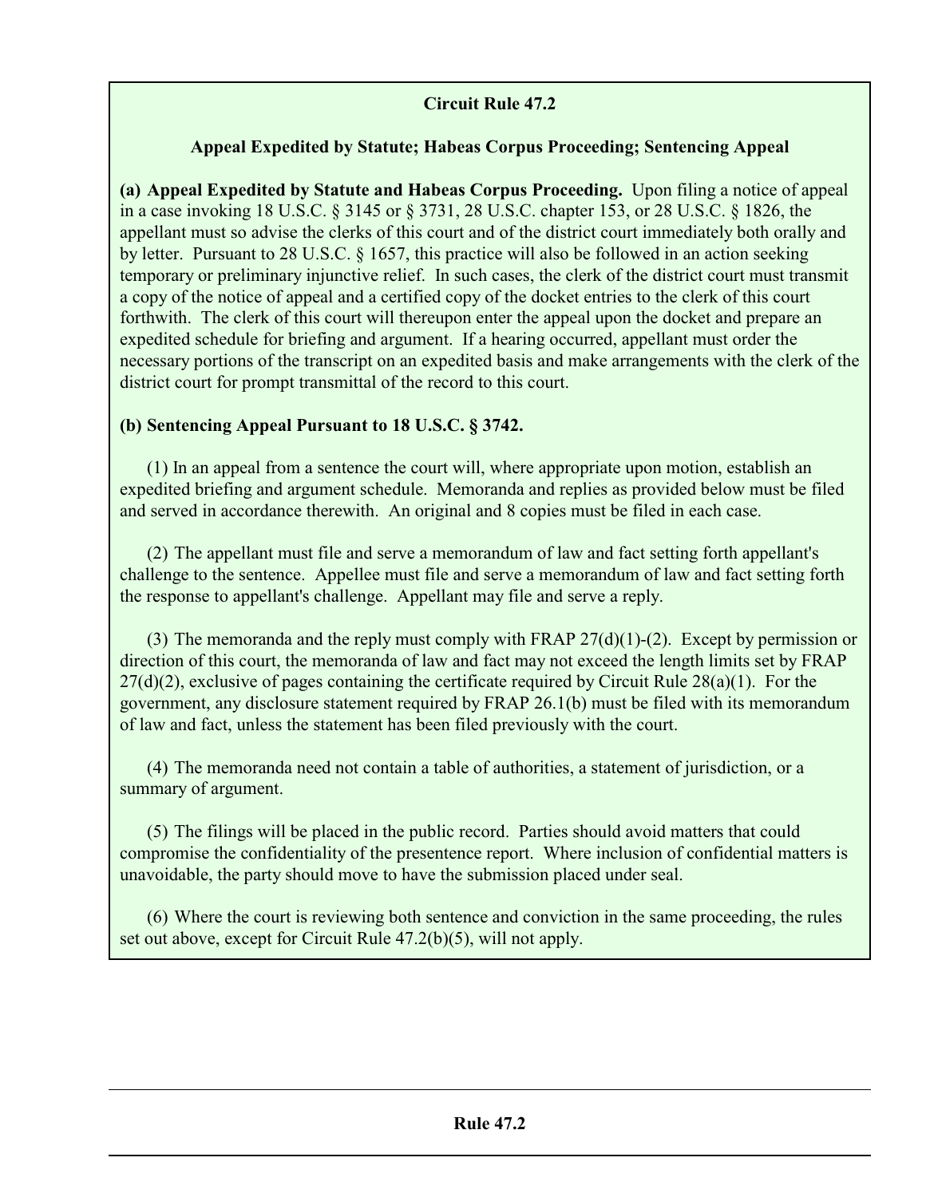## Circuit Rule 47.2

### Appeal Expedited by Statute; Habeas Corpus Proceeding; Sentencing Appeal

**(a) Appeal Expedited by Statute and Habeas Corpus Proceeding.** Upon filing a notice of appeal in a case invoking 18 U.S.C. § 3145 or § 3731, 28 U.S.C. chapter 153, or 28 U.S.C. § 1826, the appellant must so advise the clerks of this court and of the district court immediately both orally and by letter. Pursuant to 28 U.S.C. § 1657, this practice will also be followed in an action seeking temporary or preliminary injunctive relief. In such cases, the clerk of the district court must transmit a copy of the notice of appeal and a certified copy of the docket entries to the clerk of this court forthwith. The clerk of this court will thereupon enter the appeal upon the docket and prepare an expedited schedule for briefing and argument. If a hearing occurred, appellant must order the necessary portions of the transcript on an expedited basis and make arrangements with the clerk of the district court for prompt transmittal of the record to this court.

**(b) Sentencing Appeal Pursuant to 18 U.S.C. § 3742.**

(1) In an appeal from a sentence the court will, where appropriate upon motion, establish an expedited briefing and argument schedule. Memoranda and replies as provided below must be filed and served in accordance therewith. An original and 8 copies must be filed in each case.

(2) The appellant must file and serve a memorandum of law and fact setting forth appellant's challenge to the sentence. Appellee must file and serve a memorandum of law and fact setting forth the response to appellant's challenge. Appellant may file and serve a reply.

(3) The memoranda and the reply must comply with FRAP 27(d)(1)-(2). Except by permission or direction of this court, the memoranda of law and fact may not exceed the length limits set by FRAP 27(d)(2), exclusive of pages containing the certificate required by Circuit Rule 28(a)(1). For the government, any disclosure statement required by FRAP 26.1(b) must be filed with its memorandum of law and fact, unless the statement has been filed previously with the court.

(4) The memoranda need not contain a table of authorities, a statement of jurisdiction, or a summary of argument.

(5) The filings will be placed in the public record. Parties should avoid matters that could compromise the confidentiality of the presentence report. Where inclusion of confidential matters is unavoidable, the party should move to have the submission placed under seal.

(6) Where the court is reviewing both sentence and conviction in the same proceeding, the rules set out above, except for Circuit Rule 47.2(b)(5), will not apply.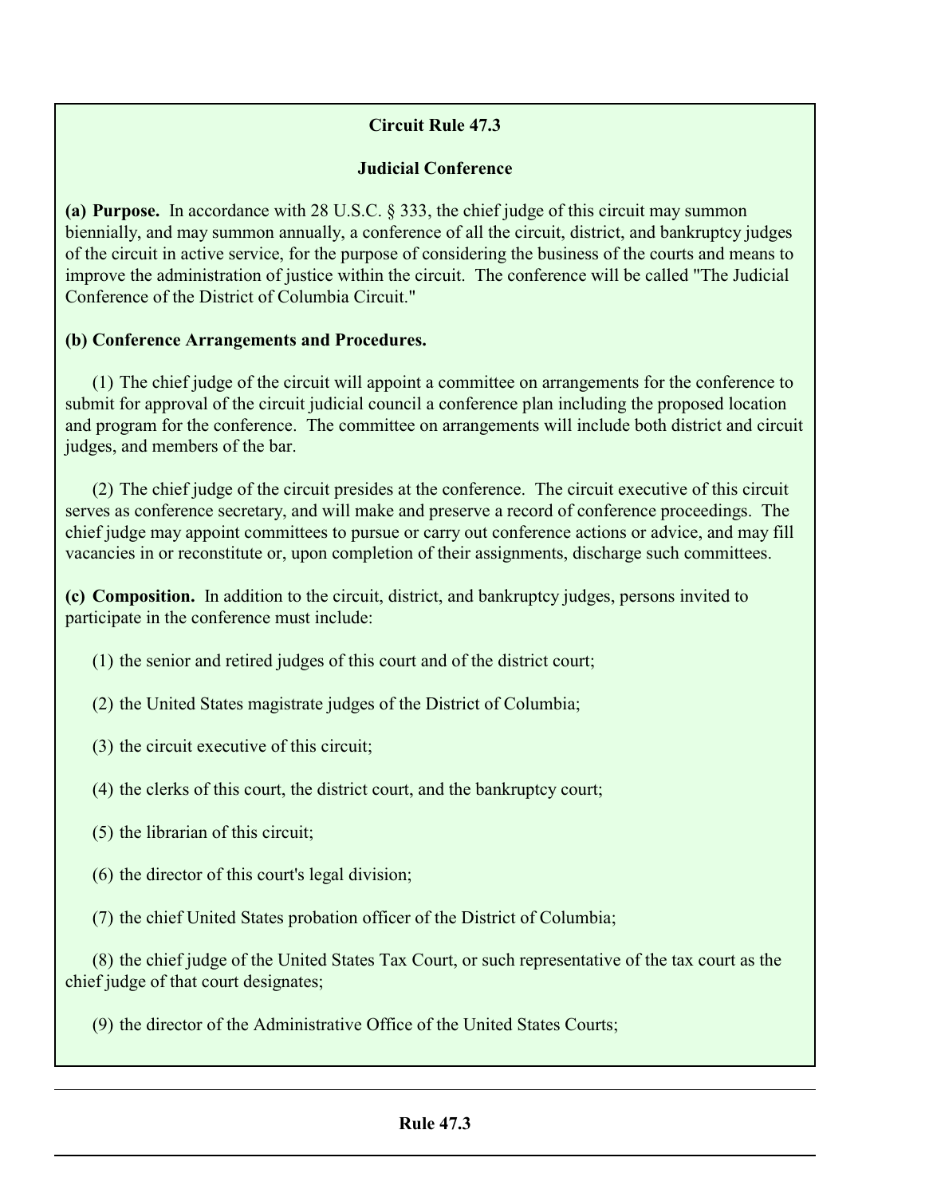## Circuit Rule 47.3

### Judicial Conference

**(a) Purpose.** In accordance with 28 U.S.C. § 333, the chief judge of this circuit may summon biennially, and may summon annually, a conference of all the circuit, district, and bankruptcy judges of the circuit in active service, for the purpose of considering the business of the courts and means to improve the administration of justice within the circuit. The conference will be called "The Judicial Conference of the District of Columbia Circuit."

**(b) Conference Arrangements and Procedures.**

(1) The chief judge of the circuit will appoint a committee on arrangements for the conference to submit for approval of the circuit judicial council a conference plan including the proposed location and program for the conference. The committee on arrangements will include both district and circuit judges, and members of the bar.

(2) The chief judge of the circuit presides at the conference. The circuit executive of this circuit serves as conference secretary, and will make and preserve a record of conference proceedings. The chief judge may appoint committees to pursue or carry out conference actions or advice, and may fill vacancies in or reconstitute or, upon completion of their assignments, discharge such committees.

**(c) Composition.** In addition to the circuit, district, and bankruptcy judges, persons invited to participate in the conference must include:

(1) the senior and retired judges of this court and of the district court;

(2) the United States magistrate judges of the District of Columbia;

(3) the circuit executive of this circuit;

(4) the clerks of this court, the district court, and the bankruptcy court;

(5) the librarian of this circuit;

(6) the director of this court's legal division;

(7) the chief United States probation officer of the District of Columbia;

(8) the chief judge of the United States Tax Court, or such representative of the tax court as the chief judge of that court designates;

(9) the director of the Administrative Office of the United States Courts;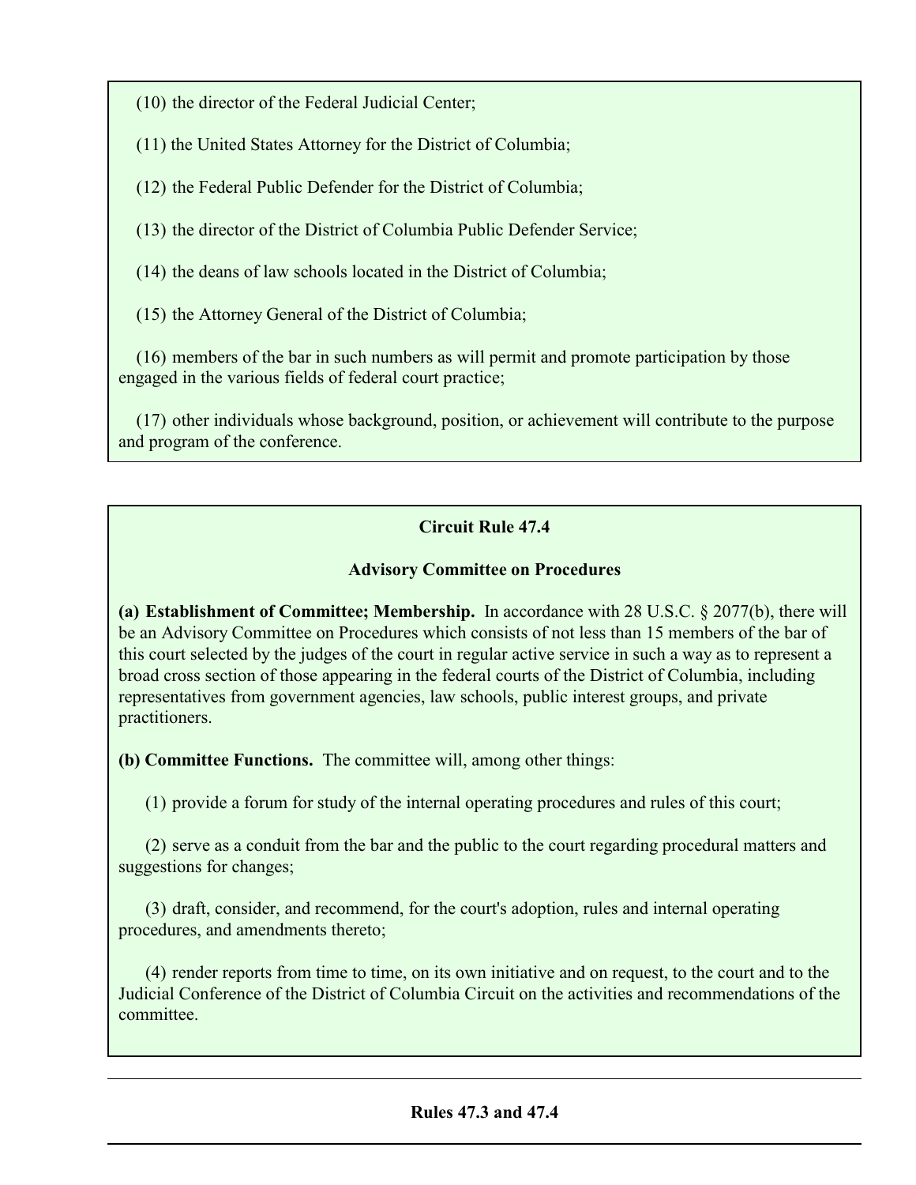(10) the director of the Federal Judicial Center;

(11) the United States Attorney for the District of Columbia;

(12) the Federal Public Defender for the District of Columbia;

(13) the director of the District of Columbia Public Defender Service;

(14) the deans of law schools located in the District of Columbia;

(15) the Attorney General of the District of Columbia;

(16) members of the bar in such numbers as will permit and promote participation by those engaged in the various fields of federal court practice;

(17) other individuals whose background, position, or achievement will contribute to the purpose and program of the conference.

## Circuit Rule 47.4

### Advisory Committee on Procedures

**(a) Establishment of Committee; Membership.** In accordance with 28 U.S.C. § 2077(b), there will be an Advisory Committee on Procedures which consists of not less than 15 members of the bar of this court selected by the judges of the court in regular active service in such a way as to represent a broad cross section of those appearing in the federal courts of the District of Columbia, including representatives from government agencies, law schools, public interest groups, and private practitioners.

**(b) Committee Functions.** The committee will, among other things:

(1) provide a forum for study of the internal operating procedures and rules of this court;

(2) serve as a conduit from the bar and the public to the court regarding procedural matters and suggestions for changes;

(3) draft, consider, and recommend, for the court's adoption, rules and internal operating procedures, and amendments thereto;

(4) render reports from time to time, on its own initiative and on request, to the court and to the Judicial Conference of the District of Columbia Circuit on the activities and recommendations of the committee.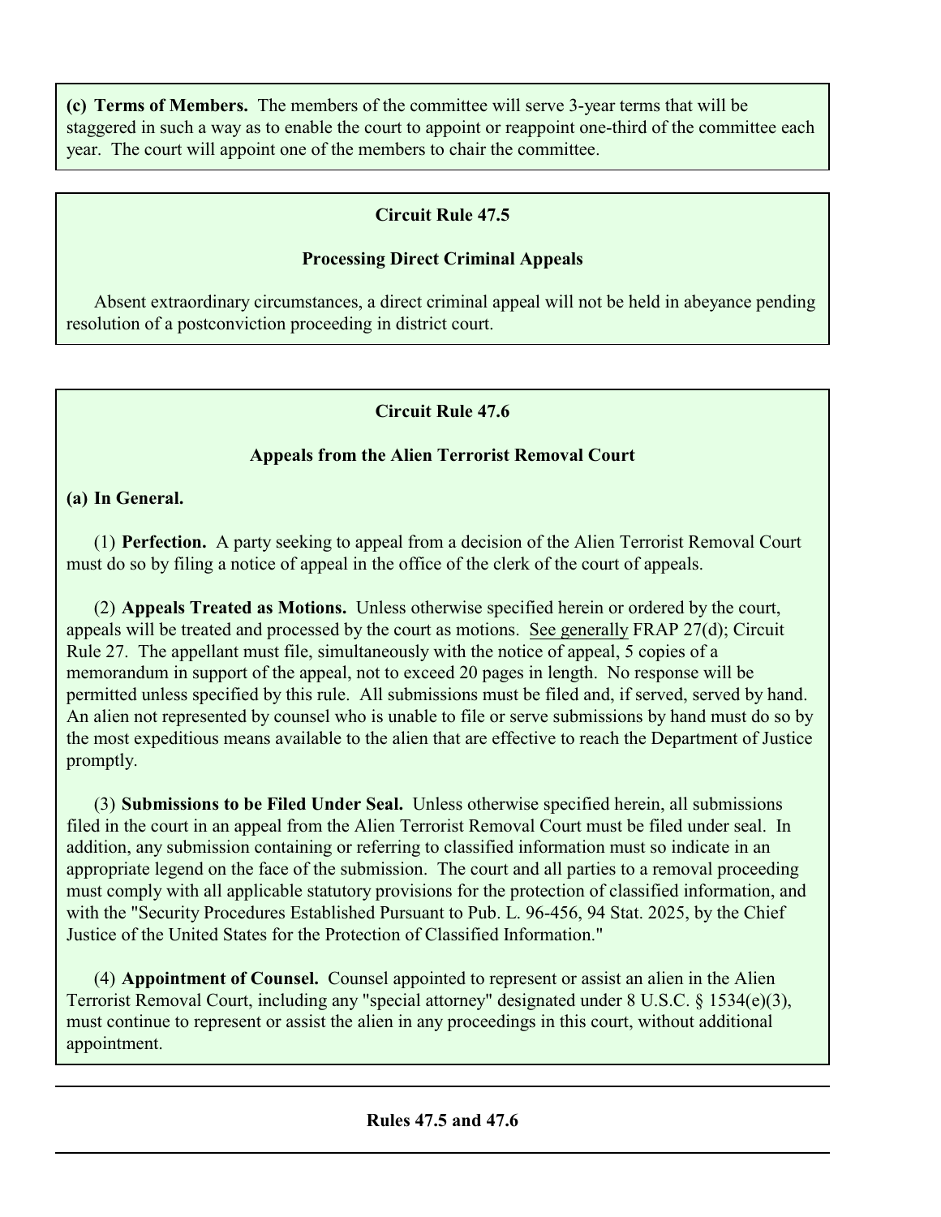**(c) Terms of Members.** The members of the committee will serve 3-year terms that will be staggered in such a way as to enable the court to appoint or reappoint one-third of the committee each year. The court will appoint one of the members to chair the committee.

## Circuit Rule 47.5

### Processing Direct Criminal Appeals

Absent extraordinary circumstances, a direct criminal appeal will not be held in abeyance pending resolution of a postconviction proceeding in district court.

## Circuit Rule 47.6

### Appeals from the Alien Terrorist Removal Court

**(a) In General.**

(1) **Perfection.** A party seeking to appeal from a decision of the Alien Terrorist Removal Court must do so by filing a notice of appeal in the office of the clerk of the court of appeals.

(2) **Appeals Treated as Motions.** Unless otherwise specified herein or ordered by the court, appeals will be treated and processed by the court as motions. See generally FRAP 27(d); Circuit Rule 27. The appellant must file, simultaneously with the notice of appeal, 5 copies of a memorandum in support of the appeal, not to exceed 20 pages in length. No response will be permitted unless specified by this rule. All submissions must be filed and, if served, served by hand. An alien not represented by counsel who is unable to file or serve submissions by hand must do so by the most expeditious means available to the alien that are effective to reach the Department of Justice promptly.

(3) **Submissions to be Filed Under Seal.** Unless otherwise specified herein, all submissions filed in the court in an appeal from the Alien Terrorist Removal Court must be filed under seal. In addition, any submission containing or referring to classified information must so indicate in an appropriate legend on the face of the submission. The court and all parties to a removal proceeding must comply with all applicable statutory provisions for the protection of classified information, and with the "Security Procedures Established Pursuant to Pub. L. 96-456, 94 Stat. 2025, by the Chief Justice of the United States for the Protection of Classified Information."

(4) **Appointment of Counsel.** Counsel appointed to represent or assist an alien in the Alien Terrorist Removal Court, including any "special attorney" designated under 8 U.S.C. § 1534(e)(3), must continue to represent or assist the alien in any proceedings in this court, without additional appointment.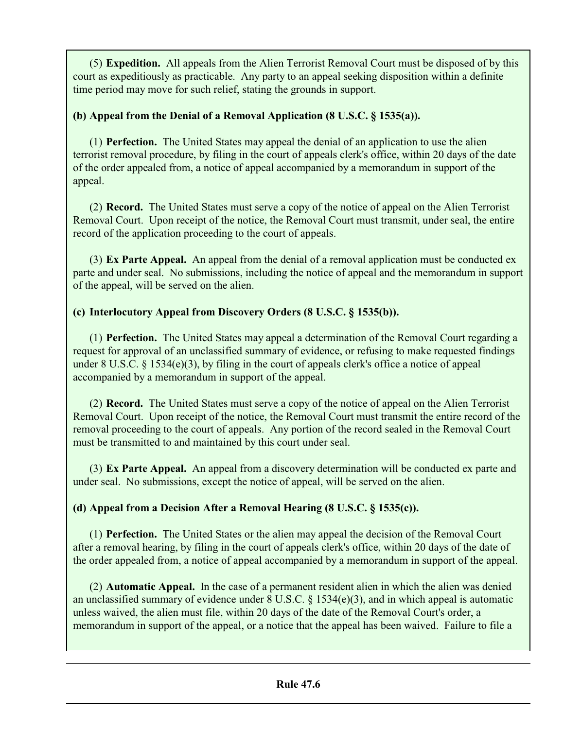(5) **Expedition.** All appeals from the Alien Terrorist Removal Court must be disposed of by this court as expeditiously as practicable. Any party to an appeal seeking disposition within a definite time period may move for such relief, stating the grounds in support.

**(b) Appeal from the Denial of a Removal Application (8 U.S.C. § 1535(a)).**

(1) **Perfection.** The United States may appeal the denial of an application to use the alien terrorist removal procedure, by filing in the court of appeals clerk's office, within 20 days of the date of the order appealed from, a notice of appeal accompanied by a memorandum in support of the appeal.

(2) **Record.** The United States must serve a copy of the notice of appeal on the Alien Terrorist Removal Court. Upon receipt of the notice, the Removal Court must transmit, under seal, the entire record of the application proceeding to the court of appeals.

(3) **Ex Parte Appeal.** An appeal from the denial of a removal application must be conducted ex parte and under seal. No submissions, including the notice of appeal and the memorandum in support of the appeal, will be served on the alien.

**(c) Interlocutory Appeal from Discovery Orders (8 U.S.C. § 1535(b)).**

(1) **Perfection.** The United States may appeal a determination of the Removal Court regarding a request for approval of an unclassified summary of evidence, or refusing to make requested findings under 8 U.S.C. § 1534(e)(3), by filing in the court of appeals clerk's office a notice of appeal accompanied by a memorandum in support of the appeal.

(2) **Record.** The United States must serve a copy of the notice of appeal on the Alien Terrorist Removal Court. Upon receipt of the notice, the Removal Court must transmit the entire record of the removal proceeding to the court of appeals. Any portion of the record sealed in the Removal Court must be transmitted to and maintained by this court under seal.

(3) **Ex Parte Appeal.** An appeal from a discovery determination will be conducted ex parte and under seal. No submissions, except the notice of appeal, will be served on the alien.

**(d) Appeal from a Decision After a Removal Hearing (8 U.S.C. § 1535(c)).**

(1) **Perfection.** The United States or the alien may appeal the decision of the Removal Court after a removal hearing, by filing in the court of appeals clerk's office, within 20 days of the date of the order appealed from, a notice of appeal accompanied by a memorandum in support of the appeal.

(2) **Automatic Appeal.** In the case of a permanent resident alien in which the alien was denied an unclassified summary of evidence under 8 U.S.C. § 1534(e)(3), and in which appeal is automatic unless waived, the alien must file, within 20 days of the date of the Removal Court's order, a memorandum in support of the appeal, or a notice that the appeal has been waived. Failure to file a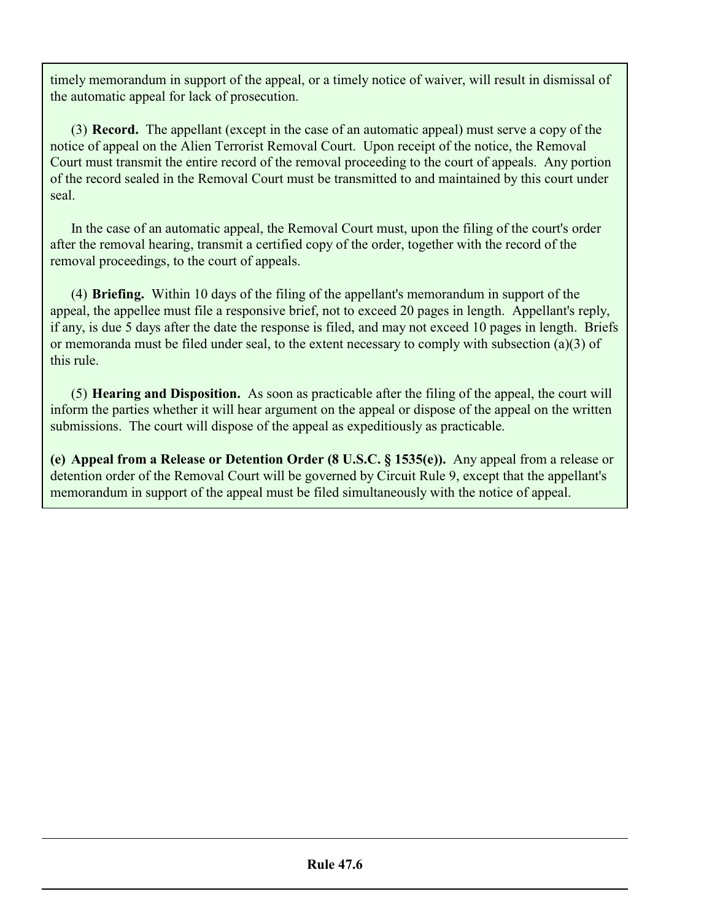timely memorandum in support of the appeal, or a timely notice of waiver, will result in dismissal of the automatic appeal for lack of prosecution.

(3) **Record.** The appellant (except in the case of an automatic appeal) must serve a copy of the notice of appeal on the Alien Terrorist Removal Court. Upon receipt of the notice, the Removal Court must transmit the entire record of the removal proceeding to the court of appeals. Any portion of the record sealed in the Removal Court must be transmitted to and maintained by this court under seal.

In the case of an automatic appeal, the Removal Court must, upon the filing of the court's order after the removal hearing, transmit a certified copy of the order, together with the record of the removal proceedings, to the court of appeals.

(4) **Briefing.** Within 10 days of the filing of the appellant's memorandum in support of the appeal, the appellee must file a responsive brief, not to exceed 20 pages in length. Appellant's reply, if any, is due 5 days after the date the response is filed, and may not exceed 10 pages in length. Briefs or memoranda must be filed under seal, to the extent necessary to comply with subsection (a)(3) of this rule.

(5) **Hearing and Disposition.** As soon as practicable after the filing of the appeal, the court will inform the parties whether it will hear argument on the appeal or dispose of the appeal on the written submissions. The court will dispose of the appeal as expeditiously as practicable.

**(e) Appeal from a Release or Detention Order (8 U.S.C. § 1535(e)).** Any appeal from a release or detention order of the Removal Court will be governed by Circuit Rule 9, except that the appellant's memorandum in support of the appeal must be filed simultaneously with the notice of appeal.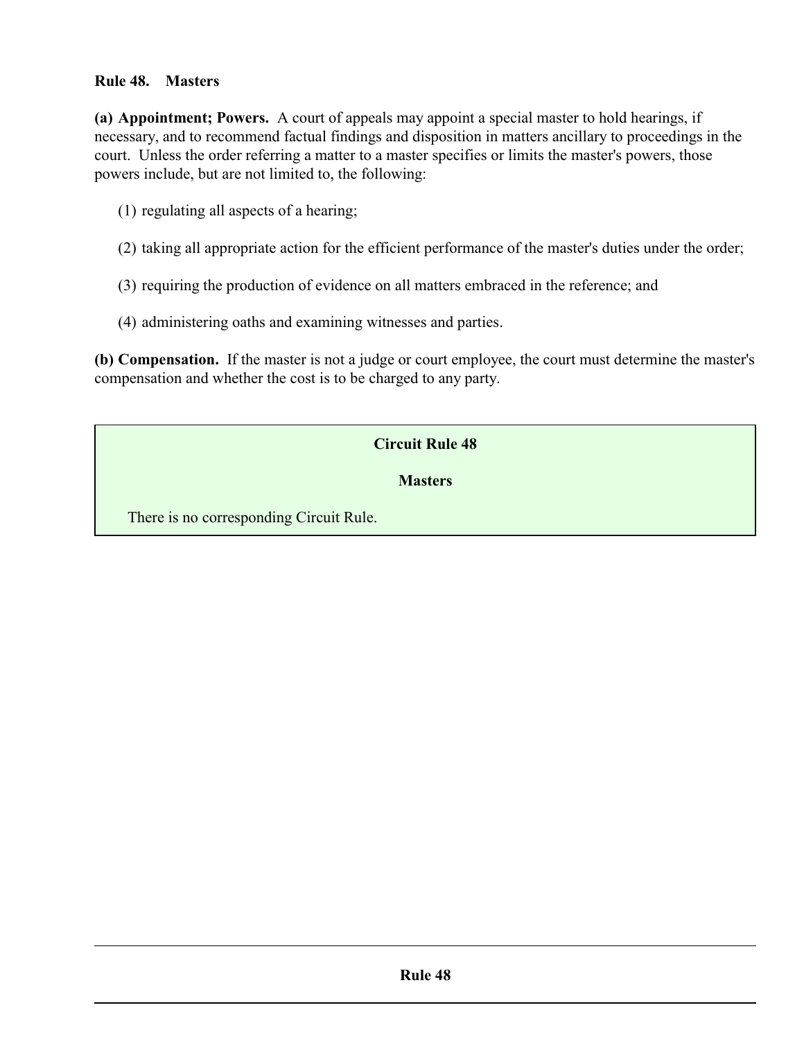## Rule 48. Masters

**(a) Appointment; Powers.** A court of appeals may appoint a special master to hold hearings, if necessary, and to recommend factual findings and disposition in matters ancillary to proceedings in the court. Unless the order referring a matter to a master specifies or limits the master's powers, those powers include, but are not limited to, the following:

(1) regulating all aspects of a hearing;

(2) taking all appropriate action for the efficient performance of the master's duties under the order;

(3) requiring the production of evidence on all matters embraced in the reference; and

(4) administering oaths and examining witnesses and parties.

**(b) Compensation.** If the master is not a judge or court employee, the court must determine the master's compensation and whether the cost is to be charged to any party.

### Circuit Rule 48

### Masters

There is no corresponding Circuit Rule.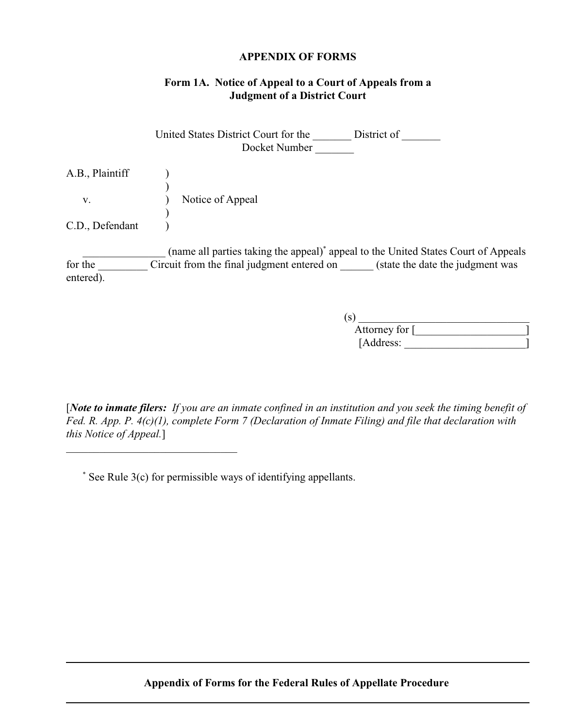# APPENDIX OF FORMS

## Form 1A. Notice of Appeal to a Court of Appeals from a Judgment of a District Court

United States District Court for the _______ District of _______
Docket Number _______

A.B., Plaintiff )
)
v. ) Notice of Appeal
)
C.D., Defendant )

_______________ (name all parties taking the appeal)* appeal to the United States Court of Appeals for the _________ Circuit from the final judgment entered on ______ (state the date the judgment was entered).

(s) _______________________________
Attorney for [____________________]
[Address: ______________________]

[***Note to inmate filers:*** *If you are an inmate confined in an institution and you seek the timing benefit of Fed. R. App. P. 4(c)(1), complete Form 7 (Declaration of Inmate Filing) and file that declaration with this Notice of Appeal.*]

---

* See Rule 3(c) for permissible ways of identifying appellants.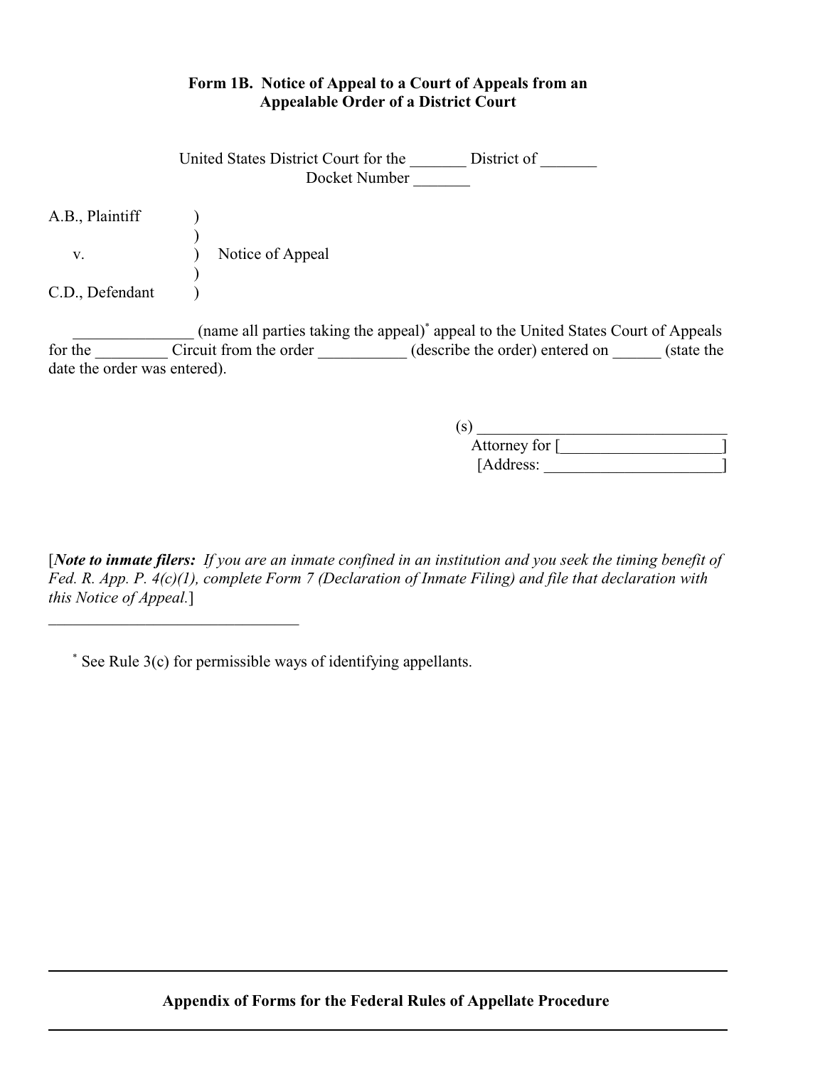### Form 1B. Notice of Appeal to a Court of Appeals from an Appealable Order of a District Court

United States District Court for the _______ District of _______
Docket Number _______

A.B., Plaintiff )
)
v. ) Notice of Appeal
)
C.D., Defendant )

_______________ (name all parties taking the appeal)* appeal to the United States Court of Appeals for the _________ Circuit from the order ___________ (describe the order) entered on ______ (state the date the order was entered).

(s) ________________________________
Attorney for [____________________]
[Address: ______________________]

[***Note to inmate filers:*** *If you are an inmate confined in an institution and you seek the timing benefit of Fed. R. App. P. 4(c)(1), complete Form 7 (Declaration of Inmate Filing) and file that declaration with this Notice of Appeal.*]

---

* See Rule 3(c) for permissible ways of identifying appellants.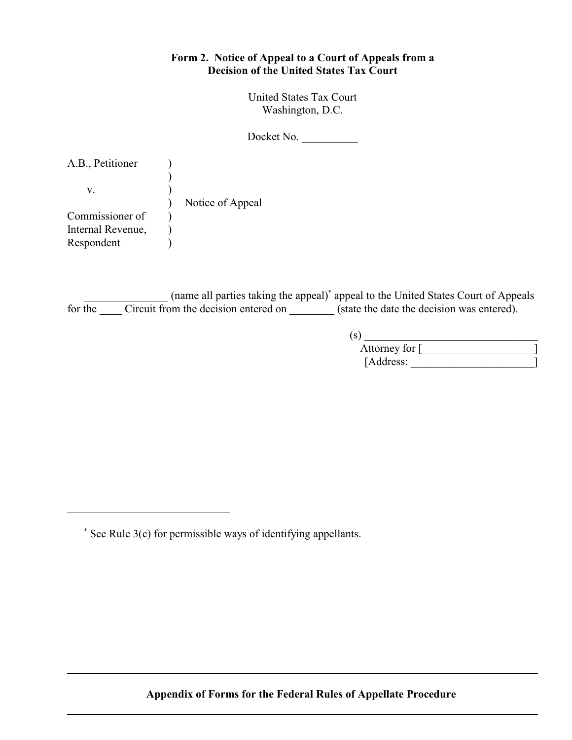**Form 2. Notice of Appeal to a Court of Appeals from a Decision of the United States Tax Court**

United States Tax Court
Washington, D.C.

Docket No. __________

A.B., Petitioner )
)
v. ) Notice of Appeal
)
Commissioner of Internal Revenue, Respondent )

_______________ (name all parties taking the appeal)* appeal to the United States Court of Appeals for the ____ Circuit from the decision entered on ________ (state the date the decision was entered).

(s) _______________________________
Attorney for [____________________]
[Address: ______________________]

* See Rule 3(c) for permissible ways of identifying appellants.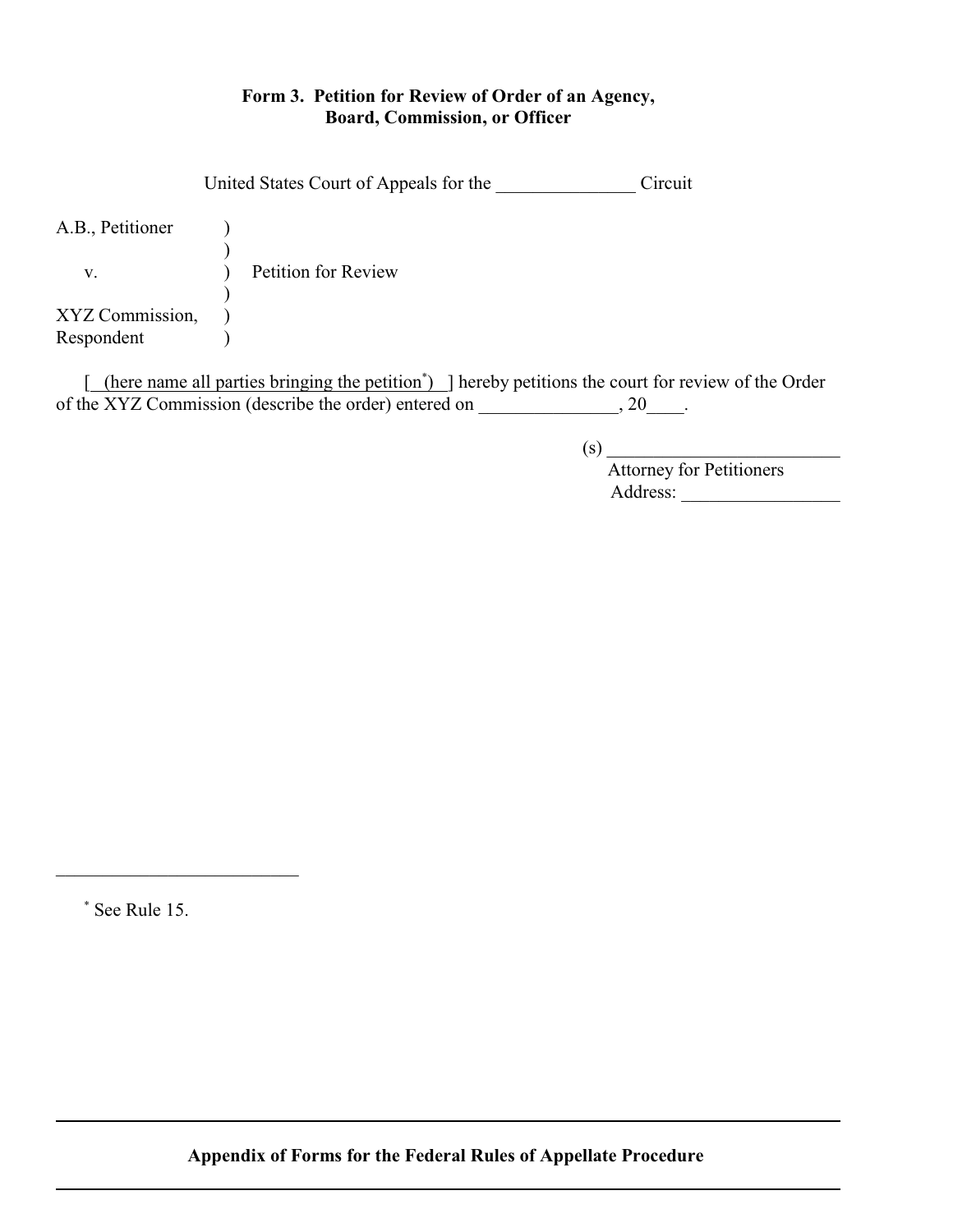## Form 3. Petition for Review of Order of an Agency, Board, Commission, or Officer

United States Court of Appeals for the _______________ Circuit

```
A.B., Petitioner      )
                      )
    v.                )    Petition for Review
                      )
XYZ Commission,       )
Respondent            )
```

[ (here name all parties bringing the petition[*]) ] hereby petitions the court for review of the Order of the XYZ Commission (describe the order) entered on _______________, 20____.

(s) _________________________
Attorney for Petitioners
Address: _________________

---

[*] See Rule 15.

**Appendix of Forms for the Federal Rules of Appellate Procedure**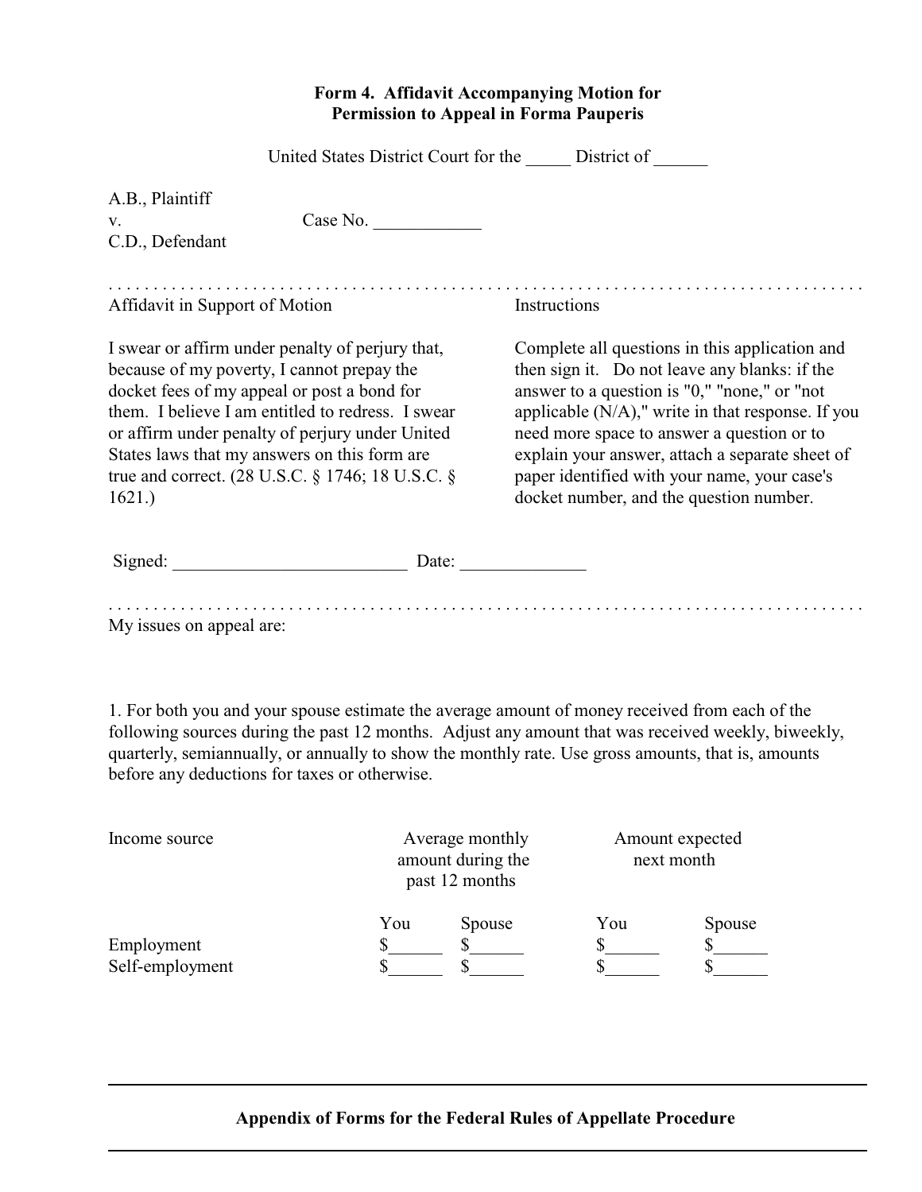**Form 4. Affidavit Accompanying Motion for Permission to Appeal in Forma Pauperis**

United States District Court for the _____ District of ______

A.B., Plaintiff
v. Case No. ____________
C.D., Defendant

. . . . . . . . . . . . . . . . . . . . . . . . . . . . . . . . . . . . . . . . . . . . . . . . . . . . . . . . . . . . . . . . . . . . . . . .

**Affidavit in Support of Motion**

I swear or affirm under penalty of perjury that, because of my poverty, I cannot prepay the docket fees of my appeal or post a bond for them. I believe I am entitled to redress. I swear or affirm under penalty of perjury under United States laws that my answers on this form are true and correct. (28 U.S.C. § 1746; 18 U.S.C. § 1621.)

**Instructions**

Complete all questions in this application and then sign it. Do not leave any blanks: if the answer to a question is "0," "none," or "not applicable (N/A)," write in that response. If you need more space to answer a question or to explain your answer, attach a separate sheet of paper identified with your name, your case's docket number, and the question number.

Signed: _________________________ Date: _____________

. . . . . . . . . . . . . . . . . . . . . . . . . . . . . . . . . . . . . . . . . . . . . . . . . . . . . . . . . . . . . . . . . . . . . . . .

My issues on appeal are:

1. For both you and your spouse estimate the average amount of money received from each of the following sources during the past 12 months. Adjust any amount that was received weekly, biweekly, quarterly, semiannually, or annually to show the monthly rate. Use gross amounts, that is, amounts before any deductions for taxes or otherwise.

| Income source | Average monthly amount during the past 12 months | | Amount expected next month | |
|---|---|---|---|---|
| | You | Spouse | You | Spouse |
| Employment | $______ | $______ | $______ | $______ |
| Self-employment | $______ | $______ | $______ | $______ |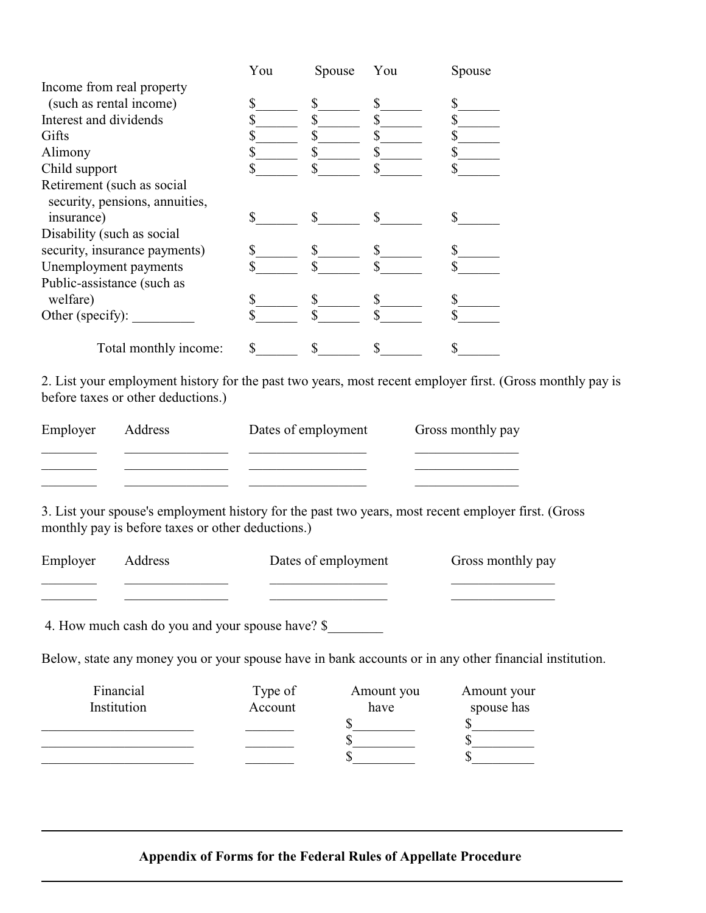| | You | Spouse | You | Spouse |
|---|---|---|---|---|
| Income from real property (such as rental income) | $______ | $______ | $______ | $______ |
| Interest and dividends | $______ | $______ | $______ | $______ |
| Gifts | $______ | $______ | $______ | $______ |
| Alimony | $______ | $______ | $______ | $______ |
| Child support | $______ | $______ | $______ | $______ |
| Retirement (such as social security, pensions, annuities, insurance) | $______ | $______ | $______ | $______ |
| Disability (such as social security, insurance payments) | $______ | $______ | $______ | $______ |
| Unemployment payments | $______ | $______ | $______ | $______ |
| Public-assistance (such as welfare) | $______ | $______ | $______ | $______ |
| Other (specify): _________ | $______ | $______ | $______ | $______ |
| Total monthly income: | $______ | $______ | $______ | $______ |

2. List your employment history for the past two years, most recent employer first. (Gross monthly pay is before taxes or other deductions.)

| Employer | Address | Dates of employment | Gross monthly pay |
|---|---|---|---|
| ________ | _______________ | _________________ | _______________ |
| ________ | _______________ | _________________ | _______________ |
| ________ | _______________ | _________________ | _______________ |

3. List your spouse's employment history for the past two years, most recent employer first. (Gross monthly pay is before taxes or other deductions.)

| Employer | Address | Dates of employment | Gross monthly pay |
|---|---|---|---|
| ________ | _______________ | _________________ | _______________ |
| ________ | _______________ | _________________ | _______________ |

4. How much cash do you and your spouse have? $________

Below, state any money you or your spouse have in bank accounts or in any other financial institution.

| Financial Institution | Type of Account | Amount you have | Amount your spouse has |
|---|---|---|---|
| ______________________ | _______ | $_________ | $_________ |
| ______________________ | _______ | $_________ | $_________ |
| ______________________ | _______ | $_________ | $_________ |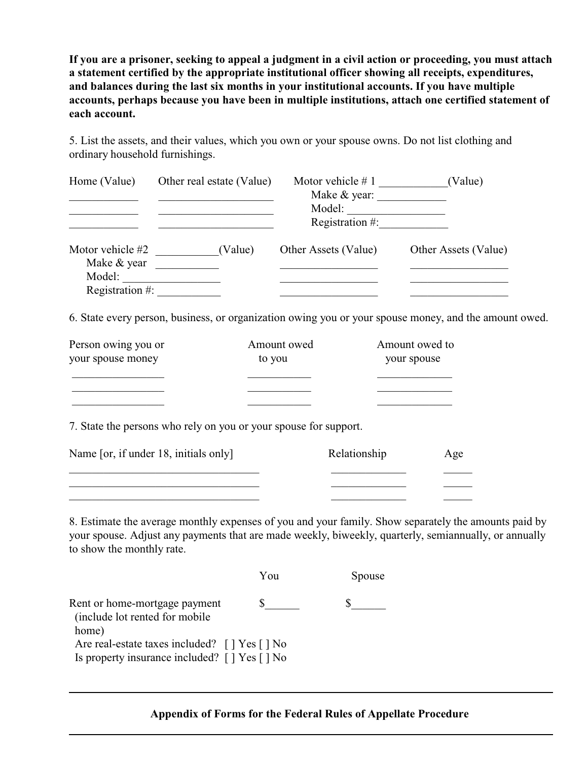**If you are a prisoner, seeking to appeal a judgment in a civil action or proceeding, you must attach a statement certified by the appropriate institutional officer showing all receipts, expenditures, and balances during the last six months in your institutional accounts. If you have multiple accounts, perhaps because you have been in multiple institutions, attach one certified statement of each account.**

5. List the assets, and their values, which you own or your spouse owns. Do not list clothing and ordinary household furnishings.

| Home (Value) | Other real estate (Value) | Motor vehicle # 1 ____________(Value) |
|---|---|---|
| ____________ | ____________________ | Make & year: ____________ |
| ____________ | ____________________ | Model: _________________ |
| ____________ | ____________________ | Registration #:____________ |

| Motor vehicle #2 ___________(Value) | Other Assets (Value) | Other Assets (Value) |
|---|---|---|
| Make & year ___________ | _________________ | _________________ |
| Model: _________________ | _________________ | _________________ |
| Registration #: ___________ | _________________ | _________________ |

6. State every person, business, or organization owing you or your spouse money, and the amount owed.

| Person owing you or your spouse money | Amount owed to you | Amount owed to your spouse |
|---|---|---|
| ________________ | ___________ | _____________ |
| ________________ | ___________ | _____________ |
| ________________ | ___________ | _____________ |

7. State the persons who rely on you or your spouse for support.

| Name [or, if under 18, initials only] | Relationship | Age |
|---|---|---|
| _________________________________ | _____________ | _____ |
| _________________________________ | _____________ | _____ |
| _________________________________ | _____________ | _____ |

8. Estimate the average monthly expenses of you and your family. Show separately the amounts paid by your spouse. Adjust any payments that are made weekly, biweekly, quarterly, semiannually, or annually to show the monthly rate.

| | You | Spouse |
|---|---|---|
| Rent or home-mortgage payment (include lot rented for mobile home) | $______ | $______ |
| Are real-estate taxes included? [ ] Yes [ ] No | | |
| Is property insurance included? [ ] Yes [ ] No | | |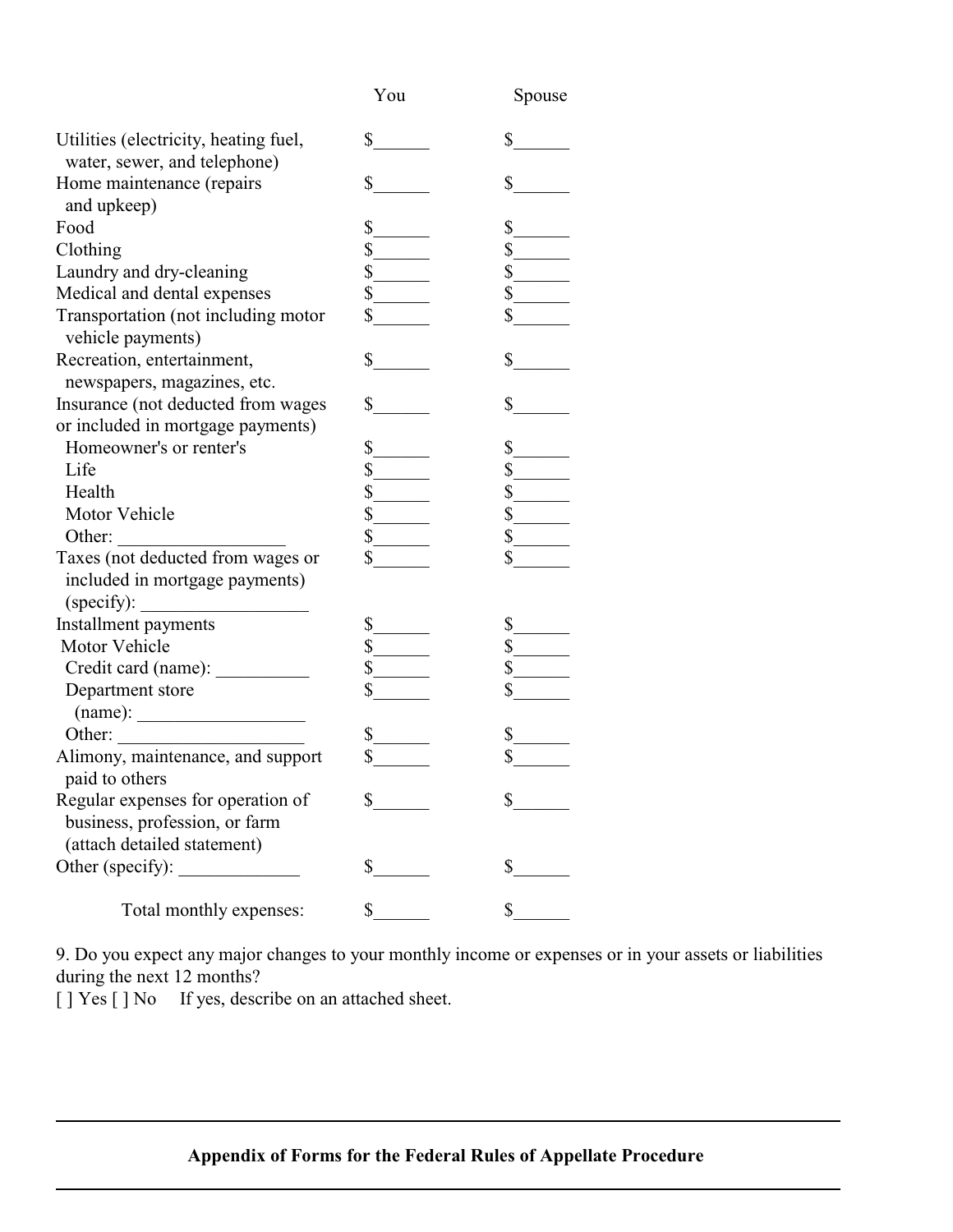| | You | Spouse |
|---|---|---|
| Utilities (electricity, heating fuel, water, sewer, and telephone) | $______ | $______ |
| Home maintenance (repairs and upkeep) | $______ | $______ |
| Food | $______ | $______ |
| Clothing | $______ | $______ |
| Laundry and dry-cleaning | $______ | $______ |
| Medical and dental expenses | $______ | $______ |
| Transportation (not including motor vehicle payments) | $______ | $______ |
| Recreation, entertainment, newspapers, magazines, etc. | $______ | $______ |
| Insurance (not deducted from wages or included in mortgage payments) | $______ | $______ |
| Homeowner's or renter's | $______ | $______ |
| Life | $______ | $______ |
| Health | $______ | $______ |
| Motor Vehicle | $______ | $______ |
| Other: __________________ | $______ | $______ |
| Taxes (not deducted from wages or included in mortgage payments) (specify): __________________ | $______ | $______ |
| Installment payments | $______ | $______ |
| Motor Vehicle | $______ | $______ |
| Credit card (name): __________ | $______ | $______ |
| Department store (name): __________________ | $______ | $______ |
| Other: ____________________ | $______ | $______ |
| Alimony, maintenance, and support paid to others | $______ | $______ |
| Regular expenses for operation of business, profession, or farm (attach detailed statement) | $______ | $______ |
| Other (specify): _____________ | $______ | $______ |
| Total monthly expenses: | $______ | $______ |

9. Do you expect any major changes to your monthly income or expenses or in your assets or liabilities during the next 12 months?

[ ] Yes [ ] No  If yes, describe on an attached sheet.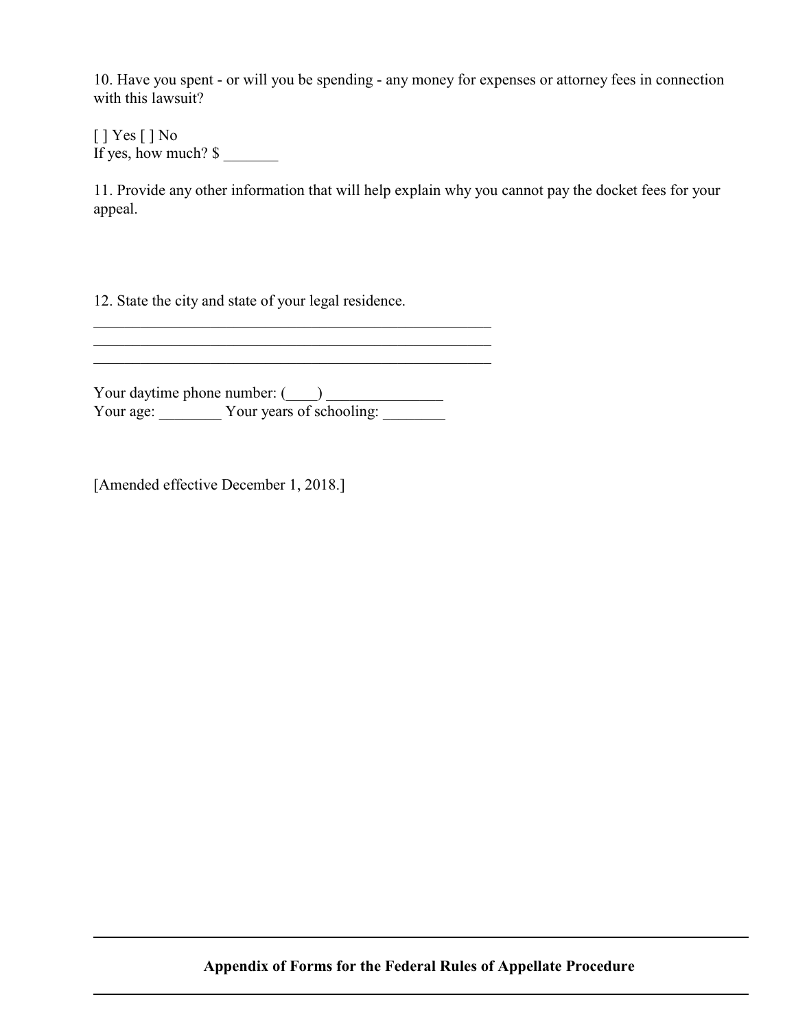10. Have you spent - or will you be spending - any money for expenses or attorney fees in connection with this lawsuit?

[ ] Yes [ ] No
If yes, how much? $ _______

11. Provide any other information that will help explain why you cannot pay the docket fees for your appeal.

12. State the city and state of your legal residence.

_____________________________________________________
_____________________________________________________
_____________________________________________________

Your daytime phone number: (____) _______________
Your age: ________ Your years of schooling: ________

[Amended effective December 1, 2018.]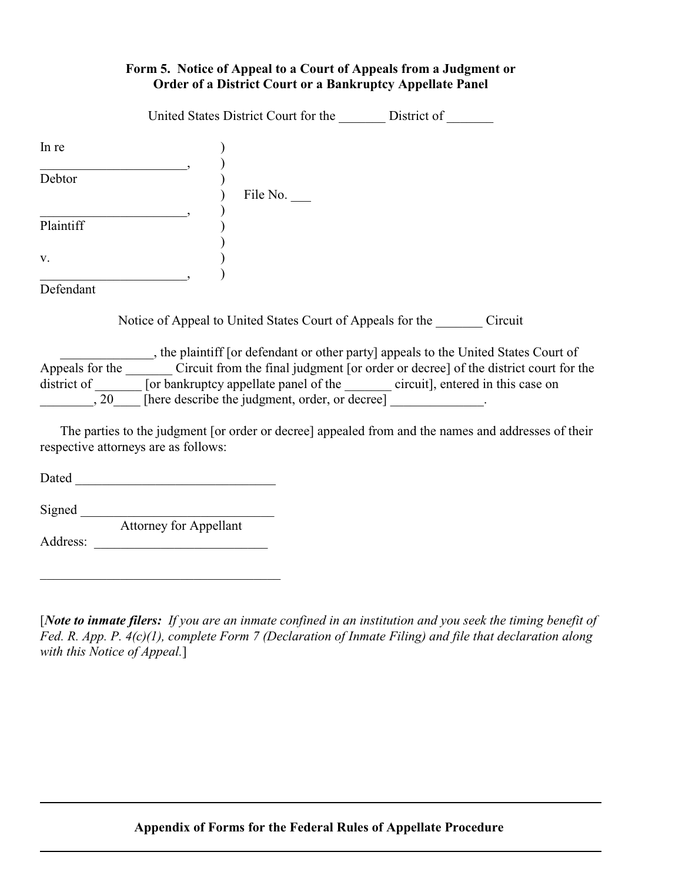**Form 5. Notice of Appeal to a Court of Appeals from a Judgment or Order of a District Court or a Bankruptcy Appellate Panel**

United States District Court for the _______ District of _______

In re )
______________________, )
Debtor )
) File No. ___
______________________, )
Plaintiff )
)
v. )
______________________, )
Defendant

Notice of Appeal to United States Court of Appeals for the _______ Circuit

______________, the plaintiff [or defendant or other party] appeals to the United States Court of Appeals for the _______ Circuit from the final judgment [or order or decree] of the district court for the district of _______ [or bankruptcy appellate panel of the _______ circuit], entered in this case on ________, 20____ [here describe the judgment, order, or decree] ______________.

The parties to the judgment [or order or decree] appealed from and the names and addresses of their respective attorneys are as follows:

Dated ______________________________

Signed _____________________________
Attorney for Appellant

Address: __________________________

____________________________________

[***Note to inmate filers:*** *If you are an inmate confined in an institution and you seek the timing benefit of Fed. R. App. P. 4(c)(1), complete Form 7 (Declaration of Inmate Filing) and file that declaration along with this Notice of Appeal.*]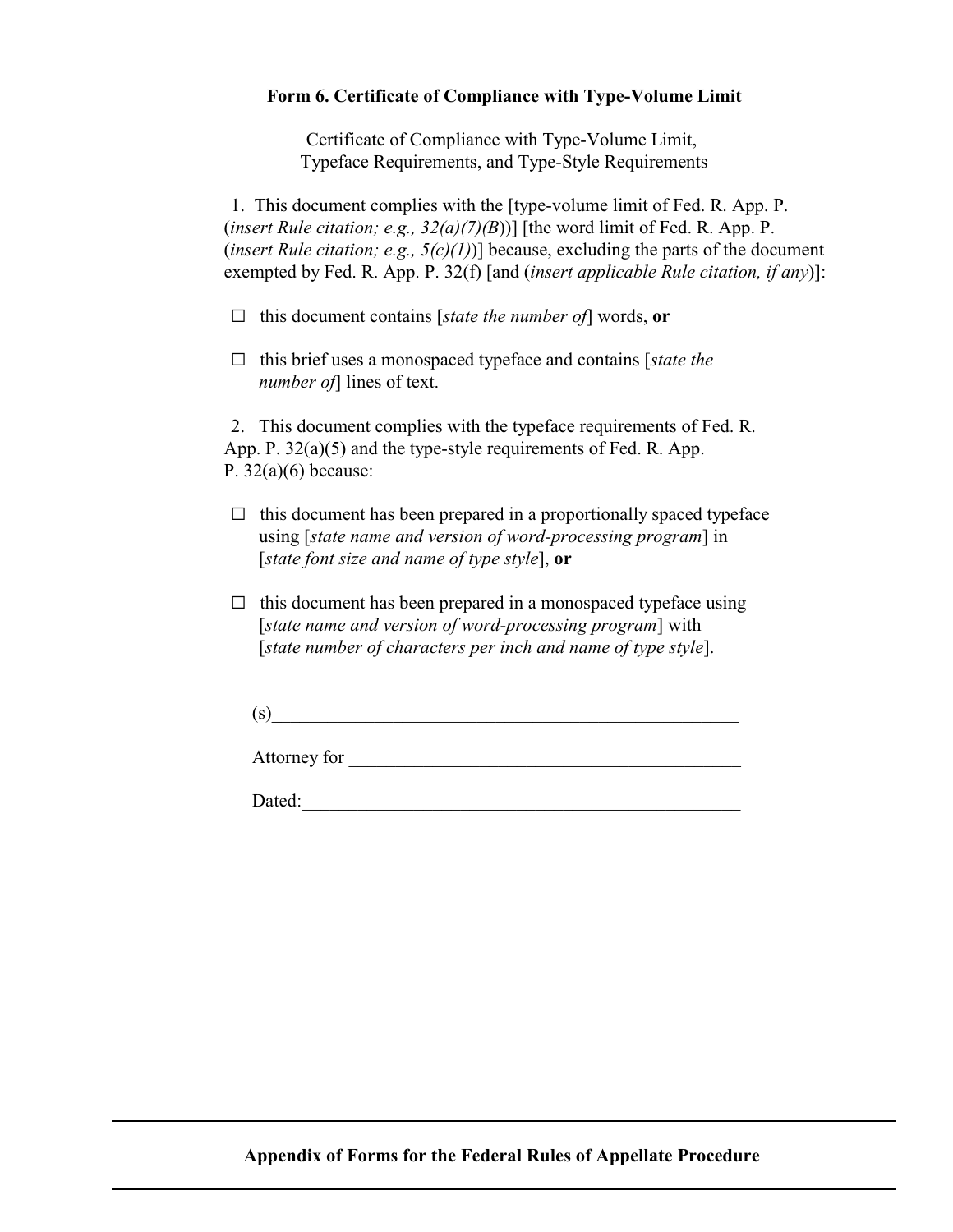**Form 6. Certificate of Compliance with Type-Volume Limit**

Certificate of Compliance with Type-Volume Limit,
Typeface Requirements, and Type-Style Requirements

1. This document complies with the [type-volume limit of Fed. R. App. P. (*insert Rule citation; e.g., 32(a)(7)(B)*)] [the word limit of Fed. R. App. P. (*insert Rule citation; e.g., 5(c)(1)*)] because, excluding the parts of the document exempted by Fed. R. App. P. 32(f) [and (*insert applicable Rule citation, if any*)]:

☐ this document contains [*state the number of*] words, **or**

☐ this brief uses a monospaced typeface and contains [*state the number of*] lines of text.

2. This document complies with the typeface requirements of Fed. R. App. P. 32(a)(5) and the type-style requirements of Fed. R. App. P. 32(a)(6) because:

☐ this document has been prepared in a proportionally spaced typeface using [*state name and version of word-processing program*] in [*state font size and name of type style*], **or**

☐ this document has been prepared in a monospaced typeface using [*state name and version of word-processing program*] with [*state number of characters per inch and name of type style*].

(s)\_\_\_\_\_\_\_\_\_\_\_\_\_\_\_\_\_\_\_\_\_\_\_\_\_\_\_\_\_\_\_\_\_\_\_\_\_\_\_\_\_\_\_\_\_\_\_\_

Attorney for \_\_\_\_\_\_\_\_\_\_\_\_\_\_\_\_\_\_\_\_\_\_\_\_\_\_\_\_\_\_\_\_\_\_\_\_\_\_\_\_

Dated:\_\_\_\_\_\_\_\_\_\_\_\_\_\_\_\_\_\_\_\_\_\_\_\_\_\_\_\_\_\_\_\_\_\_\_\_\_\_\_\_\_\_\_\_\_\_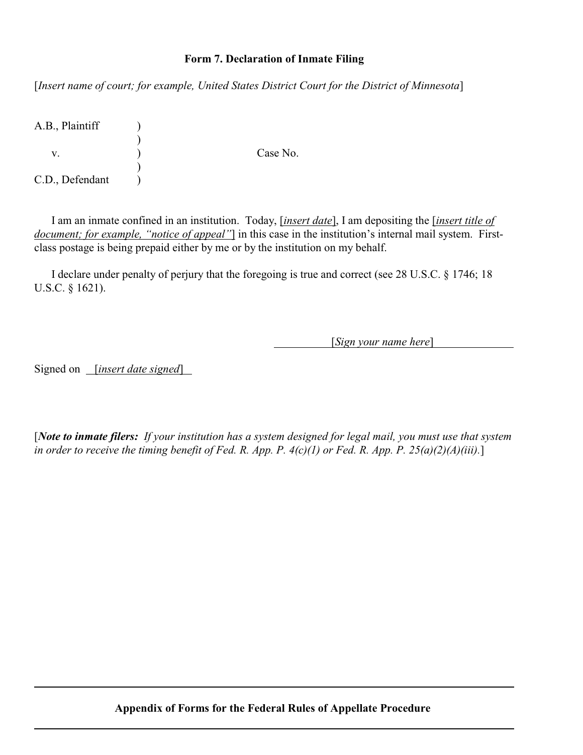**Form 7. Declaration of Inmate Filing**

[*Insert name of court; for example, United States District Court for the District of Minnesota*]

```
A.B., Plaintiff    )
                   )
     v.            )          Case No.
                   )
C.D., Defendant    )
```

I am an inmate confined in an institution. Today, [*insert date*], I am depositing the [*insert title of document; for example, "notice of appeal"*] in this case in the institution's internal mail system. First-class postage is being prepaid either by me or by the institution on my behalf.

I declare under penalty of perjury that the foregoing is true and correct (see 28 U.S.C. § 1746; 18 U.S.C. § 1621).

\_\_\_\_\_\_\_\_\_\_[*Sign your name here*]\_\_\_\_\_\_\_\_\_\_

Signed on \_\_[*insert date signed*]\_\_

[***Note to inmate filers:*** *If your institution has a system designed for legal mail, you must use that system in order to receive the timing benefit of Fed. R. App. P. 4(c)(1) or Fed. R. App. P. 25(a)(2)(A)(iii).*]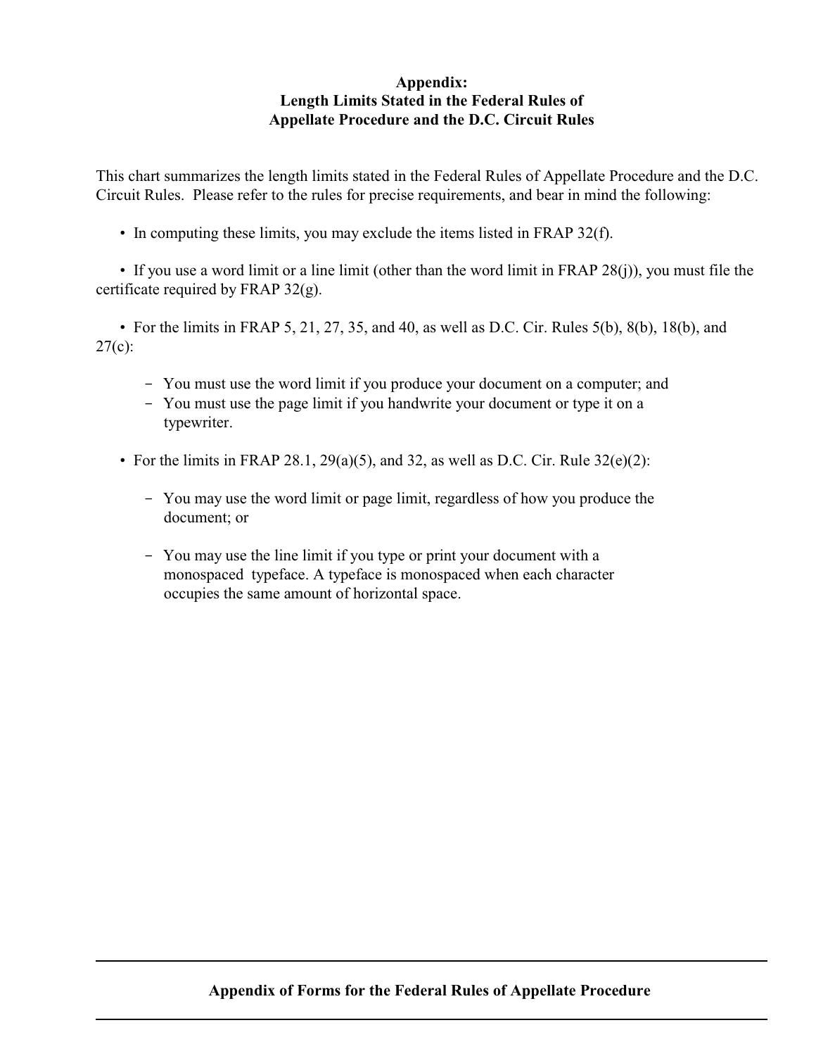# Appendix: Length Limits Stated in the Federal Rules of Appellate Procedure and the D.C. Circuit Rules

This chart summarizes the length limits stated in the Federal Rules of Appellate Procedure and the D.C. Circuit Rules. Please refer to the rules for precise requirements, and bear in mind the following:

- In computing these limits, you may exclude the items listed in FRAP 32(f).

- If you use a word limit or a line limit (other than the word limit in FRAP 28(j)), you must file the certificate required by FRAP 32(g).

- For the limits in FRAP 5, 21, 27, 35, and 40, as well as D.C. Cir. Rules 5(b), 8(b), 18(b), and 27(c):

  - You must use the word limit if you produce your document on a computer; and
  - You must use the page limit if you handwrite your document or type it on a typewriter.

- For the limits in FRAP 28.1, 29(a)(5), and 32, as well as D.C. Cir. Rule 32(e)(2):

  - You may use the word limit or page limit, regardless of how you produce the document; or

  - You may use the line limit if you type or print your document with a monospaced typeface. A typeface is monospaced when each character occupies the same amount of horizontal space.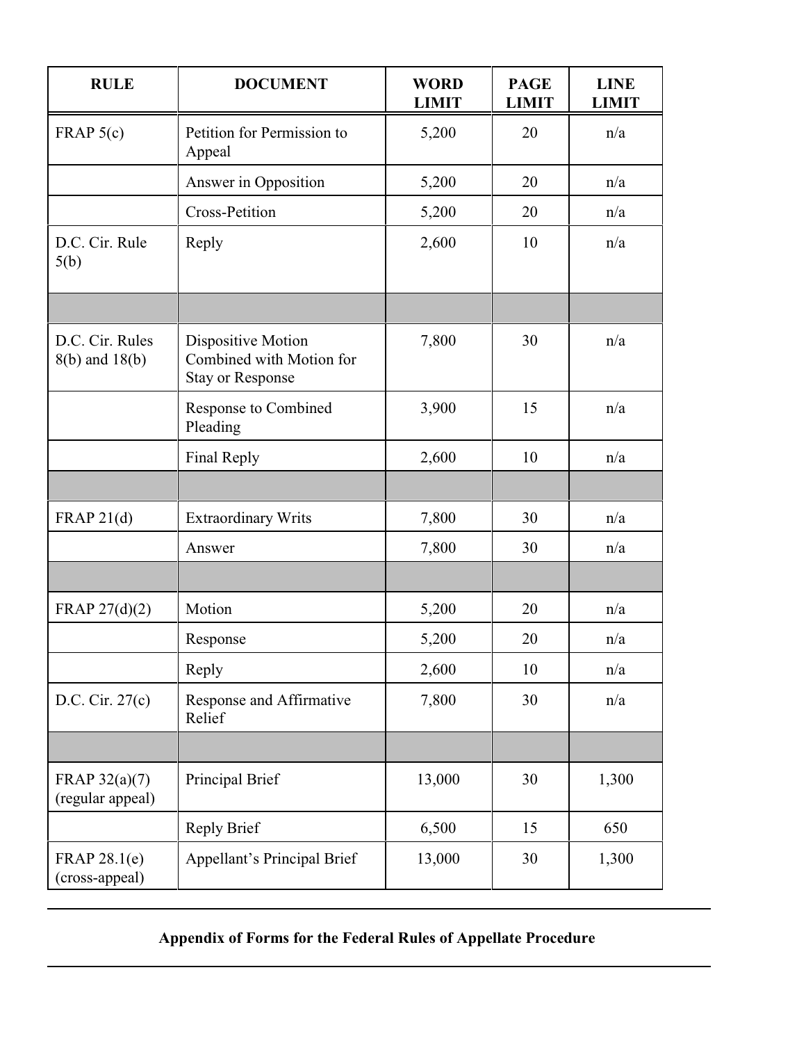| RULE | DOCUMENT | WORD LIMIT | PAGE LIMIT | LINE LIMIT |
|---|---|---|---|---|
| FRAP 5(c) | Petition for Permission to Appeal | 5,200 | 20 | n/a |
| | Answer in Opposition | 5,200 | 20 | n/a |
| | Cross-Petition | 5,200 | 20 | n/a |
| D.C. Cir. Rule 5(b) | Reply | 2,600 | 10 | n/a |
| | | | | |
| D.C. Cir. Rules 8(b) and 18(b) | Dispositive Motion Combined with Motion for Stay or Response | 7,800 | 30 | n/a |
| | Response to Combined Pleading | 3,900 | 15 | n/a |
| | Final Reply | 2,600 | 10 | n/a |
| | | | | |
| FRAP 21(d) | Extraordinary Writs | 7,800 | 30 | n/a |
| | Answer | 7,800 | 30 | n/a |
| | | | | |
| FRAP 27(d)(2) | Motion | 5,200 | 20 | n/a |
| | Response | 5,200 | 20 | n/a |
| | Reply | 2,600 | 10 | n/a |
| D.C. Cir. 27(c) | Response and Affirmative Relief | 7,800 | 30 | n/a |
| | | | | |
| FRAP 32(a)(7) (regular appeal) | Principal Brief | 13,000 | 30 | 1,300 |
| | Reply Brief | 6,500 | 15 | 650 |
| FRAP 28.1(e) (cross-appeal) | Appellant's Principal Brief | 13,000 | 30 | 1,300 |

**Appendix of Forms for the Federal Rules of Appellate Procedure**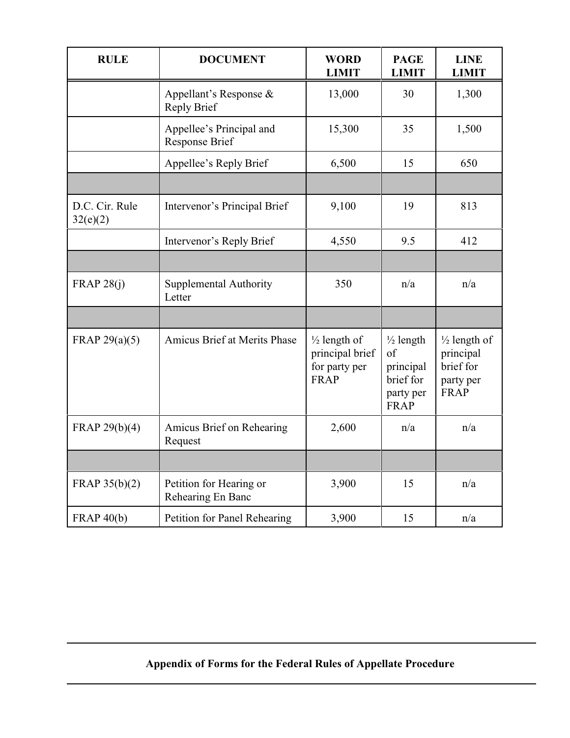| RULE | DOCUMENT | WORD LIMIT | PAGE LIMIT | LINE LIMIT |
|---|---|---|---|---|
| | Appellant's Response & Reply Brief | 13,000 | 30 | 1,300 |
| | Appellee's Principal and Response Brief | 15,300 | 35 | 1,500 |
| | Appellee's Reply Brief | 6,500 | 15 | 650 |
| | | | | |
| D.C. Cir. Rule 32(e)(2) | Intervenor's Principal Brief | 9,100 | 19 | 813 |
| | Intervenor's Reply Brief | 4,550 | 9.5 | 412 |
| | | | | |
| FRAP 28(j) | Supplemental Authority Letter | 350 | n/a | n/a |
| | | | | |
| FRAP 29(a)(5) | Amicus Brief at Merits Phase | ½ length of principal brief for party per FRAP | ½ length of principal brief for party per FRAP | ½ length of principal brief for party per FRAP |
| FRAP 29(b)(4) | Amicus Brief on Rehearing Request | 2,600 | n/a | n/a |
| | | | | |
| FRAP 35(b)(2) | Petition for Hearing or Rehearing En Banc | 3,900 | 15 | n/a |
| FRAP 40(b) | Petition for Panel Rehearing | 3,900 | 15 | n/a |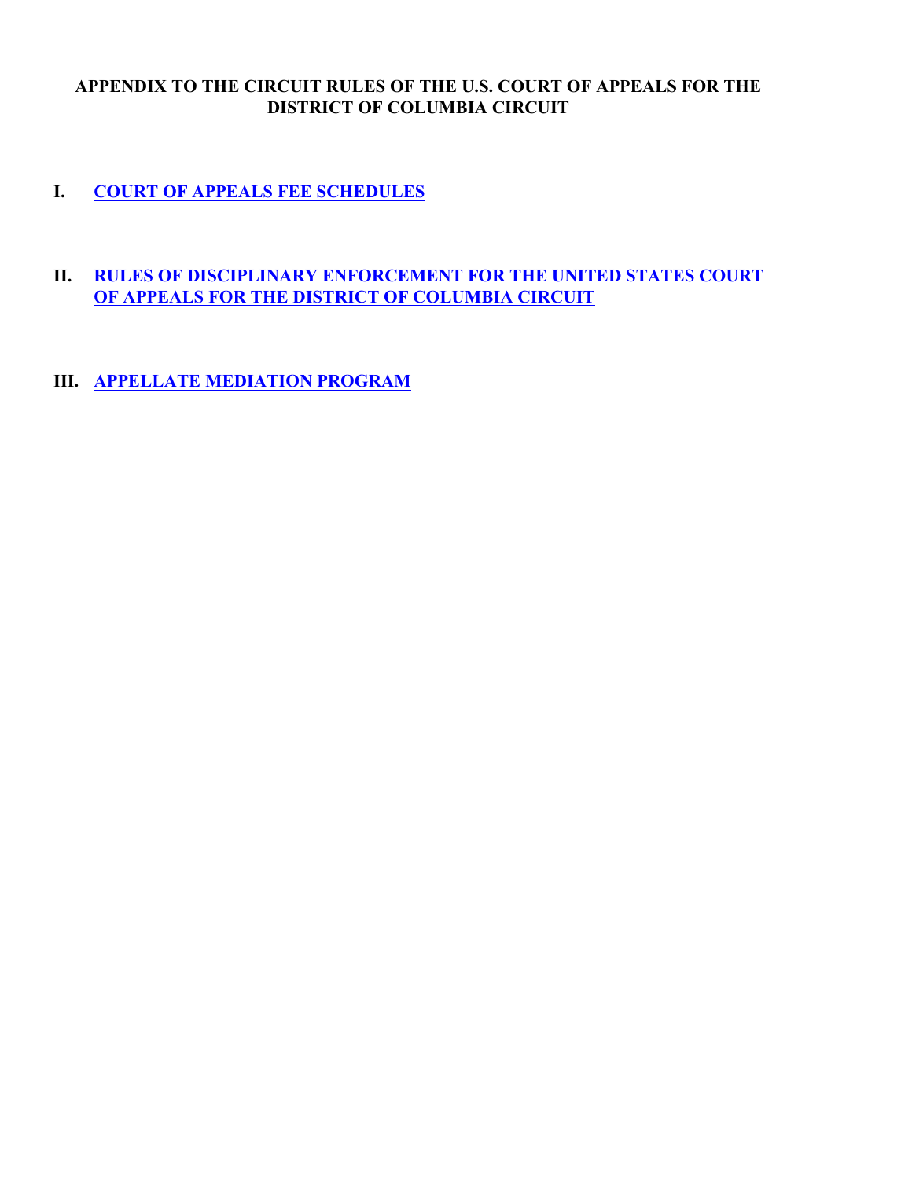# APPENDIX TO THE CIRCUIT RULES OF THE U.S. COURT OF APPEALS FOR THE DISTRICT OF COLUMBIA CIRCUIT

**I. COURT OF APPEALS FEE SCHEDULES**

**II. RULES OF DISCIPLINARY ENFORCEMENT FOR THE UNITED STATES COURT OF APPEALS FOR THE DISTRICT OF COLUMBIA CIRCUIT**

**III. APPELLATE MEDIATION PROGRAM**